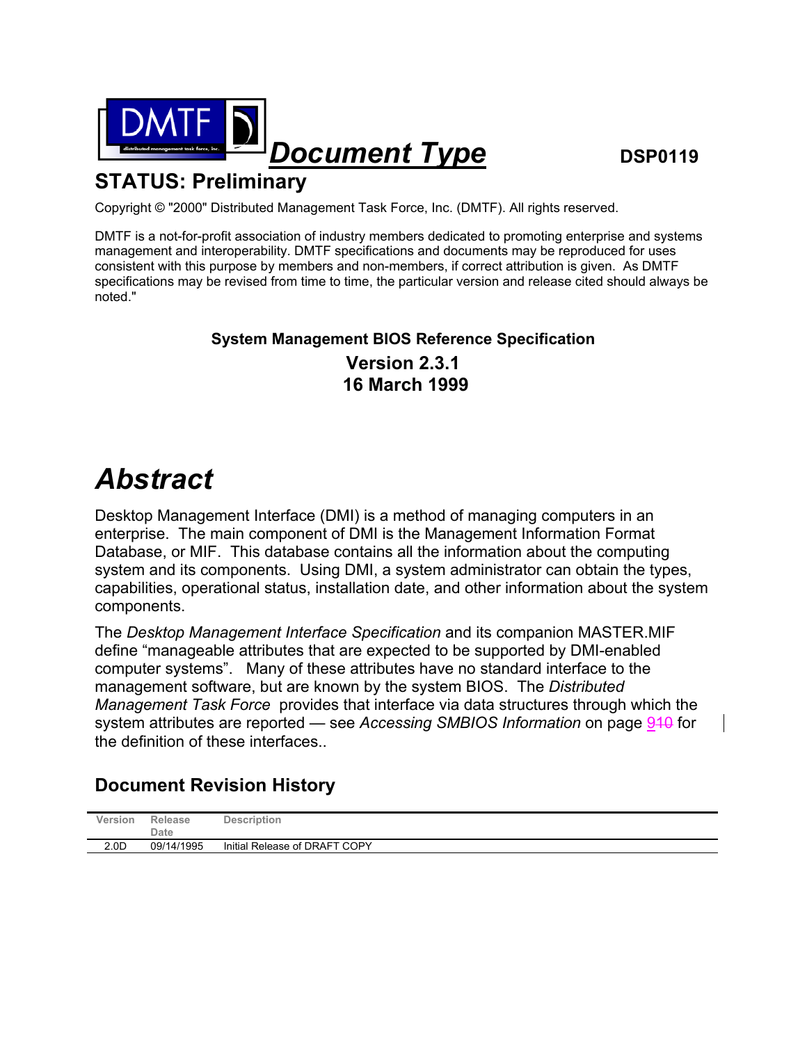# Document Type

DSP0119

## STATUS: Preliminary

Copyright © "2000" Distributed Management Task Force, Inc. (DMTF). All rights reserved.

DMTF is a not-for-profit association of industry members dedicated to promoting enterprise and systems management and interoperability. DMTF specifications and documents may be reproduced for uses consistent with this purpose by members and non-members, if correct attribution is given. As DMTF specifications may be revised from time to time, the particular version and release cited should always be noted."

**System Management BIOS Reference Specification**

**Version 2.3.1**
**16 March 1999**

# *Abstract*

Desktop Management Interface (DMI) is a method of managing computers in an enterprise. The main component of DMI is the Management Information Format Database, or MIF. This database contains all the information about the computing system and its components. Using DMI, a system administrator can obtain the types, capabilities, operational status, installation date, and other information about the system components.

The *Desktop Management Interface Specification* and its companion MASTER.MIF define "manageable attributes that are expected to be supported by DMI-enabled computer systems". Many of these attributes have no standard interface to the management software, but are known by the system BIOS. The *Distributed Management Task Force* provides that interface via data structures through which the system attributes are reported — see *Accessing SMBIOS Information* on page 910 for the definition of these interfaces..

## Document Revision History

| Version | Release Date | Description |
|---|---|---|
| 2.0D | 09/14/1995 | Initial Release of DRAFT COPY |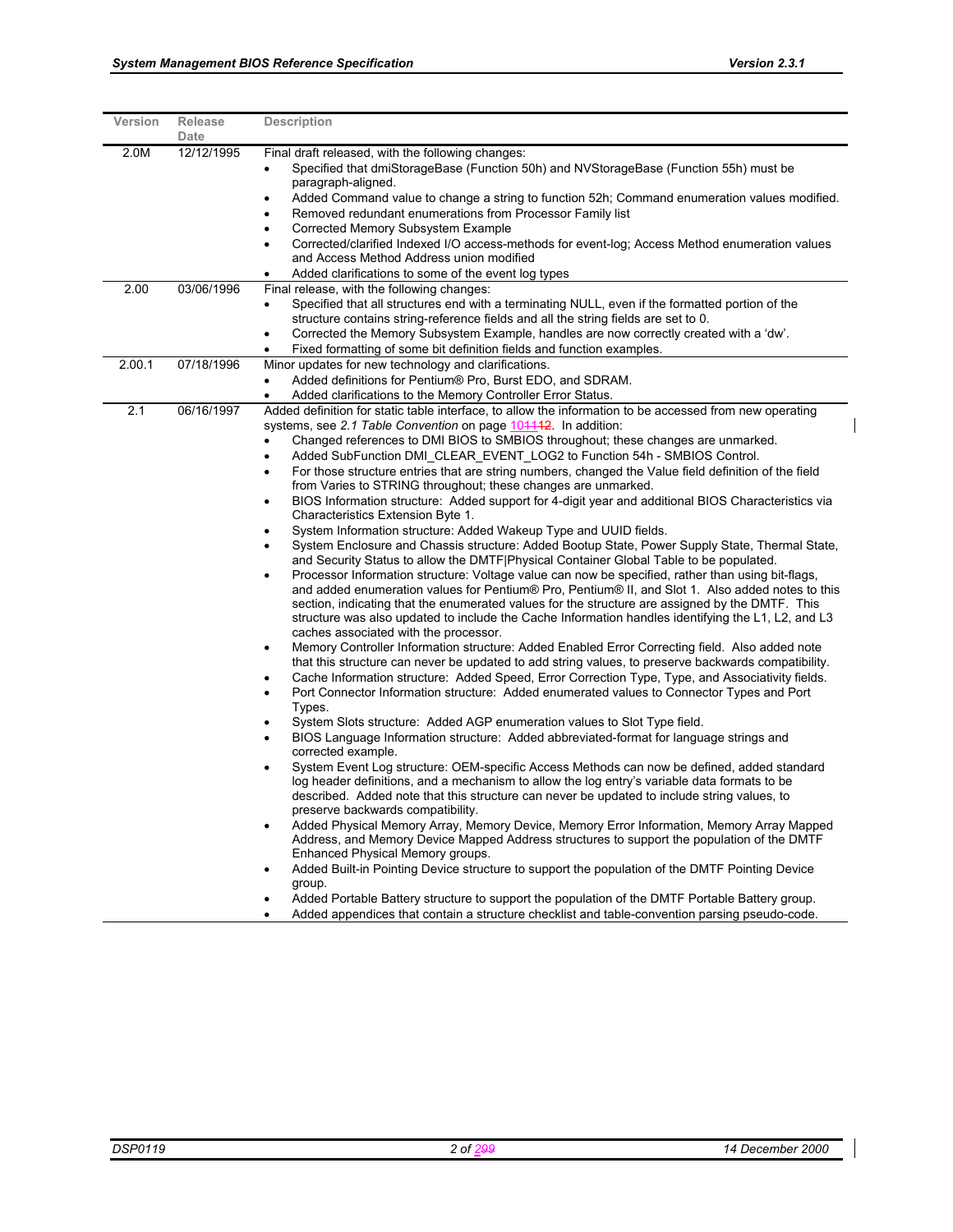| Version | Release Date | Description |
|---|---|---|
| 2.0M | 12/12/1995 | Final draft released, with the following changes: <br>• Specified that dmiStorageBase (Function 50h) and NVStorageBase (Function 55h) must be paragraph-aligned. <br>• Added Command value to change a string to function 52h; Command enumeration values modified. <br>• Removed redundant enumerations from Processor Family list <br>• Corrected Memory Subsystem Example <br>• Corrected/clarified Indexed I/O access-methods for event-log; Access Method enumeration values and Access Method Address union modified <br>• Added clarifications to some of the event log types |
| 2.00 | 03/06/1996 | Final release, with the following changes: <br>• Specified that all structures end with a terminating NULL, even if the formatted portion of the structure contains string-reference fields and all the string fields are set to 0. <br>• Corrected the Memory Subsystem Example, handles are now correctly created with a 'dw'. <br>• Fixed formatting of some bit definition fields and function examples. |
| 2.00.1 | 07/18/1996 | Minor updates for new technology and clarifications. <br>• Added definitions for Pentium® Pro, Burst EDO, and SDRAM. <br>• Added clarifications to the Memory Controller Error Status. |
| 2.1 | 06/16/1997 | Added definition for static table interface, to allow the information to be accessed from new operating systems, see *2.1 Table Convention* on page 101112. In addition: <br>• Changed references to DMI BIOS to SMBIOS throughout; these changes are unmarked. <br>• Added SubFunction DMI_CLEAR_EVENT_LOG2 to Function 54h - SMBIOS Control. <br>• For those structure entries that are string numbers, changed the Value field definition of the field from Varies to STRING throughout; these changes are unmarked. <br>• BIOS Information structure: Added support for 4-digit year and additional BIOS Characteristics via Characteristics Extension Byte 1. <br>• System Information structure: Added Wakeup Type and UUID fields. <br>• System Enclosure and Chassis structure: Added Bootup State, Power Supply State, Thermal State, and Security Status to allow the DMTF\|Physical Container Global Table to be populated. <br>• Processor Information structure: Voltage value can now be specified, rather than using bit-flags, and added enumeration values for Pentium® Pro, Pentium® II, and Slot 1. Also added notes to this section, indicating that the enumerated values for the structure are assigned by the DMTF. This structure was also updated to include the Cache Information handles identifying the L1, L2, and L3 caches associated with the processor. <br>• Memory Controller Information structure: Added Enabled Error Correcting field. Also added note that this structure can never be updated to add string values, to preserve backwards compatibility. <br>• Cache Information structure: Added Speed, Error Correction Type, Type, and Associativity fields. <br>• Port Connector Information structure: Added enumerated values to Connector Types and Port Types. <br>• System Slots structure: Added AGP enumeration values to Slot Type field. <br>• BIOS Language Information structure: Added abbreviated-format for language strings and corrected example. <br>• System Event Log structure: OEM-specific Access Methods can now be defined, added standard log header definitions, and a mechanism to allow the log entry's variable data formats to be described. Added note that this structure can never be updated to include string values, to preserve backwards compatibility. <br>• Added Physical Memory Array, Memory Device, Memory Error Information, Memory Array Mapped Address, and Memory Device Mapped Address structures to support the population of the DMTF Enhanced Physical Memory groups. <br>• Added Built-in Pointing Device structure to support the population of the DMTF Pointing Device group. <br>• Added Portable Battery structure to support the population of the DMTF Portable Battery group. <br>• Added appendices that contain a structure checklist and table-convention parsing pseudo-code. |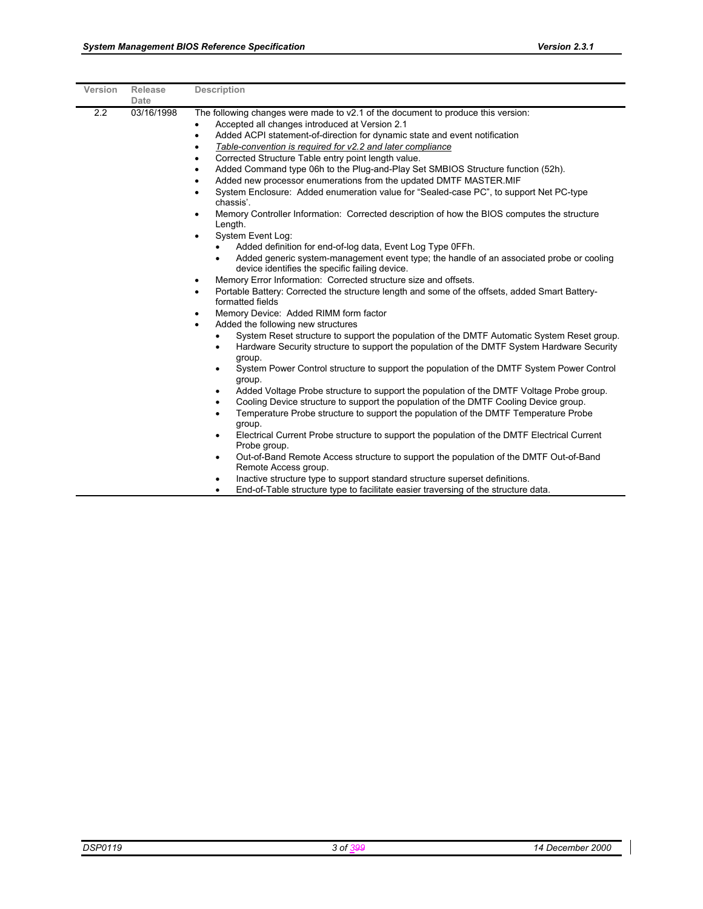| Version | Release Date | Description |
|---|---|---|
| 2.2 | 03/16/1998 | The following changes were made to v2.1 of the document to produce this version:<br>• Accepted all changes introduced at Version 2.1<br>• Added ACPI statement-of-direction for dynamic state and event notification<br>• *Table-convention is required for v2.2 and later compliance*<br>• Corrected Structure Table entry point length value.<br>• Added Command type 06h to the Plug-and-Play Set SMBIOS Structure function (52h).<br>• Added new processor enumerations from the updated DMTF MASTER.MIF<br>• System Enclosure: Added enumeration value for "Sealed-case PC", to support Net PC-type chassis'.<br>• Memory Controller Information: Corrected description of how the BIOS computes the structure Length.<br>• System Event Log:<br>&nbsp;&nbsp;&nbsp;&nbsp;• Added definition for end-of-log data, Event Log Type 0FFh.<br>&nbsp;&nbsp;&nbsp;&nbsp;• Added generic system-management event type; the handle of an associated probe or cooling device identifies the specific failing device.<br>• Memory Error Information: Corrected structure size and offsets.<br>• Portable Battery: Corrected the structure length and some of the offsets, added Smart Battery-formatted fields<br>• Memory Device: Added RIMM form factor<br>• Added the following new structures<br>&nbsp;&nbsp;&nbsp;&nbsp;• System Reset structure to support the population of the DMTF Automatic System Reset group.<br>&nbsp;&nbsp;&nbsp;&nbsp;• Hardware Security structure to support the population of the DMTF System Hardware Security group.<br>&nbsp;&nbsp;&nbsp;&nbsp;• System Power Control structure to support the population of the DMTF System Power Control group.<br>&nbsp;&nbsp;&nbsp;&nbsp;• Added Voltage Probe structure to support the population of the DMTF Voltage Probe group.<br>&nbsp;&nbsp;&nbsp;&nbsp;• Cooling Device structure to support the population of the DMTF Cooling Device group.<br>&nbsp;&nbsp;&nbsp;&nbsp;• Temperature Probe structure to support the population of the DMTF Temperature Probe group.<br>&nbsp;&nbsp;&nbsp;&nbsp;• Electrical Current Probe structure to support the population of the DMTF Electrical Current Probe group.<br>&nbsp;&nbsp;&nbsp;&nbsp;• Out-of-Band Remote Access structure to support the population of the DMTF Out-of-Band Remote Access group.<br>&nbsp;&nbsp;&nbsp;&nbsp;• Inactive structure type to support standard structure superset definitions.<br>&nbsp;&nbsp;&nbsp;&nbsp;• End-of-Table structure type to facilitate easier traversing of the structure data. |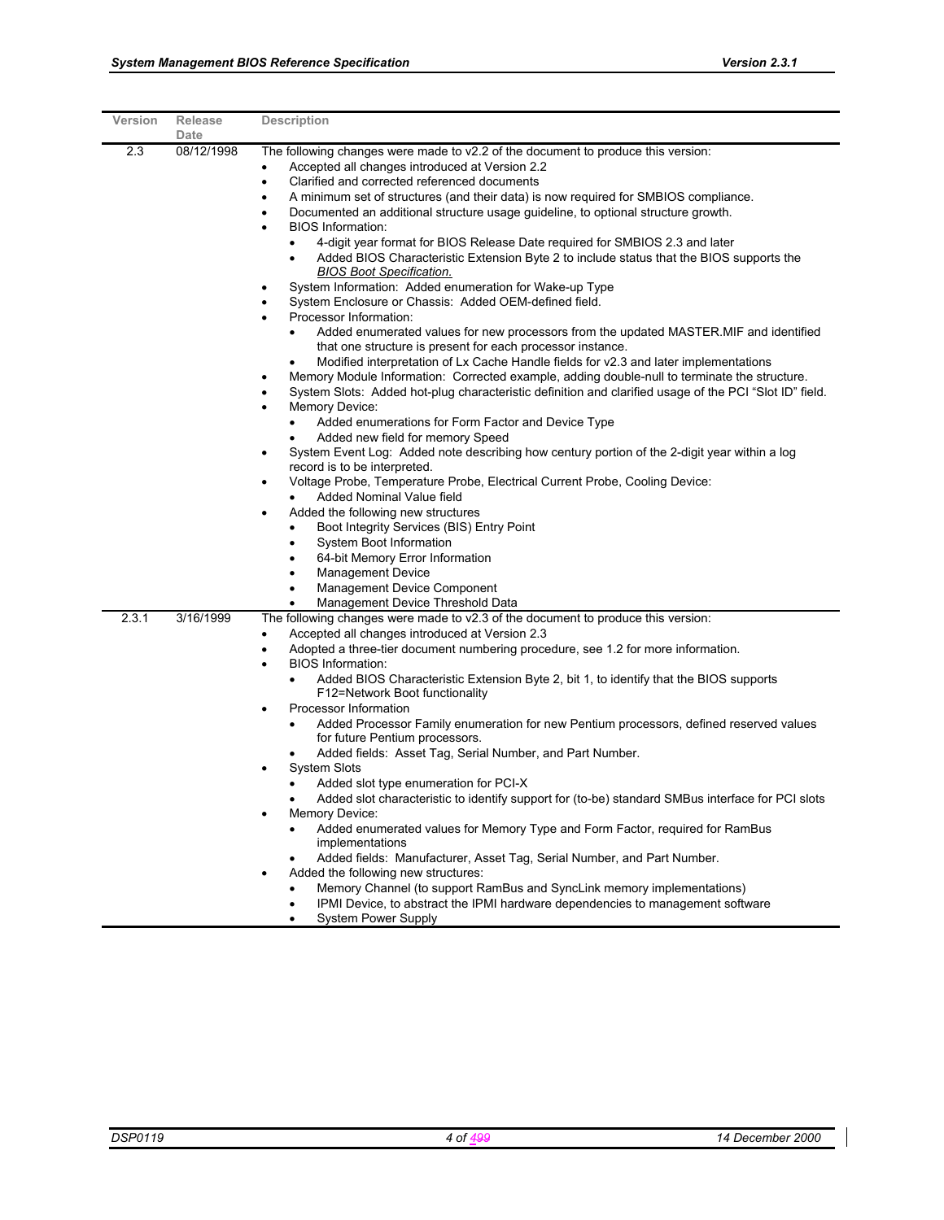| Version | Release Date | Description |
|---|---|---|
| 2.3 | 08/12/1998 | The following changes were made to v2.2 of the document to produce this version:<br>• Accepted all changes introduced at Version 2.2<br>• Clarified and corrected referenced documents<br>• A minimum set of structures (and their data) is now required for SMBIOS compliance.<br>• Documented an additional structure usage guideline, to optional structure growth.<br>• BIOS Information:<br>  • 4-digit year format for BIOS Release Date required for SMBIOS 2.3 and later<br>  • Added BIOS Characteristic Extension Byte 2 to include status that the BIOS supports the *BIOS Boot Specification.*<br>• System Information: Added enumeration for Wake-up Type<br>• System Enclosure or Chassis: Added OEM-defined field.<br>• Processor Information:<br>  • Added enumerated values for new processors from the updated MASTER.MIF and identified that one structure is present for each processor instance.<br>  • Modified interpretation of Lx Cache Handle fields for v2.3 and later implementations<br>• Memory Module Information: Corrected example, adding double-null to terminate the structure.<br>• System Slots: Added hot-plug characteristic definition and clarified usage of the PCI "Slot ID" field.<br>• Memory Device:<br>  • Added enumerations for Form Factor and Device Type<br>  • Added new field for memory Speed<br>• System Event Log: Added note describing how century portion of the 2-digit year within a log record is to be interpreted.<br>• Voltage Probe, Temperature Probe, Electrical Current Probe, Cooling Device:<br>  • Added Nominal Value field<br>• Added the following new structures<br>  • Boot Integrity Services (BIS) Entry Point<br>  • System Boot Information<br>  • 64-bit Memory Error Information<br>  • Management Device<br>  • Management Device Component<br>  • Management Device Threshold Data |
| 2.3.1 | 3/16/1999 | The following changes were made to v2.3 of the document to produce this version:<br>• Accepted all changes introduced at Version 2.3<br>• Adopted a three-tier document numbering procedure, see 1.2 for more information.<br>• BIOS Information:<br>  • Added BIOS Characteristic Extension Byte 2, bit 1, to identify that the BIOS supports F12=Network Boot functionality<br>• Processor Information<br>  • Added Processor Family enumeration for new Pentium processors, defined reserved values for future Pentium processors.<br>  • Added fields: Asset Tag, Serial Number, and Part Number.<br>• System Slots<br>  • Added slot type enumeration for PCI-X<br>  • Added slot characteristic to identify support for (to-be) standard SMBus interface for PCI slots<br>• Memory Device:<br>  • Added enumerated values for Memory Type and Form Factor, required for RamBus implementations<br>  • Added fields: Manufacturer, Asset Tag, Serial Number, and Part Number.<br>• Added the following new structures:<br>  • Memory Channel (to support RamBus and SyncLink memory implementations)<br>  • IPMI Device, to abstract the IPMI hardware dependencies to management software<br>  • System Power Supply |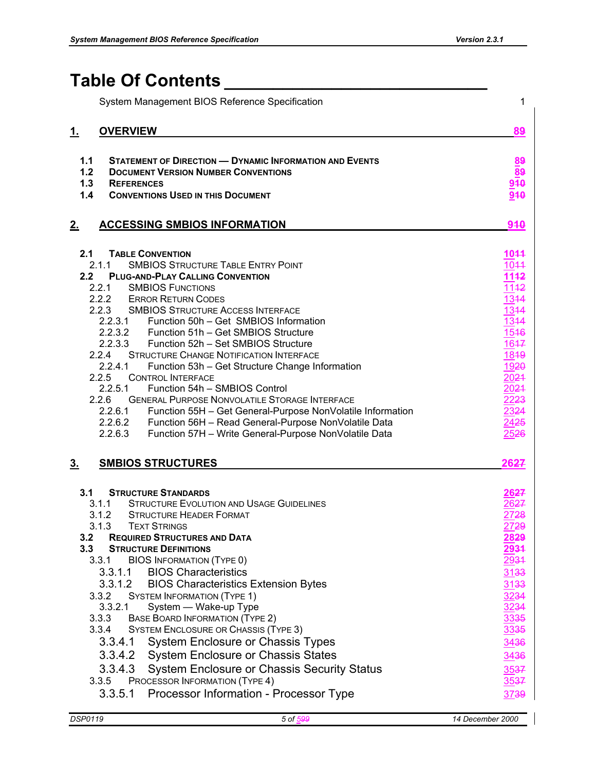# Table Of Contents

System Management BIOS Reference Specification 1

**1. OVERVIEW** 89

- **1.1 STATEMENT OF DIRECTION — DYNAMIC INFORMATION AND EVENTS** 89
- **1.2 DOCUMENT VERSION NUMBER CONVENTIONS** 89
- **1.3 REFERENCES** 910
- **1.4 CONVENTIONS USED IN THIS DOCUMENT** 910

**2. ACCESSING SMBIOS INFORMATION** 910

- **2.1 TABLE CONVENTION** 1011
  - 2.1.1 SMBIOS STRUCTURE TABLE ENTRY POINT 1011
- **2.2 PLUG-AND-PLAY CALLING CONVENTION** 1112
  - 2.2.1 SMBIOS FUNCTIONS 1112
  - 2.2.2 ERROR RETURN CODES 1314
  - 2.2.3 SMBIOS STRUCTURE ACCESS INTERFACE 1314
    - 2.2.3.1 Function 50h – Get SMBIOS Information 1314
    - 2.2.3.2 Function 51h – Get SMBIOS Structure 1516
    - 2.2.3.3 Function 52h – Set SMBIOS Structure 1617
  - 2.2.4 STRUCTURE CHANGE NOTIFICATION INTERFACE 1819
    - 2.2.4.1 Function 53h – Get Structure Change Information 1920
  - 2.2.5 CONTROL INTERFACE 2021
    - 2.2.5.1 Function 54h – SMBIOS Control 2021
  - 2.2.6 GENERAL PURPOSE NONVOLATILE STORAGE INTERFACE 2223
    - 2.2.6.1 Function 55H – Get General-Purpose NonVolatile Information 2324
    - 2.2.6.2 Function 56H – Read General-Purpose NonVolatile Data 2425
    - 2.2.6.3 Function 57H – Write General-Purpose NonVolatile Data 2526

**3. SMBIOS STRUCTURES** 2627

- **3.1 STRUCTURE STANDARDS** 2627
  - 3.1.1 STRUCTURE EVOLUTION AND USAGE GUIDELINES 2627
  - 3.1.2 STRUCTURE HEADER FORMAT 2728
  - 3.1.3 TEXT STRINGS 2729
- **3.2 REQUIRED STRUCTURES AND DATA** 2829
- **3.3 STRUCTURE DEFINITIONS** 2931
  - 3.3.1 BIOS INFORMATION (TYPE 0) 2931
    - 3.3.1.1 BIOS Characteristics 3133
    - 3.3.1.2 BIOS Characteristics Extension Bytes 3133
  - 3.3.2 SYSTEM INFORMATION (TYPE 1) 3234
    - 3.3.2.1 System — Wake-up Type 3234
  - 3.3.3 BASE BOARD INFORMATION (TYPE 2) 3335
  - 3.3.4 SYSTEM ENCLOSURE OR CHASSIS (TYPE 3) 3335
    - 3.3.4.1 System Enclosure or Chassis Types 3436
    - 3.3.4.2 System Enclosure or Chassis States 3436
    - 3.3.4.3 System Enclosure or Chassis Security Status 3537
  - 3.3.5 PROCESSOR INFORMATION (TYPE 4) 3537
    - 3.3.5.1 Processor Information - Processor Type 3739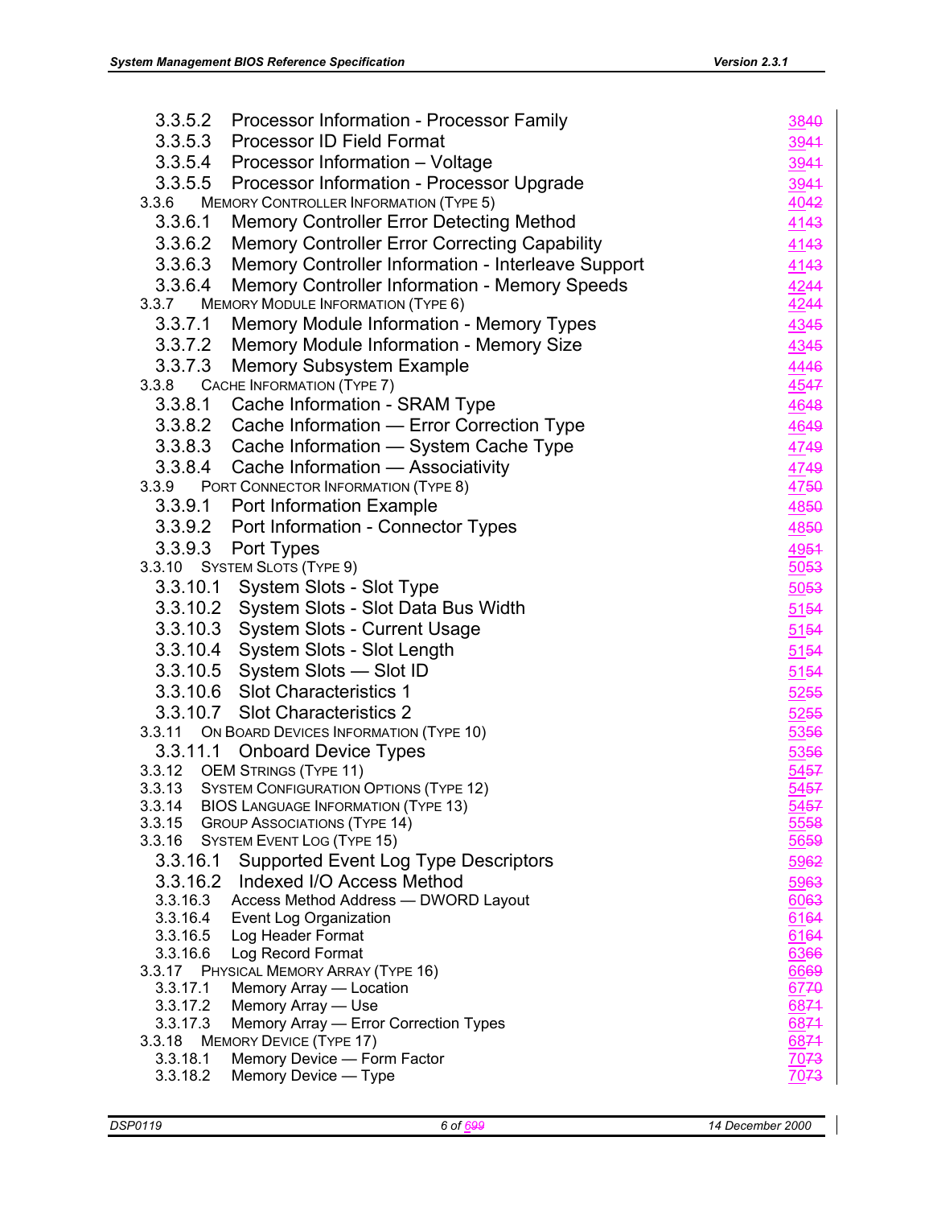3.3.5.2 Processor Information - Processor Family 38~~40~~
3.3.5.3 Processor ID Field Format 39~~41~~
3.3.5.4 Processor Information – Voltage 39~~41~~
3.3.5.5 Processor Information - Processor Upgrade 39~~41~~
3.3.6 MEMORY CONTROLLER INFORMATION (TYPE 5) 40~~42~~
3.3.6.1 Memory Controller Error Detecting Method 41~~43~~
3.3.6.2 Memory Controller Error Correcting Capability 41~~43~~
3.3.6.3 Memory Controller Information - Interleave Support 41~~43~~
3.3.6.4 Memory Controller Information - Memory Speeds 42~~44~~
3.3.7 MEMORY MODULE INFORMATION (TYPE 6) 42~~44~~
3.3.7.1 Memory Module Information - Memory Types 43~~45~~
3.3.7.2 Memory Module Information - Memory Size 43~~45~~
3.3.7.3 Memory Subsystem Example 44~~46~~
3.3.8 CACHE INFORMATION (TYPE 7) 45~~47~~
3.3.8.1 Cache Information - SRAM Type 46~~48~~
3.3.8.2 Cache Information — Error Correction Type 46~~49~~
3.3.8.3 Cache Information — System Cache Type 47~~49~~
3.3.8.4 Cache Information — Associativity 47~~49~~
3.3.9 PORT CONNECTOR INFORMATION (TYPE 8) 47~~50~~
3.3.9.1 Port Information Example 48~~50~~
3.3.9.2 Port Information - Connector Types 48~~50~~
3.3.9.3 Port Types 49~~51~~
3.3.10 SYSTEM SLOTS (TYPE 9) 50~~53~~
3.3.10.1 System Slots - Slot Type 50~~53~~
3.3.10.2 System Slots - Slot Data Bus Width 51~~54~~
3.3.10.3 System Slots - Current Usage 51~~54~~
3.3.10.4 System Slots - Slot Length 51~~54~~
3.3.10.5 System Slots — Slot ID 51~~54~~
3.3.10.6 Slot Characteristics 1 52~~55~~
3.3.10.7 Slot Characteristics 2 52~~55~~
3.3.11 ON BOARD DEVICES INFORMATION (TYPE 10) 53~~56~~
3.3.11.1 Onboard Device Types 53~~56~~
3.3.12 OEM STRINGS (TYPE 11) 54~~57~~
3.3.13 SYSTEM CONFIGURATION OPTIONS (TYPE 12) 54~~57~~
3.3.14 BIOS LANGUAGE INFORMATION (TYPE 13) 54~~57~~
3.3.15 GROUP ASSOCIATIONS (TYPE 14) 55~~58~~
3.3.16 SYSTEM EVENT LOG (TYPE 15) 56~~59~~
3.3.16.1 Supported Event Log Type Descriptors 59~~62~~
3.3.16.2 Indexed I/O Access Method 59~~63~~
3.3.16.3 Access Method Address — DWORD Layout 60~~63~~
3.3.16.4 Event Log Organization 61~~64~~
3.3.16.5 Log Header Format 61~~64~~
3.3.16.6 Log Record Format 63~~66~~
3.3.17 PHYSICAL MEMORY ARRAY (TYPE 16) 66~~69~~
3.3.17.1 Memory Array — Location 67~~70~~
3.3.17.2 Memory Array — Use 68~~71~~
3.3.17.3 Memory Array — Error Correction Types 68~~71~~
3.3.18 MEMORY DEVICE (TYPE 17) 68~~71~~
3.3.18.1 Memory Device — Form Factor 70~~73~~
3.3.18.2 Memory Device — Type 70~~73~~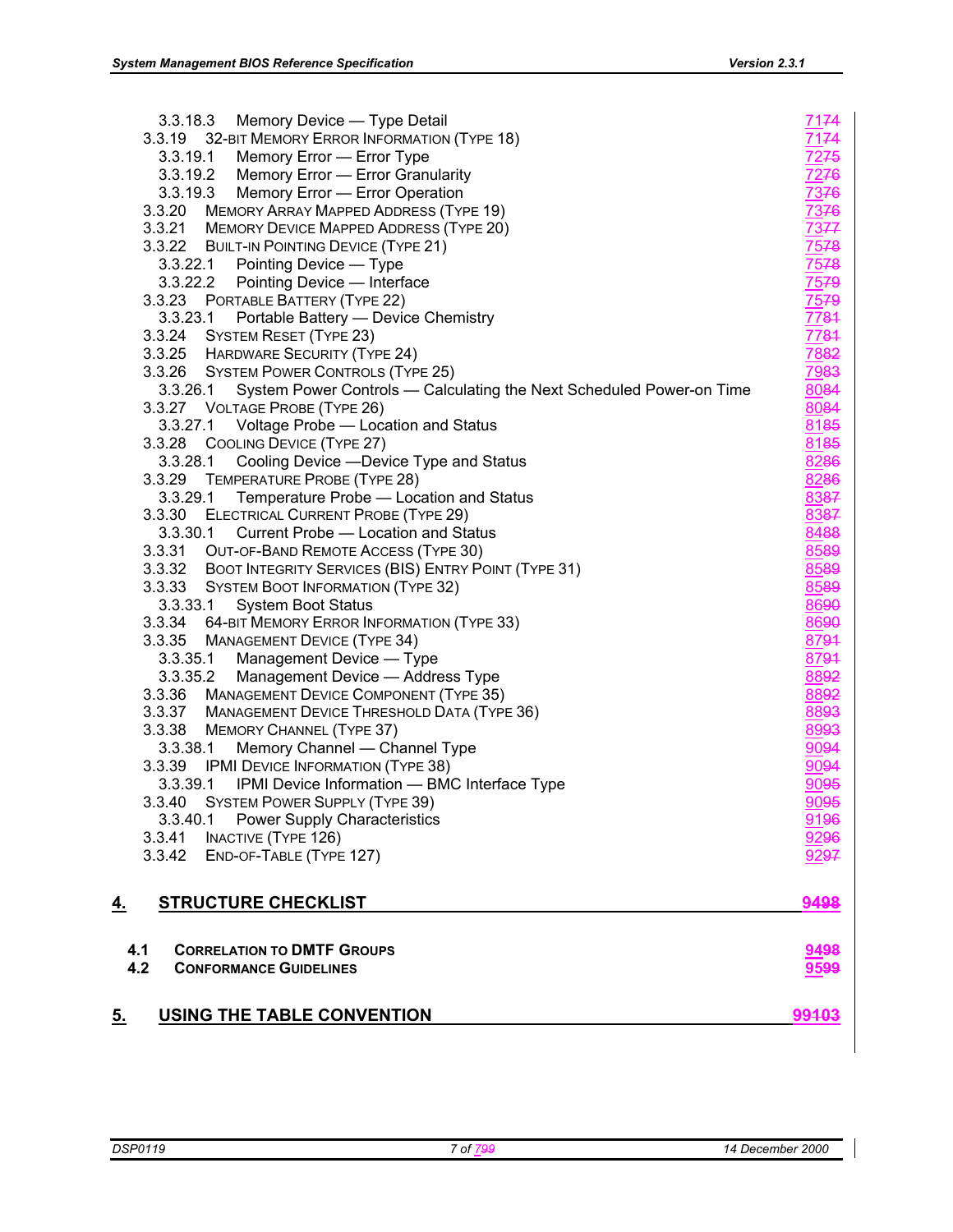3.3.18.3 Memory Device — Type Detail 71~~74~~
3.3.19 32-BIT MEMORY ERROR INFORMATION (TYPE 18) 71~~74~~
3.3.19.1 Memory Error — Error Type 72~~75~~
3.3.19.2 Memory Error — Error Granularity 72~~76~~
3.3.19.3 Memory Error — Error Operation 73~~76~~
3.3.20 MEMORY ARRAY MAPPED ADDRESS (TYPE 19) 73~~76~~
3.3.21 MEMORY DEVICE MAPPED ADDRESS (TYPE 20) 73~~77~~
3.3.22 BUILT-IN POINTING DEVICE (TYPE 21) 75~~78~~
3.3.22.1 Pointing Device — Type 75~~78~~
3.3.22.2 Pointing Device — Interface 75~~79~~
3.3.23 PORTABLE BATTERY (TYPE 22) 75~~79~~
3.3.23.1 Portable Battery — Device Chemistry 77~~81~~
3.3.24 SYSTEM RESET (TYPE 23) 77~~81~~
3.3.25 HARDWARE SECURITY (TYPE 24) 78~~82~~
3.3.26 SYSTEM POWER CONTROLS (TYPE 25) 79~~83~~
3.3.26.1 System Power Controls — Calculating the Next Scheduled Power-on Time 80~~84~~
3.3.27 VOLTAGE PROBE (TYPE 26) 80~~84~~
3.3.27.1 Voltage Probe — Location and Status 81~~85~~
3.3.28 COOLING DEVICE (TYPE 27) 81~~85~~
3.3.28.1 Cooling Device —Device Type and Status 82~~86~~
3.3.29 TEMPERATURE PROBE (TYPE 28) 82~~86~~
3.3.29.1 Temperature Probe — Location and Status 83~~87~~
3.3.30 ELECTRICAL CURRENT PROBE (TYPE 29) 83~~87~~
3.3.30.1 Current Probe — Location and Status 84~~88~~
3.3.31 OUT-OF-BAND REMOTE ACCESS (TYPE 30) 85~~89~~
3.3.32 BOOT INTEGRITY SERVICES (BIS) ENTRY POINT (TYPE 31) 85~~89~~
3.3.33 SYSTEM BOOT INFORMATION (TYPE 32) 85~~89~~
3.3.33.1 System Boot Status 86~~90~~
3.3.34 64-BIT MEMORY ERROR INFORMATION (TYPE 33) 86~~90~~
3.3.35 MANAGEMENT DEVICE (TYPE 34) 87~~91~~
3.3.35.1 Management Device — Type 87~~91~~
3.3.35.2 Management Device — Address Type 88~~92~~
3.3.36 MANAGEMENT DEVICE COMPONENT (TYPE 35) 88~~92~~
3.3.37 MANAGEMENT DEVICE THRESHOLD DATA (TYPE 36) 88~~93~~
3.3.38 MEMORY CHANNEL (TYPE 37) 89~~93~~
3.3.38.1 Memory Channel — Channel Type 90~~94~~
3.3.39 IPMI DEVICE INFORMATION (TYPE 38) 90~~94~~
3.3.39.1 IPMI Device Information — BMC Interface Type 90~~95~~
3.3.40 SYSTEM POWER SUPPLY (TYPE 39) 90~~95~~
3.3.40.1 Power Supply Characteristics 91~~96~~
3.3.41 INACTIVE (TYPE 126) 92~~96~~
3.3.42 END-OF-TABLE (TYPE 127) 92~~97~~

**4. STRUCTURE CHECKLIST 94~~98~~**

**4.1 CORRELATION TO DMTF GROUPS 94~~98~~**
**4.2 CONFORMANCE GUIDELINES 95~~99~~**

**5. USING THE TABLE CONVENTION 99~~103~~**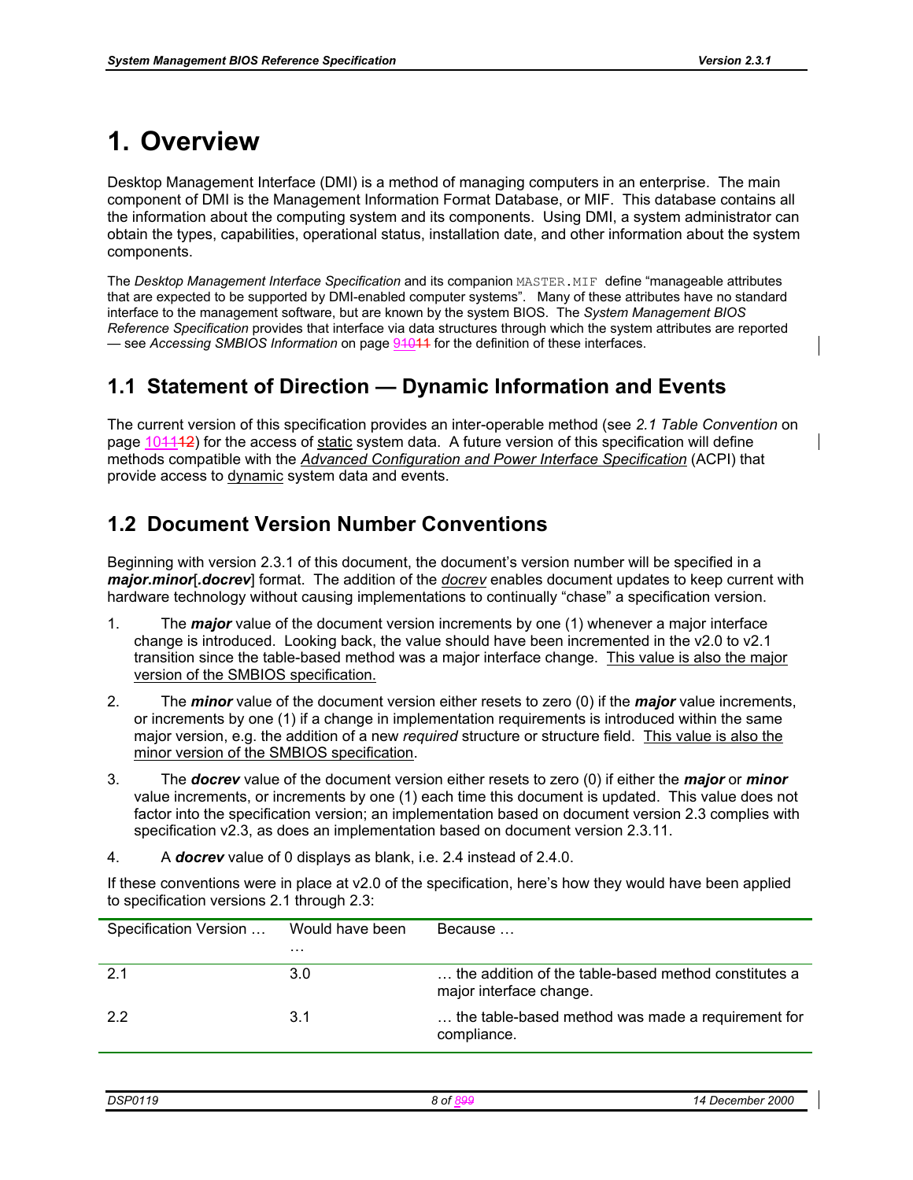# 1. Overview

Desktop Management Interface (DMI) is a method of managing computers in an enterprise. The main component of DMI is the Management Information Format Database, or MIF. This database contains all the information about the computing system and its components. Using DMI, a system administrator can obtain the types, capabilities, operational status, installation date, and other information about the system components.

The *Desktop Management Interface Specification* and its companion `MASTER.MIF` define "manageable attributes that are expected to be supported by DMI-enabled computer systems". Many of these attributes have no standard interface to the management software, but are known by the system BIOS. The *System Management BIOS Reference Specification* provides that interface via data structures through which the system attributes are reported — see *Accessing SMBIOS Information* on page 9 for the definition of these interfaces.

## 1.1 Statement of Direction — Dynamic Information and Events

The current version of this specification provides an inter-operable method (see *2.1 Table Convention* on page 10) for the access of static system data. A future version of this specification will define methods compatible with the *Advanced Configuration and Power Interface Specification* (ACPI) that provide access to dynamic system data and events.

## 1.2 Document Version Number Conventions

Beginning with version 2.3.1 of this document, the document's version number will be specified in a ***major.minor***[***.docrev***] format. The addition of the *docrev* enables document updates to keep current with hardware technology without causing implementations to continually "chase" a specification version.

1. The ***major*** value of the document version increments by one (1) whenever a major interface change is introduced. Looking back, the value should have been incremented in the v2.0 to v2.1 transition since the table-based method was a major interface change. This value is also the major version of the SMBIOS specification.
2. The ***minor*** value of the document version either resets to zero (0) if the ***major*** value increments, or increments by one (1) if a change in implementation requirements is introduced within the same major version, e.g. the addition of a new *required* structure or structure field. This value is also the minor version of the SMBIOS specification.
3. The ***docrev*** value of the document version either resets to zero (0) if either the ***major*** or ***minor*** value increments, or increments by one (1) each time this document is updated. This value does not factor into the specification version; an implementation based on document version 2.3 complies with specification v2.3, as does an implementation based on document version 2.3.11.
4. A ***docrev*** value of 0 displays as blank, i.e. 2.4 instead of 2.4.0.

If these conventions were in place at v2.0 of the specification, here's how they would have been applied to specification versions 2.1 through 2.3:

| Specification Version … | Would have been … | Because … |
|---|---|---|
| 2.1 | 3.0 | … the addition of the table-based method constitutes a major interface change. |
| 2.2 | 3.1 | … the table-based method was made a requirement for compliance. |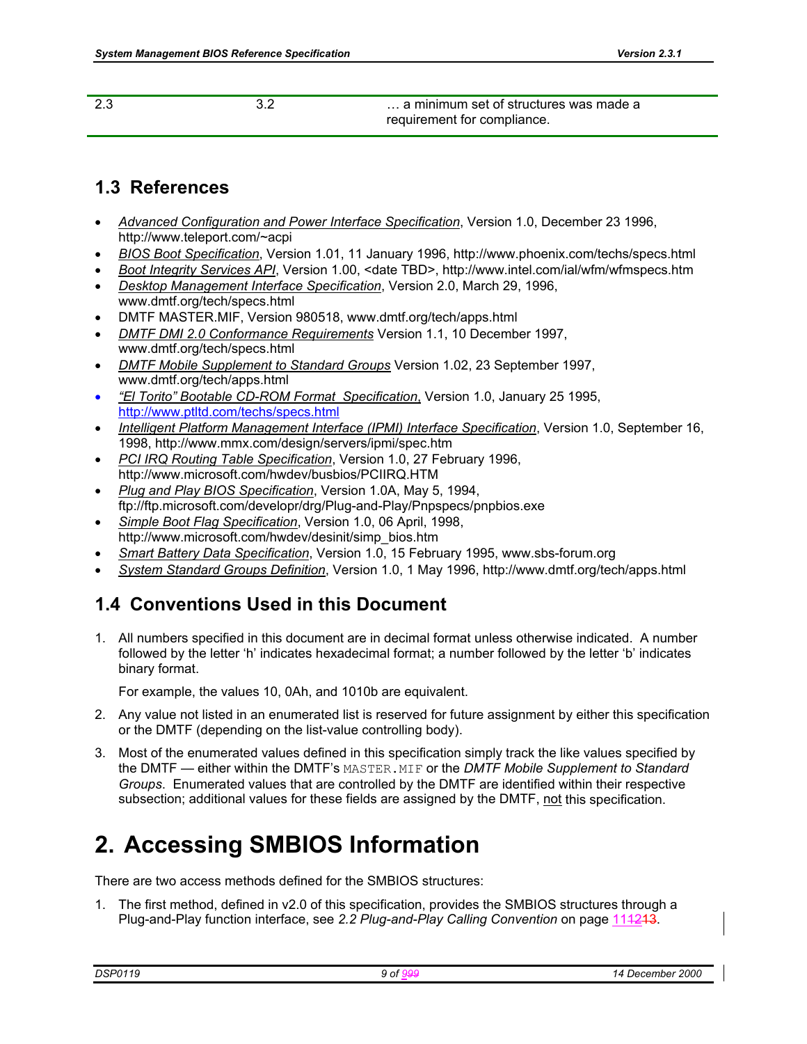| 2.3 | 3.2 | … a minimum set of structures was made a requirement for compliance. |
|---|---|---|

## 1.3 References

- *Advanced Configuration and Power Interface Specification*, Version 1.0, December 23 1996, http://www.teleport.com/~acpi
- *BIOS Boot Specification*, Version 1.01, 11 January 1996, http://www.phoenix.com/techs/specs.html
- *Boot Integrity Services API*, Version 1.00, <date TBD>, http://www.intel.com/ial/wfm/wfmspecs.htm
- *Desktop Management Interface Specification*, Version 2.0, March 29, 1996, www.dmtf.org/tech/specs.html
- DMTF MASTER.MIF, Version 980518, www.dmtf.org/tech/apps.html
- *DMTF DMI 2.0 Conformance Requirements* Version 1.1, 10 December 1997, www.dmtf.org/tech/specs.html
- *DMTF Mobile Supplement to Standard Groups* Version 1.02, 23 September 1997, www.dmtf.org/tech/apps.html
- *"El Torito" Bootable CD-ROM Format Specification*, Version 1.0, January 25 1995, http://www.ptltd.com/techs/specs.html
- *Intelligent Platform Management Interface (IPMI) Interface Specification*, Version 1.0, September 16, 1998, http://www.mmx.com/design/servers/ipmi/spec.htm
- *PCI IRQ Routing Table Specification*, Version 1.0, 27 February 1996, http://www.microsoft.com/hwdev/busbios/PCIIRQ.HTM
- *Plug and Play BIOS Specification*, Version 1.0A, May 5, 1994, ftp://ftp.microsoft.com/developr/drg/Plug-and-Play/Pnpspecs/pnpbios.exe
- *Simple Boot Flag Specification*, Version 1.0, 06 April, 1998, http://www.microsoft.com/hwdev/desinit/simp_bios.htm
- *Smart Battery Data Specification*, Version 1.0, 15 February 1995, www.sbs-forum.org
- *System Standard Groups Definition*, Version 1.0, 1 May 1996, http://www.dmtf.org/tech/apps.html

## 1.4 Conventions Used in this Document

1. All numbers specified in this document are in decimal format unless otherwise indicated. A number followed by the letter 'h' indicates hexadecimal format; a number followed by the letter 'b' indicates binary format.

   For example, the values 10, 0Ah, and 1010b are equivalent.

2. Any value not listed in an enumerated list is reserved for future assignment by either this specification or the DMTF (depending on the list-value controlling body).

3. Most of the enumerated values defined in this specification simply track the like values specified by the DMTF — either within the DMTF's `MASTER.MIF` or the *DMTF Mobile Supplement to Standard Groups*. Enumerated values that are controlled by the DMTF are identified within their respective subsection; additional values for these fields are assigned by the DMTF, not this specification.

# 2. Accessing SMBIOS Information

There are two access methods defined for the SMBIOS structures:

1. The first method, defined in v2.0 of this specification, provides the SMBIOS structures through a Plug-and-Play function interface, see *2.2 Plug-and-Play Calling Convention* on page 111213.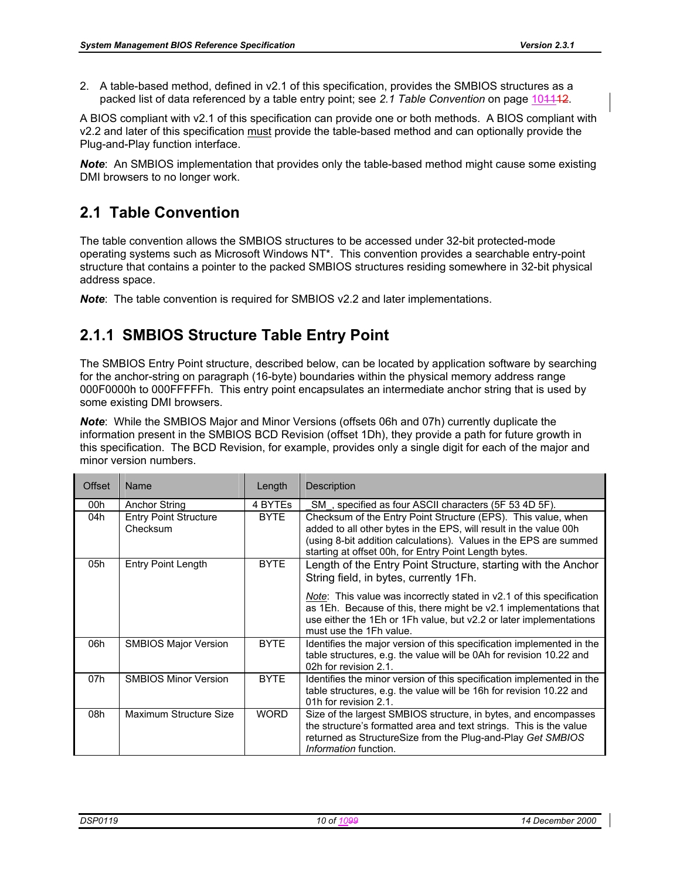2. A table-based method, defined in v2.1 of this specification, provides the SMBIOS structures as a packed list of data referenced by a table entry point; see *2.1 Table Convention* on page 10.

A BIOS compliant with v2.1 of this specification can provide one or both methods. A BIOS compliant with v2.2 and later of this specification must provide the table-based method and can optionally provide the Plug-and-Play function interface.

***Note***: An SMBIOS implementation that provides only the table-based method might cause some existing DMI browsers to no longer work.

## 2.1 Table Convention

The table convention allows the SMBIOS structures to be accessed under 32-bit protected-mode operating systems such as Microsoft Windows NT*. This convention provides a searchable entry-point structure that contains a pointer to the packed SMBIOS structures residing somewhere in 32-bit physical address space.

***Note***: The table convention is required for SMBIOS v2.2 and later implementations.

### 2.1.1 SMBIOS Structure Table Entry Point

The SMBIOS Entry Point structure, described below, can be located by application software by searching for the anchor-string on paragraph (16-byte) boundaries within the physical memory address range 000F0000h to 000FFFFFh. This entry point encapsulates an intermediate anchor string that is used by some existing DMI browsers.

***Note***: While the SMBIOS Major and Minor Versions (offsets 06h and 07h) currently duplicate the information present in the SMBIOS BCD Revision (offset 1Dh), they provide a path for future growth in this specification. The BCD Revision, for example, provides only a single digit for each of the major and minor version numbers.

| Offset | Name | Length | Description |
|---|---|---|---|
| 00h | Anchor String | 4 BYTEs | _SM_, specified as four ASCII characters (5F 53 4D 5F). |
| 04h | Entry Point Structure Checksum | BYTE | Checksum of the Entry Point Structure (EPS). This value, when added to all other bytes in the EPS, will result in the value 00h (using 8-bit addition calculations). Values in the EPS are summed starting at offset 00h, for Entry Point Length bytes. |
| 05h | Entry Point Length | BYTE | Length of the Entry Point Structure, starting with the Anchor String field, in bytes, currently 1Fh.<br><br>*Note*: This value was incorrectly stated in v2.1 of this specification as 1Eh. Because of this, there might be v2.1 implementations that use either the 1Eh or 1Fh value, but v2.2 or later implementations must use the 1Fh value. |
| 06h | SMBIOS Major Version | BYTE | Identifies the major version of this specification implemented in the table structures, e.g. the value will be 0Ah for revision 10.22 and 02h for revision 2.1. |
| 07h | SMBIOS Minor Version | BYTE | Identifies the minor version of this specification implemented in the table structures, e.g. the value will be 16h for revision 10.22 and 01h for revision 2.1. |
| 08h | Maximum Structure Size | WORD | Size of the largest SMBIOS structure, in bytes, and encompasses the structure's formatted area and text strings. This is the value returned as StructureSize from the Plug-and-Play *Get SMBIOS Information* function. |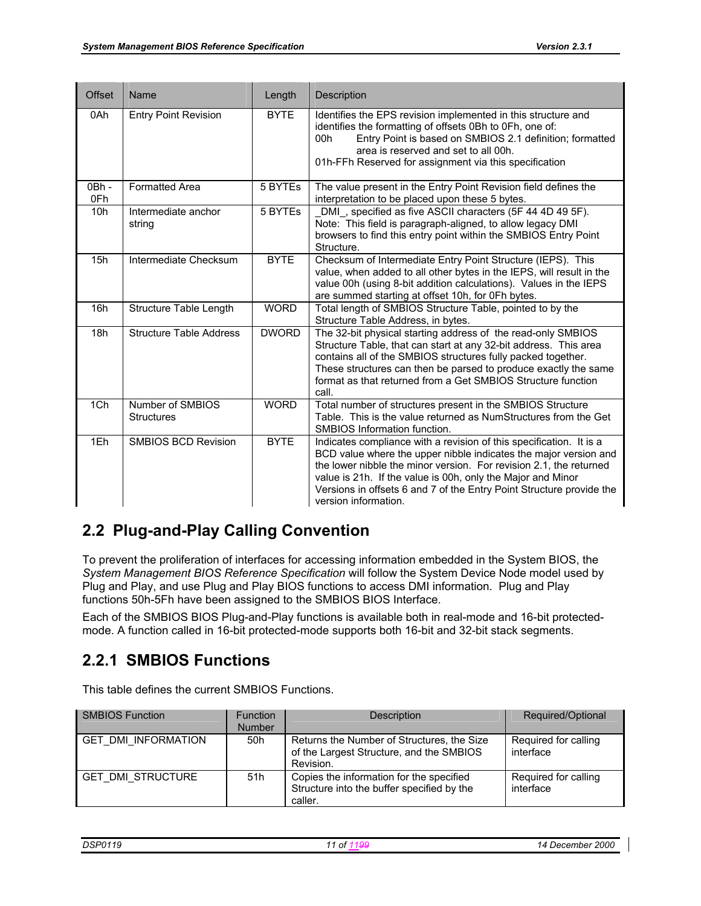| Offset | Name | Length | Description |
|---|---|---|---|
| 0Ah | Entry Point Revision | BYTE | Identifies the EPS revision implemented in this structure and identifies the formatting of offsets 0Bh to 0Fh, one of:<br>00h Entry Point is based on SMBIOS 2.1 definition; formatted area is reserved and set to all 00h.<br>01h-FFh Reserved for assignment via this specification |
| 0Bh - 0Fh | Formatted Area | 5 BYTEs | The value present in the Entry Point Revision field defines the interpretation to be placed upon these 5 bytes. |
| 10h | Intermediate anchor string | 5 BYTEs | _DMI_, specified as five ASCII characters (5F 44 4D 49 5F).<br>Note: This field is paragraph-aligned, to allow legacy DMI browsers to find this entry point within the SMBIOS Entry Point Structure. |
| 15h | Intermediate Checksum | BYTE | Checksum of Intermediate Entry Point Structure (IEPS). This value, when added to all other bytes in the IEPS, will result in the value 00h (using 8-bit addition calculations). Values in the IEPS are summed starting at offset 10h, for 0Fh bytes. |
| 16h | Structure Table Length | WORD | Total length of SMBIOS Structure Table, pointed to by the Structure Table Address, in bytes. |
| 18h | Structure Table Address | DWORD | The 32-bit physical starting address of the read-only SMBIOS Structure Table, that can start at any 32-bit address. This area contains all of the SMBIOS structures fully packed together. These structures can then be parsed to produce exactly the same format as that returned from a Get SMBIOS Structure function call. |
| 1Ch | Number of SMBIOS Structures | WORD | Total number of structures present in the SMBIOS Structure Table. This is the value returned as NumStructures from the Get SMBIOS Information function. |
| 1Eh | SMBIOS BCD Revision | BYTE | Indicates compliance with a revision of this specification. It is a BCD value where the upper nibble indicates the major version and the lower nibble the minor version. For revision 2.1, the returned value is 21h. If the value is 00h, only the Major and Minor Versions in offsets 6 and 7 of the Entry Point Structure provide the version information. |

## 2.2 Plug-and-Play Calling Convention

To prevent the proliferation of interfaces for accessing information embedded in the System BIOS, the *System Management BIOS Reference Specification* will follow the System Device Node model used by Plug and Play, and use Plug and Play BIOS functions to access DMI information. Plug and Play functions 50h-5Fh have been assigned to the SMBIOS BIOS Interface.

Each of the SMBIOS BIOS Plug-and-Play functions is available both in real-mode and 16-bit protected-mode. A function called in 16-bit protected-mode supports both 16-bit and 32-bit stack segments.

### 2.2.1 SMBIOS Functions

This table defines the current SMBIOS Functions.

| SMBIOS Function | Function Number | Description | Required/Optional |
|---|---|---|---|
| GET_DMI_INFORMATION | 50h | Returns the Number of Structures, the Size of the Largest Structure, and the SMBIOS Revision. | Required for calling interface |
| GET_DMI_STRUCTURE | 51h | Copies the information for the specified Structure into the buffer specified by the caller. | Required for calling interface |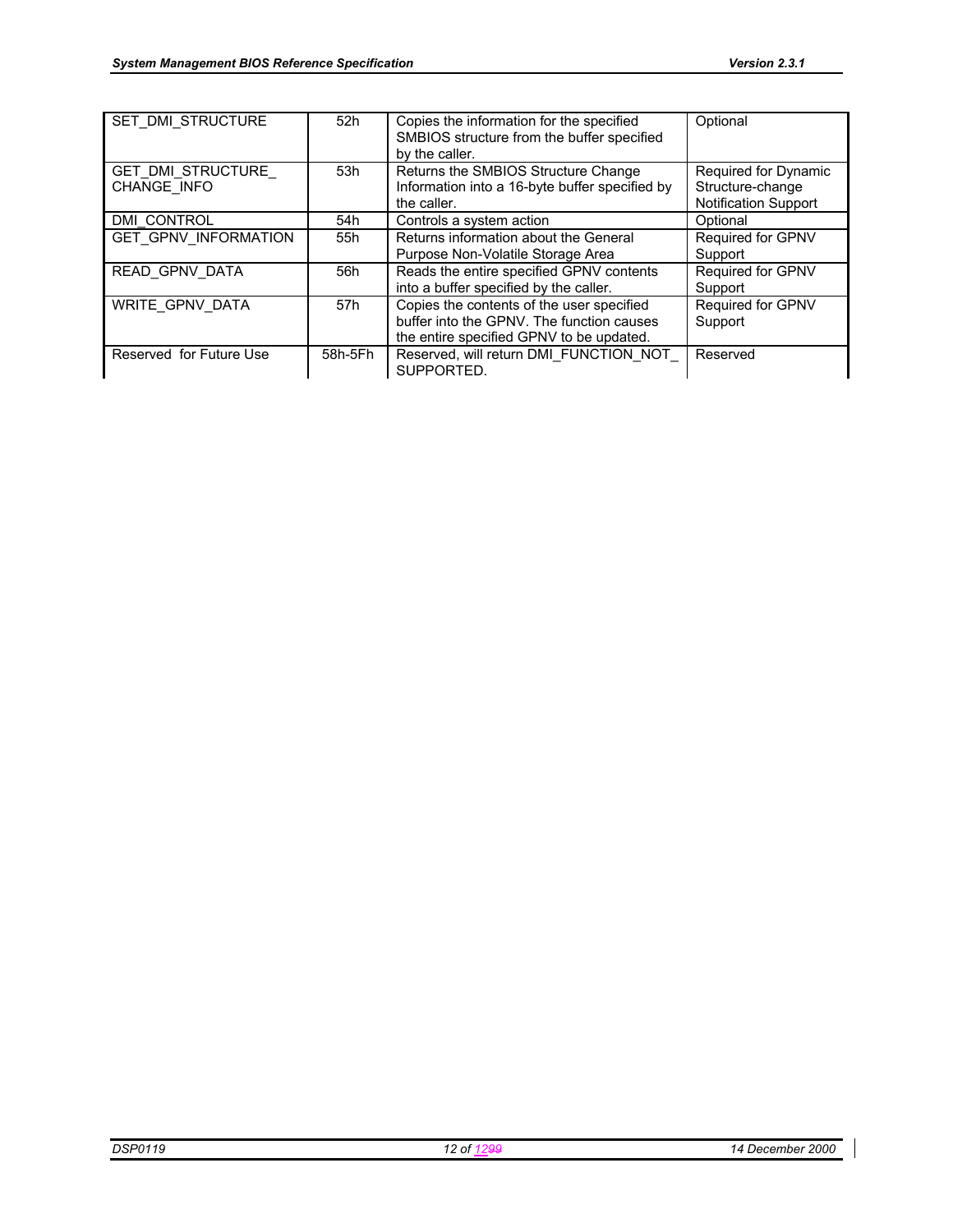| | | | |
|---|---|---|---|
| SET_DMI_STRUCTURE | 52h | Copies the information for the specified SMBIOS structure from the buffer specified by the caller. | Optional |
| GET_DMI_STRUCTURE_CHANGE_INFO | 53h | Returns the SMBIOS Structure Change Information into a 16-byte buffer specified by the caller. | Required for Dynamic Structure-change Notification Support |
| DMI_CONTROL | 54h | Controls a system action | Optional |
| GET_GPNV_INFORMATION | 55h | Returns information about the General Purpose Non-Volatile Storage Area | Required for GPNV Support |
| READ_GPNV_DATA | 56h | Reads the entire specified GPNV contents into a buffer specified by the caller. | Required for GPNV Support |
| WRITE_GPNV_DATA | 57h | Copies the contents of the user specified buffer into the GPNV. The function causes the entire specified GPNV to be updated. | Required for GPNV Support |
| Reserved for Future Use | 58h-5Fh | Reserved, will return DMI_FUNCTION_NOT_SUPPORTED. | Reserved |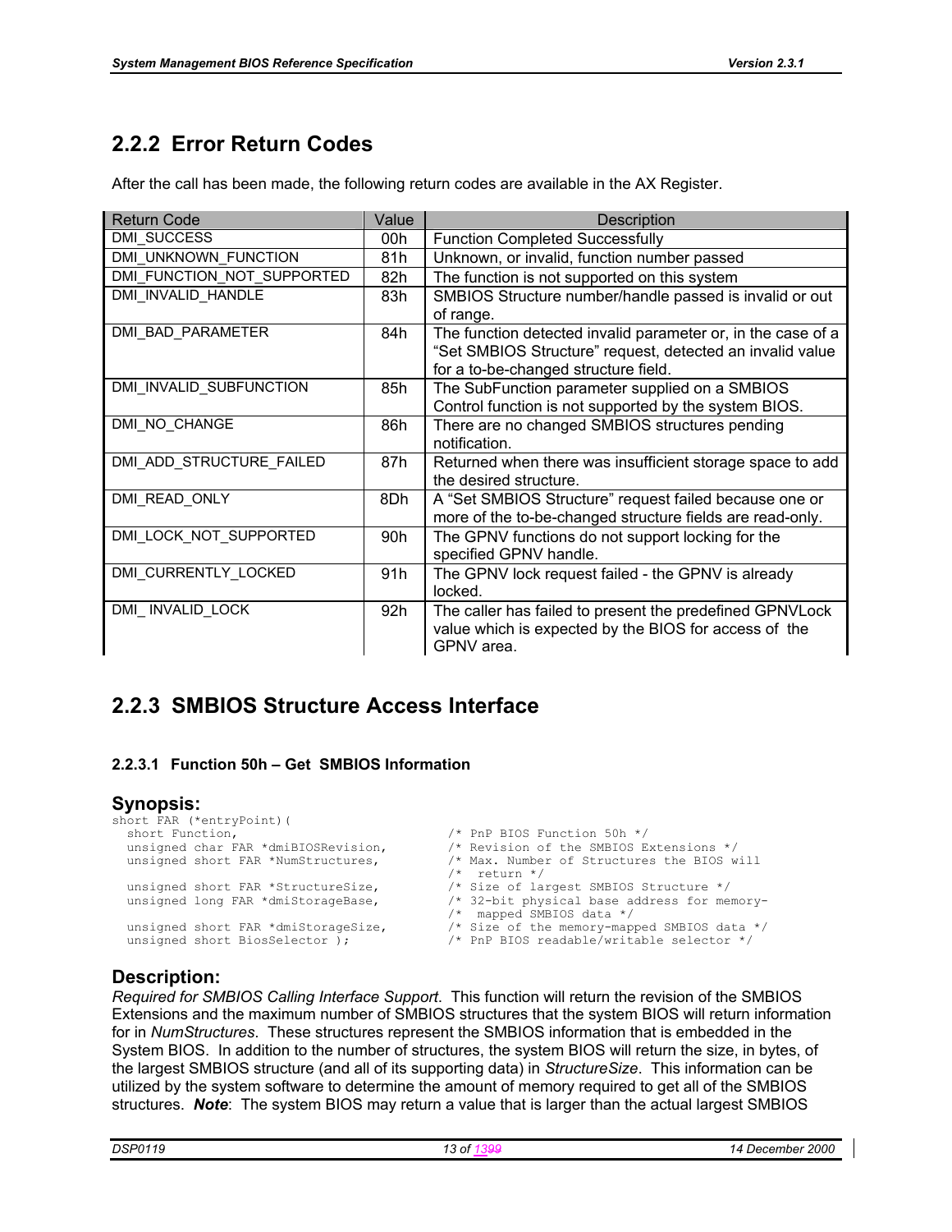## 2.2.2 Error Return Codes

After the call has been made, the following return codes are available in the AX Register.

| Return Code | Value | Description |
|---|---|---|
| DMI_SUCCESS | 00h | Function Completed Successfully |
| DMI_UNKNOWN_FUNCTION | 81h | Unknown, or invalid, function number passed |
| DMI_FUNCTION_NOT_SUPPORTED | 82h | The function is not supported on this system |
| DMI_INVALID_HANDLE | 83h | SMBIOS Structure number/handle passed is invalid or out of range. |
| DMI_BAD_PARAMETER | 84h | The function detected invalid parameter or, in the case of a "Set SMBIOS Structure" request, detected an invalid value for a to-be-changed structure field. |
| DMI_INVALID_SUBFUNCTION | 85h | The SubFunction parameter supplied on a SMBIOS Control function is not supported by the system BIOS. |
| DMI_NO_CHANGE | 86h | There are no changed SMBIOS structures pending notification. |
| DMI_ADD_STRUCTURE_FAILED | 87h | Returned when there was insufficient storage space to add the desired structure. |
| DMI_READ_ONLY | 8Dh | A "Set SMBIOS Structure" request failed because one or more of the to-be-changed structure fields are read-only. |
| DMI_LOCK_NOT_SUPPORTED | 90h | The GPNV functions do not support locking for the specified GPNV handle. |
| DMI_CURRENTLY_LOCKED | 91h | The GPNV lock request failed - the GPNV is already locked. |
| DMI_ INVALID_LOCK | 92h | The caller has failed to present the predefined GPNVLock value which is expected by the BIOS for access of the GPNV area. |

## 2.2.3 SMBIOS Structure Access Interface

#### 2.2.3.1 Function 50h – Get SMBIOS Information

### Synopsis:

```
short FAR (*entryPoint)(
  short Function,                       /* PnP BIOS Function 50h */
  unsigned char FAR *dmiBIOSRevision,   /* Revision of the SMBIOS Extensions */
  unsigned short FAR *NumStructures,    /* Max. Number of Structures the BIOS will
                                        /*  return */
  unsigned short FAR *StructureSize,    /* Size of largest SMBIOS Structure */
  unsigned long FAR *dmiStorageBase,    /* 32-bit physical base address for memory-
                                        /*  mapped SMBIOS data */
  unsigned short FAR *dmiStorageSize,   /* Size of the memory-mapped SMBIOS data */
  unsigned short BiosSelector );        /* PnP BIOS readable/writable selector */
```

### Description:

*Required for SMBIOS Calling Interface Support.* This function will return the revision of the SMBIOS Extensions and the maximum number of SMBIOS structures that the system BIOS will return information for in *NumStructures*. These structures represent the SMBIOS information that is embedded in the System BIOS. In addition to the number of structures, the system BIOS will return the size, in bytes, of the largest SMBIOS structure (and all of its supporting data) in *StructureSize*. This information can be utilized by the system software to determine the amount of memory required to get all of the SMBIOS structures. ***Note***: The system BIOS may return a value that is larger than the actual largest SMBIOS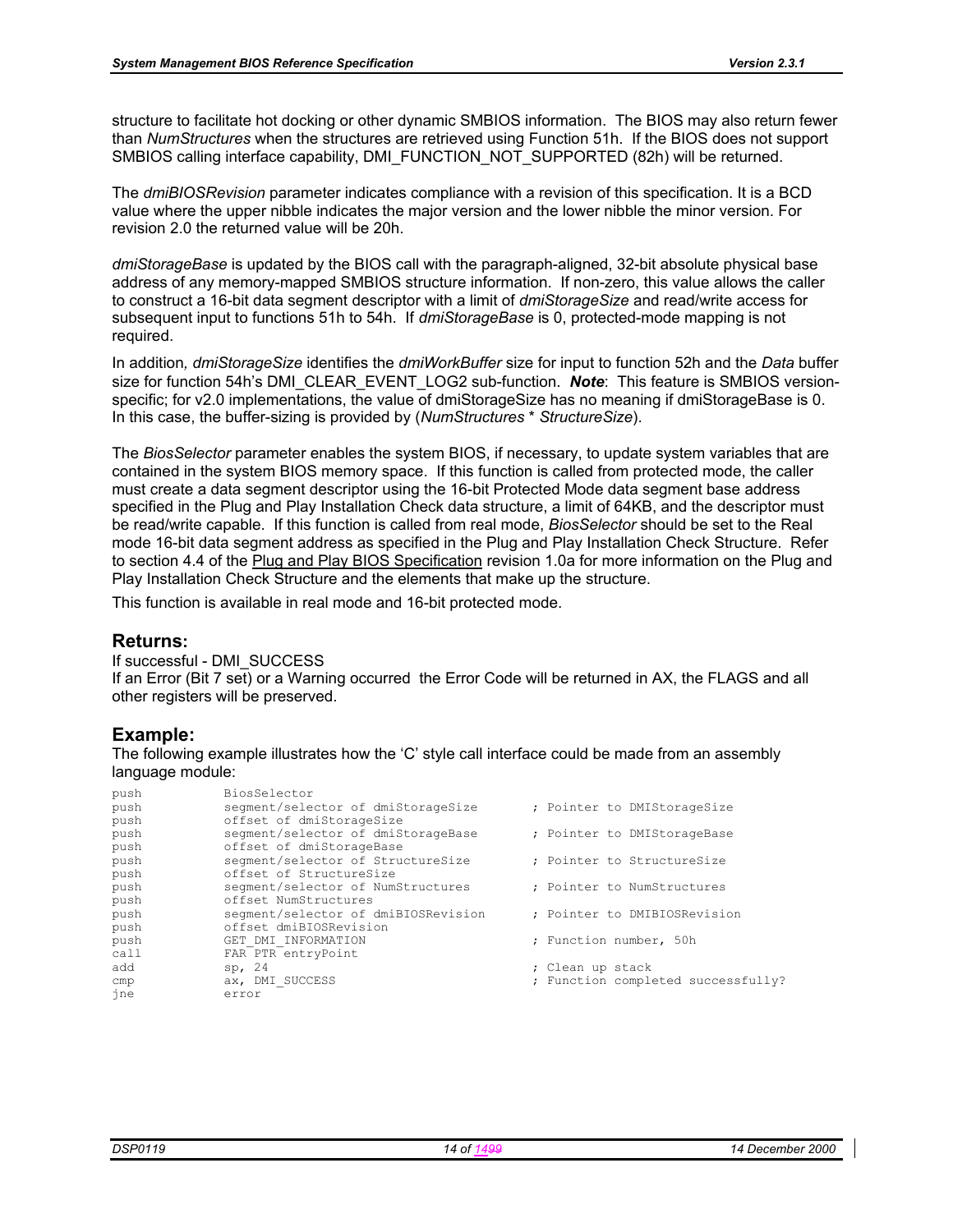structure to facilitate hot docking or other dynamic SMBIOS information. The BIOS may also return fewer than *NumStructures* when the structures are retrieved using Function 51h. If the BIOS does not support SMBIOS calling interface capability, DMI_FUNCTION_NOT_SUPPORTED (82h) will be returned.

The *dmiBIOSRevision* parameter indicates compliance with a revision of this specification. It is a BCD value where the upper nibble indicates the major version and the lower nibble the minor version. For revision 2.0 the returned value will be 20h.

*dmiStorageBase* is updated by the BIOS call with the paragraph-aligned, 32-bit absolute physical base address of any memory-mapped SMBIOS structure information. If non-zero, this value allows the caller to construct a 16-bit data segment descriptor with a limit of *dmiStorageSize* and read/write access for subsequent input to functions 51h to 54h. If *dmiStorageBase* is 0, protected-mode mapping is not required.

In addition*, dmiStorageSize* identifies the *dmiWorkBuffer* size for input to function 52h and the *Data* buffer size for function 54h's DMI_CLEAR_EVENT_LOG2 sub-function. ***Note***: This feature is SMBIOS version-specific; for v2.0 implementations, the value of dmiStorageSize has no meaning if dmiStorageBase is 0. In this case, the buffer-sizing is provided by (*NumStructures* * *StructureSize*).

The *BiosSelector* parameter enables the system BIOS, if necessary, to update system variables that are contained in the system BIOS memory space. If this function is called from protected mode, the caller must create a data segment descriptor using the 16-bit Protected Mode data segment base address specified in the Plug and Play Installation Check data structure, a limit of 64KB, and the descriptor must be read/write capable. If this function is called from real mode, *BiosSelector* should be set to the Real mode 16-bit data segment address as specified in the Plug and Play Installation Check Structure. Refer to section 4.4 of the Plug and Play BIOS Specification revision 1.0a for more information on the Plug and Play Installation Check Structure and the elements that make up the structure.

This function is available in real mode and 16-bit protected mode.

## Returns:

If successful - DMI_SUCCESS
If an Error (Bit 7 set) or a Warning occurred the Error Code will be returned in AX, the FLAGS and all other registers will be preserved.

## Example:

The following example illustrates how the 'C' style call interface could be made from an assembly language module:

```
push        BiosSelector
push        segment/selector of dmiStorageSize      ; Pointer to DMIStorageSize
push        offset of dmiStorageSize
push        segment/selector of dmiStorageBase      ; Pointer to DMIStorageBase
push        offset of dmiStorageBase
push        segment/selector of StructureSize       ; Pointer to StructureSize
push        offset of StructureSize
push        segment/selector of NumStructures       ; Pointer to NumStructures
push        offset NumStructures
push        segment/selector of dmiBIOSRevision     ; Pointer to DMIBIOSRevision
push        offset dmiBIOSRevision
push        GET_DMI_INFORMATION                     ; Function number, 50h
call        FAR PTR entryPoint
add         sp, 24                                  ; Clean up stack
cmp         ax, DMI_SUCCESS                         ; Function completed successfully?
jne         error
```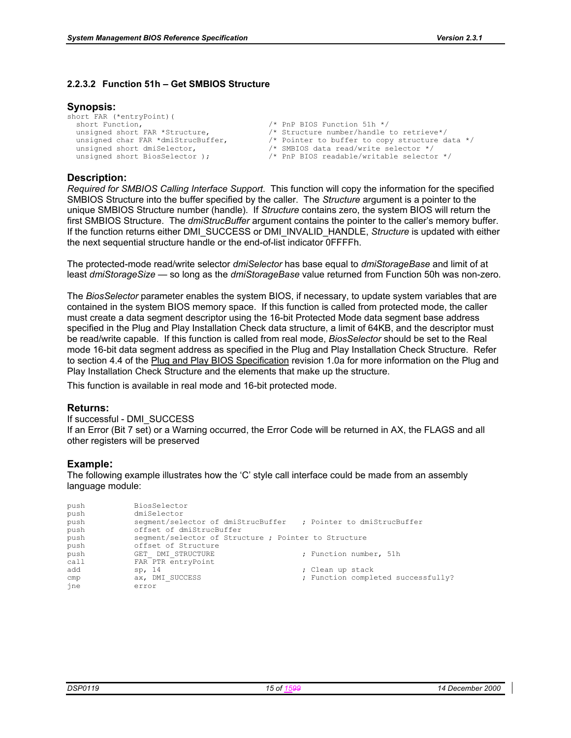### 2.2.3.2 Function 51h – Get SMBIOS Structure

**Synopsis:**

```
short FAR (*entryPoint)(
  short Function,                        /* PnP BIOS Function 51h */
  unsigned short FAR *Structure,         /* Structure number/handle to retrieve*/
  unsigned char FAR *dmiStrucBuffer,     /* Pointer to buffer to copy structure data */
  unsigned short dmiSelector,            /* SMBIOS data read/write selector */
  unsigned short BiosSelector );         /* PnP BIOS readable/writable selector */
```

**Description:**

*Required for SMBIOS Calling Interface Support*. This function will copy the information for the specified SMBIOS Structure into the buffer specified by the caller. The *Structure* argument is a pointer to the unique SMBIOS Structure number (handle). If *Structure* contains zero, the system BIOS will return the first SMBIOS Structure. The *dmiStrucBuffer* argument contains the pointer to the caller's memory buffer. If the function returns either DMI_SUCCESS or DMI_INVALID_HANDLE, *Structure* is updated with either the next sequential structure handle or the end-of-list indicator 0FFFFh.

The protected-mode read/write selector *dmiSelector* has base equal to *dmiStorageBase* and limit of at least *dmiStorageSize* — so long as the *dmiStorageBase* value returned from Function 50h was non-zero.

The *BiosSelector* parameter enables the system BIOS, if necessary, to update system variables that are contained in the system BIOS memory space. If this function is called from protected mode, the caller must create a data segment descriptor using the 16-bit Protected Mode data segment base address specified in the Plug and Play Installation Check data structure, a limit of 64KB, and the descriptor must be read/write capable. If this function is called from real mode, *BiosSelector* should be set to the Real mode 16-bit data segment address as specified in the Plug and Play Installation Check Structure. Refer to section 4.4 of the Plug and Play BIOS Specification revision 1.0a for more information on the Plug and Play Installation Check Structure and the elements that make up the structure.

This function is available in real mode and 16-bit protected mode.

**Returns:**

If successful - DMI_SUCCESS
If an Error (Bit 7 set) or a Warning occurred, the Error Code will be returned in AX, the FLAGS and all other registers will be preserved

**Example:**

The following example illustrates how the 'C' style call interface could be made from an assembly language module:

```
push          BiosSelector
push          dmiSelector
push          segment/selector of dmiStrucBuffer    ; Pointer to dmiStrucBuffer
push          offset of dmiStrucBuffer
push          segment/selector of Structure ; Pointer to Structure
push          offset of Structure
push          GET_ DMI_STRUCTURE                    ; Function number, 51h
call          FAR PTR entryPoint
add           sp, 14                                ; Clean up stack
cmp           ax, DMI_SUCCESS                       ; Function completed successfully?
jne           error
```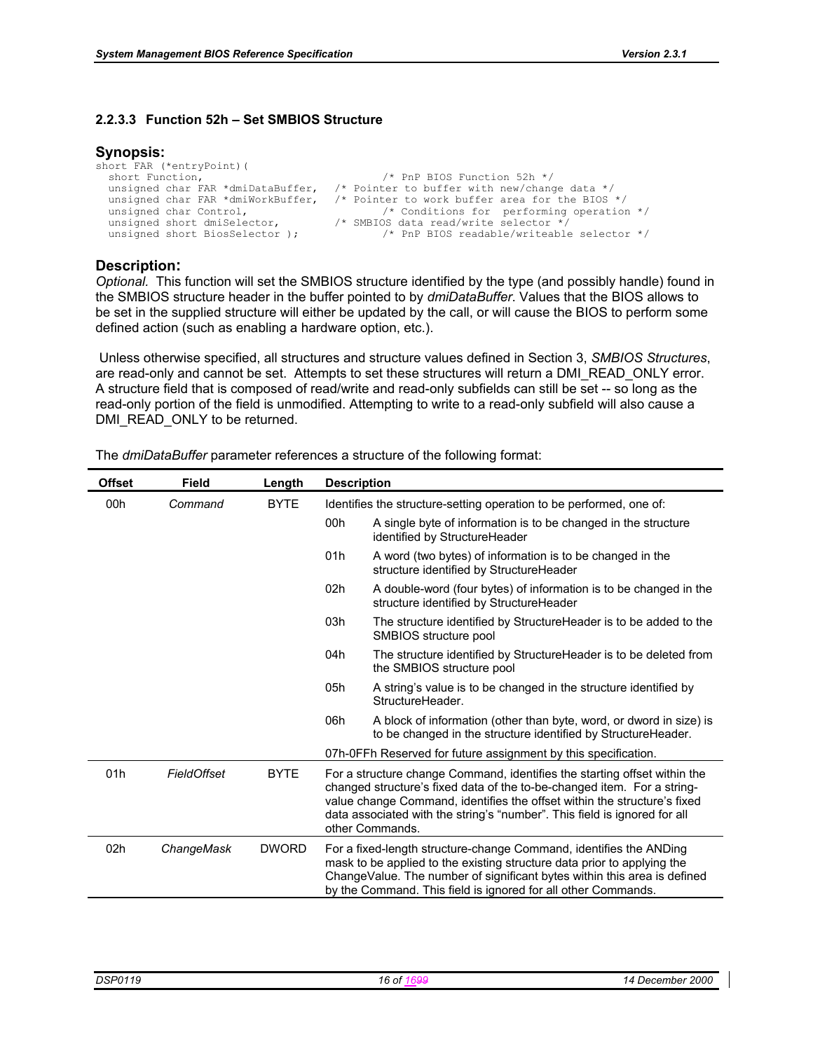#### 2.2.3.3 Function 52h – Set SMBIOS Structure

### Synopsis:

```
short FAR (*entryPoint)(
  short Function,                          /* PnP BIOS Function 52h */
  unsigned char FAR *dmiDataBuffer,  /* Pointer to buffer with new/change data */
  unsigned char FAR *dmiWorkBuffer,  /* Pointer to work buffer area for the BIOS */
  unsigned char Control,                   /* Conditions for  performing operation */
  unsigned short dmiSelector,        /* SMBIOS data read/write selector */
  unsigned short BiosSelector );           /* PnP BIOS readable/writeable selector */
```

### Description:

*Optional.* This function will set the SMBIOS structure identified by the type (and possibly handle) found in the SMBIOS structure header in the buffer pointed to by *dmiDataBuffer*. Values that the BIOS allows to be set in the supplied structure will either be updated by the call, or will cause the BIOS to perform some defined action (such as enabling a hardware option, etc.).

Unless otherwise specified, all structures and structure values defined in Section 3, *SMBIOS Structures*, are read-only and cannot be set. Attempts to set these structures will return a DMI_READ_ONLY error. A structure field that is composed of read/write and read-only subfields can still be set -- so long as the read-only portion of the field is unmodified. Attempting to write to a read-only subfield will also cause a DMI_READ_ONLY to be returned.

The *dmiDataBuffer* parameter references a structure of the following format:

| Offset | Field | Length | Description |
|---|---|---|---|
| 00h | *Command* | BYTE | Identifies the structure-setting operation to be performed, one of:<br>00h A single byte of information is to be changed in the structure identified by StructureHeader<br>01h A word (two bytes) of information is to be changed in the structure identified by StructureHeader<br>02h A double-word (four bytes) of information is to be changed in the structure identified by StructureHeader<br>03h The structure identified by StructureHeader is to be added to the SMBIOS structure pool<br>04h The structure identified by StructureHeader is to be deleted from the SMBIOS structure pool<br>05h A string's value is to be changed in the structure identified by StructureHeader.<br>06h A block of information (other than byte, word, or dword in size) is to be changed in the structure identified by StructureHeader.<br>07h-0FFh Reserved for future assignment by this specification. |
| 01h | *FieldOffset* | BYTE | For a structure change Command, identifies the starting offset within the changed structure's fixed data of the to-be-changed item. For a string-value change Command, identifies the offset within the structure's fixed data associated with the string's "number". This field is ignored for all other Commands. |
| 02h | *ChangeMask* | DWORD | For a fixed-length structure-change Command, identifies the ANDing mask to be applied to the existing structure data prior to applying the ChangeValue. The number of significant bytes within this area is defined by the Command. This field is ignored for all other Commands. |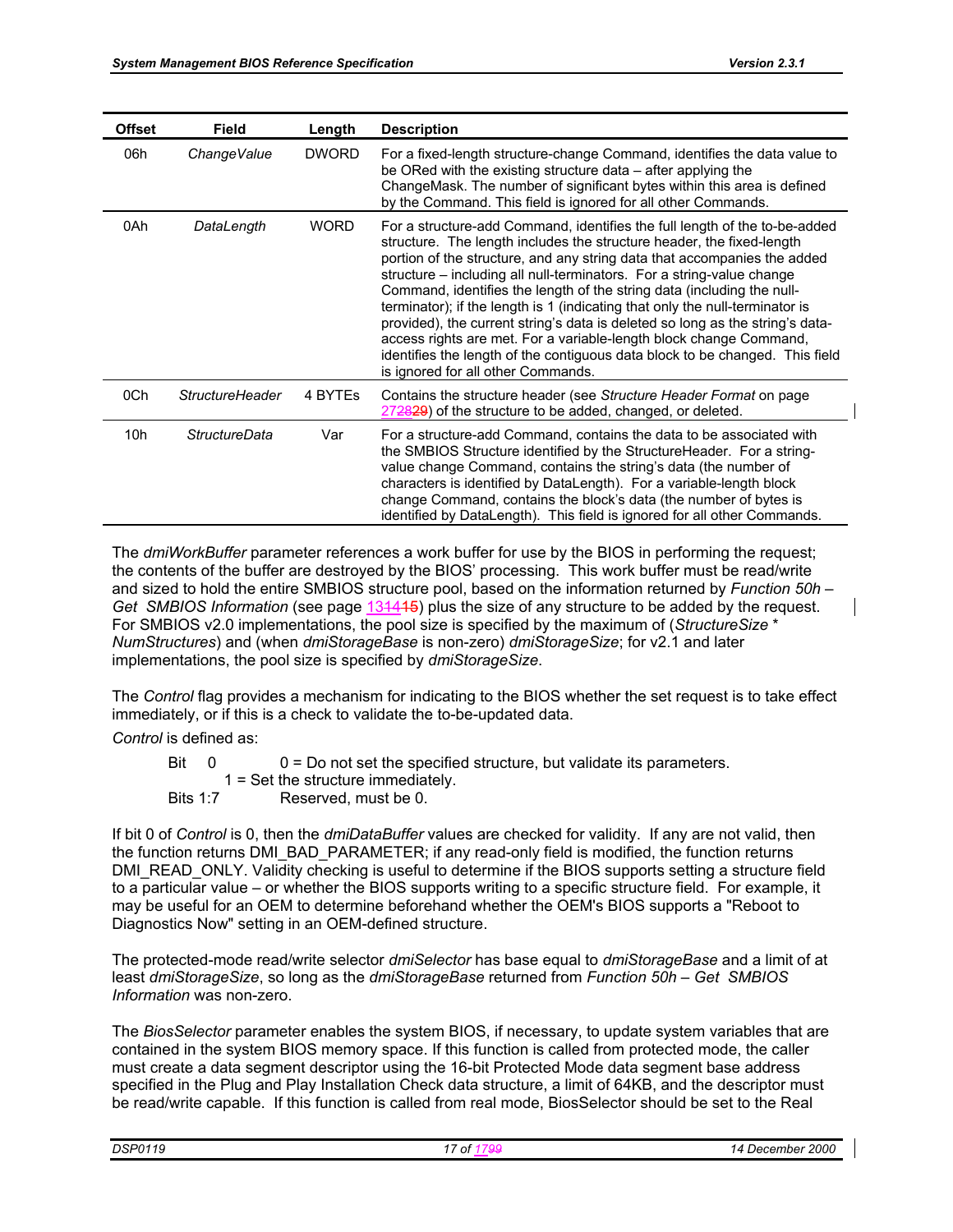| Offset | Field | Length | Description |
|---|---|---|---|
| 06h | *ChangeValue* | DWORD | For a fixed-length structure-change Command, identifies the data value to be ORed with the existing structure data – after applying the ChangeMask. The number of significant bytes within this area is defined by the Command. This field is ignored for all other Commands. |
| 0Ah | *DataLength* | WORD | For a structure-add Command, identifies the full length of the to-be-added structure. The length includes the structure header, the fixed-length portion of the structure, and any string data that accompanies the added structure – including all null-terminators. For a string-value change Command, identifies the length of the string data (including the null-terminator); if the length is 1 (indicating that only the null-terminator is provided), the current string's data is deleted so long as the string's data-access rights are met. For a variable-length block change Command, identifies the length of the contiguous data block to be changed. This field is ignored for all other Commands. |
| 0Ch | *StructureHeader* | 4 BYTEs | Contains the structure header (see *Structure Header Format* on page 272829) of the structure to be added, changed, or deleted. |
| 10h | *StructureData* | Var | For a structure-add Command, contains the data to be associated with the SMBIOS Structure identified by the StructureHeader. For a string-value change Command, contains the string's data (the number of characters is identified by DataLength). For a variable-length block change Command, contains the block's data (the number of bytes is identified by DataLength). This field is ignored for all other Commands. |

The *dmiWorkBuffer* parameter references a work buffer for use by the BIOS in performing the request; the contents of the buffer are destroyed by the BIOS' processing. This work buffer must be read/write and sized to hold the entire SMBIOS structure pool, based on the information returned by *Function 50h – Get SMBIOS Information* (see page 131415) plus the size of any structure to be added by the request. For SMBIOS v2.0 implementations, the pool size is specified by the maximum of (*StructureSize* * *NumStructures*) and (when *dmiStorageBase* is non-zero) *dmiStorageSize*; for v2.1 and later implementations, the pool size is specified by *dmiStorageSize*.

The *Control* flag provides a mechanism for indicating to the BIOS whether the set request is to take effect immediately, or if this is a check to validate the to-be-updated data.

*Control* is defined as:

Bit 0 &nbsp;&nbsp;&nbsp; 0 = Do not set the specified structure, but validate its parameters.
&nbsp;&nbsp;&nbsp;&nbsp;&nbsp;&nbsp;&nbsp;&nbsp;&nbsp;&nbsp;&nbsp; 1 = Set the structure immediately.
Bits 1:7 &nbsp;&nbsp;&nbsp; Reserved, must be 0.

If bit 0 of *Control* is 0, then the *dmiDataBuffer* values are checked for validity. If any are not valid, then the function returns DMI_BAD_PARAMETER; if any read-only field is modified, the function returns DMI_READ_ONLY. Validity checking is useful to determine if the BIOS supports setting a structure field to a particular value – or whether the BIOS supports writing to a specific structure field. For example, it may be useful for an OEM to determine beforehand whether the OEM's BIOS supports a "Reboot to Diagnostics Now" setting in an OEM-defined structure.

The protected-mode read/write selector *dmiSelector* has base equal to *dmiStorageBase* and a limit of at least *dmiStorageSize*, so long as the *dmiStorageBase* returned from *Function 50h – Get SMBIOS Information* was non-zero.

The *BiosSelector* parameter enables the system BIOS, if necessary, to update system variables that are contained in the system BIOS memory space. If this function is called from protected mode, the caller must create a data segment descriptor using the 16-bit Protected Mode data segment base address specified in the Plug and Play Installation Check data structure, a limit of 64KB, and the descriptor must be read/write capable. If this function is called from real mode, BiosSelector should be set to the Real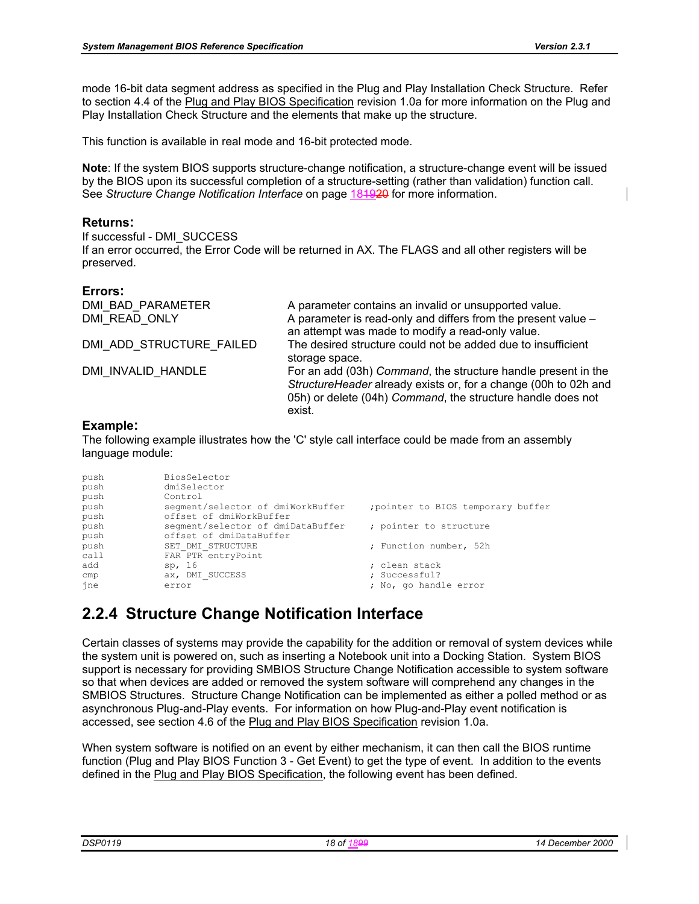mode 16-bit data segment address as specified in the Plug and Play Installation Check Structure. Refer to section 4.4 of the Plug and Play BIOS Specification revision 1.0a for more information on the Plug and Play Installation Check Structure and the elements that make up the structure.

This function is available in real mode and 16-bit protected mode.

**Note**: If the system BIOS supports structure-change notification, a structure-change event will be issued by the BIOS upon its successful completion of a structure-setting (rather than validation) function call. See *Structure Change Notification Interface* on page 181920 for more information.

### Returns:

If successful - DMI_SUCCESS
If an error occurred, the Error Code will be returned in AX. The FLAGS and all other registers will be preserved.

### Errors:

| | |
|---|---|
| DMI_BAD_PARAMETER | A parameter contains an invalid or unsupported value. |
| DMI_READ_ONLY | A parameter is read-only and differs from the present value – an attempt was made to modify a read-only value. |
| DMI_ADD_STRUCTURE_FAILED | The desired structure could not be added due to insufficient storage space. |
| DMI_INVALID_HANDLE | For an add (03h) *Command*, the structure handle present in the *StructureHeader* already exists or, for a change (00h to 02h and 05h) or delete (04h) *Command*, the structure handle does not exist. |

### Example:

The following example illustrates how the 'C' style call interface could be made from an assembly language module:

```
push        BiosSelector
push        dmiSelector
push        Control
push        segment/selector of dmiWorkBuffer     ;pointer to BIOS temporary buffer
push        offset of dmiWorkBuffer
push        segment/selector of dmiDataBuffer     ; pointer to structure
push        offset of dmiDataBuffer
push        SET_DMI_STRUCTURE                     ; Function number, 52h
call        FAR PTR entryPoint
add         sp, 16                                ; clean stack
cmp         ax, DMI_SUCCESS                       ; Successful?
jne         error                                 ; No, go handle error
```

## 2.2.4 Structure Change Notification Interface

Certain classes of systems may provide the capability for the addition or removal of system devices while the system unit is powered on, such as inserting a Notebook unit into a Docking Station. System BIOS support is necessary for providing SMBIOS Structure Change Notification accessible to system software so that when devices are added or removed the system software will comprehend any changes in the SMBIOS Structures. Structure Change Notification can be implemented as either a polled method or as asynchronous Plug-and-Play events. For information on how Plug-and-Play event notification is accessed, see section 4.6 of the Plug and Play BIOS Specification revision 1.0a.

When system software is notified on an event by either mechanism, it can then call the BIOS runtime function (Plug and Play BIOS Function 3 - Get Event) to get the type of event. In addition to the events defined in the Plug and Play BIOS Specification, the following event has been defined.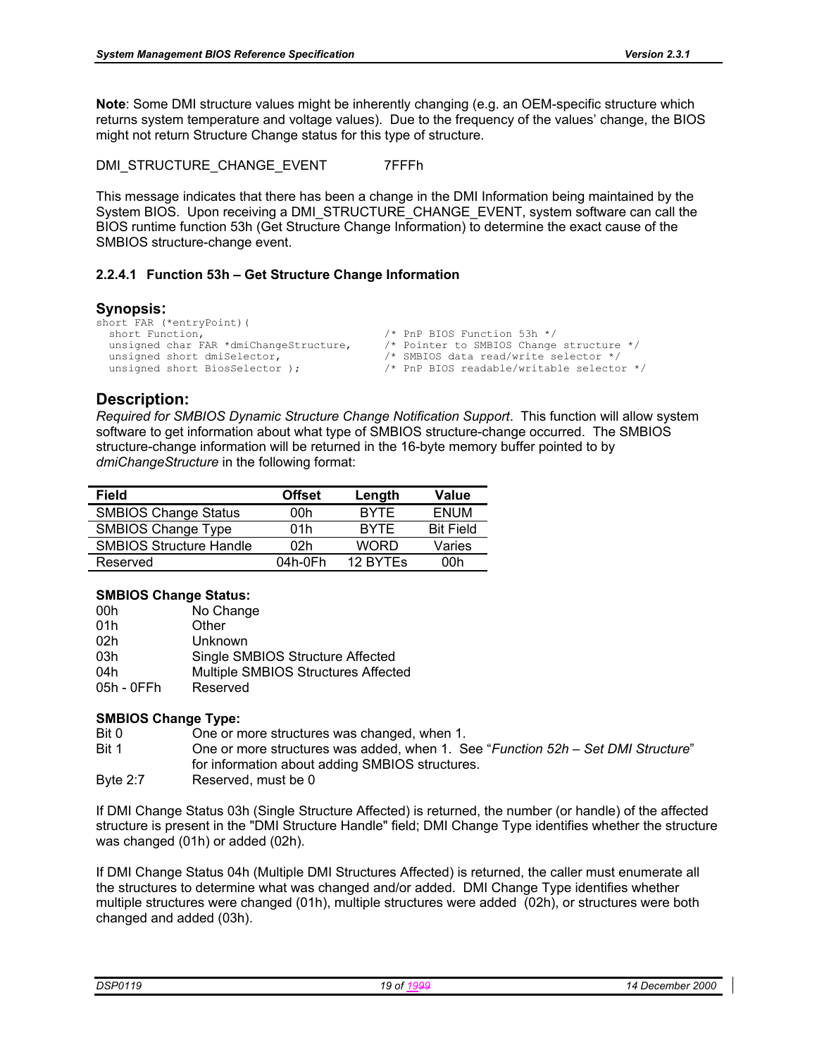**Note**: Some DMI structure values might be inherently changing (e.g. an OEM-specific structure which returns system temperature and voltage values). Due to the frequency of the values' change, the BIOS might not return Structure Change status for this type of structure.

DMI_STRUCTURE_CHANGE_EVENT 7FFFh

This message indicates that there has been a change in the DMI Information being maintained by the System BIOS. Upon receiving a DMI_STRUCTURE_CHANGE_EVENT, system software can call the BIOS runtime function 53h (Get Structure Change Information) to determine the exact cause of the SMBIOS structure-change event.

#### 2.2.4.1 Function 53h – Get Structure Change Information

## Synopsis:

```
short FAR (*entryPoint)(
  short Function,                          /* PnP BIOS Function 53h */
  unsigned char FAR *dmiChangeStructure,   /* Pointer to SMBIOS Change structure */
  unsigned short dmiSelector,              /* SMBIOS data read/write selector */
  unsigned short BiosSelector );           /* PnP BIOS readable/writable selector */
```

## Description:

*Required for SMBIOS Dynamic Structure Change Notification Support*. This function will allow system software to get information about what type of SMBIOS structure-change occurred. The SMBIOS structure-change information will be returned in the 16-byte memory buffer pointed to by *dmiChangeStructure* in the following format:

| Field | Offset | Length | Value |
|---|---|---|---|
| SMBIOS Change Status | 00h | BYTE | ENUM |
| SMBIOS Change Type | 01h | BYTE | Bit Field |
| SMBIOS Structure Handle | 02h | WORD | Varies |
| Reserved | 04h-0Fh | 12 BYTEs | 00h |

**SMBIOS Change Status:**

| | |
|---|---|
| 00h | No Change |
| 01h | Other |
| 02h | Unknown |
| 03h | Single SMBIOS Structure Affected |
| 04h | Multiple SMBIOS Structures Affected |
| 05h - 0FFh | Reserved |

**SMBIOS Change Type:**

| | |
|---|---|
| Bit 0 | One or more structures was changed, when 1. |
| Bit 1 | One or more structures was added, when 1. See "*Function 52h – Set DMI Structure*" for information about adding SMBIOS structures. |
| Byte 2:7 | Reserved, must be 0 |

If DMI Change Status 03h (Single Structure Affected) is returned, the number (or handle) of the affected structure is present in the "DMI Structure Handle" field; DMI Change Type identifies whether the structure was changed (01h) or added (02h).

If DMI Change Status 04h (Multiple DMI Structures Affected) is returned, the caller must enumerate all the structures to determine what was changed and/or added. DMI Change Type identifies whether multiple structures were changed (01h), multiple structures were added (02h), or structures were both changed and added (03h).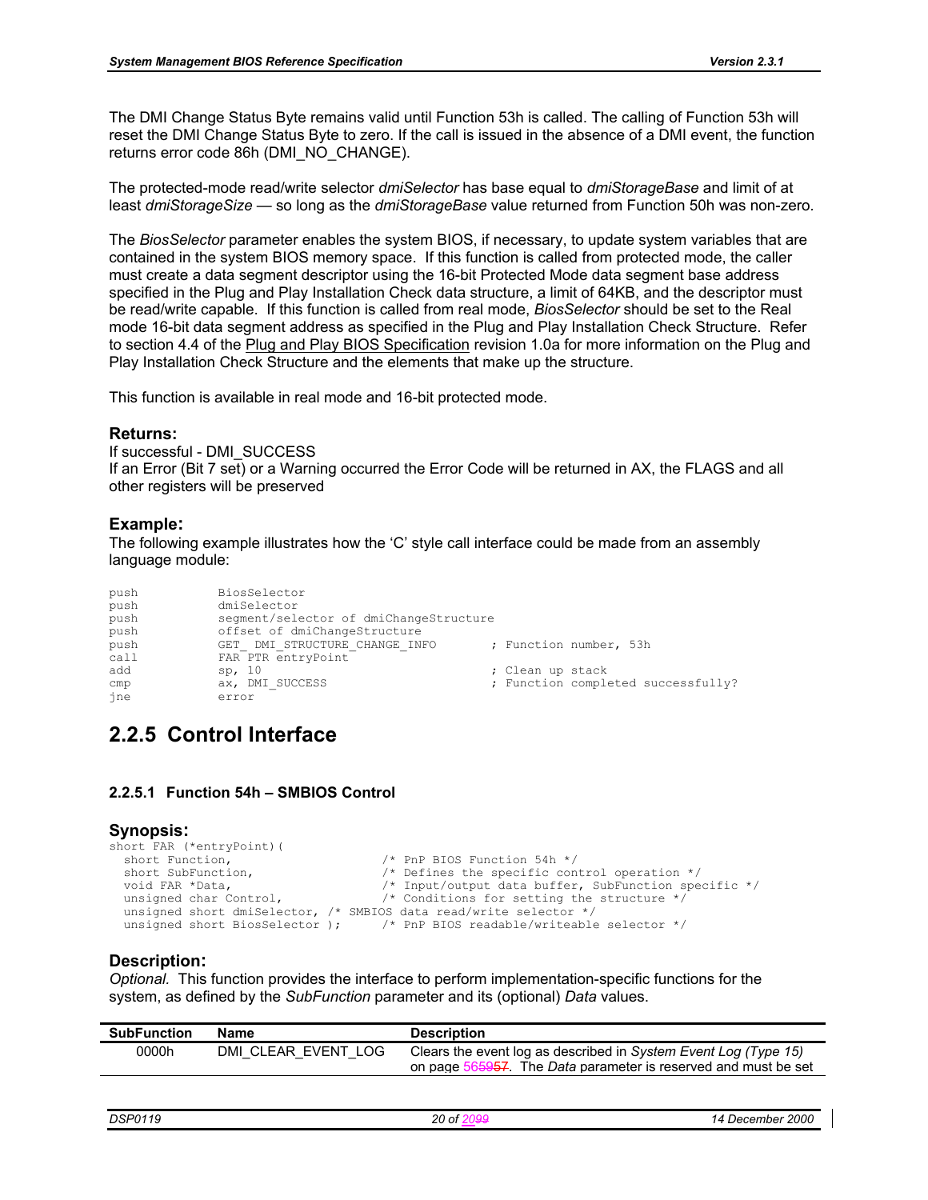The DMI Change Status Byte remains valid until Function 53h is called. The calling of Function 53h will reset the DMI Change Status Byte to zero. If the call is issued in the absence of a DMI event, the function returns error code 86h (DMI_NO_CHANGE).

The protected-mode read/write selector *dmiSelector* has base equal to *dmiStorageBase* and limit of at least *dmiStorageSize* — so long as the *dmiStorageBase* value returned from Function 50h was non-zero.

The *BiosSelector* parameter enables the system BIOS, if necessary, to update system variables that are contained in the system BIOS memory space. If this function is called from protected mode, the caller must create a data segment descriptor using the 16-bit Protected Mode data segment base address specified in the Plug and Play Installation Check data structure, a limit of 64KB, and the descriptor must be read/write capable. If this function is called from real mode, *BiosSelector* should be set to the Real mode 16-bit data segment address as specified in the Plug and Play Installation Check Structure. Refer to section 4.4 of the Plug and Play BIOS Specification revision 1.0a for more information on the Plug and Play Installation Check Structure and the elements that make up the structure.

This function is available in real mode and 16-bit protected mode.

### Returns:

If successful - DMI_SUCCESS
If an Error (Bit 7 set) or a Warning occurred the Error Code will be returned in AX, the FLAGS and all other registers will be preserved

### Example:

The following example illustrates how the 'C' style call interface could be made from an assembly language module:

```
push          BiosSelector
push          dmiSelector
push          segment/selector of dmiChangeStructure
push          offset of dmiChangeStructure
push          GET_ DMI_STRUCTURE_CHANGE_INFO       ; Function number, 53h
call          FAR PTR entryPoint
add           sp, 10                               ; Clean up stack
cmp           ax, DMI_SUCCESS                      ; Function completed successfully?
jne           error
```

## 2.2.5 Control Interface

### 2.2.5.1 Function 54h – SMBIOS Control

### Synopsis:

```
short FAR (*entryPoint)(
  short Function,                    /* PnP BIOS Function 54h */
  short SubFunction,                 /* Defines the specific control operation */
  void FAR *Data,                    /* Input/output data buffer, SubFunction specific */
  unsigned char Control,             /* Conditions for setting the structure */
  unsigned short dmiSelector, /* SMBIOS data read/write selector */
  unsigned short BiosSelector );     /* PnP BIOS readable/writeable selector */
```

### Description:

*Optional.* This function provides the interface to perform implementation-specific functions for the system, as defined by the *SubFunction* parameter and its (optional) *Data* values.

| SubFunction | Name | Description |
|---|---|---|
| 0000h | DMI_CLEAR_EVENT_LOG | Clears the event log as described in *System Event Log (Type 15)* on page 565957. The *Data* parameter is reserved and must be set |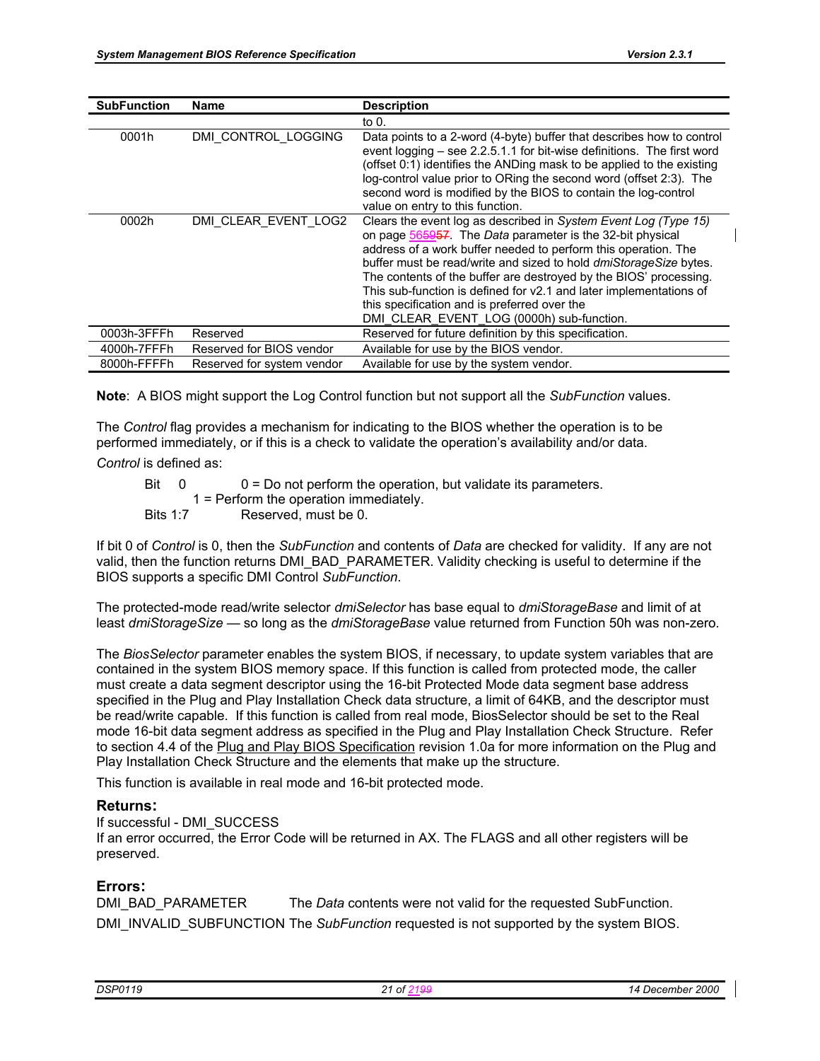| SubFunction | Name | Description |
|---|---|---|
| | | to 0. |
| 0001h | DMI_CONTROL_LOGGING | Data points to a 2-word (4-byte) buffer that describes how to control event logging – see 2.2.5.1.1 for bit-wise definitions. The first word (offset 0:1) identifies the ANDing mask to be applied to the existing log-control value prior to ORing the second word (offset 2:3). The second word is modified by the BIOS to contain the log-control value on entry to this function. |
| 0002h | DMI_CLEAR_EVENT_LOG2 | Clears the event log as described in *System Event Log (Type 15)* on page 565957. The *Data* parameter is the 32-bit physical address of a work buffer needed to perform this operation. The buffer must be read/write and sized to hold *dmiStorageSize* bytes. The contents of the buffer are destroyed by the BIOS' processing. This sub-function is defined for v2.1 and later implementations of this specification and is preferred over the DMI_CLEAR_EVENT_LOG (0000h) sub-function. |
| 0003h-3FFFh | Reserved | Reserved for future definition by this specification. |
| 4000h-7FFFh | Reserved for BIOS vendor | Available for use by the BIOS vendor. |
| 8000h-FFFFh | Reserved for system vendor | Available for use by the system vendor. |

**Note**: A BIOS might support the Log Control function but not support all the *SubFunction* values.

The *Control* flag provides a mechanism for indicating to the BIOS whether the operation is to be performed immediately, or if this is a check to validate the operation's availability and/or data.

*Control* is defined as:

Bit 0 — 0 = Do not perform the operation, but validate its parameters.
1 = Perform the operation immediately.
Bits 1:7 — Reserved, must be 0.

If bit 0 of *Control* is 0, then the *SubFunction* and contents of *Data* are checked for validity. If any are not valid, then the function returns DMI_BAD_PARAMETER. Validity checking is useful to determine if the BIOS supports a specific DMI Control *SubFunction*.

The protected-mode read/write selector *dmiSelector* has base equal to *dmiStorageBase* and limit of at least *dmiStorageSize* — so long as the *dmiStorageBase* value returned from Function 50h was non-zero.

The *BiosSelector* parameter enables the system BIOS, if necessary, to update system variables that are contained in the system BIOS memory space. If this function is called from protected mode, the caller must create a data segment descriptor using the 16-bit Protected Mode data segment base address specified in the Plug and Play Installation Check data structure, a limit of 64KB, and the descriptor must be read/write capable. If this function is called from real mode, BiosSelector should be set to the Real mode 16-bit data segment address as specified in the Plug and Play Installation Check Structure. Refer to section 4.4 of the Plug and Play BIOS Specification revision 1.0a for more information on the Plug and Play Installation Check Structure and the elements that make up the structure.

This function is available in real mode and 16-bit protected mode.

### Returns:

If successful - DMI_SUCCESS
If an error occurred, the Error Code will be returned in AX. The FLAGS and all other registers will be preserved.

### Errors:

DMI_BAD_PARAMETER — The *Data* contents were not valid for the requested SubFunction.

DMI_INVALID_SUBFUNCTION — The *SubFunction* requested is not supported by the system BIOS.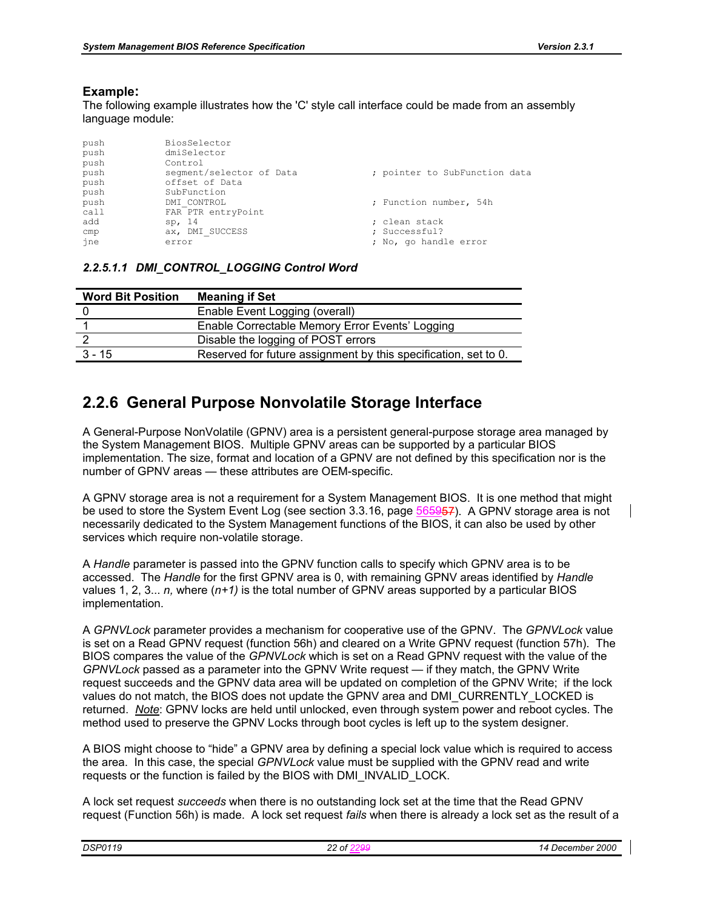**Example:**
The following example illustrates how the 'C' style call interface could be made from an assembly language module:

```
push        BiosSelector
push        dmiSelector
push        Control
push        segment/selector of Data          ; pointer to SubFunction data
push        offset of Data
push        SubFunction
push        DMI_CONTROL                       ; Function number, 54h
call        FAR PTR entryPoint
add         sp, 14                            ; clean stack
cmp         ax, DMI_SUCCESS                   ; Successful?
jne         error                             ; No, go handle error
```

#### *2.2.5.1.1 DMI_CONTROL_LOGGING Control Word*

| Word Bit Position | Meaning if Set |
|---|---|
| 0 | Enable Event Logging (overall) |
| 1 | Enable Correctable Memory Error Events' Logging |
| 2 | Disable the logging of POST errors |
| 3 - 15 | Reserved for future assignment by this specification, set to 0. |

## 2.2.6 General Purpose Nonvolatile Storage Interface

A General-Purpose NonVolatile (GPNV) area is a persistent general-purpose storage area managed by the System Management BIOS. Multiple GPNV areas can be supported by a particular BIOS implementation. The size, format and location of a GPNV are not defined by this specification nor is the number of GPNV areas — these attributes are OEM-specific.

A GPNV storage area is not a requirement for a System Management BIOS. It is one method that might be used to store the System Event Log (see section 3.3.16, page 56). A GPNV storage area is not necessarily dedicated to the System Management functions of the BIOS, it can also be used by other services which require non-volatile storage.

A *Handle* parameter is passed into the GPNV function calls to specify which GPNV area is to be accessed. The *Handle* for the first GPNV area is 0, with remaining GPNV areas identified by *Handle* values 1, 2, 3... *n,* where (*n+1)* is the total number of GPNV areas supported by a particular BIOS implementation.

A *GPNVLock* parameter provides a mechanism for cooperative use of the GPNV. The *GPNVLock* value is set on a Read GPNV request (function 56h) and cleared on a Write GPNV request (function 57h). The BIOS compares the value of the *GPNVLock* which is set on a Read GPNV request with the value of the *GPNVLock* passed as a parameter into the GPNV Write request — if they match, the GPNV Write request succeeds and the GPNV data area will be updated on completion of the GPNV Write; if the lock values do not match, the BIOS does not update the GPNV area and DMI_CURRENTLY_LOCKED is returned. *Note*: GPNV locks are held until unlocked, even through system power and reboot cycles. The method used to preserve the GPNV Locks through boot cycles is left up to the system designer.

A BIOS might choose to "hide" a GPNV area by defining a special lock value which is required to access the area. In this case, the special *GPNVLock* value must be supplied with the GPNV read and write requests or the function is failed by the BIOS with DMI_INVALID_LOCK.

A lock set request *succeeds* when there is no outstanding lock set at the time that the Read GPNV request (Function 56h) is made. A lock set request *fails* when there is already a lock set as the result of a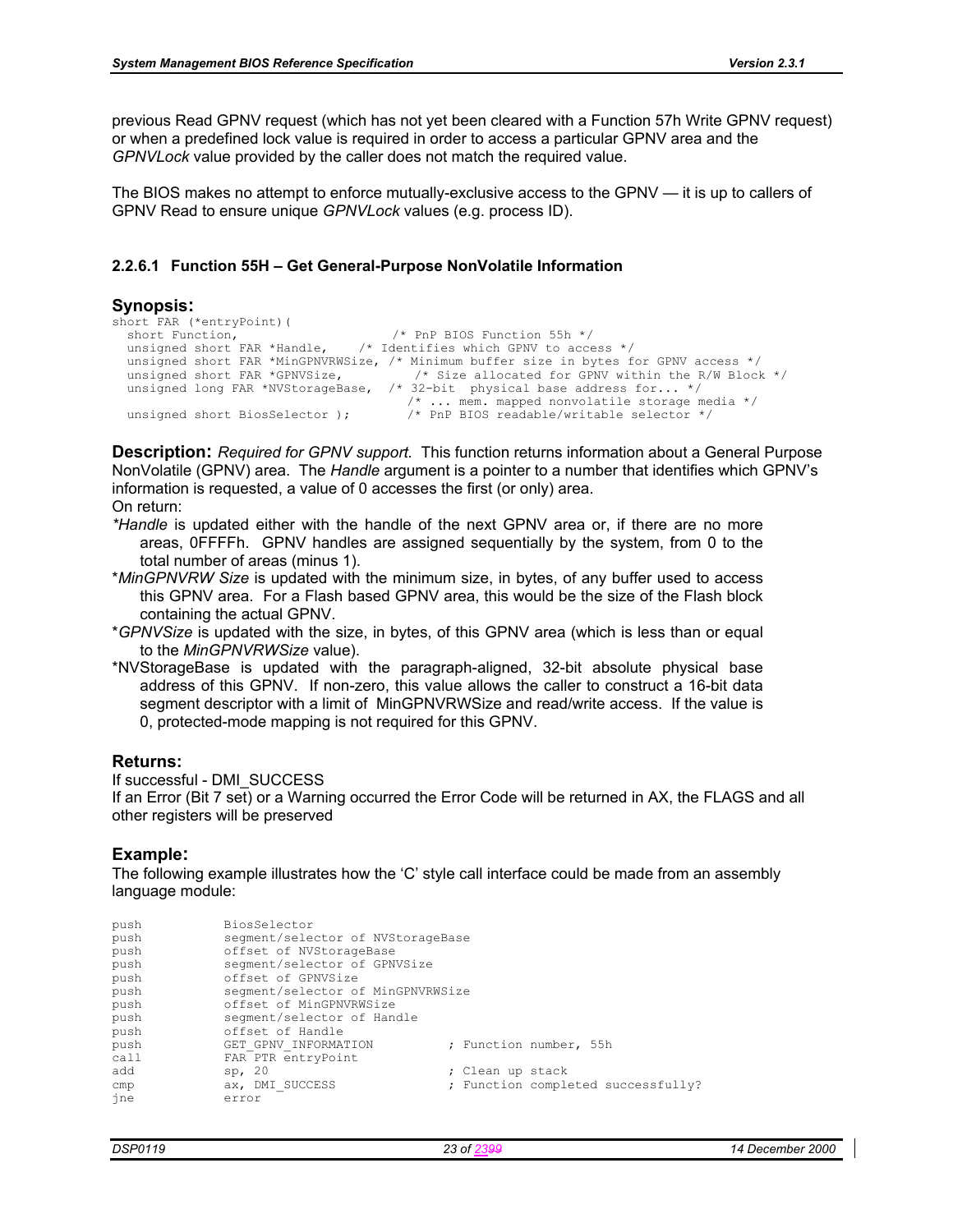previous Read GPNV request (which has not yet been cleared with a Function 57h Write GPNV request) or when a predefined lock value is required in order to access a particular GPNV area and the *GPNVLock* value provided by the caller does not match the required value.

The BIOS makes no attempt to enforce mutually-exclusive access to the GPNV — it is up to callers of GPNV Read to ensure unique *GPNVLock* values (e.g. process ID).

#### 2.2.6.1 Function 55H – Get General-Purpose NonVolatile Information

### Synopsis:

```
short FAR (*entryPoint)(
  short Function,                   /* PnP BIOS Function 55h */
  unsigned short FAR *Handle,    /* Identifies which GPNV to access */
  unsigned short FAR *MinGPNVRWSize, /* Minimum buffer size in bytes for GPNV access */
  unsigned short FAR *GPNVSize,          /* Size allocated for GPNV within the R/W Block */
  unsigned long FAR *NVStorageBase,  /* 32-bit  physical base address for... */
                                      /* ... mem. mapped nonvolatile storage media */
  unsigned short BiosSelector );        /* PnP BIOS readable/writable selector */
```

**Description:** *Required for GPNV support*. This function returns information about a General Purpose NonVolatile (GPNV) area. The *Handle* argument is a pointer to a number that identifies which GPNV's information is requested, a value of 0 accesses the first (or only) area.

On return:

*\*Handle* is updated either with the handle of the next GPNV area or, if there are no more areas, 0FFFFh. GPNV handles are assigned sequentially by the system, from 0 to the total number of areas (minus 1).

\**MinGPNVRW Size* is updated with the minimum size, in bytes, of any buffer used to access this GPNV area. For a Flash based GPNV area, this would be the size of the Flash block containing the actual GPNV.

\**GPNVSize* is updated with the size, in bytes, of this GPNV area (which is less than or equal to the *MinGPNVRWSize* value).

\*NVStorageBase is updated with the paragraph-aligned, 32-bit absolute physical base address of this GPNV. If non-zero, this value allows the caller to construct a 16-bit data segment descriptor with a limit of MinGPNVRWSize and read/write access. If the value is 0, protected-mode mapping is not required for this GPNV.

### Returns:

If successful - DMI_SUCCESS

If an Error (Bit 7 set) or a Warning occurred the Error Code will be returned in AX, the FLAGS and all other registers will be preserved

### Example:

The following example illustrates how the 'C' style call interface could be made from an assembly language module:

```
push          BiosSelector
push          segment/selector of NVStorageBase
push          offset of NVStorageBase
push          segment/selector of GPNVSize
push          offset of GPNVSize
push          segment/selector of MinGPNVRWSize
push          offset of MinGPNVRWSize
push          segment/selector of Handle
push          offset of Handle
push          GET_GPNV_INFORMATION          ; Function number, 55h
call          FAR PTR entryPoint
add           sp, 20                        ; Clean up stack
cmp           ax, DMI_SUCCESS               ; Function completed successfully?
jne           error
```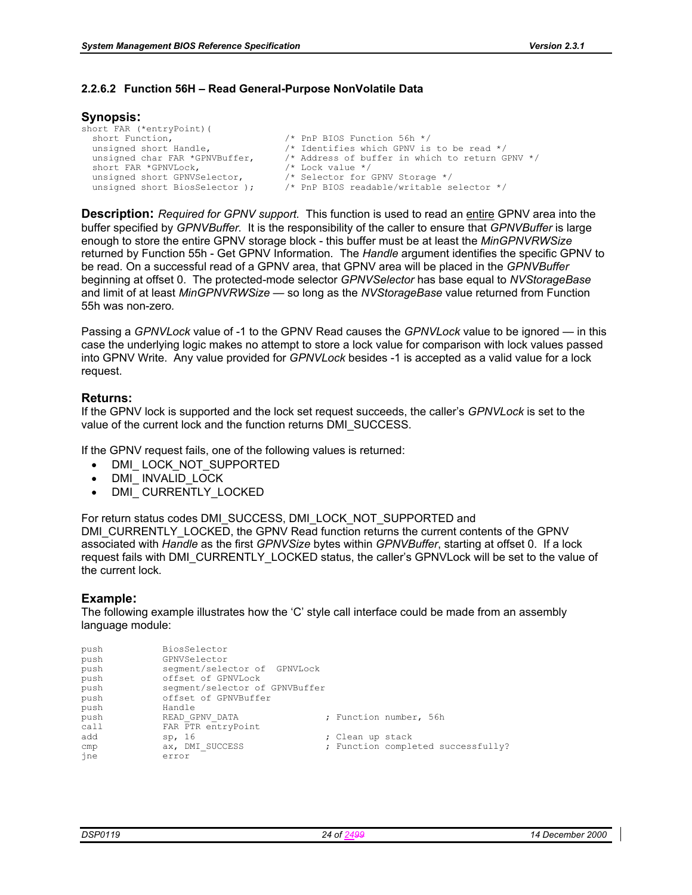### 2.2.6.2 Function 56H – Read General-Purpose NonVolatile Data

**Synopsis:**

```
short FAR (*entryPoint)(
  short Function,                  /* PnP BIOS Function 56h */
  unsigned short Handle,           /* Identifies which GPNV is to be read */
  unsigned char FAR *GPNVBuffer,   /* Address of buffer in which to return GPNV */
  short FAR *GPNVLock,             /* Lock value */
  unsigned short GPNVSelector,     /* Selector for GPNV Storage */
  unsigned short BiosSelector );   /* PnP BIOS readable/writable selector */
```

**Description:** *Required for GPNV support*. This function is used to read an entire GPNV area into the buffer specified by *GPNVBuffer*. It is the responsibility of the caller to ensure that *GPNVBuffer* is large enough to store the entire GPNV storage block - this buffer must be at least the *MinGPNVRWSize* returned by Function 55h - Get GPNV Information. The *Handle* argument identifies the specific GPNV to be read. On a successful read of a GPNV area, that GPNV area will be placed in the *GPNVBuffer* beginning at offset 0. The protected-mode selector *GPNVSelector* has base equal to *NVStorageBase* and limit of at least *MinGPNVRWSize* — so long as the *NVStorageBase* value returned from Function 55h was non-zero.

Passing a *GPNVLock* value of -1 to the GPNV Read causes the *GPNVLock* value to be ignored — in this case the underlying logic makes no attempt to store a lock value for comparison with lock values passed into GPNV Write. Any value provided for *GPNVLock* besides -1 is accepted as a valid value for a lock request.

**Returns:**

If the GPNV lock is supported and the lock set request succeeds, the caller's *GPNVLock* is set to the value of the current lock and the function returns DMI_SUCCESS.

If the GPNV request fails, one of the following values is returned:

- DMI_ LOCK_NOT_SUPPORTED
- DMI_ INVALID_LOCK
- DMI_ CURRENTLY_LOCKED

For return status codes DMI_SUCCESS, DMI_LOCK_NOT_SUPPORTED and DMI_CURRENTLY_LOCKED, the GPNV Read function returns the current contents of the GPNV associated with *Handle* as the first *GPNVSize* bytes within *GPNVBuffer*, starting at offset 0. If a lock request fails with DMI_CURRENTLY_LOCKED status, the caller's GPNVLock will be set to the value of the current lock.

**Example:**

The following example illustrates how the 'C' style call interface could be made from an assembly language module:

```
push        BiosSelector
push        GPNVSelector
push        segment/selector of  GPNVLock
push        offset of GPNVLock
push        segment/selector of GPNVBuffer
push        offset of GPNVBuffer
push        Handle
push        READ_GPNV_DATA              ; Function number, 56h
call        FAR PTR entryPoint
add         sp, 16                      ; Clean up stack
cmp         ax, DMI_SUCCESS             ; Function completed successfully?
jne         error
```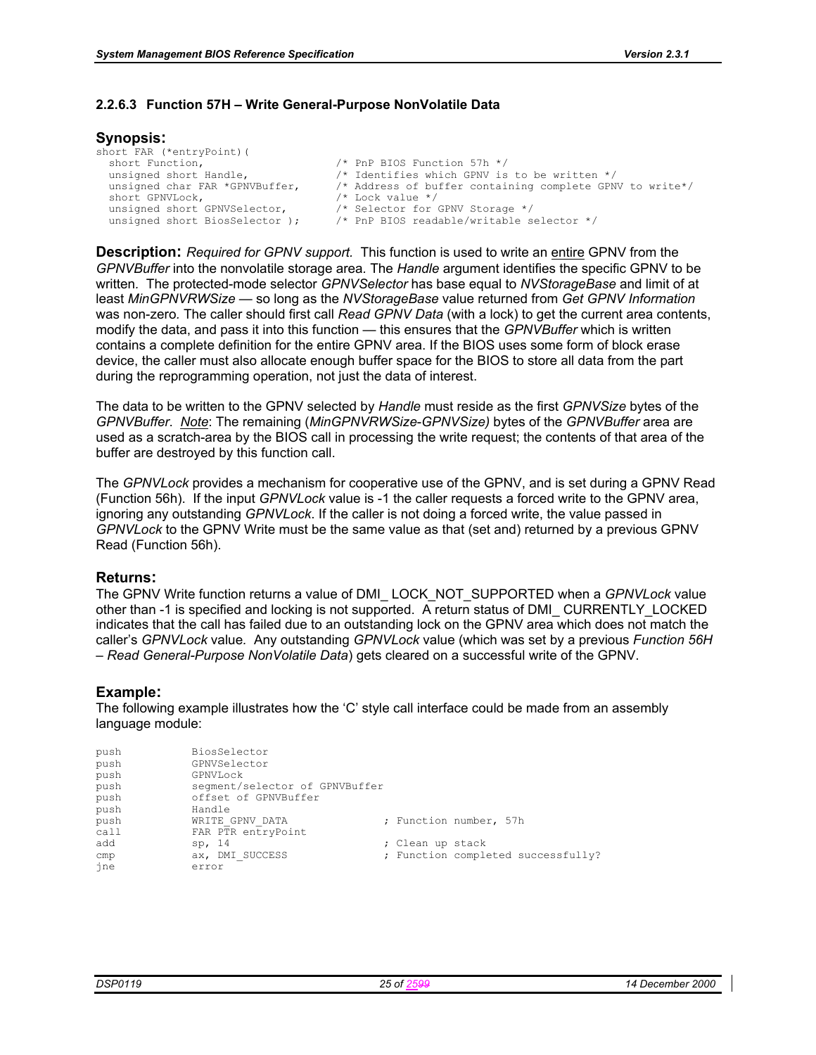### 2.2.6.3 Function 57H – Write General-Purpose NonVolatile Data

**Synopsis:**

```
short FAR (*entryPoint)(
  short Function,                   /* PnP BIOS Function 57h */
  unsigned short Handle,            /* Identifies which GPNV is to be written */
  unsigned char FAR *GPNVBuffer,    /* Address of buffer containing complete GPNV to write*/
  short GPNVLock,                   /* Lock value */
  unsigned short GPNVSelector,      /* Selector for GPNV Storage */
  unsigned short BiosSelector );    /* PnP BIOS readable/writable selector */
```

**Description:** *Required for GPNV support*. This function is used to write an entire GPNV from the *GPNVBuffer* into the nonvolatile storage area. The *Handle* argument identifies the specific GPNV to be written. The protected-mode selector *GPNVSelector* has base equal to *NVStorageBase* and limit of at least *MinGPNVRWSize* — so long as the *NVStorageBase* value returned from *Get GPNV Information* was non-zero. The caller should first call *Read GPNV Data* (with a lock) to get the current area contents, modify the data, and pass it into this function — this ensures that the *GPNVBuffer* which is written contains a complete definition for the entire GPNV area. If the BIOS uses some form of block erase device, the caller must also allocate enough buffer space for the BIOS to store all data from the part during the reprogramming operation, not just the data of interest.

The data to be written to the GPNV selected by *Handle* must reside as the first *GPNVSize* bytes of the *GPNVBuffer*. *Note*: The remaining (*MinGPNVRWSize-GPNVSize)* bytes of the *GPNVBuffer* area are used as a scratch-area by the BIOS call in processing the write request; the contents of that area of the buffer are destroyed by this function call.

The *GPNVLock* provides a mechanism for cooperative use of the GPNV, and is set during a GPNV Read (Function 56h). If the input *GPNVLock* value is -1 the caller requests a forced write to the GPNV area, ignoring any outstanding *GPNVLock*. If the caller is not doing a forced write, the value passed in *GPNVLock* to the GPNV Write must be the same value as that (set and) returned by a previous GPNV Read (Function 56h).

**Returns:**

The GPNV Write function returns a value of DMI_ LOCK_NOT_SUPPORTED when a *GPNVLock* value other than -1 is specified and locking is not supported. A return status of DMI_ CURRENTLY_LOCKED indicates that the call has failed due to an outstanding lock on the GPNV area which does not match the caller's *GPNVLock* value. Any outstanding *GPNVLock* value (which was set by a previous *Function 56H – Read General-Purpose NonVolatile Data*) gets cleared on a successful write of the GPNV.

**Example:**

The following example illustrates how the 'C' style call interface could be made from an assembly language module:

```
push        BiosSelector
push        GPNVSelector
push        GPNVLock
push        segment/selector of GPNVBuffer
push        offset of GPNVBuffer
push        Handle
push        WRITE_GPNV_DATA              ; Function number, 57h
call        FAR PTR entryPoint
add         sp, 14                       ; Clean up stack
cmp         ax, DMI_SUCCESS              ; Function completed successfully?
jne         error
```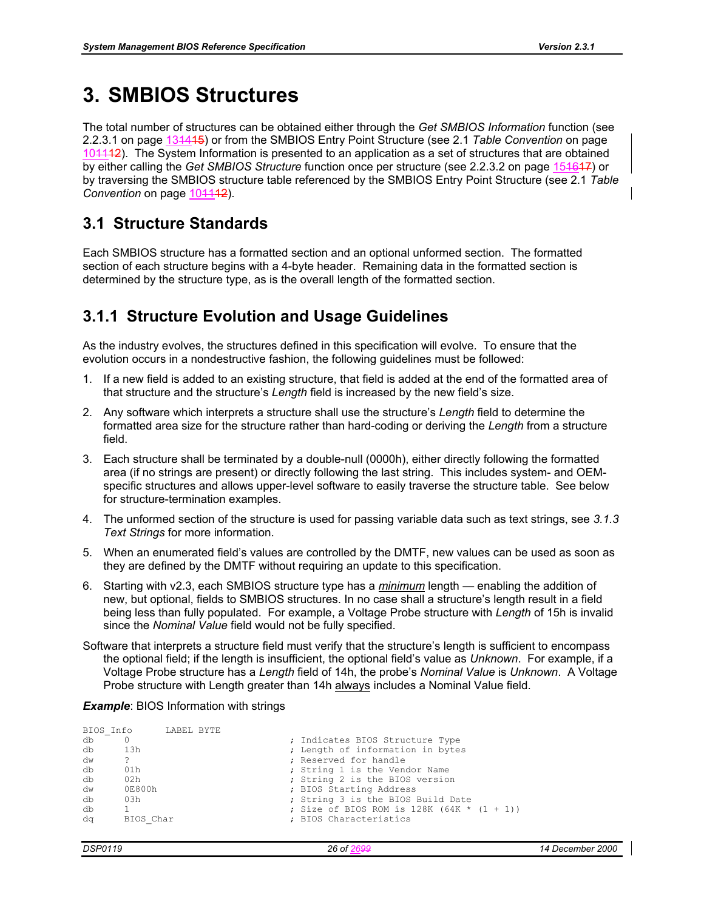# 3. SMBIOS Structures

The total number of structures can be obtained either through the *Get SMBIOS Information* function (see 2.2.3.1 on page 131415) or from the SMBIOS Entry Point Structure (see 2.1 *Table Convention* on page 101112). The System Information is presented to an application as a set of structures that are obtained by either calling the *Get SMBIOS Structure* function once per structure (see 2.2.3.2 on page 151617) or by traversing the SMBIOS structure table referenced by the SMBIOS Entry Point Structure (see 2.1 *Table Convention* on page 101112).

## 3.1 Structure Standards

Each SMBIOS structure has a formatted section and an optional unformed section. The formatted section of each structure begins with a 4-byte header. Remaining data in the formatted section is determined by the structure type, as is the overall length of the formatted section.

### 3.1.1 Structure Evolution and Usage Guidelines

As the industry evolves, the structures defined in this specification will evolve. To ensure that the evolution occurs in a nondestructive fashion, the following guidelines must be followed:

1. If a new field is added to an existing structure, that field is added at the end of the formatted area of that structure and the structure's *Length* field is increased by the new field's size.
2. Any software which interprets a structure shall use the structure's *Length* field to determine the formatted area size for the structure rather than hard-coding or deriving the *Length* from a structure field.
3. Each structure shall be terminated by a double-null (0000h), either directly following the formatted area (if no strings are present) or directly following the last string. This includes system- and OEM-specific structures and allows upper-level software to easily traverse the structure table. See below for structure-termination examples.
4. The unformed section of the structure is used for passing variable data such as text strings, see *3.1.3 Text Strings* for more information.
5. When an enumerated field's values are controlled by the DMTF, new values can be used as soon as they are defined by the DMTF without requiring an update to this specification.
6. Starting with v2.3, each SMBIOS structure type has a *minimum* length — enabling the addition of new, but optional, fields to SMBIOS structures. In no case shall a structure's length result in a field being less than fully populated. For example, a Voltage Probe structure with *Length* of 15h is invalid since the *Nominal Value* field would not be fully specified.

Software that interprets a structure field must verify that the structure's length is sufficient to encompass the optional field; if the length is insufficient, the optional field's value as *Unknown*. For example, if a Voltage Probe structure has a *Length* field of 14h, the probe's *Nominal Value* is *Unknown*. A Voltage Probe structure with Length greater than 14h always includes a Nominal Value field.

***Example***: BIOS Information with strings

```
BIOS_Info       LABEL BYTE
db      0                           ; Indicates BIOS Structure Type
db      13h                         ; Length of information in bytes
dw      ?                           ; Reserved for handle
db      01h                         ; String 1 is the Vendor Name
db      02h                         ; String 2 is the BIOS version
dw      0E800h                      ; BIOS Starting Address
db      03h                         ; String 3 is the BIOS Build Date
db      1                           ; Size of BIOS ROM is 128K (64K * (1 + 1))
dq      BIOS_Char                   ; BIOS Characteristics
```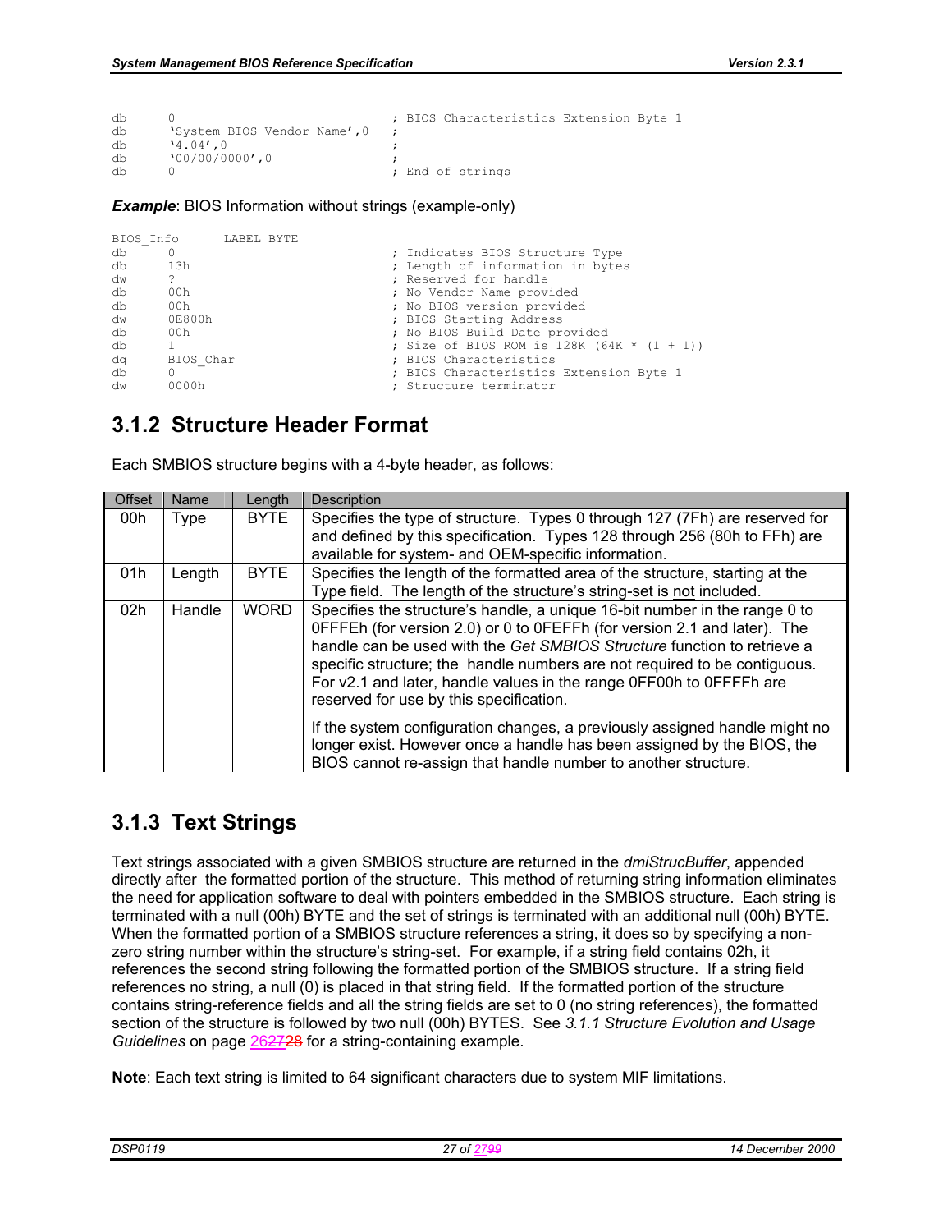```
db      0                           ; BIOS Characteristics Extension Byte 1
db      'System BIOS Vendor Name',0 ;
db      '4.04',0                    ;
db      '00/00/0000',0              ;
db      0                           ; End of strings
```

***Example***: BIOS Information without strings (example-only)

```
BIOS_Info       LABEL BYTE
db      0                           ; Indicates BIOS Structure Type
db      13h                         ; Length of information in bytes
dw      ?                           ; Reserved for handle
db      00h                         ; No Vendor Name provided
db      00h                         ; No BIOS version provided
dw      0E800h                      ; BIOS Starting Address
db      00h                         ; No BIOS Build Date provided
db      1                           ; Size of BIOS ROM is 128K (64K * (1 + 1))
dq      BIOS_Char                   ; BIOS Characteristics
db      0                           ; BIOS Characteristics Extension Byte 1
dw      0000h                       ; Structure terminator
```

## 3.1.2 Structure Header Format

Each SMBIOS structure begins with a 4-byte header, as follows:

| Offset | Name | Length | Description |
|---|---|---|---|
| 00h | Type | BYTE | Specifies the type of structure. Types 0 through 127 (7Fh) are reserved for and defined by this specification. Types 128 through 256 (80h to FFh) are available for system- and OEM-specific information. |
| 01h | Length | BYTE | Specifies the length of the formatted area of the structure, starting at the Type field. The length of the structure's string-set is not included. |
| 02h | Handle | WORD | Specifies the structure's handle, a unique 16-bit number in the range 0 to 0FFFEh (for version 2.0) or 0 to 0FEFFh (for version 2.1 and later). The handle can be used with the *Get SMBIOS Structure* function to retrieve a specific structure; the handle numbers are not required to be contiguous. For v2.1 and later, handle values in the range 0FF00h to 0FFFFh are reserved for use by this specification.<br><br>If the system configuration changes, a previously assigned handle might no longer exist. However once a handle has been assigned by the BIOS, the BIOS cannot re-assign that handle number to another structure. |

## 3.1.3 Text Strings

Text strings associated with a given SMBIOS structure are returned in the *dmiStrucBuffer*, appended directly after the formatted portion of the structure. This method of returning string information eliminates the need for application software to deal with pointers embedded in the SMBIOS structure. Each string is terminated with a null (00h) BYTE and the set of strings is terminated with an additional null (00h) BYTE. When the formatted portion of a SMBIOS structure references a string, it does so by specifying a non-zero string number within the structure's string-set. For example, if a string field contains 02h, it references the second string following the formatted portion of the SMBIOS structure. If a string field references no string, a null (0) is placed in that string field. If the formatted portion of the structure contains string-reference fields and all the string fields are set to 0 (no string references), the formatted section of the structure is followed by two null (00h) BYTES. See *3.1.1 Structure Evolution and Usage Guidelines* on page 262728 for a string-containing example.

**Note**: Each text string is limited to 64 significant characters due to system MIF limitations.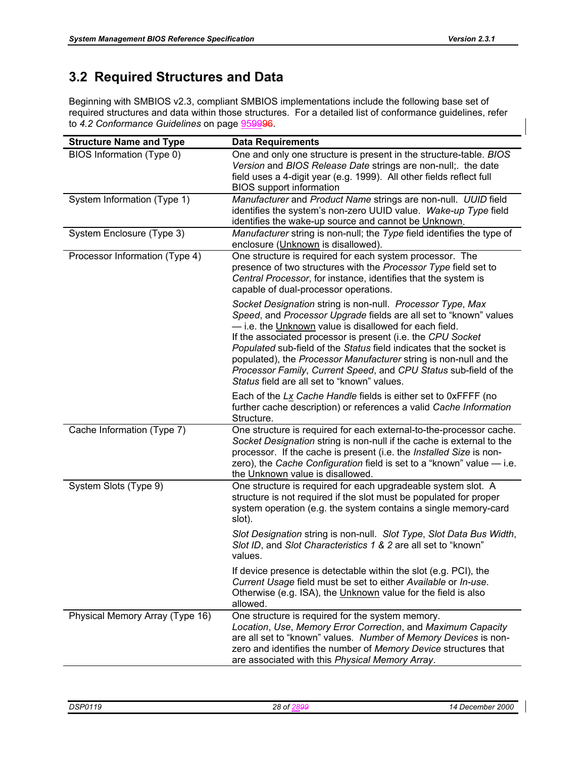## 3.2 Required Structures and Data

Beginning with SMBIOS v2.3, compliant SMBIOS implementations include the following base set of required structures and data within those structures. For a detailed list of conformance guidelines, refer to *4.2 Conformance Guidelines* on page 9599​96.

| Structure Name and Type | Data Requirements |
|---|---|
| BIOS Information (Type 0) | One and only one structure is present in the structure-table. *BIOS Version* and *BIOS Release Date* strings are non-null;. the date field uses a 4-digit year (e.g. 1999). All other fields reflect full BIOS support information |
| System Information (Type 1) | *Manufacturer* and *Product Name* strings are non-null. *UUID* field identifies the system's non-zero UUID value. *Wake-up Type* field identifies the wake-up source and cannot be Unknown. |
| System Enclosure (Type 3) | *Manufacturer* string is non-null; the *Type* field identifies the type of enclosure (Unknown is disallowed). |
| Processor Information (Type 4) | One structure is required for each system processor. The presence of two structures with the *Processor Type* field set to *Central Processor*, for instance, identifies that the system is capable of dual-processor operations.<br><br>*Socket Designation* string is non-null. *Processor Type*, *Max Speed*, and *Processor Upgrade* fields are all set to "known" values — i.e. the Unknown value is disallowed for each field.<br>If the associated processor is present (i.e. the *CPU Socket Populated* sub-field of the *Status* field indicates that the socket is populated), the *Processor Manufacturer* string is non-null and the *Processor Family*, *Current Speed*, and *CPU Status* sub-field of the *Status* field are all set to "known" values.<br><br>Each of the *Lx Cache Handle* fields is either set to 0xFFFF (no further cache description) or references a valid *Cache Information* Structure. |
| Cache Information (Type 7) | One structure is required for each external-to-the-processor cache. *Socket Designation* string is non-null if the cache is external to the processor. If the cache is present (i.e. the *Installed Size* is non-zero), the *Cache Configuration* field is set to a "known" value — i.e. the Unknown value is disallowed. |
| System Slots (Type 9) | One structure is required for each upgradeable system slot. A structure is not required if the slot must be populated for proper system operation (e.g. the system contains a single memory-card slot).<br><br>*Slot Designation* string is non-null. *Slot Type*, *Slot Data Bus Width*, *Slot ID*, and *Slot Characteristics 1 & 2* are all set to "known" values.<br><br>If device presence is detectable within the slot (e.g. PCI), the *Current Usage* field must be set to either *Available* or *In-use*. Otherwise (e.g. ISA), the Unknown value for the field is also allowed. |
| Physical Memory Array (Type 16) | One structure is required for the system memory. *Location*, *Use*, *Memory Error Correction*, and *Maximum Capacity* are all set to "known" values. *Number of Memory Devices* is non-zero and identifies the number of *Memory Device* structures that are associated with this *Physical Memory Array*. |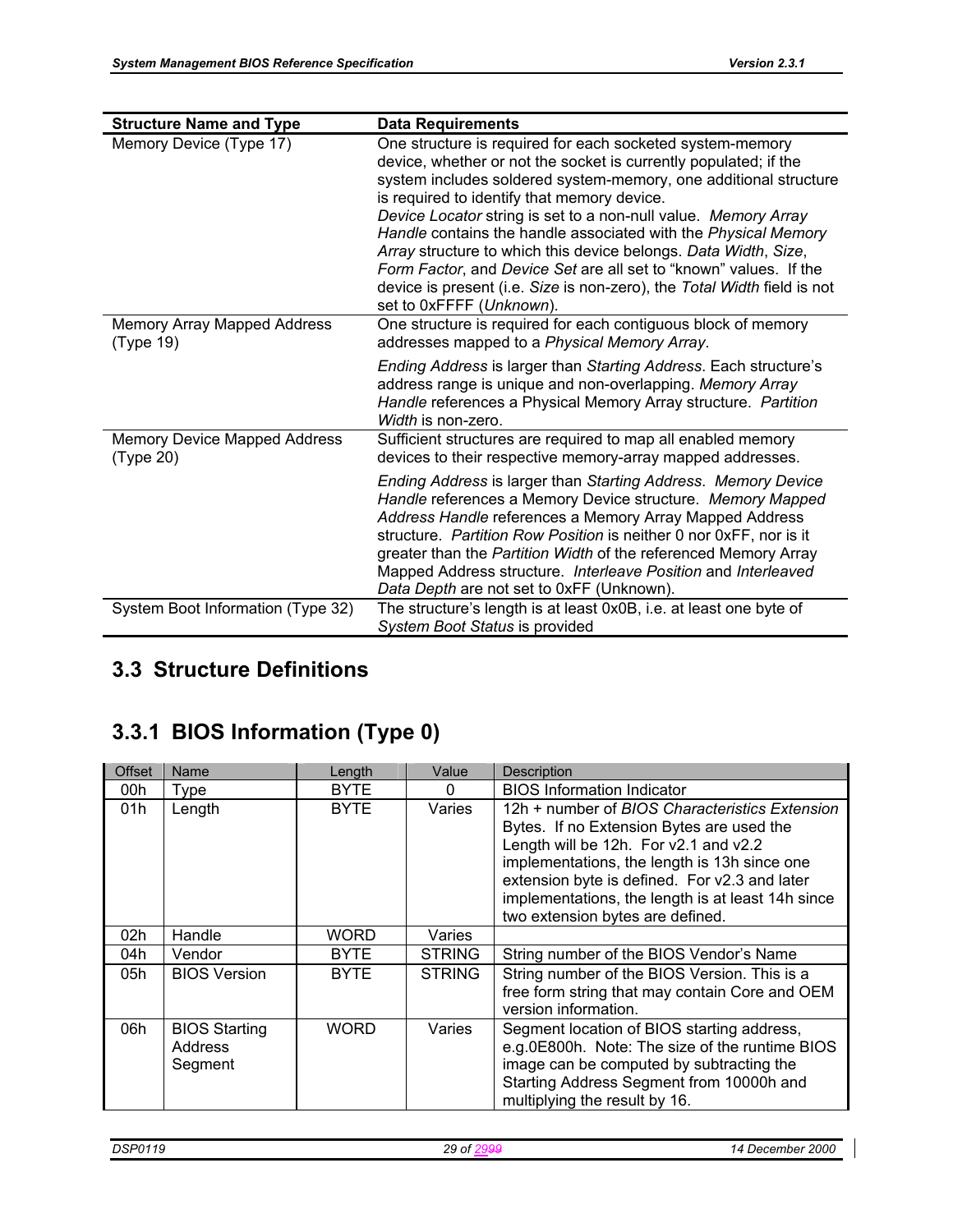| Structure Name and Type | Data Requirements |
|---|---|
| Memory Device (Type 17) | One structure is required for each socketed system-memory device, whether or not the socket is currently populated; if the system includes soldered system-memory, one additional structure is required to identify that memory device. *Device Locator* string is set to a non-null value. *Memory Array Handle* contains the handle associated with the *Physical Memory Array* structure to which this device belongs. *Data Width*, *Size*, *Form Factor*, and *Device Set* are all set to "known" values. If the device is present (i.e. *Size* is non-zero), the *Total Width* field is not set to 0xFFFF (*Unknown*). |
| Memory Array Mapped Address (Type 19) | One structure is required for each contiguous block of memory addresses mapped to a *Physical Memory Array*. *Ending Address* is larger than *Starting Address*. Each structure's address range is unique and non-overlapping. *Memory Array Handle* references a Physical Memory Array structure. *Partition Width* is non-zero. |
| Memory Device Mapped Address (Type 20) | Sufficient structures are required to map all enabled memory devices to their respective memory-array mapped addresses. *Ending Address* is larger than *Starting Address*. *Memory Device Handle* references a Memory Device structure. *Memory Mapped Address Handle* references a Memory Array Mapped Address structure. *Partition Row Position* is neither 0 nor 0xFF, nor is it greater than the *Partition Width* of the referenced Memory Array Mapped Address structure. *Interleave Position* and *Interleaved Data Depth* are not set to 0xFF (Unknown). |
| System Boot Information (Type 32) | The structure's length is at least 0x0B, i.e. at least one byte of *System Boot Status* is provided |

## 3.3 Structure Definitions

### 3.3.1 BIOS Information (Type 0)

| Offset | Name | Length | Value | Description |
|---|---|---|---|---|
| 00h | Type | BYTE | 0 | BIOS Information Indicator |
| 01h | Length | BYTE | Varies | 12h + number of *BIOS Characteristics Extension* Bytes. If no Extension Bytes are used the Length will be 12h. For v2.1 and v2.2 implementations, the length is 13h since one extension byte is defined. For v2.3 and later implementations, the length is at least 14h since two extension bytes are defined. |
| 02h | Handle | WORD | Varies | |
| 04h | Vendor | BYTE | STRING | String number of the BIOS Vendor's Name |
| 05h | BIOS Version | BYTE | STRING | String number of the BIOS Version. This is a free form string that may contain Core and OEM version information. |
| 06h | BIOS Starting Address Segment | WORD | Varies | Segment location of BIOS starting address, e.g.0E800h. Note: The size of the runtime BIOS image can be computed by subtracting the Starting Address Segment from 10000h and multiplying the result by 16. |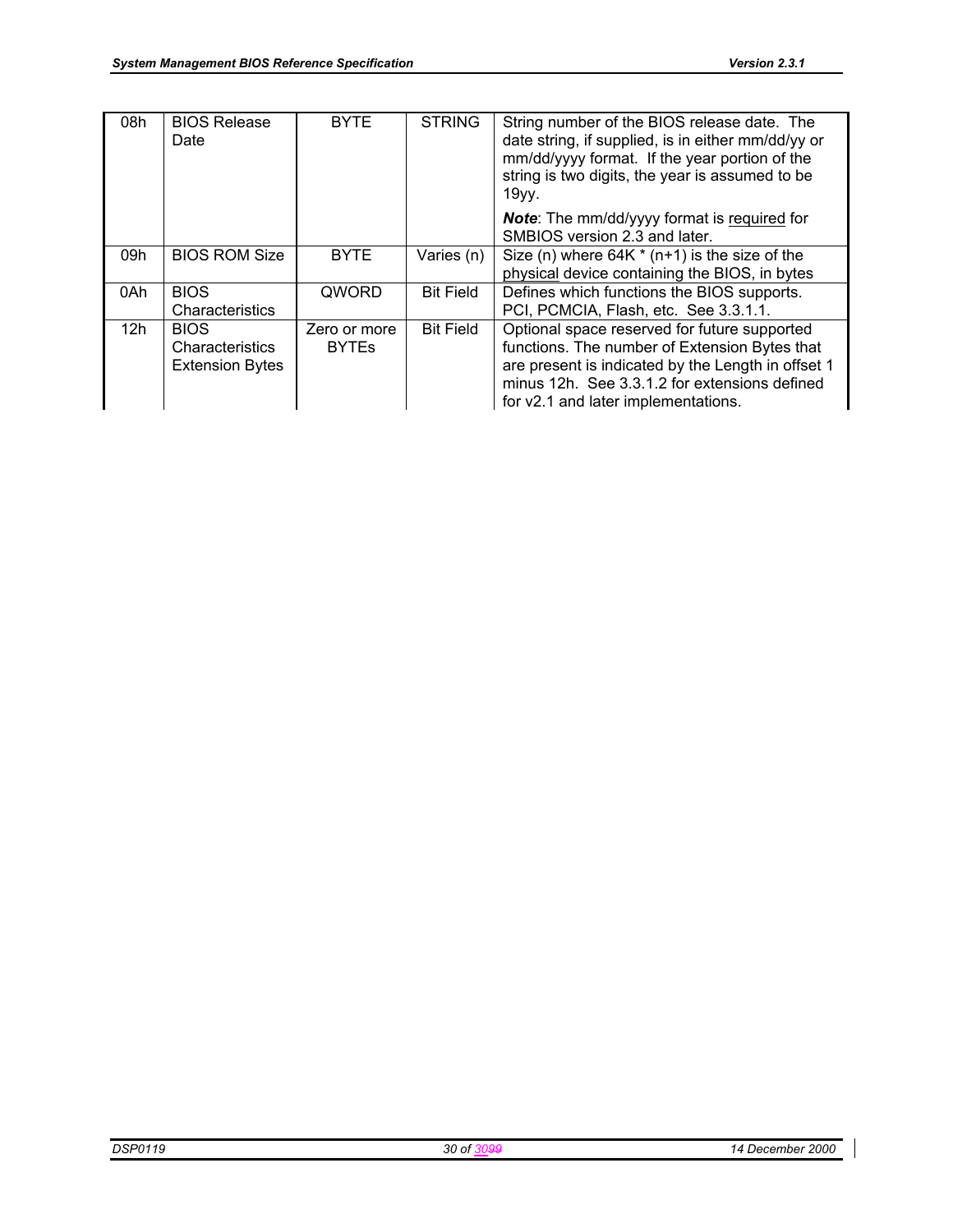| 08h | BIOS Release Date | BYTE | STRING | String number of the BIOS release date. The date string, if supplied, is in either mm/dd/yy or mm/dd/yyyy format. If the year portion of the string is two digits, the year is assumed to be 19yy.<br><br>***Note***: The mm/dd/yyyy format is required for SMBIOS version 2.3 and later. |
|---|---|---|---|---|
| 09h | BIOS ROM Size | BYTE | Varies (n) | Size (n) where 64K * (n+1) is the size of the physical device containing the BIOS, in bytes |
| 0Ah | BIOS Characteristics | QWORD | Bit Field | Defines which functions the BIOS supports. PCI, PCMCIA, Flash, etc. See 3.3.1.1. |
| 12h | BIOS Characteristics Extension Bytes | Zero or more BYTEs | Bit Field | Optional space reserved for future supported functions. The number of Extension Bytes that are present is indicated by the Length in offset 1 minus 12h. See 3.3.1.2 for extensions defined for v2.1 and later implementations. |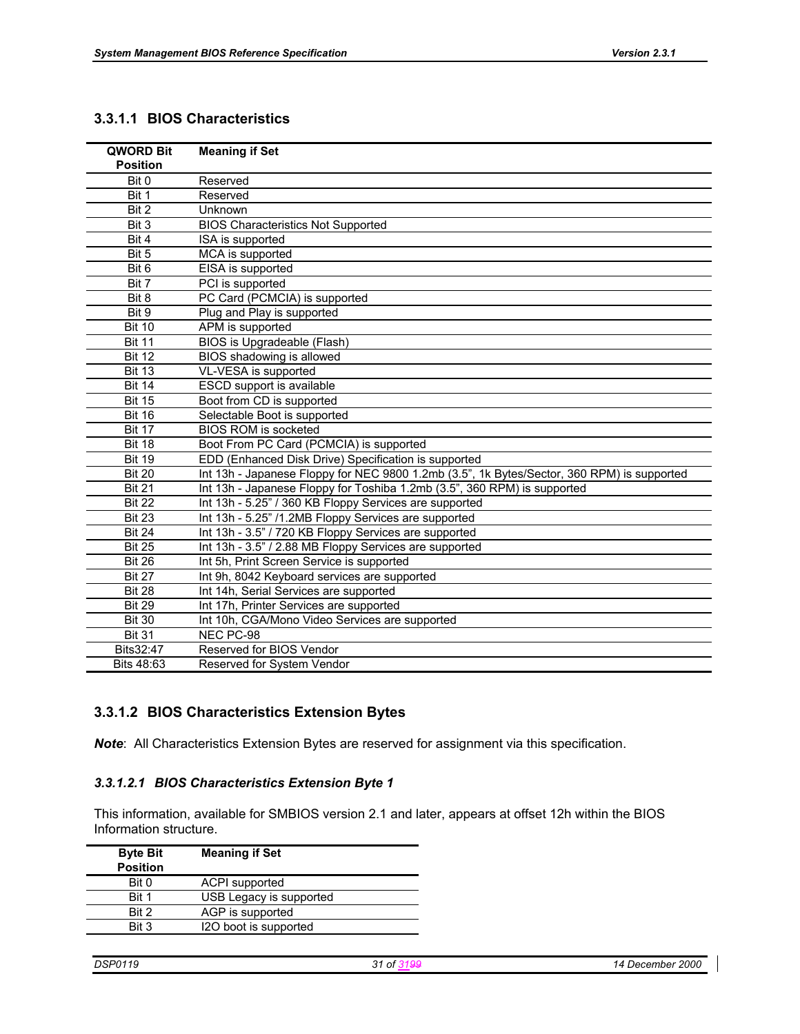### 3.3.1.1 BIOS Characteristics

| QWORD Bit Position | Meaning if Set |
|---|---|
| Bit 0 | Reserved |
| Bit 1 | Reserved |
| Bit 2 | Unknown |
| Bit 3 | BIOS Characteristics Not Supported |
| Bit 4 | ISA is supported |
| Bit 5 | MCA is supported |
| Bit 6 | EISA is supported |
| Bit 7 | PCI is supported |
| Bit 8 | PC Card (PCMCIA) is supported |
| Bit 9 | Plug and Play is supported |
| Bit 10 | APM is supported |
| Bit 11 | BIOS is Upgradeable (Flash) |
| Bit 12 | BIOS shadowing is allowed |
| Bit 13 | VL-VESA is supported |
| Bit 14 | ESCD support is available |
| Bit 15 | Boot from CD is supported |
| Bit 16 | Selectable Boot is supported |
| Bit 17 | BIOS ROM is socketed |
| Bit 18 | Boot From PC Card (PCMCIA) is supported |
| Bit 19 | EDD (Enhanced Disk Drive) Specification is supported |
| Bit 20 | Int 13h - Japanese Floppy for NEC 9800 1.2mb (3.5", 1k Bytes/Sector, 360 RPM) is supported |
| Bit 21 | Int 13h - Japanese Floppy for Toshiba 1.2mb (3.5", 360 RPM) is supported |
| Bit 22 | Int 13h - 5.25" / 360 KB Floppy Services are supported |
| Bit 23 | Int 13h - 5.25" /1.2MB Floppy Services are supported |
| Bit 24 | Int 13h - 3.5" / 720 KB Floppy Services are supported |
| Bit 25 | Int 13h - 3.5" / 2.88 MB Floppy Services are supported |
| Bit 26 | Int 5h, Print Screen Service is supported |
| Bit 27 | Int 9h, 8042 Keyboard services are supported |
| Bit 28 | Int 14h, Serial Services are supported |
| Bit 29 | Int 17h, Printer Services are supported |
| Bit 30 | Int 10h, CGA/Mono Video Services are supported |
| Bit 31 | NEC PC-98 |
| Bits32:47 | Reserved for BIOS Vendor |
| Bits 48:63 | Reserved for System Vendor |

### 3.3.1.2 BIOS Characteristics Extension Bytes

***Note***: All Characteristics Extension Bytes are reserved for assignment via this specification.

#### *3.3.1.2.1 BIOS Characteristics Extension Byte 1*

This information, available for SMBIOS version 2.1 and later, appears at offset 12h within the BIOS Information structure.

| Byte Bit Position | Meaning if Set |
|---|---|
| Bit 0 | ACPI supported |
| Bit 1 | USB Legacy is supported |
| Bit 2 | AGP is supported |
| Bit 3 | I2O boot is supported |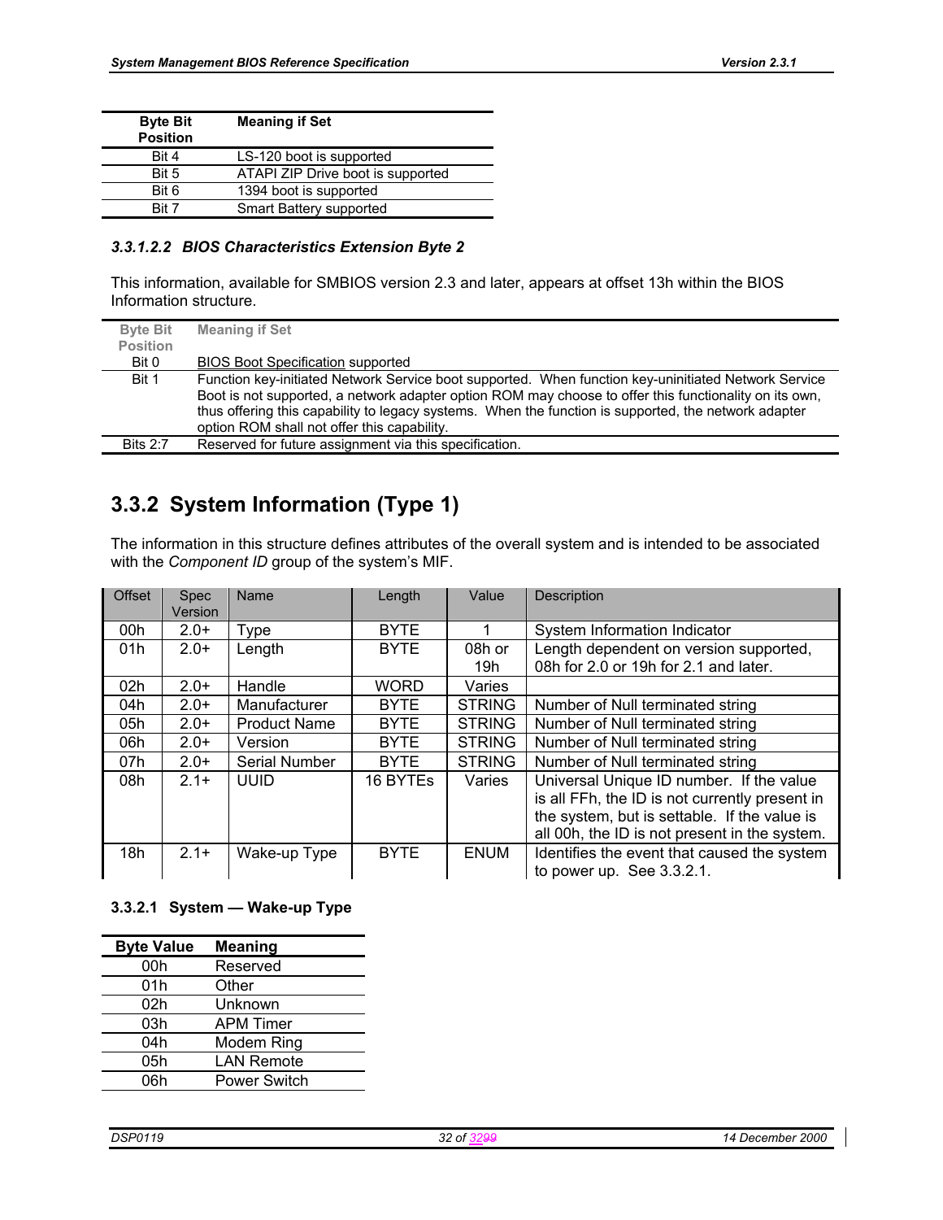| Byte Bit Position | Meaning if Set |
|---|---|
| Bit 4 | LS-120 boot is supported |
| Bit 5 | ATAPI ZIP Drive boot is supported |
| Bit 6 | 1394 boot is supported |
| Bit 7 | Smart Battery supported |

#### *3.3.1.2.2 BIOS Characteristics Extension Byte 2*

This information, available for SMBIOS version 2.3 and later, appears at offset 13h within the BIOS Information structure.

| Byte Bit Position | Meaning if Set |
|---|---|
| Bit 0 | BIOS Boot Specification supported |
| Bit 1 | Function key-initiated Network Service boot supported. When function key-uninitiated Network Service Boot is not supported, a network adapter option ROM may choose to offer this functionality on its own, thus offering this capability to legacy systems. When the function is supported, the network adapter option ROM shall not offer this capability. |
| Bits 2:7 | Reserved for future assignment via this specification. |

## 3.3.2 System Information (Type 1)

The information in this structure defines attributes of the overall system and is intended to be associated with the *Component ID* group of the system's MIF.

| Offset | Spec Version | Name | Length | Value | Description |
|---|---|---|---|---|---|
| 00h | 2.0+ | Type | BYTE | 1 | System Information Indicator |
| 01h | 2.0+ | Length | BYTE | 08h or 19h | Length dependent on version supported, 08h for 2.0 or 19h for 2.1 and later. |
| 02h | 2.0+ | Handle | WORD | Varies | |
| 04h | 2.0+ | Manufacturer | BYTE | STRING | Number of Null terminated string |
| 05h | 2.0+ | Product Name | BYTE | STRING | Number of Null terminated string |
| 06h | 2.0+ | Version | BYTE | STRING | Number of Null terminated string |
| 07h | 2.0+ | Serial Number | BYTE | STRING | Number of Null terminated string |
| 08h | 2.1+ | UUID | 16 BYTEs | Varies | Universal Unique ID number. If the value is all FFh, the ID is not currently present in the system, but is settable. If the value is all 00h, the ID is not present in the system. |
| 18h | 2.1+ | Wake-up Type | BYTE | ENUM | Identifies the event that caused the system to power up. See 3.3.2.1. |

### 3.3.2.1 System — Wake-up Type

| Byte Value | Meaning |
|---|---|
| 00h | Reserved |
| 01h | Other |
| 02h | Unknown |
| 03h | APM Timer |
| 04h | Modem Ring |
| 05h | LAN Remote |
| 06h | Power Switch |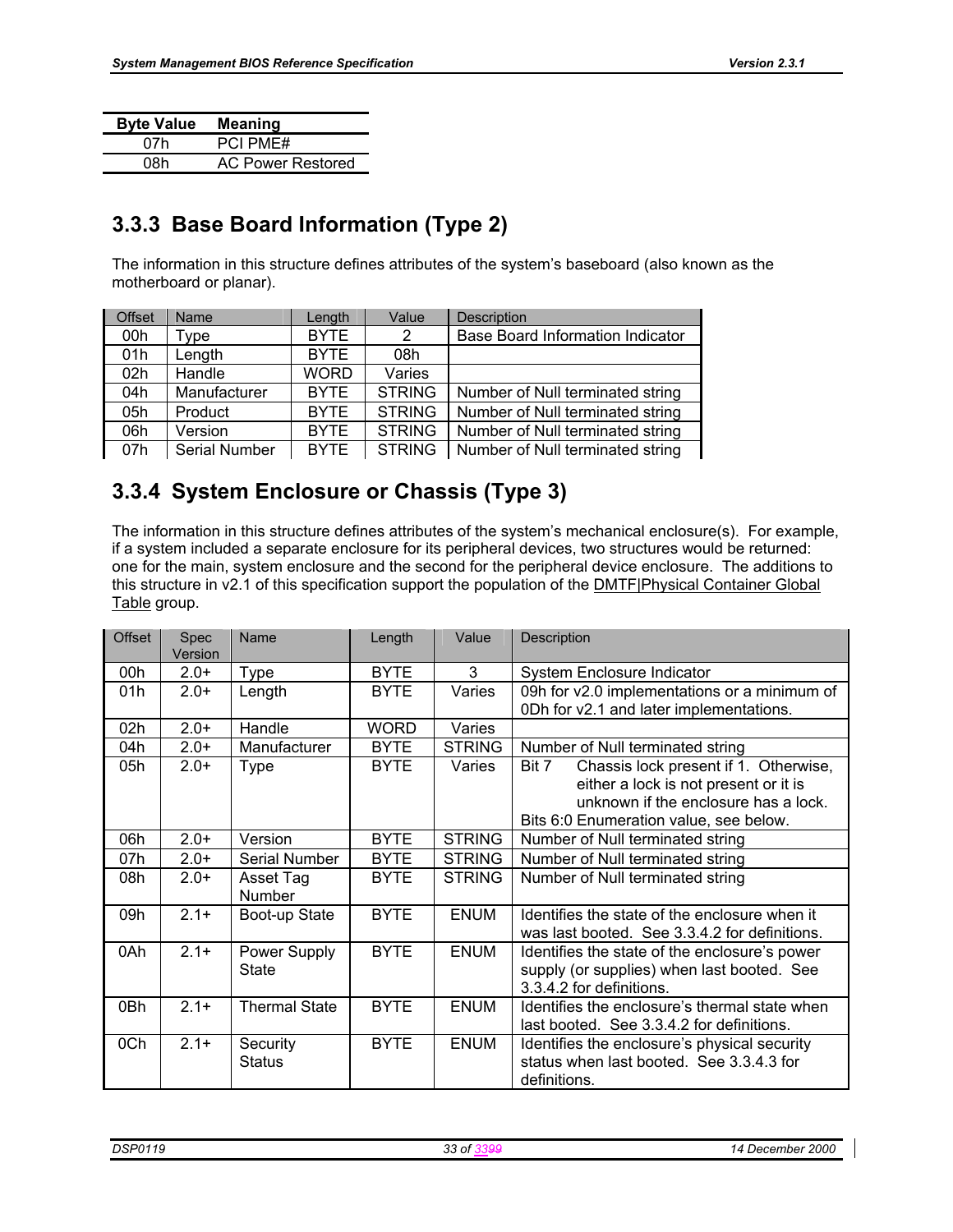| Byte Value | Meaning |
|---|---|
| 07h | PCI PME# |
| 08h | AC Power Restored |

### 3.3.3 Base Board Information (Type 2)

The information in this structure defines attributes of the system's baseboard (also known as the motherboard or planar).

| Offset | Name | Length | Value | Description |
|---|---|---|---|---|
| 00h | Type | BYTE | 2 | Base Board Information Indicator |
| 01h | Length | BYTE | 08h | |
| 02h | Handle | WORD | Varies | |
| 04h | Manufacturer | BYTE | STRING | Number of Null terminated string |
| 05h | Product | BYTE | STRING | Number of Null terminated string |
| 06h | Version | BYTE | STRING | Number of Null terminated string |
| 07h | Serial Number | BYTE | STRING | Number of Null terminated string |

### 3.3.4 System Enclosure or Chassis (Type 3)

The information in this structure defines attributes of the system's mechanical enclosure(s). For example, if a system included a separate enclosure for its peripheral devices, two structures would be returned: one for the main, system enclosure and the second for the peripheral device enclosure. The additions to this structure in v2.1 of this specification support the population of the DMTF|Physical Container Global Table group.

| Offset | Spec Version | Name | Length | Value | Description |
|---|---|---|---|---|---|
| 00h | 2.0+ | Type | BYTE | 3 | System Enclosure Indicator |
| 01h | 2.0+ | Length | BYTE | Varies | 09h for v2.0 implementations or a minimum of 0Dh for v2.1 and later implementations. |
| 02h | 2.0+ | Handle | WORD | Varies | |
| 04h | 2.0+ | Manufacturer | BYTE | STRING | Number of Null terminated string |
| 05h | 2.0+ | Type | BYTE | Varies | Bit 7 Chassis lock present if 1. Otherwise, either a lock is not present or it is unknown if the enclosure has a lock.<br>Bits 6:0 Enumeration value, see below. |
| 06h | 2.0+ | Version | BYTE | STRING | Number of Null terminated string |
| 07h | 2.0+ | Serial Number | BYTE | STRING | Number of Null terminated string |
| 08h | 2.0+ | Asset Tag Number | BYTE | STRING | Number of Null terminated string |
| 09h | 2.1+ | Boot-up State | BYTE | ENUM | Identifies the state of the enclosure when it was last booted. See 3.3.4.2 for definitions. |
| 0Ah | 2.1+ | Power Supply State | BYTE | ENUM | Identifies the state of the enclosure's power supply (or supplies) when last booted. See 3.3.4.2 for definitions. |
| 0Bh | 2.1+ | Thermal State | BYTE | ENUM | Identifies the enclosure's thermal state when last booted. See 3.3.4.2 for definitions. |
| 0Ch | 2.1+ | Security Status | BYTE | ENUM | Identifies the enclosure's physical security status when last booted. See 3.3.4.3 for definitions. |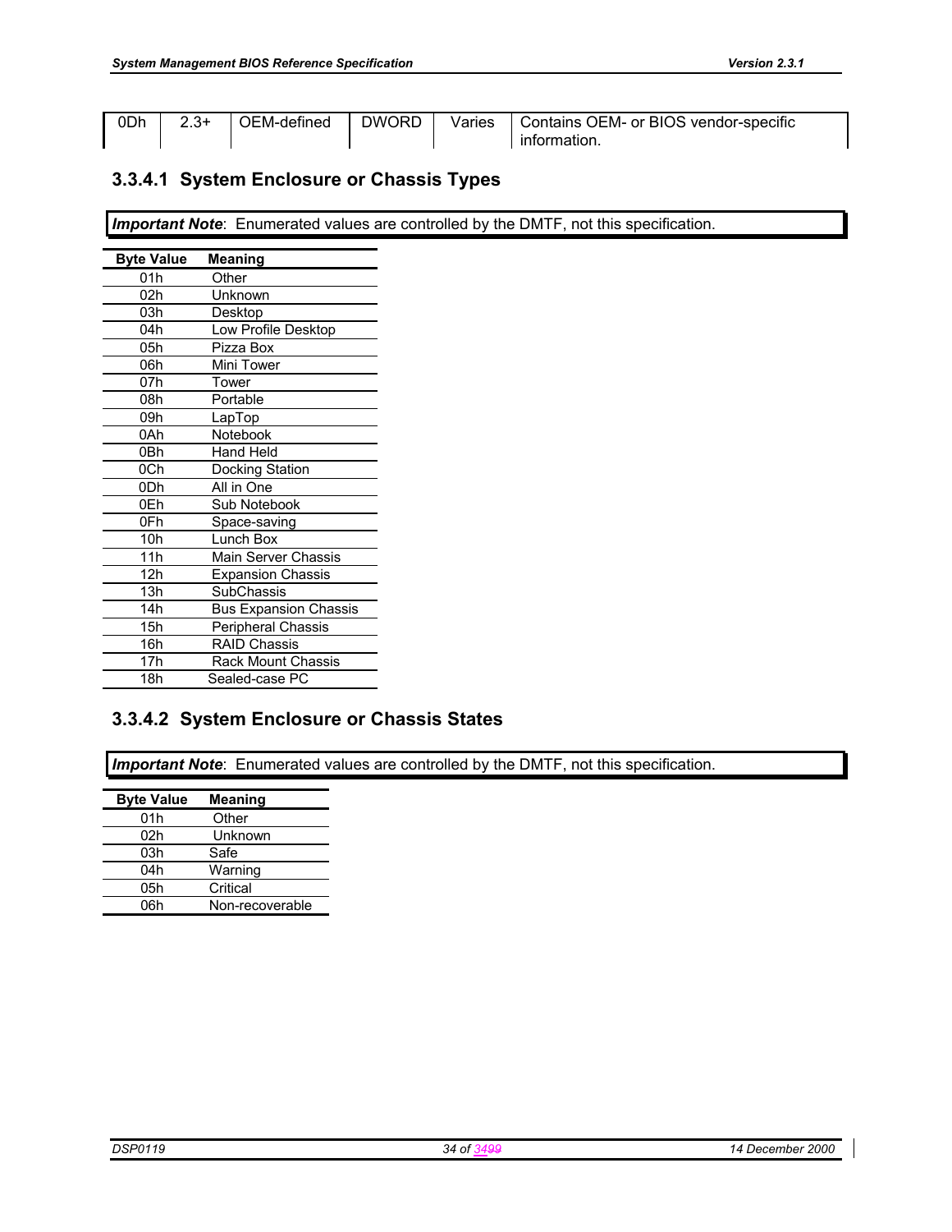| 0Dh | 2.3+ | OEM-defined | DWORD | Varies | Contains OEM- or BIOS vendor-specific information. |
|---|---|---|---|---|---|

### 3.3.4.1 System Enclosure or Chassis Types

***Important Note***: Enumerated values are controlled by the DMTF, not this specification.

| Byte Value | Meaning |
|---|---|
| 01h | Other |
| 02h | Unknown |
| 03h | Desktop |
| 04h | Low Profile Desktop |
| 05h | Pizza Box |
| 06h | Mini Tower |
| 07h | Tower |
| 08h | Portable |
| 09h | LapTop |
| 0Ah | Notebook |
| 0Bh | Hand Held |
| 0Ch | Docking Station |
| 0Dh | All in One |
| 0Eh | Sub Notebook |
| 0Fh | Space-saving |
| 10h | Lunch Box |
| 11h | Main Server Chassis |
| 12h | Expansion Chassis |
| 13h | SubChassis |
| 14h | Bus Expansion Chassis |
| 15h | Peripheral Chassis |
| 16h | RAID Chassis |
| 17h | Rack Mount Chassis |
| 18h | Sealed-case PC |

### 3.3.4.2 System Enclosure or Chassis States

***Important Note***: Enumerated values are controlled by the DMTF, not this specification.

| Byte Value | Meaning |
|---|---|
| 01h | Other |
| 02h | Unknown |
| 03h | Safe |
| 04h | Warning |
| 05h | Critical |
| 06h | Non-recoverable |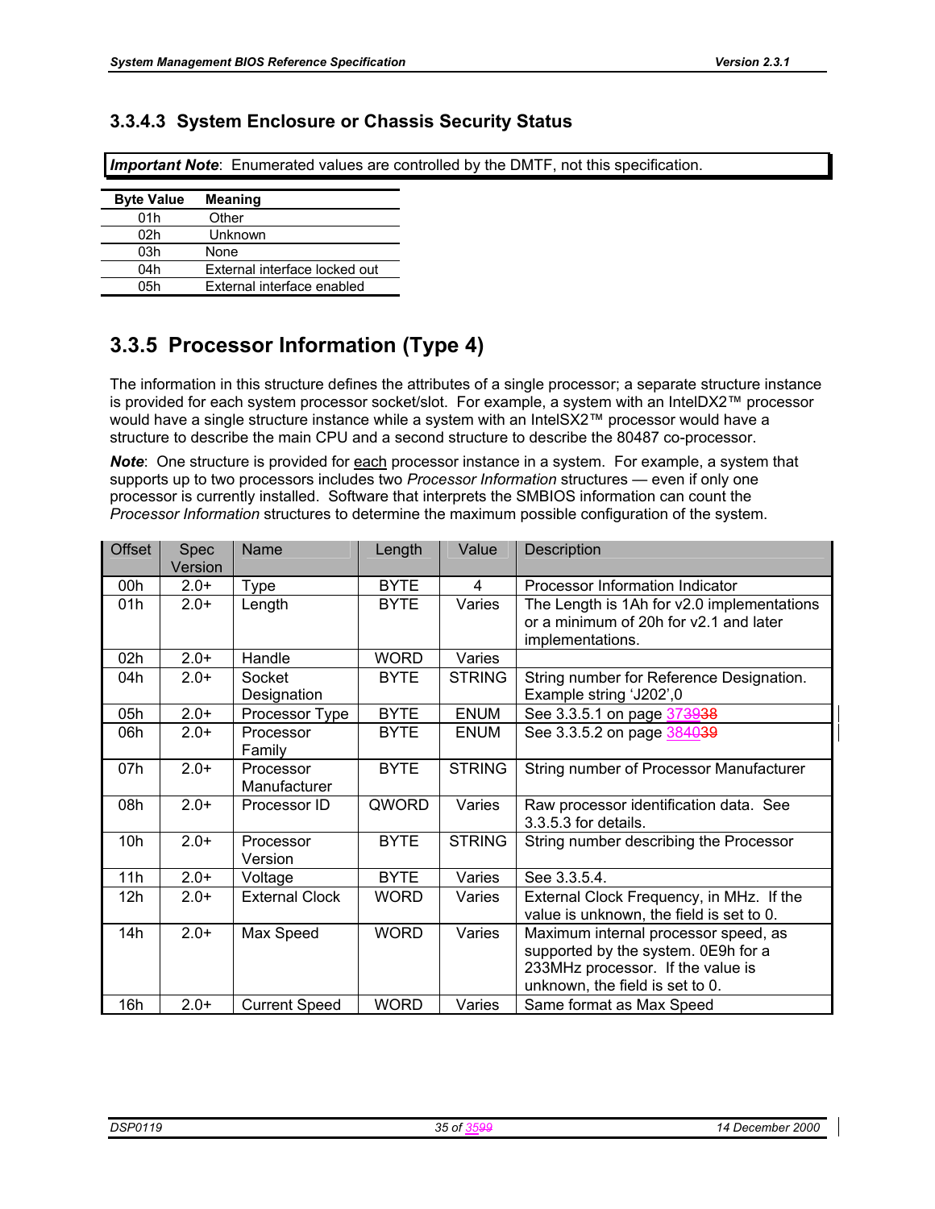### 3.3.4.3 System Enclosure or Chassis Security Status

***Important Note***: Enumerated values are controlled by the DMTF, not this specification.

| Byte Value | Meaning |
|---|---|
| 01h | Other |
| 02h | Unknown |
| 03h | None |
| 04h | External interface locked out |
| 05h | External interface enabled |

## 3.3.5 Processor Information (Type 4)

The information in this structure defines the attributes of a single processor; a separate structure instance is provided for each system processor socket/slot. For example, a system with an IntelDX2™ processor would have a single structure instance while a system with an IntelSX2™ processor would have a structure to describe the main CPU and a second structure to describe the 80487 co-processor.

***Note***: One structure is provided for each processor instance in a system. For example, a system that supports up to two processors includes two *Processor Information* structures — even if only one processor is currently installed. Software that interprets the SMBIOS information can count the *Processor Information* structures to determine the maximum possible configuration of the system.

| Offset | Spec Version | Name | Length | Value | Description |
|---|---|---|---|---|---|
| 00h | 2.0+ | Type | BYTE | 4 | Processor Information Indicator |
| 01h | 2.0+ | Length | BYTE | Varies | The Length is 1Ah for v2.0 implementations or a minimum of 20h for v2.1 and later implementations. |
| 02h | 2.0+ | Handle | WORD | Varies | |
| 04h | 2.0+ | Socket Designation | BYTE | STRING | String number for Reference Designation. Example string 'J202',0 |
| 05h | 2.0+ | Processor Type | BYTE | ENUM | See 3.3.5.1 on page 373938 |
| 06h | 2.0+ | Processor Family | BYTE | ENUM | See 3.3.5.2 on page 384039 |
| 07h | 2.0+ | Processor Manufacturer | BYTE | STRING | String number of Processor Manufacturer |
| 08h | 2.0+ | Processor ID | QWORD | Varies | Raw processor identification data. See 3.3.5.3 for details. |
| 10h | 2.0+ | Processor Version | BYTE | STRING | String number describing the Processor |
| 11h | 2.0+ | Voltage | BYTE | Varies | See 3.3.5.4. |
| 12h | 2.0+ | External Clock | WORD | Varies | External Clock Frequency, in MHz. If the value is unknown, the field is set to 0. |
| 14h | 2.0+ | Max Speed | WORD | Varies | Maximum internal processor speed, as supported by the system. 0E9h for a 233MHz processor. If the value is unknown, the field is set to 0. |
| 16h | 2.0+ | Current Speed | WORD | Varies | Same format as Max Speed |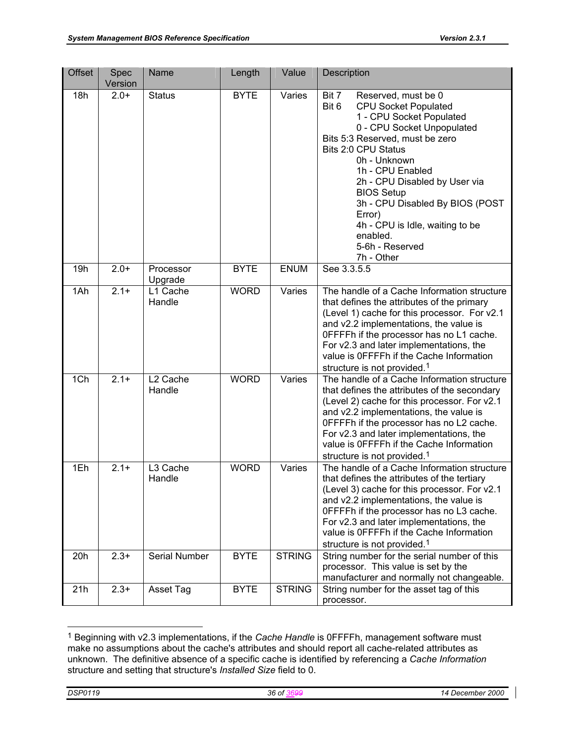| Offset | Spec Version | Name | Length | Value | Description |
|---|---|---|---|---|---|
| 18h | 2.0+ | Status | BYTE | Varies | Bit 7 Reserved, must be 0<br>Bit 6 CPU Socket Populated<br>1 - CPU Socket Populated<br>0 - CPU Socket Unpopulated<br>Bits 5:3 Reserved, must be zero<br>Bits 2:0 CPU Status<br>0h - Unknown<br>1h - CPU Enabled<br>2h - CPU Disabled by User via BIOS Setup<br>3h - CPU Disabled By BIOS (POST Error)<br>4h - CPU is Idle, waiting to be enabled.<br>5-6h - Reserved<br>7h - Other |
| 19h | 2.0+ | Processor Upgrade | BYTE | ENUM | See 3.3.5.5 |
| 1Ah | 2.1+ | L1 Cache Handle | WORD | Varies | The handle of a Cache Information structure that defines the attributes of the primary (Level 1) cache for this processor. For v2.1 and v2.2 implementations, the value is 0FFFFh if the processor has no L1 cache. For v2.3 and later implementations, the value is 0FFFFh if the Cache Information structure is not provided.[1] |
| 1Ch | 2.1+ | L2 Cache Handle | WORD | Varies | The handle of a Cache Information structure that defines the attributes of the secondary (Level 2) cache for this processor. For v2.1 and v2.2 implementations, the value is 0FFFFh if the processor has no L2 cache. For v2.3 and later implementations, the value is 0FFFFh if the Cache Information structure is not provided.[1] |
| 1Eh | 2.1+ | L3 Cache Handle | WORD | Varies | The handle of a Cache Information structure that defines the attributes of the tertiary (Level 3) cache for this processor. For v2.1 and v2.2 implementations, the value is 0FFFFh if the processor has no L3 cache. For v2.3 and later implementations, the value is 0FFFFh if the Cache Information structure is not provided.[1] |
| 20h | 2.3+ | Serial Number | BYTE | STRING | String number for the serial number of this processor. This value is set by the manufacturer and normally not changeable. |
| 21h | 2.3+ | Asset Tag | BYTE | STRING | String number for the asset tag of this processor. |

[1] Beginning with v2.3 implementations, if the *Cache Handle* is 0FFFFh, management software must make no assumptions about the cache's attributes and should report all cache-related attributes as unknown. The definitive absence of a specific cache is identified by referencing a *Cache Information* structure and setting that structure's *Installed Size* field to 0.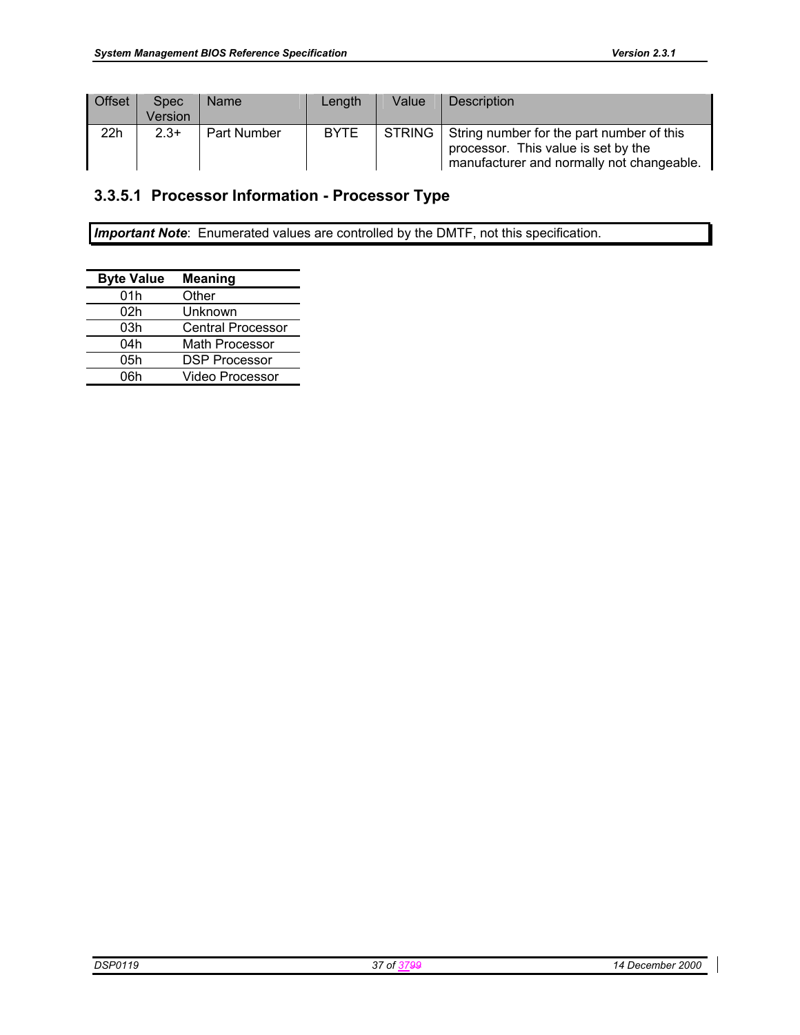| Offset | Spec Version | Name | Length | Value | Description |
|---|---|---|---|---|---|
| 22h | 2.3+ | Part Number | BYTE | STRING | String number for the part number of this processor. This value is set by the manufacturer and normally not changeable. |

### 3.3.5.1 Processor Information - Processor Type

***Important Note***: Enumerated values are controlled by the DMTF, not this specification.

| Byte Value | Meaning |
|---|---|
| 01h | Other |
| 02h | Unknown |
| 03h | Central Processor |
| 04h | Math Processor |
| 05h | DSP Processor |
| 06h | Video Processor |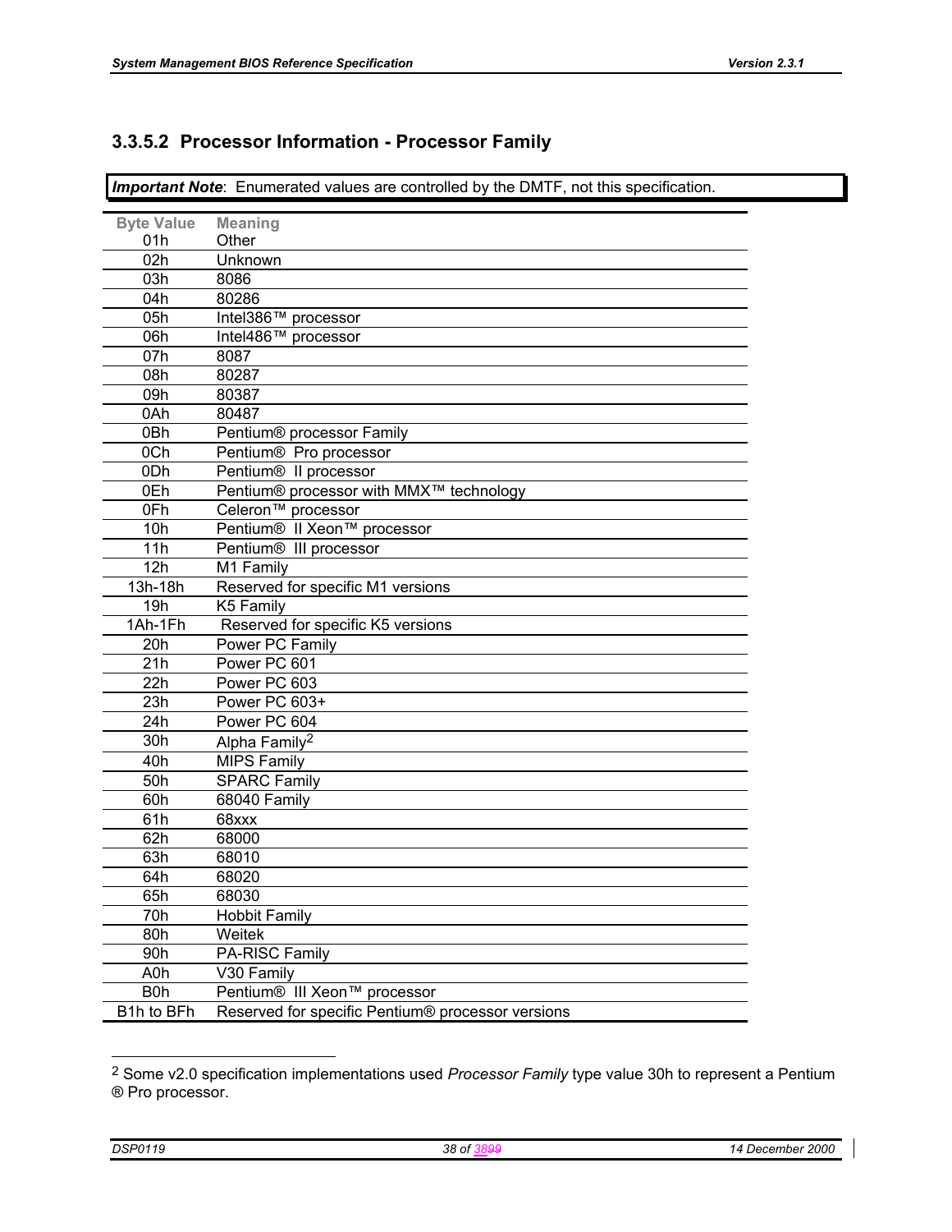### 3.3.5.2 Processor Information - Processor Family

***Important Note***: Enumerated values are controlled by the DMTF, not this specification.

| Byte Value | Meaning |
|---|---|
| 01h | Other |
| 02h | Unknown |
| 03h | 8086 |
| 04h | 80286 |
| 05h | Intel386™ processor |
| 06h | Intel486™ processor |
| 07h | 8087 |
| 08h | 80287 |
| 09h | 80387 |
| 0Ah | 80487 |
| 0Bh | Pentium® processor Family |
| 0Ch | Pentium® Pro processor |
| 0Dh | Pentium® II processor |
| 0Eh | Pentium® processor with MMX™ technology |
| 0Fh | Celeron™ processor |
| 10h | Pentium® II Xeon™ processor |
| 11h | Pentium® III processor |
| 12h | M1 Family |
| 13h-18h | Reserved for specific M1 versions |
| 19h | K5 Family |
| 1Ah-1Fh | Reserved for specific K5 versions |
| 20h | Power PC Family |
| 21h | Power PC 601 |
| 22h | Power PC 603 |
| 23h | Power PC 603+ |
| 24h | Power PC 604 |
| 30h | Alpha Family[2] |
| 40h | MIPS Family |
| 50h | SPARC Family |
| 60h | 68040 Family |
| 61h | 68xxx |
| 62h | 68000 |
| 63h | 68010 |
| 64h | 68020 |
| 65h | 68030 |
| 70h | Hobbit Family |
| 80h | Weitek |
| 90h | PA-RISC Family |
| A0h | V30 Family |
| B0h | Pentium® III Xeon™ processor |
| B1h to BFh | Reserved for specific Pentium® processor versions |

[2] Some v2.0 specification implementations used *Processor Family* type value 30h to represent a Pentium ® Pro processor.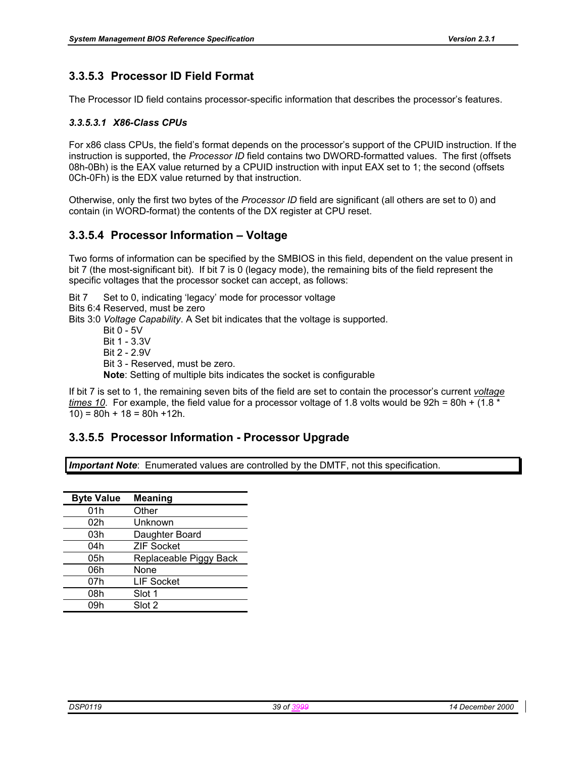### 3.3.5.3 Processor ID Field Format

The Processor ID field contains processor-specific information that describes the processor's features.

#### *3.3.5.3.1 X86-Class CPUs*

For x86 class CPUs, the field's format depends on the processor's support of the CPUID instruction. If the instruction is supported, the *Processor ID* field contains two DWORD-formatted values. The first (offsets 08h-0Bh) is the EAX value returned by a CPUID instruction with input EAX set to 1; the second (offsets 0Ch-0Fh) is the EDX value returned by that instruction.

Otherwise, only the first two bytes of the *Processor ID* field are significant (all others are set to 0) and contain (in WORD-format) the contents of the DX register at CPU reset.

### 3.3.5.4 Processor Information – Voltage

Two forms of information can be specified by the SMBIOS in this field, dependent on the value present in bit 7 (the most-significant bit). If bit 7 is 0 (legacy mode), the remaining bits of the field represent the specific voltages that the processor socket can accept, as follows:

Bit 7 Set to 0, indicating 'legacy' mode for processor voltage
Bits 6:4 Reserved, must be zero
Bits 3:0 *Voltage Capability*. A Set bit indicates that the voltage is supported.
- Bit 0 - 5V
- Bit 1 - 3.3V
- Bit 2 - 2.9V
- Bit 3 - Reserved, must be zero.

**Note**: Setting of multiple bits indicates the socket is configurable

If bit 7 is set to 1, the remaining seven bits of the field are set to contain the processor's current *voltage times 10*. For example, the field value for a processor voltage of 1.8 volts would be 92h = 80h + (1.8 * 10) = 80h + 18 = 80h +12h.

### 3.3.5.5 Processor Information - Processor Upgrade

***Important Note***: Enumerated values are controlled by the DMTF, not this specification.

| Byte Value | Meaning |
|---|---|
| 01h | Other |
| 02h | Unknown |
| 03h | Daughter Board |
| 04h | ZIF Socket |
| 05h | Replaceable Piggy Back |
| 06h | None |
| 07h | LIF Socket |
| 08h | Slot 1 |
| 09h | Slot 2 |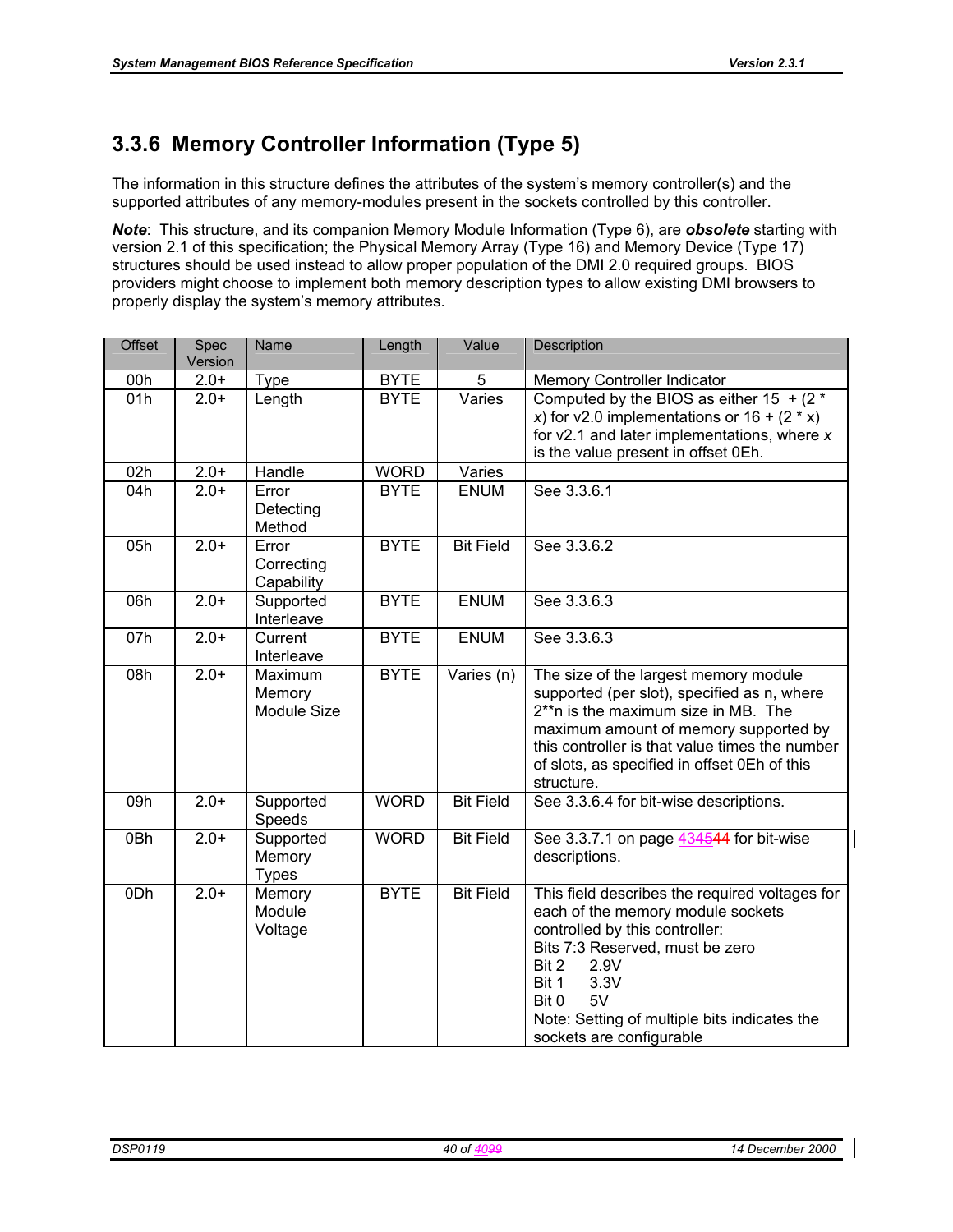## 3.3.6 Memory Controller Information (Type 5)

The information in this structure defines the attributes of the system's memory controller(s) and the supported attributes of any memory-modules present in the sockets controlled by this controller.

***Note***: This structure, and its companion Memory Module Information (Type 6), are ***obsolete*** starting with version 2.1 of this specification; the Physical Memory Array (Type 16) and Memory Device (Type 17) structures should be used instead to allow proper population of the DMI 2.0 required groups. BIOS providers might choose to implement both memory description types to allow existing DMI browsers to properly display the system's memory attributes.

| Offset | Spec Version | Name | Length | Value | Description |
|---|---|---|---|---|---|
| 00h | 2.0+ | Type | BYTE | 5 | Memory Controller Indicator |
| 01h | 2.0+ | Length | BYTE | Varies | Computed by the BIOS as either 15 + (2 * *x*) for v2.0 implementations or 16 + (2 * x) for v2.1 and later implementations, where *x* is the value present in offset 0Eh. |
| 02h | 2.0+ | Handle | WORD | Varies | |
| 04h | 2.0+ | Error Detecting Method | BYTE | ENUM | See 3.3.6.1 |
| 05h | 2.0+ | Error Correcting Capability | BYTE | Bit Field | See 3.3.6.2 |
| 06h | 2.0+ | Supported Interleave | BYTE | ENUM | See 3.3.6.3 |
| 07h | 2.0+ | Current Interleave | BYTE | ENUM | See 3.3.6.3 |
| 08h | 2.0+ | Maximum Memory Module Size | BYTE | Varies (n) | The size of the largest memory module supported (per slot), specified as n, where 2**n is the maximum size in MB. The maximum amount of memory supported by this controller is that value times the number of slots, as specified in offset 0Eh of this structure. |
| 09h | 2.0+ | Supported Speeds | WORD | Bit Field | See 3.3.6.4 for bit-wise descriptions. |
| 0Bh | 2.0+ | Supported Memory Types | WORD | Bit Field | See 3.3.7.1 on page 434544 for bit-wise descriptions. |
| 0Dh | 2.0+ | Memory Module Voltage | BYTE | Bit Field | This field describes the required voltages for each of the memory module sockets controlled by this controller:<br>Bits 7:3 Reserved, must be zero<br>Bit 2 2.9V<br>Bit 1 3.3V<br>Bit 0 5V<br>Note: Setting of multiple bits indicates the sockets are configurable |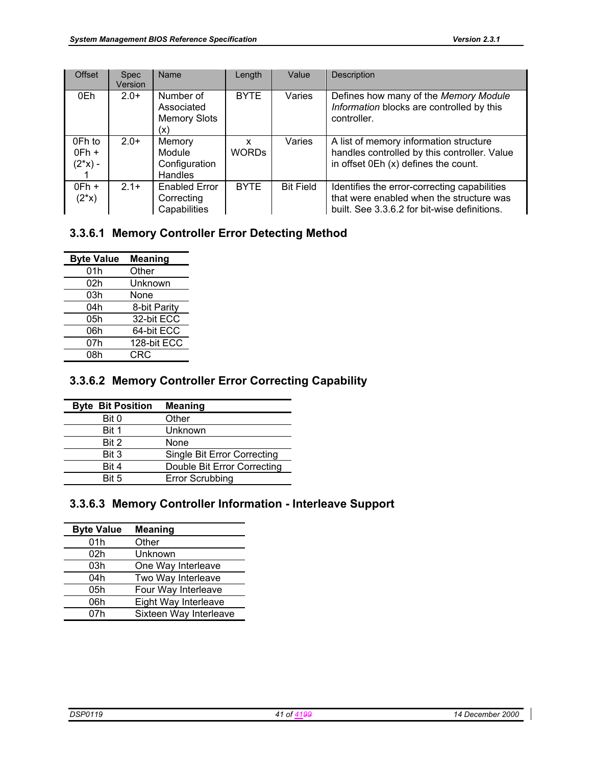| Offset | Spec Version | Name | Length | Value | Description |
|---|---|---|---|---|---|
| 0Eh | 2.0+ | Number of Associated Memory Slots (x) | BYTE | Varies | Defines how many of the *Memory Module Information* blocks are controlled by this controller. |
| 0Fh to 0Fh + (2*x) - 1 | 2.0+ | Memory Module Configuration Handles | x WORDs | Varies | A list of memory information structure handles controlled by this controller. Value in offset 0Eh (x) defines the count. |
| 0Fh + (2*x) | 2.1+ | Enabled Error Correcting Capabilities | BYTE | Bit Field | Identifies the error-correcting capabilities that were enabled when the structure was built. See 3.3.6.2 for bit-wise definitions. |

### 3.3.6.1 Memory Controller Error Detecting Method

| Byte Value | Meaning |
|---|---|
| 01h | Other |
| 02h | Unknown |
| 03h | None |
| 04h | 8-bit Parity |
| 05h | 32-bit ECC |
| 06h | 64-bit ECC |
| 07h | 128-bit ECC |
| 08h | CRC |

### 3.3.6.2 Memory Controller Error Correcting Capability

| Byte Bit Position | Meaning |
|---|---|
| Bit 0 | Other |
| Bit 1 | Unknown |
| Bit 2 | None |
| Bit 3 | Single Bit Error Correcting |
| Bit 4 | Double Bit Error Correcting |
| Bit 5 | Error Scrubbing |

### 3.3.6.3 Memory Controller Information - Interleave Support

| Byte Value | Meaning |
|---|---|
| 01h | Other |
| 02h | Unknown |
| 03h | One Way Interleave |
| 04h | Two Way Interleave |
| 05h | Four Way Interleave |
| 06h | Eight Way Interleave |
| 07h | Sixteen Way Interleave |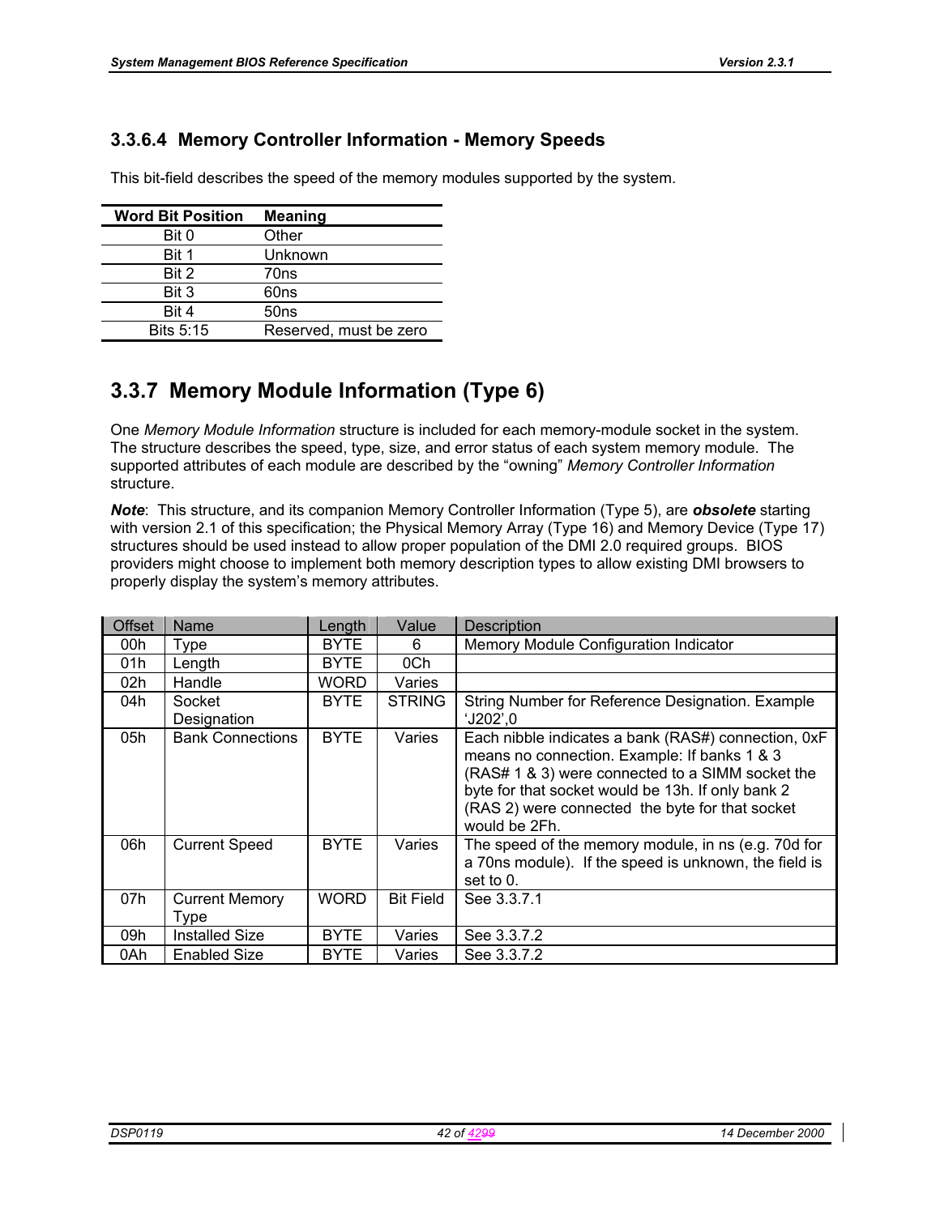### 3.3.6.4 Memory Controller Information - Memory Speeds

This bit-field describes the speed of the memory modules supported by the system.

| Word Bit Position | Meaning |
|---|---|
| Bit 0 | Other |
| Bit 1 | Unknown |
| Bit 2 | 70ns |
| Bit 3 | 60ns |
| Bit 4 | 50ns |
| Bits 5:15 | Reserved, must be zero |

## 3.3.7 Memory Module Information (Type 6)

One *Memory Module Information* structure is included for each memory-module socket in the system. The structure describes the speed, type, size, and error status of each system memory module. The supported attributes of each module are described by the "owning" *Memory Controller Information* structure.

***Note***: This structure, and its companion Memory Controller Information (Type 5), are ***obsolete*** starting with version 2.1 of this specification; the Physical Memory Array (Type 16) and Memory Device (Type 17) structures should be used instead to allow proper population of the DMI 2.0 required groups. BIOS providers might choose to implement both memory description types to allow existing DMI browsers to properly display the system's memory attributes.

| Offset | Name | Length | Value | Description |
|---|---|---|---|---|
| 00h | Type | BYTE | 6 | Memory Module Configuration Indicator |
| 01h | Length | BYTE | 0Ch | |
| 02h | Handle | WORD | Varies | |
| 04h | Socket Designation | BYTE | STRING | String Number for Reference Designation. Example 'J202',0 |
| 05h | Bank Connections | BYTE | Varies | Each nibble indicates a bank (RAS#) connection, 0xF means no connection. Example: If banks 1 & 3 (RAS# 1 & 3) were connected to a SIMM socket the byte for that socket would be 13h. If only bank 2 (RAS 2) were connected the byte for that socket would be 2Fh. |
| 06h | Current Speed | BYTE | Varies | The speed of the memory module, in ns (e.g. 70d for a 70ns module). If the speed is unknown, the field is set to 0. |
| 07h | Current Memory Type | WORD | Bit Field | See 3.3.7.1 |
| 09h | Installed Size | BYTE | Varies | See 3.3.7.2 |
| 0Ah | Enabled Size | BYTE | Varies | See 3.3.7.2 |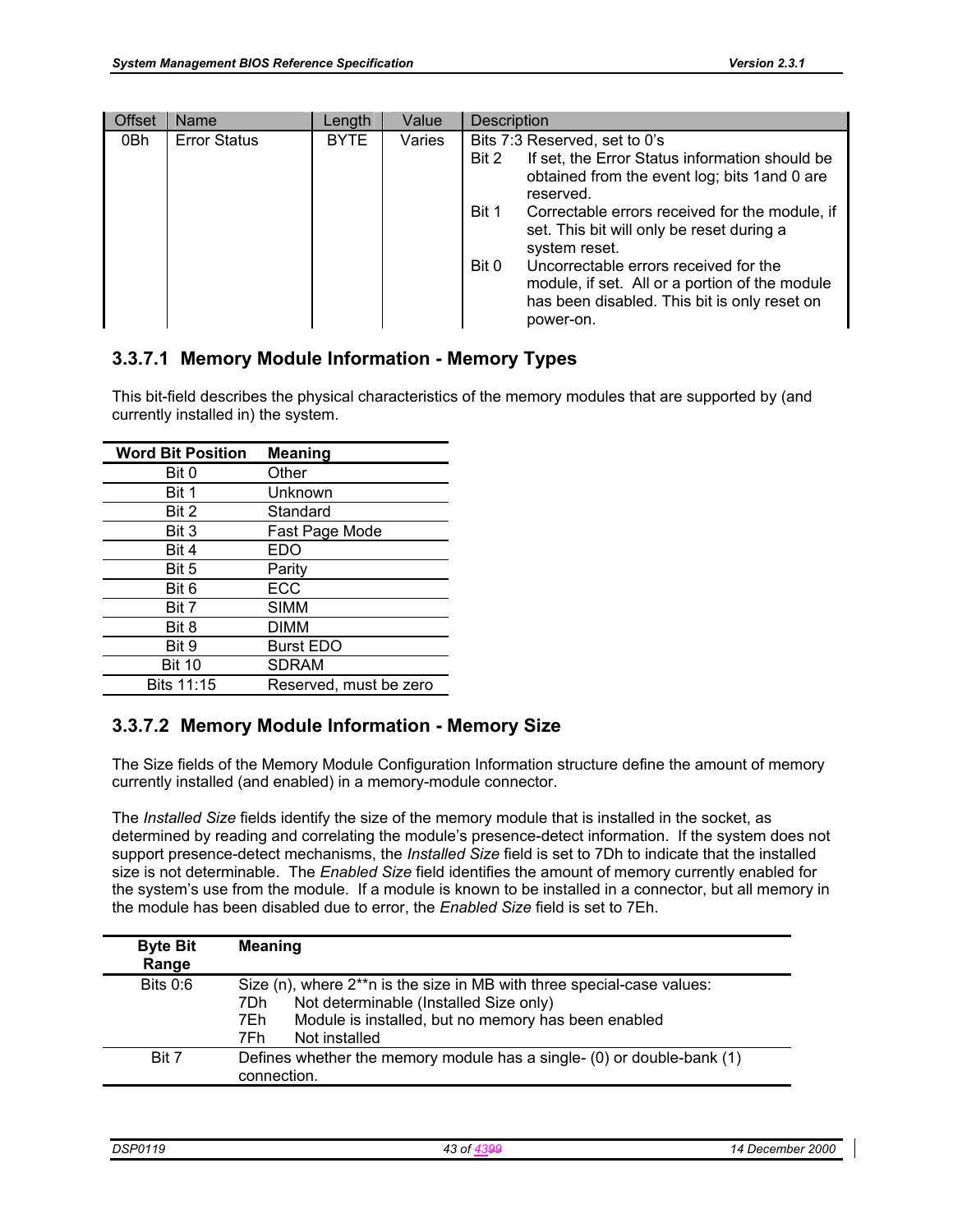| Offset | Name | Length | Value | Description |
|---|---|---|---|---|
| 0Bh | Error Status | BYTE | Varies | Bits 7:3 Reserved, set to 0's<br>Bit 2 If set, the Error Status information should be obtained from the event log; bits 1and 0 are reserved.<br>Bit 1 Correctable errors received for the module, if set. This bit will only be reset during a system reset.<br>Bit 0 Uncorrectable errors received for the module, if set. All or a portion of the module has been disabled. This bit is only reset on power-on. |

### 3.3.7.1 Memory Module Information - Memory Types

This bit-field describes the physical characteristics of the memory modules that are supported by (and currently installed in) the system.

| Word Bit Position | Meaning |
|---|---|
| Bit 0 | Other |
| Bit 1 | Unknown |
| Bit 2 | Standard |
| Bit 3 | Fast Page Mode |
| Bit 4 | EDO |
| Bit 5 | Parity |
| Bit 6 | ECC |
| Bit 7 | SIMM |
| Bit 8 | DIMM |
| Bit 9 | Burst EDO |
| Bit 10 | SDRAM |
| Bits 11:15 | Reserved, must be zero |

### 3.3.7.2 Memory Module Information - Memory Size

The Size fields of the Memory Module Configuration Information structure define the amount of memory currently installed (and enabled) in a memory-module connector.

The *Installed Size* fields identify the size of the memory module that is installed in the socket, as determined by reading and correlating the module's presence-detect information. If the system does not support presence-detect mechanisms, the *Installed Size* field is set to 7Dh to indicate that the installed size is not determinable. The *Enabled Size* field identifies the amount of memory currently enabled for the system's use from the module. If a module is known to be installed in a connector, but all memory in the module has been disabled due to error, the *Enabled Size* field is set to 7Eh.

| Byte Bit Range | Meaning |
|---|---|
| Bits 0:6 | Size (n), where 2**n is the size in MB with three special-case values:<br>7Dh Not determinable (Installed Size only)<br>7Eh Module is installed, but no memory has been enabled<br>7Fh Not installed |
| Bit 7 | Defines whether the memory module has a single- (0) or double-bank (1) connection. |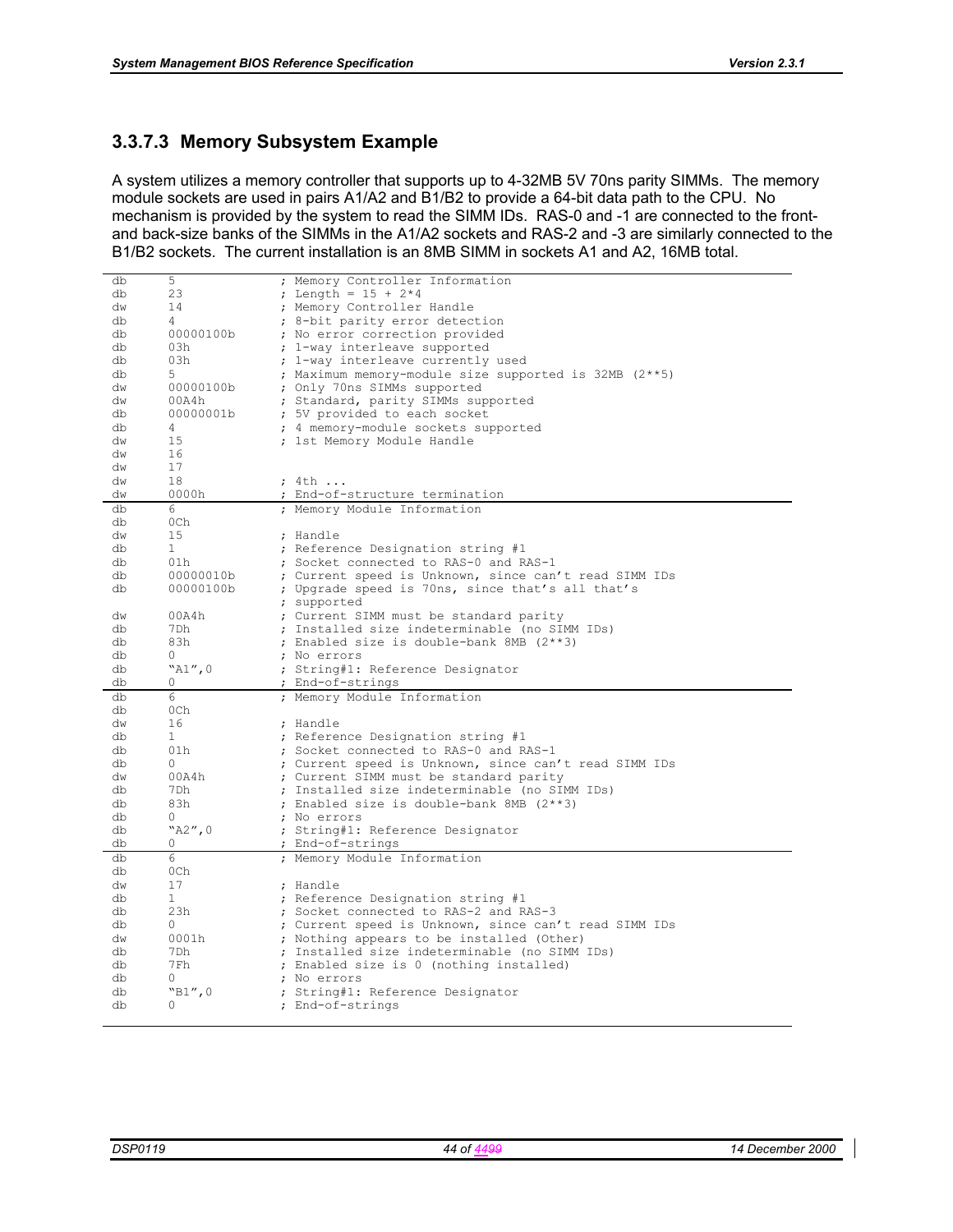### 3.3.7.3 Memory Subsystem Example

A system utilizes a memory controller that supports up to 4-32MB 5V 70ns parity SIMMs. The memory module sockets are used in pairs A1/A2 and B1/B2 to provide a 64-bit data path to the CPU. No mechanism is provided by the system to read the SIMM IDs. RAS-0 and -1 are connected to the front- and back-size banks of the SIMMs in the A1/A2 sockets and RAS-2 and -3 are similarly connected to the B1/B2 sockets. The current installation is an 8MB SIMM in sockets A1 and A2, 16MB total.

```
db      5               ; Memory Controller Information
db      23              ; Length = 15 + 2*4
dw      14              ; Memory Controller Handle
db      4               ; 8-bit parity error detection
db      00000100b       ; No error correction provided
db      03h             ; 1-way interleave supported
db      03h             ; 1-way interleave currently used
db      5               ; Maximum memory-module size supported is 32MB (2**5)
dw      00000100b       ; Only 70ns SIMMs supported
dw      00A4h           ; Standard, parity SIMMs supported
db      00000001b       ; 5V provided to each socket
db      4               ; 4 memory-module sockets supported
dw      15              ; 1st Memory Module Handle
dw      16
dw      17
dw      18              ; 4th ...
dw      0000h           ; End-of-structure termination
```

```
db      6               ; Memory Module Information
db      0Ch
dw      15              ; Handle
db      1               ; Reference Designation string #1
db      01h             ; Socket connected to RAS-0 and RAS-1
db      00000010b       ; Current speed is Unknown, since can't read SIMM IDs
db      00000100b       ; Upgrade speed is 70ns, since that's all that's
                        ; supported
dw      00A4h           ; Current SIMM must be standard parity
db      7Dh             ; Installed size indeterminable (no SIMM IDs)
db      83h             ; Enabled size is double-bank 8MB (2**3)
db      0               ; No errors
db      "A1",0          ; String#1: Reference Designator
db      0               ; End-of-strings
```

```
db      6               ; Memory Module Information
db      0Ch
dw      16              ; Handle
db      1               ; Reference Designation string #1
db      01h             ; Socket connected to RAS-0 and RAS-1
db      0               ; Current speed is Unknown, since can't read SIMM IDs
dw      00A4h           ; Current SIMM must be standard parity
db      7Dh             ; Installed size indeterminable (no SIMM IDs)
db      83h             ; Enabled size is double-bank 8MB (2**3)
db      0               ; No errors
db      "A2",0          ; String#1: Reference Designator
db      0               ; End-of-strings
```

```
db      6               ; Memory Module Information
db      0Ch
dw      17              ; Handle
db      1               ; Reference Designation string #1
db      23h             ; Socket connected to RAS-2 and RAS-3
db      0               ; Current speed is Unknown, since can't read SIMM IDs
dw      0001h           ; Nothing appears to be installed (Other)
db      7Dh             ; Installed size indeterminable (no SIMM IDs)
db      7Fh             ; Enabled size is 0 (nothing installed)
db      0               ; No errors
db      "B1",0          ; String#1: Reference Designator
db      0               ; End-of-strings
```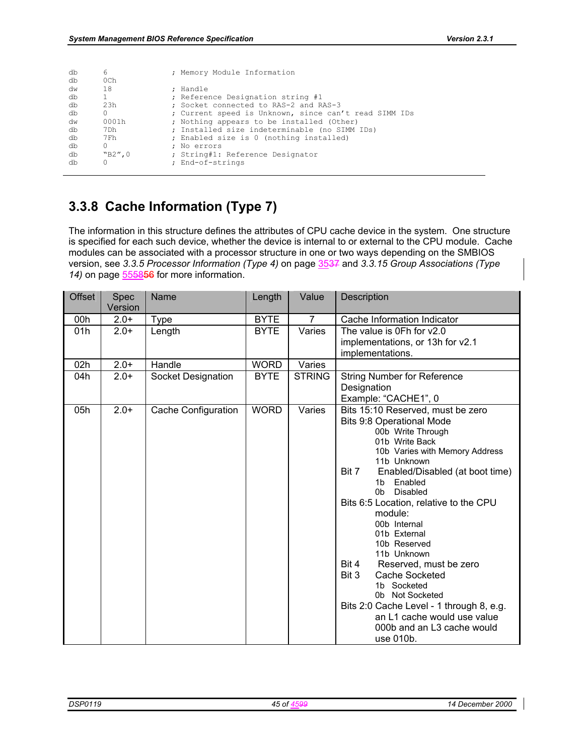```
db      6               ; Memory Module Information
db      0Ch
dw      18              ; Handle
db      1               ; Reference Designation string #1
db      23h             ; Socket connected to RAS-2 and RAS-3
db      0               ; Current speed is Unknown, since can't read SIMM IDs
dw      0001h           ; Nothing appears to be installed (Other)
db      7Dh             ; Installed size indeterminable (no SIMM IDs)
db      7Fh             ; Enabled size is 0 (nothing installed)
db      0               ; No errors
db      "B2",0          ; String#1: Reference Designator
db      0               ; End-of-strings
```

## 3.3.8 Cache Information (Type 7)

The information in this structure defines the attributes of CPU cache device in the system. One structure is specified for each such device, whether the device is internal to or external to the CPU module. Cache modules can be associated with a processor structure in one or two ways depending on the SMBIOS version, see *3.3.5 Processor Information (Type 4)* on page 3537 and *3.3.15 Group Associations (Type 14)* on page 555856 for more information.

| Offset | Spec Version | Name | Length | Value | Description |
|---|---|---|---|---|---|
| 00h | 2.0+ | Type | BYTE | 7 | Cache Information Indicator |
| 01h | 2.0+ | Length | BYTE | Varies | The value is 0Fh for v2.0 implementations, or 13h for v2.1 implementations. |
| 02h | 2.0+ | Handle | WORD | Varies | |
| 04h | 2.0+ | Socket Designation | BYTE | STRING | String Number for Reference Designation<br>Example: "CACHE1", 0 |
| 05h | 2.0+ | Cache Configuration | WORD | Varies | Bits 15:10 Reserved, must be zero<br>Bits 9:8 Operational Mode<br>00b Write Through<br>01b Write Back<br>10b Varies with Memory Address<br>11b Unknown<br>Bit 7 Enabled/Disabled (at boot time)<br>1b Enabled<br>0b Disabled<br>Bits 6:5 Location, relative to the CPU module:<br>00b Internal<br>01b External<br>10b Reserved<br>11b Unknown<br>Bit 4 Reserved, must be zero<br>Bit 3 Cache Socketed<br>1b Socketed<br>0b Not Socketed<br>Bits 2:0 Cache Level - 1 through 8, e.g. an L1 cache would use value 000b and an L3 cache would use 010b. |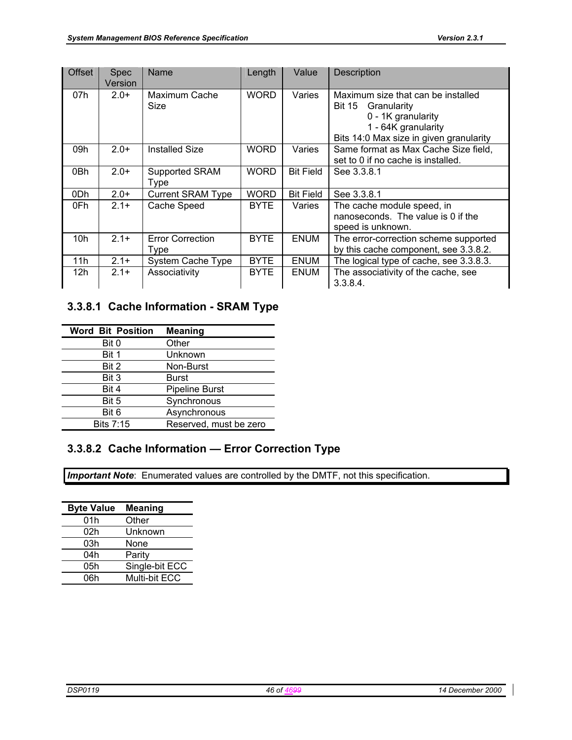| Offset | Spec Version | Name | Length | Value | Description |
| --- | --- | --- | --- | --- | --- |
| 07h | 2.0+ | Maximum Cache Size | WORD | Varies | Maximum size that can be installed<br>Bit 15 Granularity<br>0 - 1K granularity<br>1 - 64K granularity<br>Bits 14:0 Max size in given granularity |
| 09h | 2.0+ | Installed Size | WORD | Varies | Same format as Max Cache Size field, set to 0 if no cache is installed. |
| 0Bh | 2.0+ | Supported SRAM Type | WORD | Bit Field | See 3.3.8.1 |
| 0Dh | 2.0+ | Current SRAM Type | WORD | Bit Field | See 3.3.8.1 |
| 0Fh | 2.1+ | Cache Speed | BYTE | Varies | The cache module speed, in nanoseconds. The value is 0 if the speed is unknown. |
| 10h | 2.1+ | Error Correction Type | BYTE | ENUM | The error-correction scheme supported by this cache component, see 3.3.8.2. |
| 11h | 2.1+ | System Cache Type | BYTE | ENUM | The logical type of cache, see 3.3.8.3. |
| 12h | 2.1+ | Associativity | BYTE | ENUM | The associativity of the cache, see 3.3.8.4. |

### 3.3.8.1 Cache Information - SRAM Type

| Word Bit Position | Meaning |
| --- | --- |
| Bit 0 | Other |
| Bit 1 | Unknown |
| Bit 2 | Non-Burst |
| Bit 3 | Burst |
| Bit 4 | Pipeline Burst |
| Bit 5 | Synchronous |
| Bit 6 | Asynchronous |
| Bits 7:15 | Reserved, must be zero |

### 3.3.8.2 Cache Information — Error Correction Type

***Important Note***: Enumerated values are controlled by the DMTF, not this specification.

| Byte Value | Meaning |
| --- | --- |
| 01h | Other |
| 02h | Unknown |
| 03h | None |
| 04h | Parity |
| 05h | Single-bit ECC |
| 06h | Multi-bit ECC |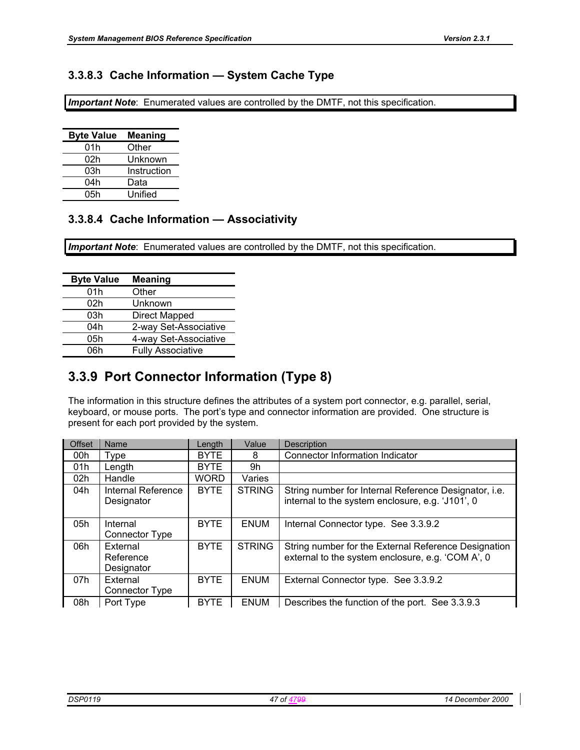### 3.3.8.3 Cache Information — System Cache Type

***Important Note***: Enumerated values are controlled by the DMTF, not this specification.

| Byte Value | Meaning |
|---|---|
| 01h | Other |
| 02h | Unknown |
| 03h | Instruction |
| 04h | Data |
| 05h | Unified |

### 3.3.8.4 Cache Information — Associativity

***Important Note***: Enumerated values are controlled by the DMTF, not this specification.

| Byte Value | Meaning |
|---|---|
| 01h | Other |
| 02h | Unknown |
| 03h | Direct Mapped |
| 04h | 2-way Set-Associative |
| 05h | 4-way Set-Associative |
| 06h | Fully Associative |

## 3.3.9 Port Connector Information (Type 8)

The information in this structure defines the attributes of a system port connector, e.g. parallel, serial, keyboard, or mouse ports. The port's type and connector information are provided. One structure is present for each port provided by the system.

| Offset | Name | Length | Value | Description |
|---|---|---|---|---|
| 00h | Type | BYTE | 8 | Connector Information Indicator |
| 01h | Length | BYTE | 9h | |
| 02h | Handle | WORD | Varies | |
| 04h | Internal Reference Designator | BYTE | STRING | String number for Internal Reference Designator, i.e. internal to the system enclosure, e.g. 'J101', 0 |
| 05h | Internal Connector Type | BYTE | ENUM | Internal Connector type. See 3.3.9.2 |
| 06h | External Reference Designator | BYTE | STRING | String number for the External Reference Designation external to the system enclosure, e.g. 'COM A', 0 |
| 07h | External Connector Type | BYTE | ENUM | External Connector type. See 3.3.9.2 |
| 08h | Port Type | BYTE | ENUM | Describes the function of the port. See 3.3.9.3 |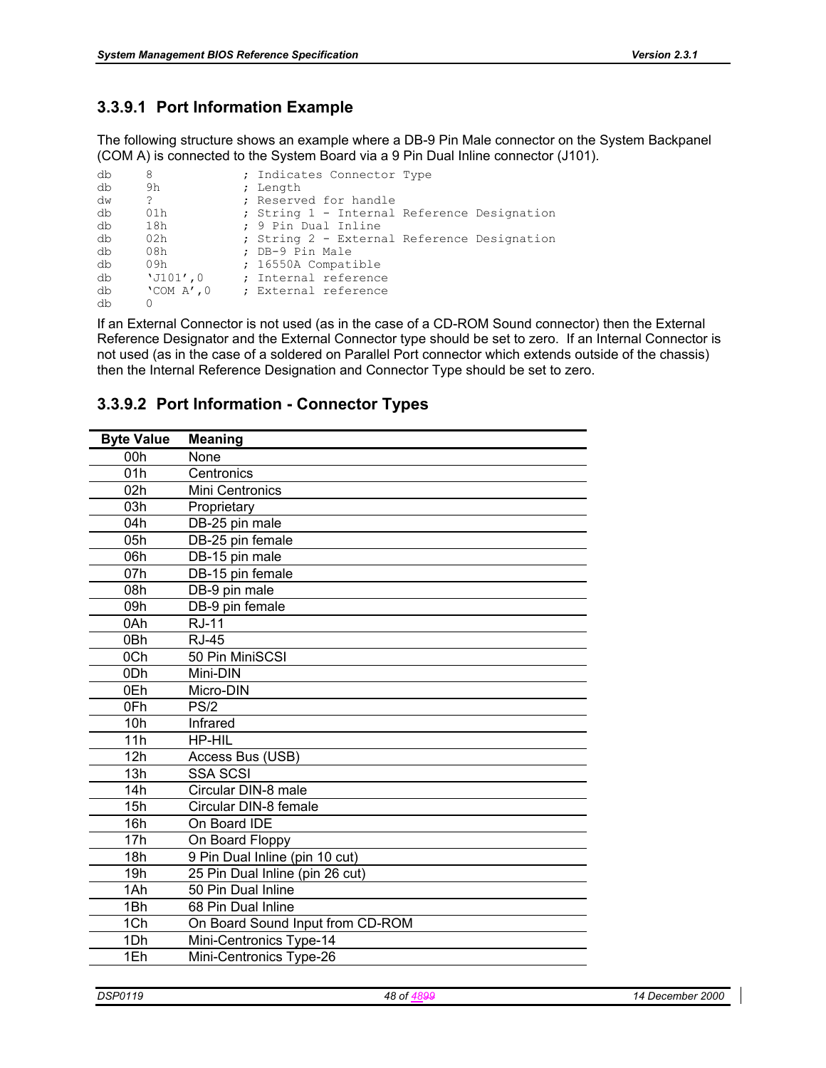### 3.3.9.1 Port Information Example

The following structure shows an example where a DB-9 Pin Male connector on the System Backpanel (COM A) is connected to the System Board via a 9 Pin Dual Inline connector (J101).

```
db     8             ; Indicates Connector Type
db     9h            ; Length
dw     ?             ; Reserved for handle
db     01h           ; String 1 - Internal Reference Designation
db     18h           ; 9 Pin Dual Inline
db     02h           ; String 2 - External Reference Designation
db     08h           ; DB-9 Pin Male
db     09h           ; 16550A Compatible
db     'J101',0      ; Internal reference
db     'COM A',0     ; External reference
db     0
```

If an External Connector is not used (as in the case of a CD-ROM Sound connector) then the External Reference Designator and the External Connector type should be set to zero. If an Internal Connector is not used (as in the case of a soldered on Parallel Port connector which extends outside of the chassis) then the Internal Reference Designation and Connector Type should be set to zero.

### 3.3.9.2 Port Information - Connector Types

| Byte Value | Meaning |
|---|---|
| 00h | None |
| 01h | Centronics |
| 02h | Mini Centronics |
| 03h | Proprietary |
| 04h | DB-25 pin male |
| 05h | DB-25 pin female |
| 06h | DB-15 pin male |
| 07h | DB-15 pin female |
| 08h | DB-9 pin male |
| 09h | DB-9 pin female |
| 0Ah | RJ-11 |
| 0Bh | RJ-45 |
| 0Ch | 50 Pin MiniSCSI |
| 0Dh | Mini-DIN |
| 0Eh | Micro-DIN |
| 0Fh | PS/2 |
| 10h | Infrared |
| 11h | HP-HIL |
| 12h | Access Bus (USB) |
| 13h | SSA SCSI |
| 14h | Circular DIN-8 male |
| 15h | Circular DIN-8 female |
| 16h | On Board IDE |
| 17h | On Board Floppy |
| 18h | 9 Pin Dual Inline (pin 10 cut) |
| 19h | 25 Pin Dual Inline (pin 26 cut) |
| 1Ah | 50 Pin Dual Inline |
| 1Bh | 68 Pin Dual Inline |
| 1Ch | On Board Sound Input from CD-ROM |
| 1Dh | Mini-Centronics Type-14 |
| 1Eh | Mini-Centronics Type-26 |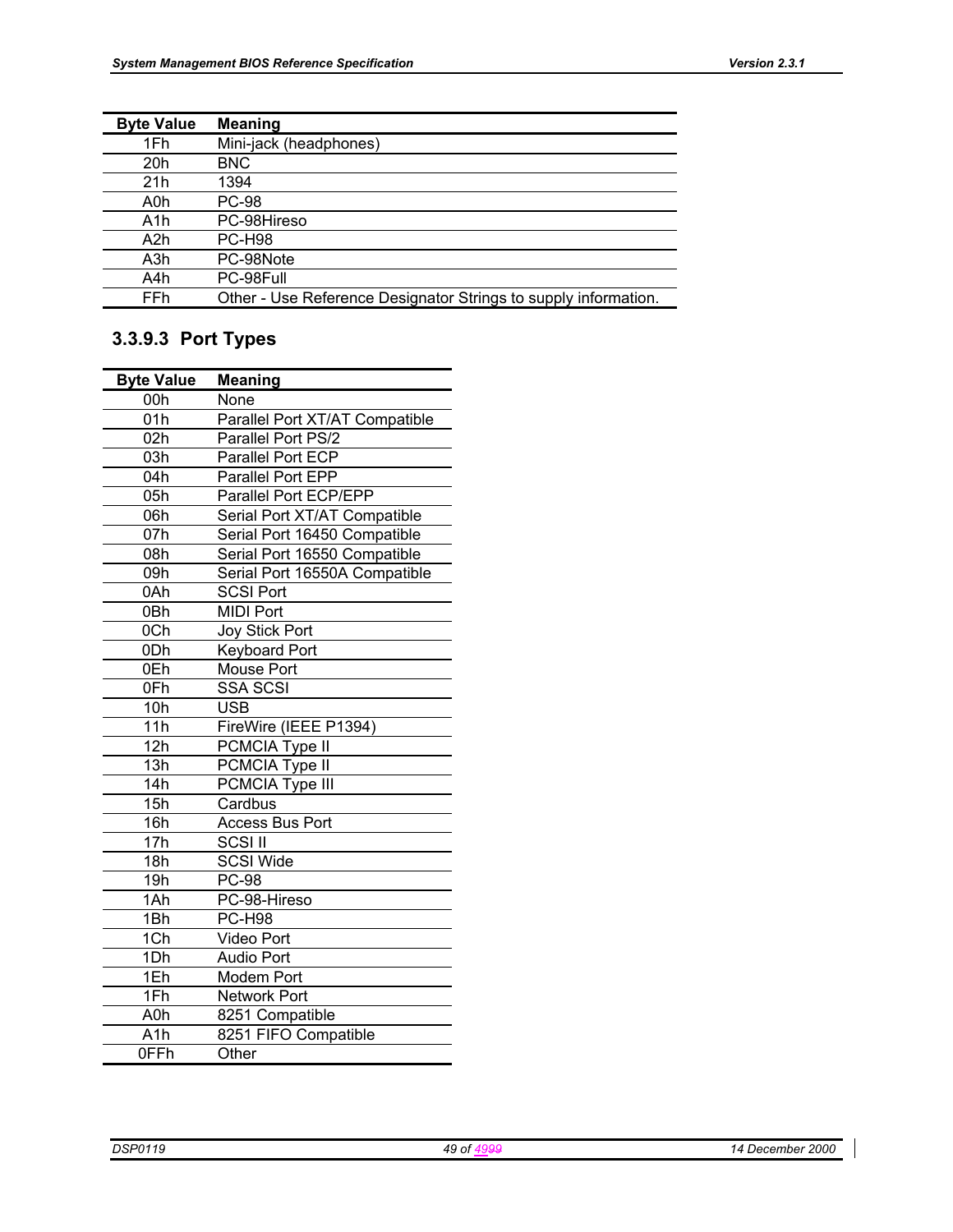| Byte Value | Meaning |
| --- | --- |
| 1Fh | Mini-jack (headphones) |
| 20h | BNC |
| 21h | 1394 |
| A0h | PC-98 |
| A1h | PC-98Hireso |
| A2h | PC-H98 |
| A3h | PC-98Note |
| A4h | PC-98Full |
| FFh | Other - Use Reference Designator Strings to supply information. |

### 3.3.9.3 Port Types

| Byte Value | Meaning |
| --- | --- |
| 00h | None |
| 01h | Parallel Port XT/AT Compatible |
| 02h | Parallel Port PS/2 |
| 03h | Parallel Port ECP |
| 04h | Parallel Port EPP |
| 05h | Parallel Port ECP/EPP |
| 06h | Serial Port XT/AT Compatible |
| 07h | Serial Port 16450 Compatible |
| 08h | Serial Port 16550 Compatible |
| 09h | Serial Port 16550A Compatible |
| 0Ah | SCSI Port |
| 0Bh | MIDI Port |
| 0Ch | Joy Stick Port |
| 0Dh | Keyboard Port |
| 0Eh | Mouse Port |
| 0Fh | SSA SCSI |
| 10h | USB |
| 11h | FireWire (IEEE P1394) |
| 12h | PCMCIA Type II |
| 13h | PCMCIA Type II |
| 14h | PCMCIA Type III |
| 15h | Cardbus |
| 16h | Access Bus Port |
| 17h | SCSI II |
| 18h | SCSI Wide |
| 19h | PC-98 |
| 1Ah | PC-98-Hireso |
| 1Bh | PC-H98 |
| 1Ch | Video Port |
| 1Dh | Audio Port |
| 1Eh | Modem Port |
| 1Fh | Network Port |
| A0h | 8251 Compatible |
| A1h | 8251 FIFO Compatible |
| 0FFh | Other |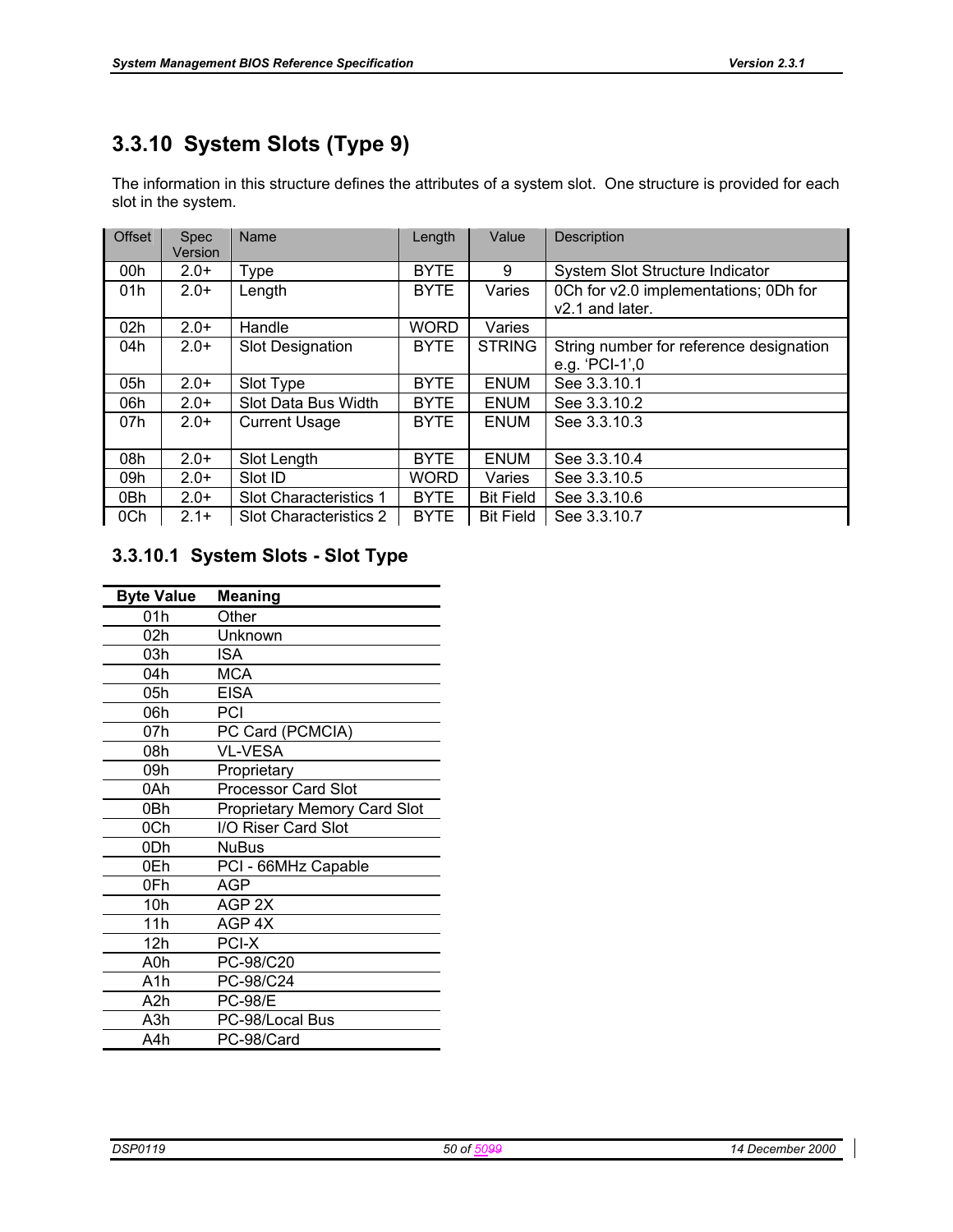## 3.3.10 System Slots (Type 9)

The information in this structure defines the attributes of a system slot. One structure is provided for each slot in the system.

| Offset | Spec Version | Name | Length | Value | Description |
|---|---|---|---|---|---|
| 00h | 2.0+ | Type | BYTE | 9 | System Slot Structure Indicator |
| 01h | 2.0+ | Length | BYTE | Varies | 0Ch for v2.0 implementations; 0Dh for v2.1 and later. |
| 02h | 2.0+ | Handle | WORD | Varies | |
| 04h | 2.0+ | Slot Designation | BYTE | STRING | String number for reference designation e.g. 'PCI-1',0 |
| 05h | 2.0+ | Slot Type | BYTE | ENUM | See 3.3.10.1 |
| 06h | 2.0+ | Slot Data Bus Width | BYTE | ENUM | See 3.3.10.2 |
| 07h | 2.0+ | Current Usage | BYTE | ENUM | See 3.3.10.3 |
| 08h | 2.0+ | Slot Length | BYTE | ENUM | See 3.3.10.4 |
| 09h | 2.0+ | Slot ID | WORD | Varies | See 3.3.10.5 |
| 0Bh | 2.0+ | Slot Characteristics 1 | BYTE | Bit Field | See 3.3.10.6 |
| 0Ch | 2.1+ | Slot Characteristics 2 | BYTE | Bit Field | See 3.3.10.7 |

### 3.3.10.1 System Slots - Slot Type

| Byte Value | Meaning |
|---|---|
| 01h | Other |
| 02h | Unknown |
| 03h | ISA |
| 04h | MCA |
| 05h | EISA |
| 06h | PCI |
| 07h | PC Card (PCMCIA) |
| 08h | VL-VESA |
| 09h | Proprietary |
| 0Ah | Processor Card Slot |
| 0Bh | Proprietary Memory Card Slot |
| 0Ch | I/O Riser Card Slot |
| 0Dh | NuBus |
| 0Eh | PCI - 66MHz Capable |
| 0Fh | AGP |
| 10h | AGP 2X |
| 11h | AGP 4X |
| 12h | PCI-X |
| A0h | PC-98/C20 |
| A1h | PC-98/C24 |
| A2h | PC-98/E |
| A3h | PC-98/Local Bus |
| A4h | PC-98/Card |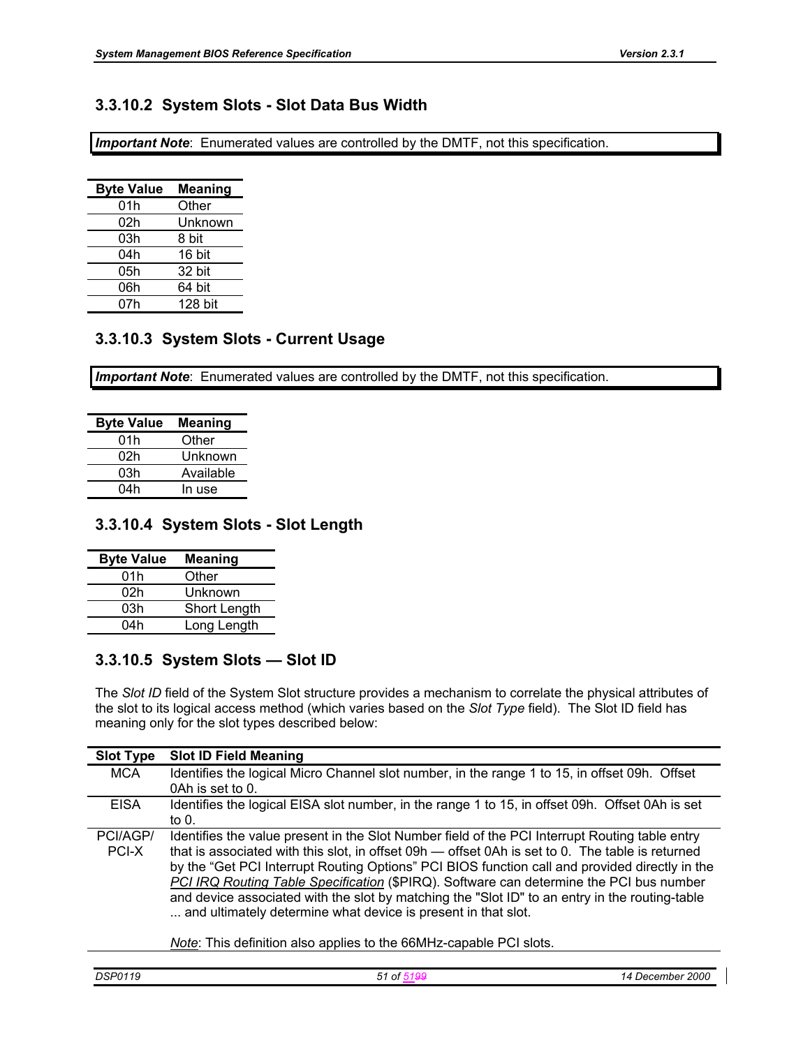### 3.3.10.2 System Slots - Slot Data Bus Width

***Important Note***: Enumerated values are controlled by the DMTF, not this specification.

| Byte Value | Meaning |
|---|---|
| 01h | Other |
| 02h | Unknown |
| 03h | 8 bit |
| 04h | 16 bit |
| 05h | 32 bit |
| 06h | 64 bit |
| 07h | 128 bit |

### 3.3.10.3 System Slots - Current Usage

***Important Note***: Enumerated values are controlled by the DMTF, not this specification.

| Byte Value | Meaning |
|---|---|
| 01h | Other |
| 02h | Unknown |
| 03h | Available |
| 04h | In use |

### 3.3.10.4 System Slots - Slot Length

| Byte Value | Meaning |
|---|---|
| 01h | Other |
| 02h | Unknown |
| 03h | Short Length |
| 04h | Long Length |

### 3.3.10.5 System Slots — Slot ID

The *Slot ID* field of the System Slot structure provides a mechanism to correlate the physical attributes of the slot to its logical access method (which varies based on the *Slot Type* field). The Slot ID field has meaning only for the slot types described below:

| Slot Type | Slot ID Field Meaning |
|---|---|
| MCA | Identifies the logical Micro Channel slot number, in the range 1 to 15, in offset 09h. Offset 0Ah is set to 0. |
| EISA | Identifies the logical EISA slot number, in the range 1 to 15, in offset 09h. Offset 0Ah is set to 0. |
| PCI/AGP/ PCI-X | Identifies the value present in the Slot Number field of the PCI Interrupt Routing table entry that is associated with this slot, in offset 09h — offset 0Ah is set to 0. The table is returned by the "Get PCI Interrupt Routing Options" PCI BIOS function call and provided directly in the *PCI IRQ Routing Table Specification* ($PIRQ). Software can determine the PCI bus number and device associated with the slot by matching the "Slot ID" to an entry in the routing-table ... and ultimately determine what device is present in that slot.<br><br>*Note*: This definition also applies to the 66MHz-capable PCI slots. |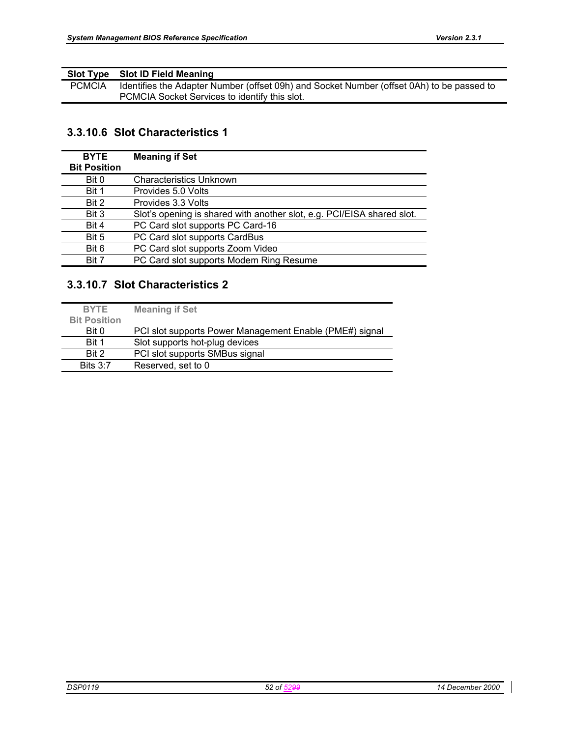| Slot Type | Slot ID Field Meaning |
| --- | --- |
| PCMCIA | Identifies the Adapter Number (offset 09h) and Socket Number (offset 0Ah) to be passed to PCMCIA Socket Services to identify this slot. |

### 3.3.10.6 Slot Characteristics 1

| BYTE Bit Position | Meaning if Set |
| --- | --- |
| Bit 0 | Characteristics Unknown |
| Bit 1 | Provides 5.0 Volts |
| Bit 2 | Provides 3.3 Volts |
| Bit 3 | Slot's opening is shared with another slot, e.g. PCI/EISA shared slot. |
| Bit 4 | PC Card slot supports PC Card-16 |
| Bit 5 | PC Card slot supports CardBus |
| Bit 6 | PC Card slot supports Zoom Video |
| Bit 7 | PC Card slot supports Modem Ring Resume |

### 3.3.10.7 Slot Characteristics 2

| BYTE Bit Position | Meaning if Set |
| --- | --- |
| Bit 0 | PCI slot supports Power Management Enable (PME#) signal |
| Bit 1 | Slot supports hot-plug devices |
| Bit 2 | PCI slot supports SMBus signal |
| Bits 3:7 | Reserved, set to 0 |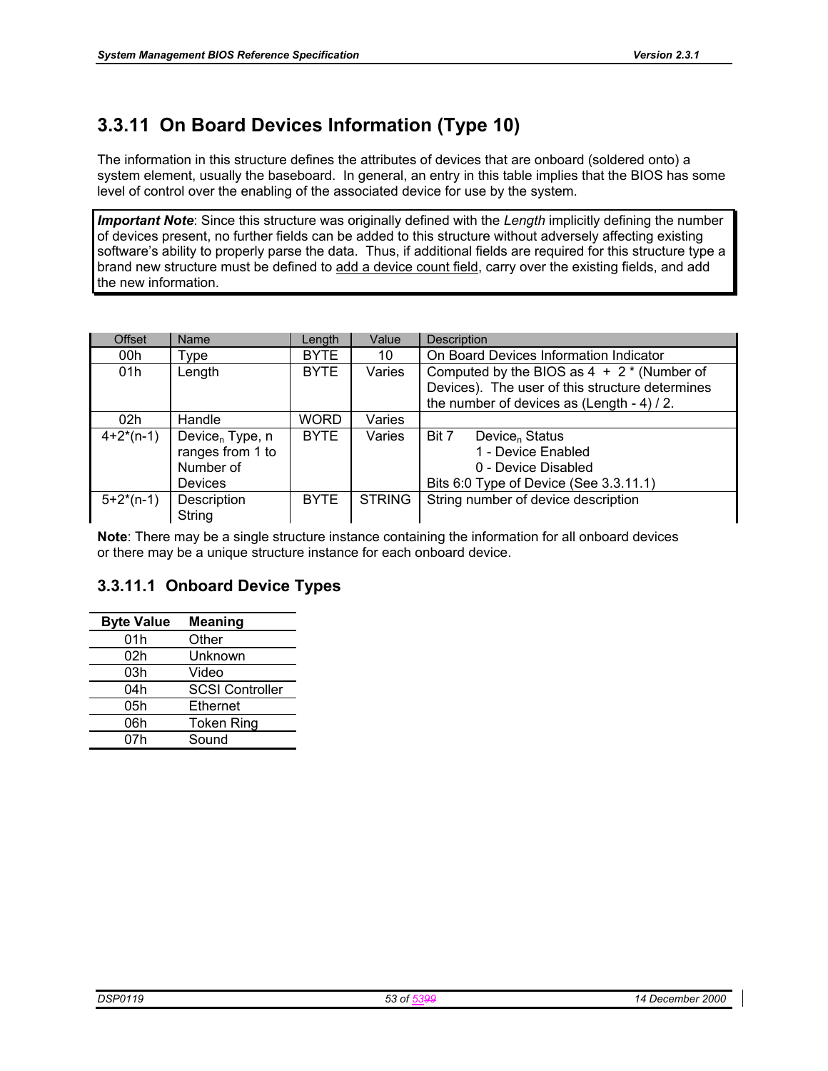### 3.3.11 On Board Devices Information (Type 10)

The information in this structure defines the attributes of devices that are onboard (soldered onto) a system element, usually the baseboard. In general, an entry in this table implies that the BIOS has some level of control over the enabling of the associated device for use by the system.

> ***Important Note***: Since this structure was originally defined with the *Length* implicitly defining the number of devices present, no further fields can be added to this structure without adversely affecting existing software's ability to properly parse the data. Thus, if additional fields are required for this structure type a brand new structure must be defined to add a device count field, carry over the existing fields, and add the new information.

| Offset | Name | Length | Value | Description |
|---|---|---|---|---|
| 00h | Type | BYTE | 10 | On Board Devices Information Indicator |
| 01h | Length | BYTE | Varies | Computed by the BIOS as 4 + 2 * (Number of Devices). The user of this structure determines the number of devices as (Length - 4) / 2. |
| 02h | Handle | WORD | Varies | |
| 4+2*(n-1) | Device$_n$ Type, n ranges from 1 to Number of Devices | BYTE | Varies | Bit 7 Device$_n$ Status<br>1 - Device Enabled<br>0 - Device Disabled<br>Bits 6:0 Type of Device (See 3.3.11.1) |
| 5+2*(n-1) | Description String | BYTE | STRING | String number of device description |

**Note**: There may be a single structure instance containing the information for all onboard devices or there may be a unique structure instance for each onboard device.

#### 3.3.11.1 Onboard Device Types

| Byte Value | Meaning |
|---|---|
| 01h | Other |
| 02h | Unknown |
| 03h | Video |
| 04h | SCSI Controller |
| 05h | Ethernet |
| 06h | Token Ring |
| 07h | Sound |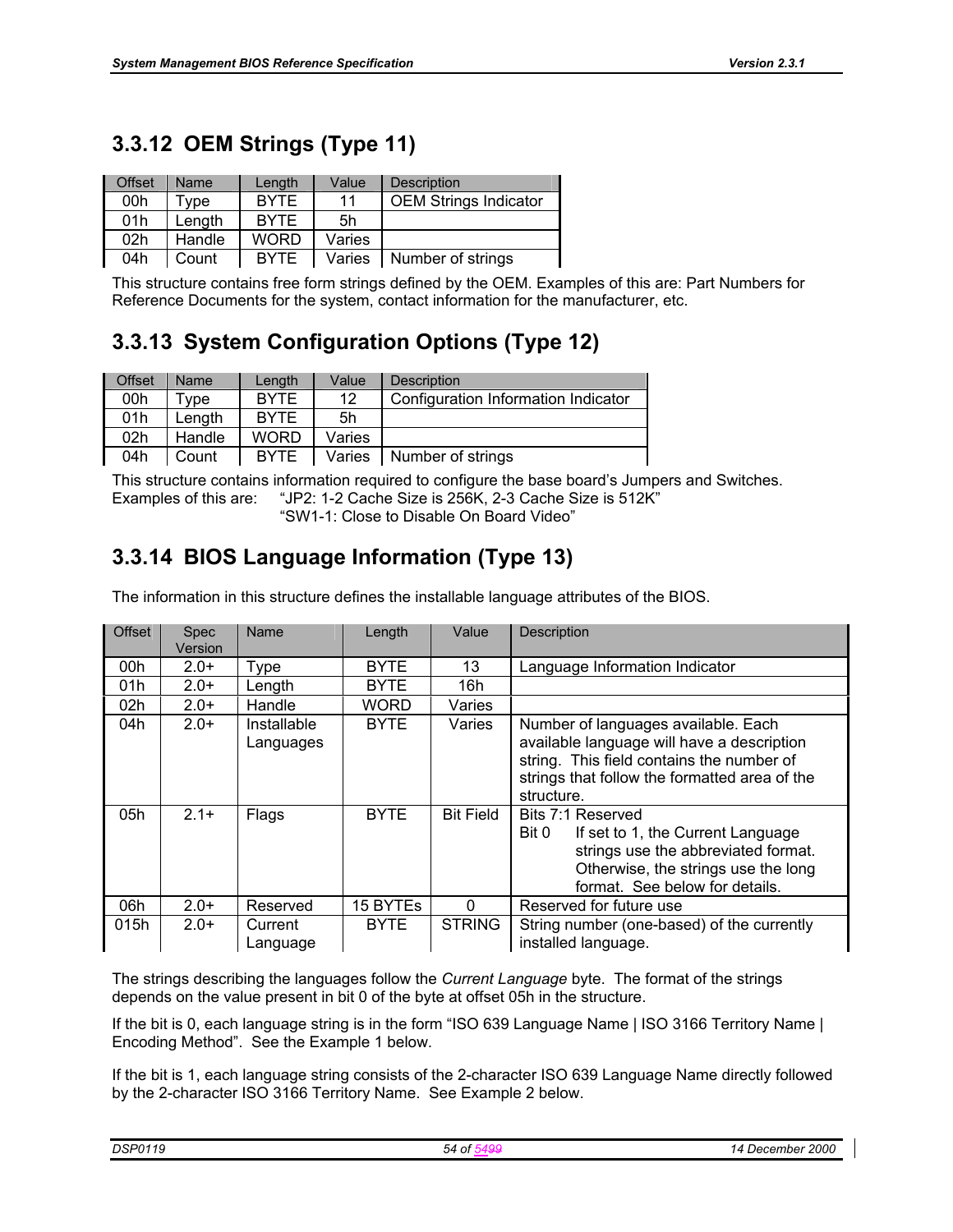## 3.3.12 OEM Strings (Type 11)

| Offset | Name | Length | Value | Description |
|---|---|---|---|---|
| 00h | Type | BYTE | 11 | OEM Strings Indicator |
| 01h | Length | BYTE | 5h | |
| 02h | Handle | WORD | Varies | |
| 04h | Count | BYTE | Varies | Number of strings |

This structure contains free form strings defined by the OEM. Examples of this are: Part Numbers for Reference Documents for the system, contact information for the manufacturer, etc.

## 3.3.13 System Configuration Options (Type 12)

| Offset | Name | Length | Value | Description |
|---|---|---|---|---|
| 00h | Type | BYTE | 12 | Configuration Information Indicator |
| 01h | Length | BYTE | 5h | |
| 02h | Handle | WORD | Varies | |
| 04h | Count | BYTE | Varies | Number of strings |

This structure contains information required to configure the base board's Jumpers and Switches.
Examples of this are: "JP2: 1-2 Cache Size is 256K, 2-3 Cache Size is 512K"
"SW1-1: Close to Disable On Board Video"

## 3.3.14 BIOS Language Information (Type 13)

The information in this structure defines the installable language attributes of the BIOS.

| Offset | Spec Version | Name | Length | Value | Description |
|---|---|---|---|---|---|
| 00h | 2.0+ | Type | BYTE | 13 | Language Information Indicator |
| 01h | 2.0+ | Length | BYTE | 16h | |
| 02h | 2.0+ | Handle | WORD | Varies | |
| 04h | 2.0+ | Installable Languages | BYTE | Varies | Number of languages available. Each available language will have a description string. This field contains the number of strings that follow the formatted area of the structure. |
| 05h | 2.1+ | Flags | BYTE | Bit Field | Bits 7:1 Reserved<br>Bit 0 If set to 1, the Current Language strings use the abbreviated format. Otherwise, the strings use the long format. See below for details. |
| 06h | 2.0+ | Reserved | 15 BYTEs | 0 | Reserved for future use |
| 015h | 2.0+ | Current Language | BYTE | STRING | String number (one-based) of the currently installed language. |

The strings describing the languages follow the *Current Language* byte. The format of the strings depends on the value present in bit 0 of the byte at offset 05h in the structure.

If the bit is 0, each language string is in the form "ISO 639 Language Name | ISO 3166 Territory Name | Encoding Method". See the Example 1 below.

If the bit is 1, each language string consists of the 2-character ISO 639 Language Name directly followed by the 2-character ISO 3166 Territory Name. See Example 2 below.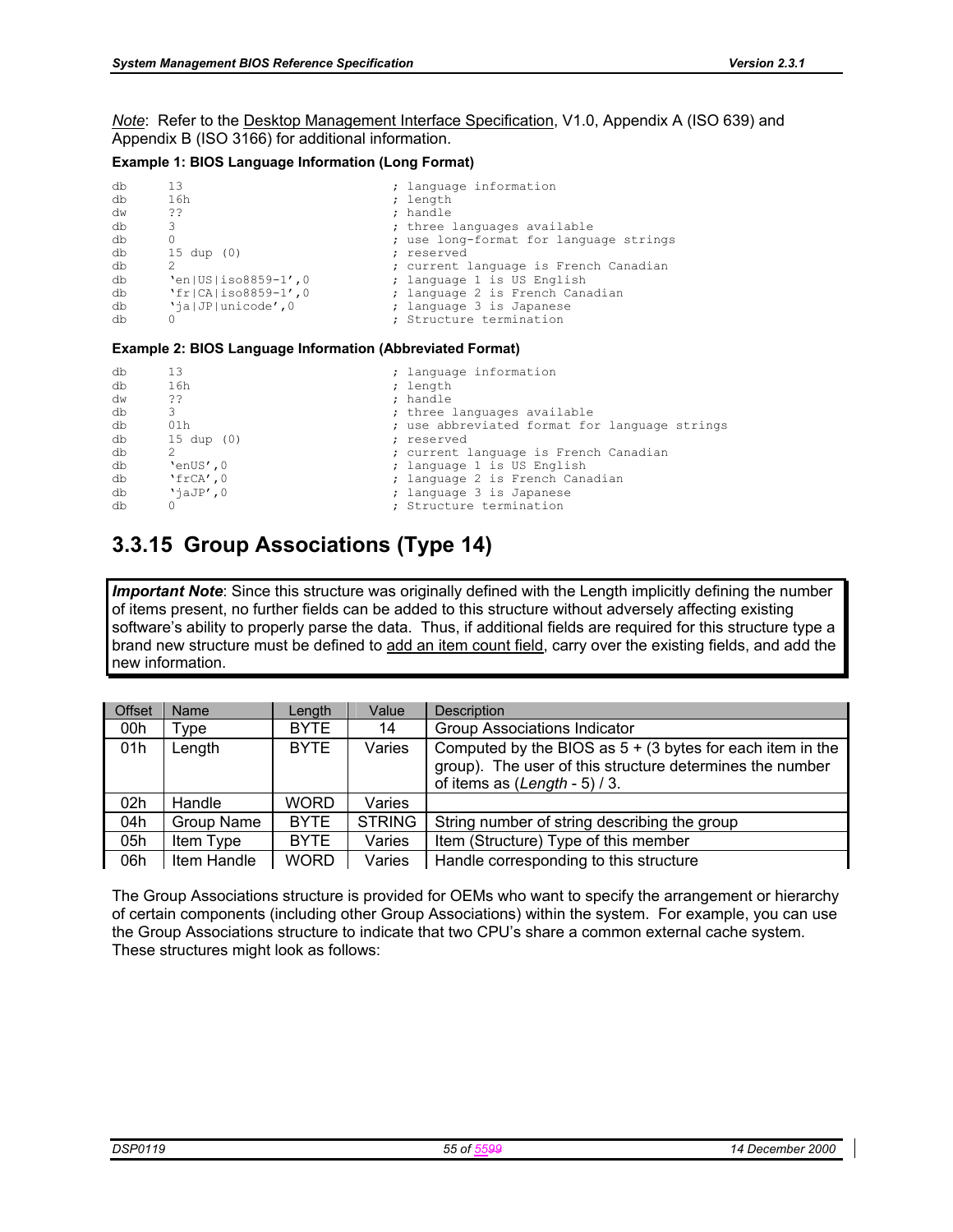*Note*: Refer to the Desktop Management Interface Specification, V1.0, Appendix A (ISO 639) and Appendix B (ISO 3166) for additional information.

**Example 1: BIOS Language Information (Long Format)**

```
db      13                          ; language information
db      16h                         ; length
dw      ??                          ; handle
db      3                           ; three languages available
db      0                           ; use long-format for language strings
db      15 dup (0)                  ; reserved
db      2                           ; current language is French Canadian
db      'en|US|iso8859-1',0         ; language 1 is US English
db      'fr|CA|iso8859-1',0         ; language 2 is French Canadian
db      'ja|JP|unicode',0           ; language 3 is Japanese
db      0                           ; Structure termination
```

**Example 2: BIOS Language Information (Abbreviated Format)**

```
db      13                          ; language information
db      16h                         ; length
dw      ??                          ; handle
db      3                           ; three languages available
db      01h                         ; use abbreviated format for language strings
db      15 dup (0)                  ; reserved
db      2                           ; current language is French Canadian
db      'enUS',0                    ; language 1 is US English
db      'frCA',0                    ; language 2 is French Canadian
db      'jaJP',0                    ; language 3 is Japanese
db      0                           ; Structure termination
```

## 3.3.15 Group Associations (Type 14)

***Important Note***: Since this structure was originally defined with the Length implicitly defining the number of items present, no further fields can be added to this structure without adversely affecting existing software's ability to properly parse the data. Thus, if additional fields are required for this structure type a brand new structure must be defined to add an item count field, carry over the existing fields, and add the new information.

| Offset | Name | Length | Value | Description |
|---|---|---|---|---|
| 00h | Type | BYTE | 14 | Group Associations Indicator |
| 01h | Length | BYTE | Varies | Computed by the BIOS as 5 + (3 bytes for each item in the group). The user of this structure determines the number of items as (*Length* - 5) / 3. |
| 02h | Handle | WORD | Varies | |
| 04h | Group Name | BYTE | STRING | String number of string describing the group |
| 05h | Item Type | BYTE | Varies | Item (Structure) Type of this member |
| 06h | Item Handle | WORD | Varies | Handle corresponding to this structure |

The Group Associations structure is provided for OEMs who want to specify the arrangement or hierarchy of certain components (including other Group Associations) within the system. For example, you can use the Group Associations structure to indicate that two CPU's share a common external cache system. These structures might look as follows: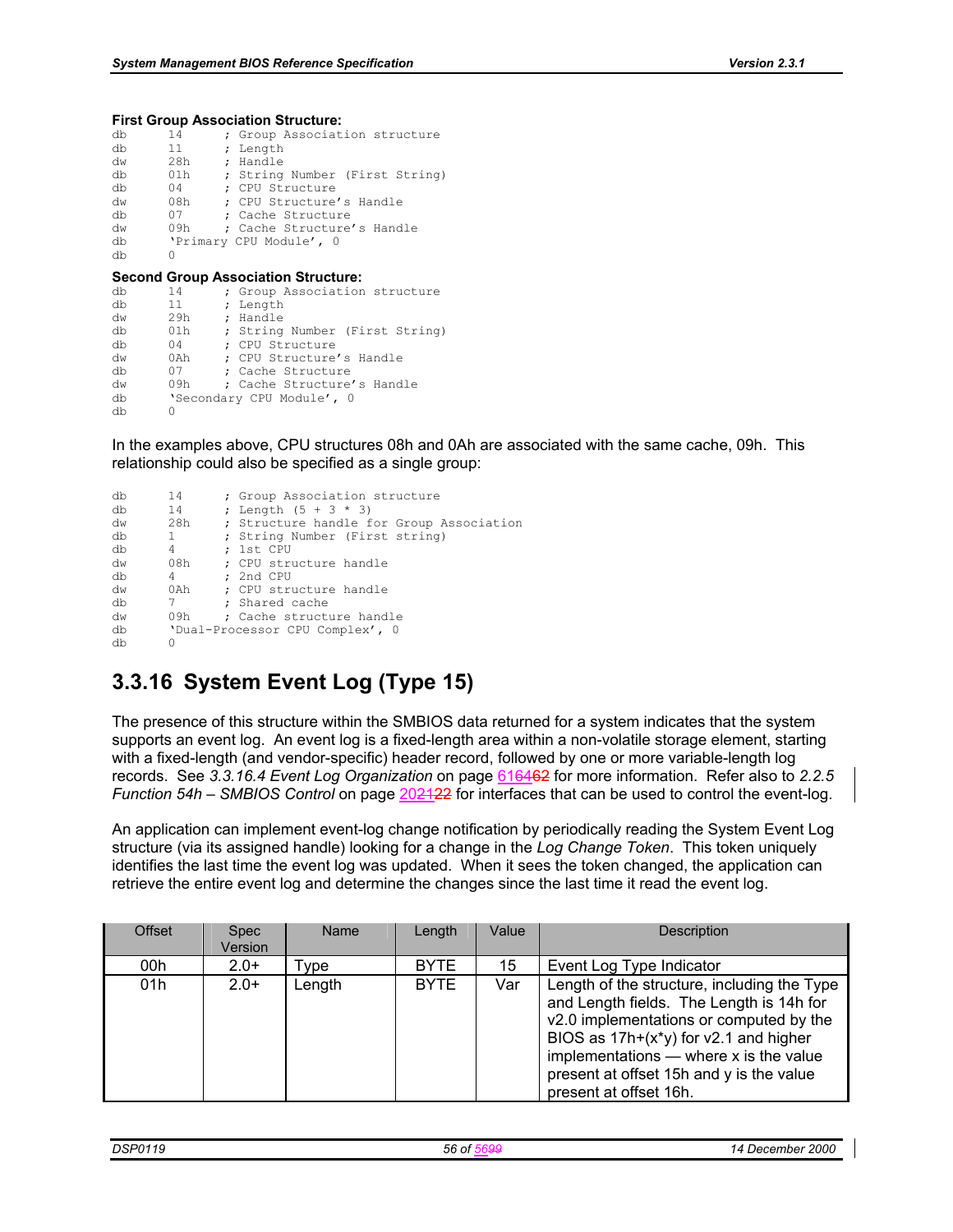**First Group Association Structure:**

```
db      14      ; Group Association structure
db      11      ; Length
dw      28h     ; Handle
db      01h     ; String Number (First String)
db      04      ; CPU Structure
dw      08h     ; CPU Structure's Handle
db      07      ; Cache Structure
dw      09h     ; Cache Structure's Handle
db      'Primary CPU Module', 0
db      0
```

**Second Group Association Structure:**

```
db      14      ; Group Association structure
db      11      ; Length
dw      29h     ; Handle
db      01h     ; String Number (First String)
db      04      ; CPU Structure
dw      0Ah     ; CPU Structure's Handle
db      07      ; Cache Structure
dw      09h     ; Cache Structure's Handle
db      'Secondary CPU Module', 0
db      0
```

In the examples above, CPU structures 08h and 0Ah are associated with the same cache, 09h. This relationship could also be specified as a single group:

```
db      14      ; Group Association structure
db      14      ; Length (5 + 3 * 3)
dw      28h     ; Structure handle for Group Association
db      1       ; String Number (First string)
db      4       ; 1st CPU
dw      08h     ; CPU structure handle
db      4       ; 2nd CPU
dw      0Ah     ; CPU structure handle
db      7       ; Shared cache
dw      09h     ; Cache structure handle
db      'Dual-Processor CPU Complex', 0
db      0
```

## 3.3.16 System Event Log (Type 15)

The presence of this structure within the SMBIOS data returned for a system indicates that the system supports an event log. An event log is a fixed-length area within a non-volatile storage element, starting with a fixed-length (and vendor-specific) header record, followed by one or more variable-length log records. See *3.3.16.4 Event Log Organization* on page 616462 for more information. Refer also to *2.2.5 Function 54h – SMBIOS Control* on page 202122 for interfaces that can be used to control the event-log.

An application can implement event-log change notification by periodically reading the System Event Log structure (via its assigned handle) looking for a change in the *Log Change Token*. This token uniquely identifies the last time the event log was updated. When it sees the token changed, the application can retrieve the entire event log and determine the changes since the last time it read the event log.

| Offset | Spec Version | Name | Length | Value | Description |
|---|---|---|---|---|---|
| 00h | 2.0+ | Type | BYTE | 15 | Event Log Type Indicator |
| 01h | 2.0+ | Length | BYTE | Var | Length of the structure, including the Type and Length fields. The Length is 14h for v2.0 implementations or computed by the BIOS as 17h+(x*y) for v2.1 and higher implementations — where x is the value present at offset 15h and y is the value present at offset 16h. |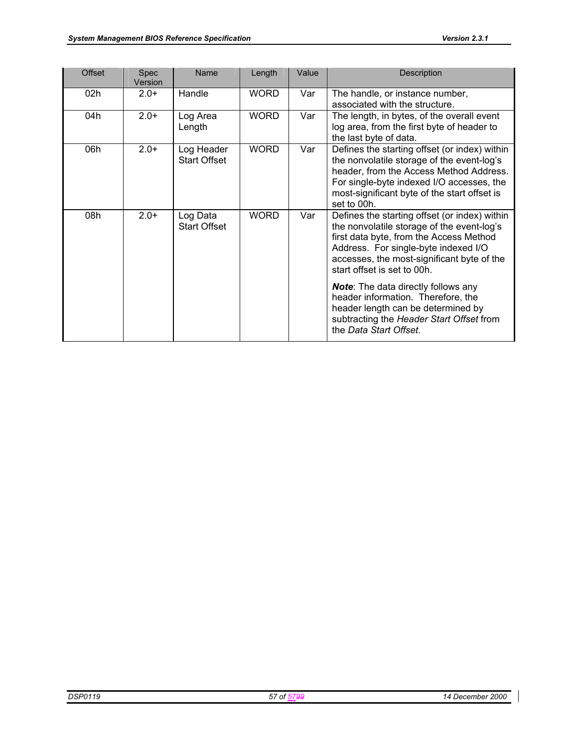| Offset | Spec Version | Name | Length | Value | Description |
|---|---|---|---|---|---|
| 02h | 2.0+ | Handle | WORD | Var | The handle, or instance number, associated with the structure. |
| 04h | 2.0+ | Log Area Length | WORD | Var | The length, in bytes, of the overall event log area, from the first byte of header to the last byte of data. |
| 06h | 2.0+ | Log Header Start Offset | WORD | Var | Defines the starting offset (or index) within the nonvolatile storage of the event-log's header, from the Access Method Address. For single-byte indexed I/O accesses, the most-significant byte of the start offset is set to 00h. |
| 08h | 2.0+ | Log Data Start Offset | WORD | Var | Defines the starting offset (or index) within the nonvolatile storage of the event-log's first data byte, from the Access Method Address. For single-byte indexed I/O accesses, the most-significant byte of the start offset is set to 00h.<br><br>***Note***: The data directly follows any header information. Therefore, the header length can be determined by subtracting the *Header Start Offset* from the *Data Start Offset*. |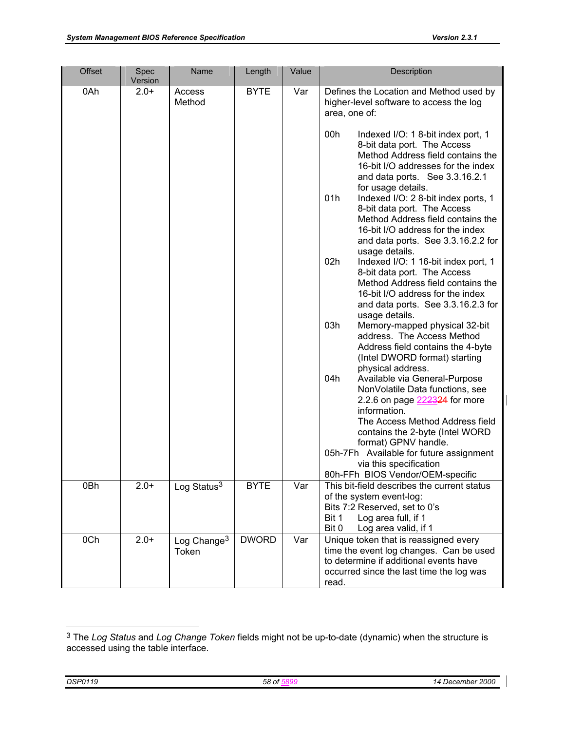| Offset | Spec Version | Name | Length | Value | Description |
|---|---|---|---|---|---|
| 0Ah | 2.0+ | Access Method | BYTE | Var | Defines the Location and Method used by higher-level software to access the log area, one of:<br><br>00h Indexed I/O: 1 8-bit index port, 1 8-bit data port. The Access Method Address field contains the 16-bit I/O addresses for the index and data ports. See 3.3.16.2.1 for usage details.<br>01h Indexed I/O: 2 8-bit index ports, 1 8-bit data port. The Access Method Address field contains the 16-bit I/O address for the index and data ports. See 3.3.16.2.2 for usage details.<br>02h Indexed I/O: 1 16-bit index port, 1 8-bit data port. The Access Method Address field contains the 16-bit I/O address for the index and data ports. See 3.3.16.2.3 for usage details.<br>03h Memory-mapped physical 32-bit address. The Access Method Address field contains the 4-byte (Intel DWORD format) starting physical address.<br>04h Available via General-Purpose NonVolatile Data functions, see 2.2.6 on page 222324 for more information. The Access Method Address field contains the 2-byte (Intel WORD format) GPNV handle.<br>05h-7Fh Available for future assignment via this specification<br>80h-FFh BIOS Vendor/OEM-specific |
| 0Bh | 2.0+ | Log Status[3] | BYTE | Var | This bit-field describes the current status of the system event-log:<br>Bits 7:2 Reserved, set to 0's<br>Bit 1 Log area full, if 1<br>Bit 0 Log area valid, if 1 |
| 0Ch | 2.0+ | Log Change[3] Token | DWORD | Var | Unique token that is reassigned every time the event log changes. Can be used to determine if additional events have occurred since the last time the log was read. |

[3] The *Log Status* and *Log Change Token* fields might not be up-to-date (dynamic) when the structure is accessed using the table interface.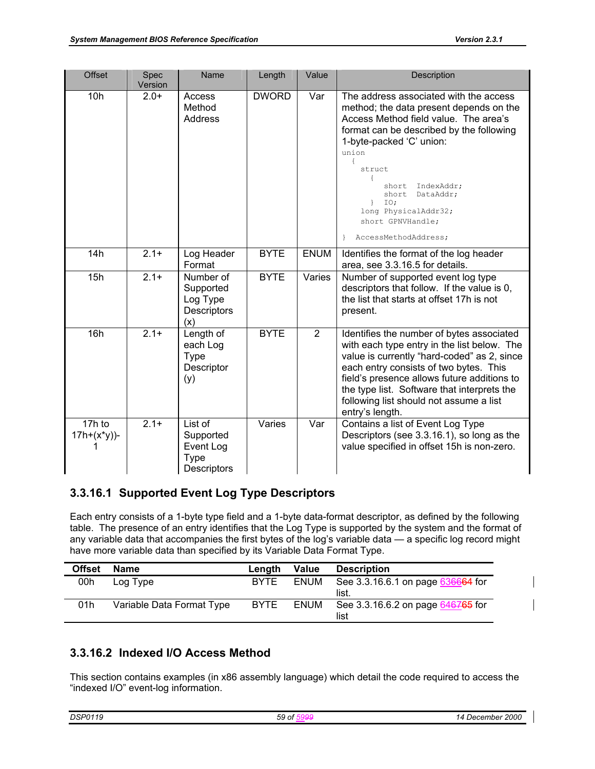| Offset | Spec Version | Name | Length | Value | Description |
|---|---|---|---|---|---|
| 10h | 2.0+ | Access Method Address | DWORD | Var | The address associated with the access method; the data present depends on the Access Method field value. The area's format can be described by the following 1-byte-packed 'C' union:<br>`union { struct { short IndexAddr; short DataAddr; } IO; long PhysicalAddr32; short GPNVHandle; } AccessMethodAddress;` |
| 14h | 2.1+ | Log Header Format | BYTE | ENUM | Identifies the format of the log header area, see 3.3.16.5 for details. |
| 15h | 2.1+ | Number of Supported Log Type Descriptors (x) | BYTE | Varies | Number of supported event log type descriptors that follow. If the value is 0, the list that starts at offset 17h is not present. |
| 16h | 2.1+ | Length of each Log Type Descriptor (y) | BYTE | 2 | Identifies the number of bytes associated with each type entry in the list below. The value is currently "hard-coded" as 2, since each entry consists of two bytes. This field's presence allows future additions to the type list. Software that interprets the following list should not assume a list entry's length. |
| 17h to 17h+(x*y))-1 | 2.1+ | List of Supported Event Log Type Descriptors | Varies | Var | Contains a list of Event Log Type Descriptors (see 3.3.16.1), so long as the value specified in offset 15h is non-zero. |

### 3.3.16.1 Supported Event Log Type Descriptors

Each entry consists of a 1-byte type field and a 1-byte data-format descriptor, as defined by the following table. The presence of an entry identifies that the Log Type is supported by the system and the format of any variable data that accompanies the first bytes of the log's variable data — a specific log record might have more variable data than specified by its Variable Data Format Type.

| Offset | Name | Length | Value | Description |
|---|---|---|---|---|
| 00h | Log Type | BYTE | ENUM | See 3.3.16.6.1 on page 636664 for list. |
| 01h | Variable Data Format Type | BYTE | ENUM | See 3.3.16.6.2 on page 646765 for list |

### 3.3.16.2 Indexed I/O Access Method

This section contains examples (in x86 assembly language) which detail the code required to access the "indexed I/O" event-log information.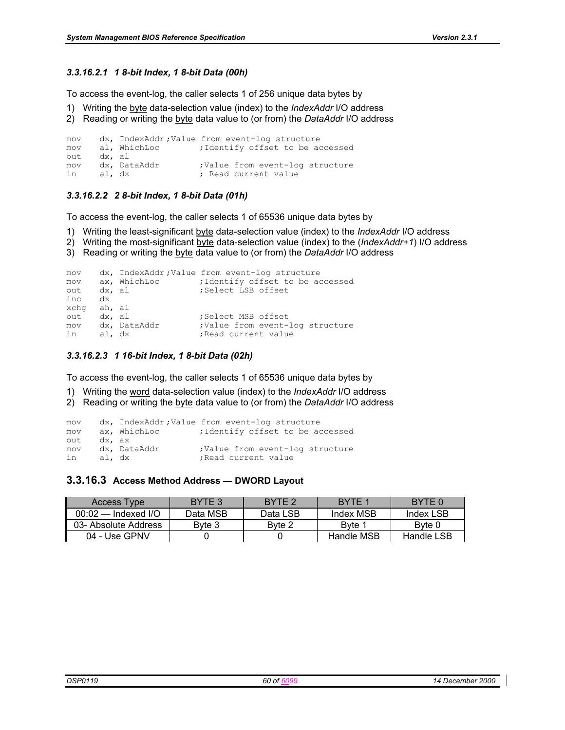#### 3.3.16.2.1 1 8-bit Index, 1 8-bit Data (00h)

To access the event-log, the caller selects 1 of 256 unique data bytes by

1) Writing the <u>byte</u> data-selection value (index) to the *IndexAddr* I/O address
2) Reading or writing the <u>byte</u> data value to (or from) the *DataAddr* I/O address

```
mov    dx, IndexAddr;Value from event-log structure
mov    al, WhichLoc        ;Identify offset to be accessed
out    dx, al
mov    dx, DataAddr        ;Value from event-log structure
in     al, dx              ; Read current value
```

#### 3.3.16.2.2 2 8-bit Index, 1 8-bit Data (01h)

To access the event-log, the caller selects 1 of 65536 unique data bytes by

1) Writing the least-significant <u>byte</u> data-selection value (index) to the *IndexAddr* I/O address
2) Writing the most-significant <u>byte</u> data-selection value (index) to the (*IndexAddr+1*) I/O address
3) Reading or writing the <u>byte</u> data value to (or from) the *DataAddr* I/O address

```
mov    dx, IndexAddr;Value from event-log structure
mov    ax, WhichLoc        ;Identify offset to be accessed
out    dx, al              ;Select LSB offset
inc    dx
xchg   ah, al
out    dx, al              ;Select MSB offset
mov    dx, DataAddr        ;Value from event-log structure
in     al, dx              ;Read current value
```

#### 3.3.16.2.3 1 16-bit Index, 1 8-bit Data (02h)

To access the event-log, the caller selects 1 of 65536 unique data bytes by

1) Writing the <u>word</u> data-selection value (index) to the *IndexAddr* I/O address
2) Reading or writing the <u>byte</u> data value to (or from) the *DataAddr* I/O address

```
mov    dx, IndexAddr;Value from event-log structure
mov    ax, WhichLoc        ;Identify offset to be accessed
out    dx, ax
mov    dx, DataAddr        ;Value from event-log structure
in     al, dx              ;Read current value
```

### 3.3.16.3 Access Method Address — DWORD Layout

| Access Type | BYTE 3 | BYTE 2 | BYTE 1 | BYTE 0 |
|---|---|---|---|---|
| 00:02 — Indexed I/O | Data MSB | Data LSB | Index MSB | Index LSB |
| 03- Absolute Address | Byte 3 | Byte 2 | Byte 1 | Byte 0 |
| 04 - Use GPNV | 0 | 0 | Handle MSB | Handle LSB |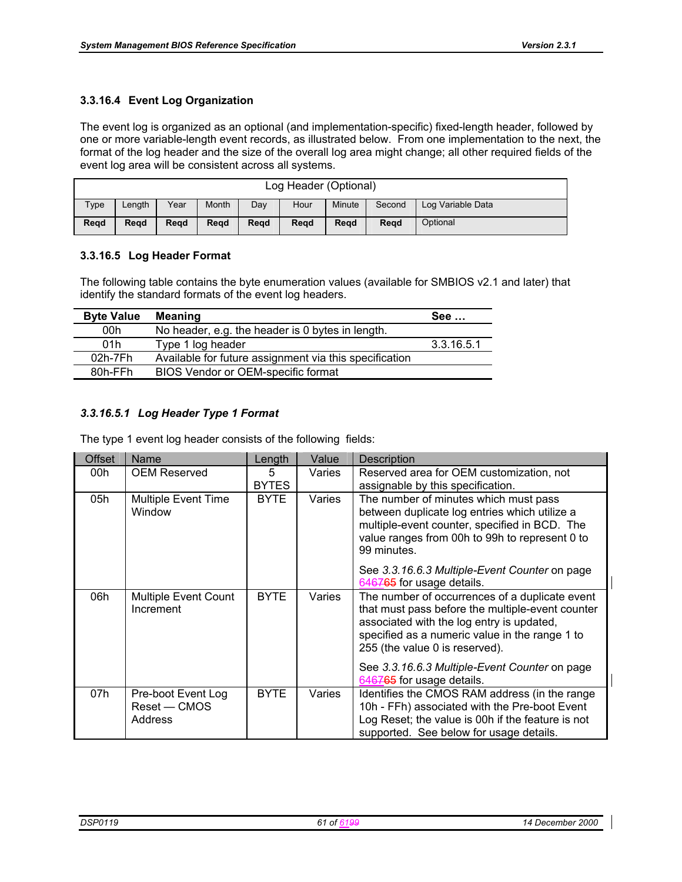#### 3.3.16.4 Event Log Organization

The event log is organized as an optional (and implementation-specific) fixed-length header, followed by one or more variable-length event records, as illustrated below. From one implementation to the next, the format of the log header and the size of the overall log area might change; all other required fields of the event log area will be consistent across all systems.

| Log Header (Optional) | | | | | | | | |
|---|---|---|---|---|---|---|---|---|
| Type | Length | Year | Month | Day | Hour | Minute | Second | Log Variable Data |
| **Reqd** | **Reqd** | **Reqd** | **Reqd** | **Reqd** | **Reqd** | **Reqd** | **Reqd** | Optional |

#### 3.3.16.5 Log Header Format

The following table contains the byte enumeration values (available for SMBIOS v2.1 and later) that identify the standard formats of the event log headers.

| Byte Value | Meaning | See … |
|---|---|---|
| 00h | No header, e.g. the header is 0 bytes in length. | |
| 01h | Type 1 log header | 3.3.16.5.1 |
| 02h-7Fh | Available for future assignment via this specification | |
| 80h-FFh | BIOS Vendor or OEM-specific format | |

##### *3.3.16.5.1 Log Header Type 1 Format*

The type 1 event log header consists of the following fields:

| Offset | Name | Length | Value | Description |
|---|---|---|---|---|
| 00h | OEM Reserved | 5 BYTES | Varies | Reserved area for OEM customization, not assignable by this specification. |
| 05h | Multiple Event Time Window | BYTE | Varies | The number of minutes which must pass between duplicate log entries which utilize a multiple-event counter, specified in BCD. The value ranges from 00h to 99h to represent 0 to 99 minutes.<br><br>See *3.3.16.6.3 Multiple-Event Counter* on page 646765 for usage details. |
| 06h | Multiple Event Count Increment | BYTE | Varies | The number of occurrences of a duplicate event that must pass before the multiple-event counter associated with the log entry is updated, specified as a numeric value in the range 1 to 255 (the value 0 is reserved).<br><br>See *3.3.16.6.3 Multiple-Event Counter* on page 646765 for usage details. |
| 07h | Pre-boot Event Log Reset — CMOS Address | BYTE | Varies | Identifies the CMOS RAM address (in the range 10h - FFh) associated with the Pre-boot Event Log Reset; the value is 00h if the feature is not supported. See below for usage details. |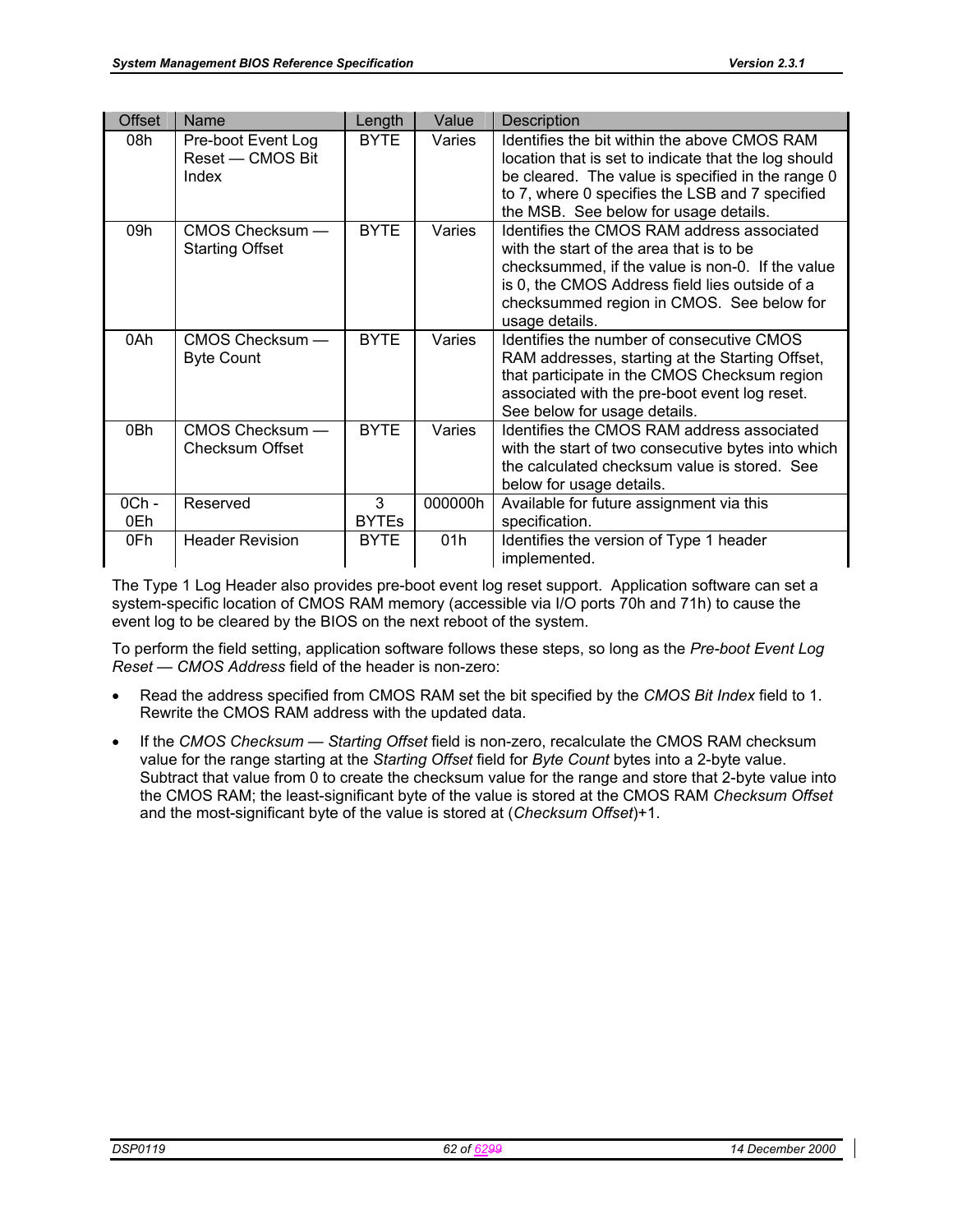| Offset | Name | Length | Value | Description |
|---|---|---|---|---|
| 08h | Pre-boot Event Log Reset — CMOS Bit Index | BYTE | Varies | Identifies the bit within the above CMOS RAM location that is set to indicate that the log should be cleared. The value is specified in the range 0 to 7, where 0 specifies the LSB and 7 specified the MSB. See below for usage details. |
| 09h | CMOS Checksum — Starting Offset | BYTE | Varies | Identifies the CMOS RAM address associated with the start of the area that is to be checksummed, if the value is non-0. If the value is 0, the CMOS Address field lies outside of a checksummed region in CMOS. See below for usage details. |
| 0Ah | CMOS Checksum — Byte Count | BYTE | Varies | Identifies the number of consecutive CMOS RAM addresses, starting at the Starting Offset, that participate in the CMOS Checksum region associated with the pre-boot event log reset. See below for usage details. |
| 0Bh | CMOS Checksum — Checksum Offset | BYTE | Varies | Identifies the CMOS RAM address associated with the start of two consecutive bytes into which the calculated checksum value is stored. See below for usage details. |
| 0Ch - 0Eh | Reserved | 3 BYTEs | 000000h | Available for future assignment via this specification. |
| 0Fh | Header Revision | BYTE | 01h | Identifies the version of Type 1 header implemented. |

The Type 1 Log Header also provides pre-boot event log reset support. Application software can set a system-specific location of CMOS RAM memory (accessible via I/O ports 70h and 71h) to cause the event log to be cleared by the BIOS on the next reboot of the system.

To perform the field setting, application software follows these steps, so long as the *Pre-boot Event Log Reset — CMOS Address* field of the header is non-zero:

- Read the address specified from CMOS RAM set the bit specified by the *CMOS Bit Index* field to 1. Rewrite the CMOS RAM address with the updated data.
- If the *CMOS Checksum — Starting Offset* field is non-zero, recalculate the CMOS RAM checksum value for the range starting at the *Starting Offset* field for *Byte Count* bytes into a 2-byte value. Subtract that value from 0 to create the checksum value for the range and store that 2-byte value into the CMOS RAM; the least-significant byte of the value is stored at the CMOS RAM *Checksum Offset* and the most-significant byte of the value is stored at (*Checksum Offset*)+1.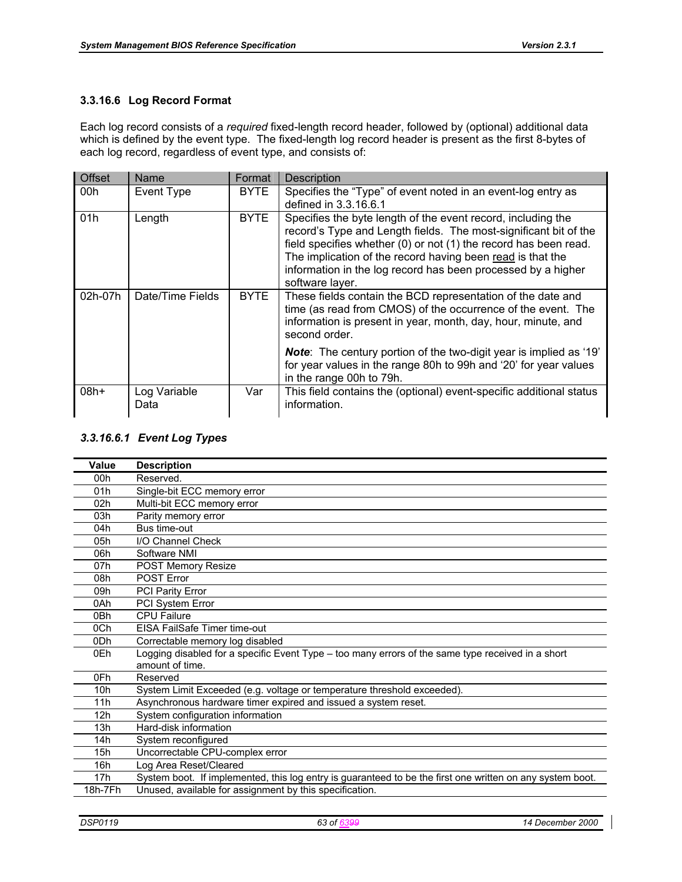### 3.3.16.6 Log Record Format

Each log record consists of a *required* fixed-length record header, followed by (optional) additional data which is defined by the event type. The fixed-length log record header is present as the first 8-bytes of each log record, regardless of event type, and consists of:

| Offset | Name | Format | Description |
|---|---|---|---|
| 00h | Event Type | BYTE | Specifies the "Type" of event noted in an event-log entry as defined in 3.3.16.6.1 |
| 01h | Length | BYTE | Specifies the byte length of the event record, including the record's Type and Length fields. The most-significant bit of the field specifies whether (0) or not (1) the record has been read. The implication of the record having been read is that the information in the log record has been processed by a higher software layer. |
| 02h-07h | Date/Time Fields | BYTE | These fields contain the BCD representation of the date and time (as read from CMOS) of the occurrence of the event. The information is present in year, month, day, hour, minute, and second order. ***Note***: The century portion of the two-digit year is implied as '19' for year values in the range 80h to 99h and '20' for year values in the range 00h to 79h. |
| 08h+ | Log Variable Data | Var | This field contains the (optional) event-specific additional status information. |

#### *3.3.16.6.1 Event Log Types*

| Value | Description |
|---|---|
| 00h | Reserved. |
| 01h | Single-bit ECC memory error |
| 02h | Multi-bit ECC memory error |
| 03h | Parity memory error |
| 04h | Bus time-out |
| 05h | I/O Channel Check |
| 06h | Software NMI |
| 07h | POST Memory Resize |
| 08h | POST Error |
| 09h | PCI Parity Error |
| 0Ah | PCI System Error |
| 0Bh | CPU Failure |
| 0Ch | EISA FailSafe Timer time-out |
| 0Dh | Correctable memory log disabled |
| 0Eh | Logging disabled for a specific Event Type – too many errors of the same type received in a short amount of time. |
| 0Fh | Reserved |
| 10h | System Limit Exceeded (e.g. voltage or temperature threshold exceeded). |
| 11h | Asynchronous hardware timer expired and issued a system reset. |
| 12h | System configuration information |
| 13h | Hard-disk information |
| 14h | System reconfigured |
| 15h | Uncorrectable CPU-complex error |
| 16h | Log Area Reset/Cleared |
| 17h | System boot. If implemented, this log entry is guaranteed to be the first one written on any system boot. |
| 18h-7Fh | Unused, available for assignment by this specification. |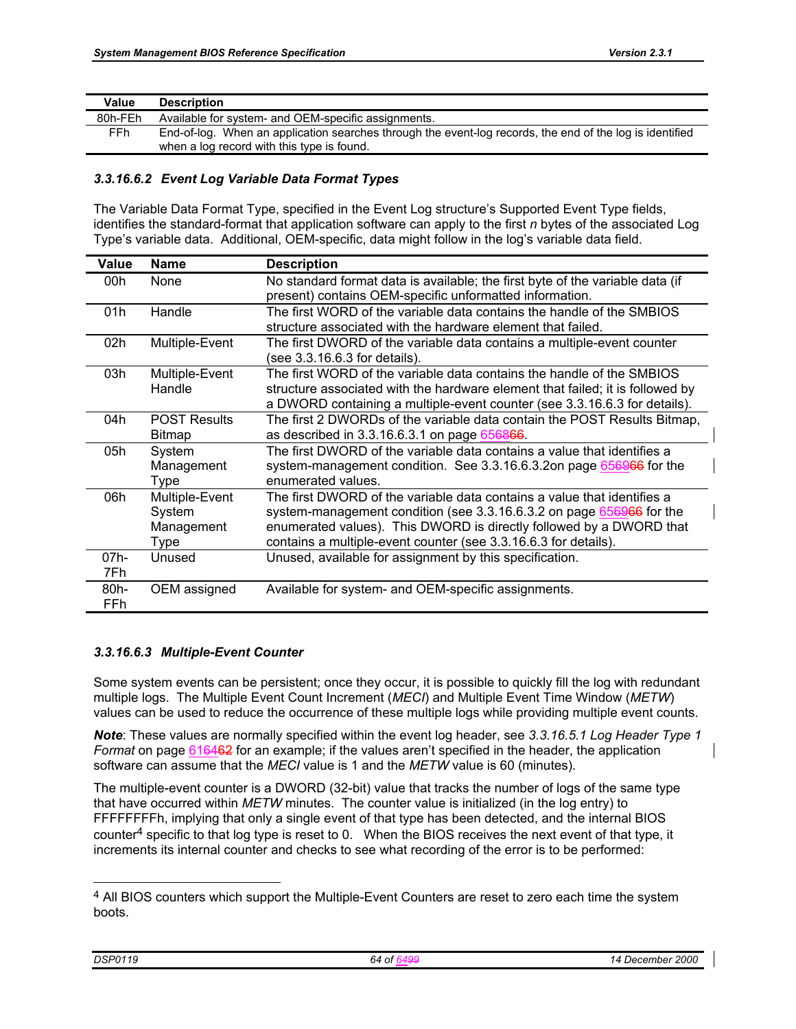| Value | Description |
|---|---|
| 80h-FEh | Available for system- and OEM-specific assignments. |
| FFh | End-of-log. When an application searches through the event-log records, the end of the log is identified when a log record with this type is found. |

#### 3.3.16.6.2 Event Log Variable Data Format Types

The Variable Data Format Type, specified in the Event Log structure's Supported Event Type fields, identifies the standard-format that application software can apply to the first *n* bytes of the associated Log Type's variable data. Additional, OEM-specific, data might follow in the log's variable data field.

| Value | Name | Description |
|---|---|---|
| 00h | None | No standard format data is available; the first byte of the variable data (if present) contains OEM-specific unformatted information. |
| 01h | Handle | The first WORD of the variable data contains the handle of the SMBIOS structure associated with the hardware element that failed. |
| 02h | Multiple-Event | The first DWORD of the variable data contains a multiple-event counter (see 3.3.16.6.3 for details). |
| 03h | Multiple-Event Handle | The first WORD of the variable data contains the handle of the SMBIOS structure associated with the hardware element that failed; it is followed by a DWORD containing a multiple-event counter (see 3.3.16.6.3 for details). |
| 04h | POST Results Bitmap | The first 2 DWORDs of the variable data contain the POST Results Bitmap, as described in 3.3.16.6.3.1 on page 65. |
| 05h | System Management Type | The first DWORD of the variable data contains a value that identifies a system-management condition. See 3.3.16.6.3.2on page 65 for the enumerated values. |
| 06h | Multiple-Event System Management Type | The first DWORD of the variable data contains a value that identifies a system-management condition (see 3.3.16.6.3.2 on page 65 for the enumerated values). This DWORD is directly followed by a DWORD that contains a multiple-event counter (see 3.3.16.6.3 for details). |
| 07h-7Fh | Unused | Unused, available for assignment by this specification. |
| 80h-FFh | OEM assigned | Available for system- and OEM-specific assignments. |

#### 3.3.16.6.3 Multiple-Event Counter

Some system events can be persistent; once they occur, it is possible to quickly fill the log with redundant multiple logs. The Multiple Event Count Increment (*MECI*) and Multiple Event Time Window (*METW*) values can be used to reduce the occurrence of these multiple logs while providing multiple event counts.

***Note***: These values are normally specified within the event log header, see *3.3.16.5.1 Log Header Type 1 Format* on page 61 for an example; if the values aren't specified in the header, the application software can assume that the *MECI* value is 1 and the *METW* value is 60 (minutes).

The multiple-event counter is a DWORD (32-bit) value that tracks the number of logs of the same type that have occurred within *METW* minutes. The counter value is initialized (in the log entry) to FFFFFFFFh, implying that only a single event of that type has been detected, and the internal BIOS counter[4] specific to that log type is reset to 0. When the BIOS receives the next event of that type, it increments its internal counter and checks to see what recording of the error is to be performed:

[4] All BIOS counters which support the Multiple-Event Counters are reset to zero each time the system boots.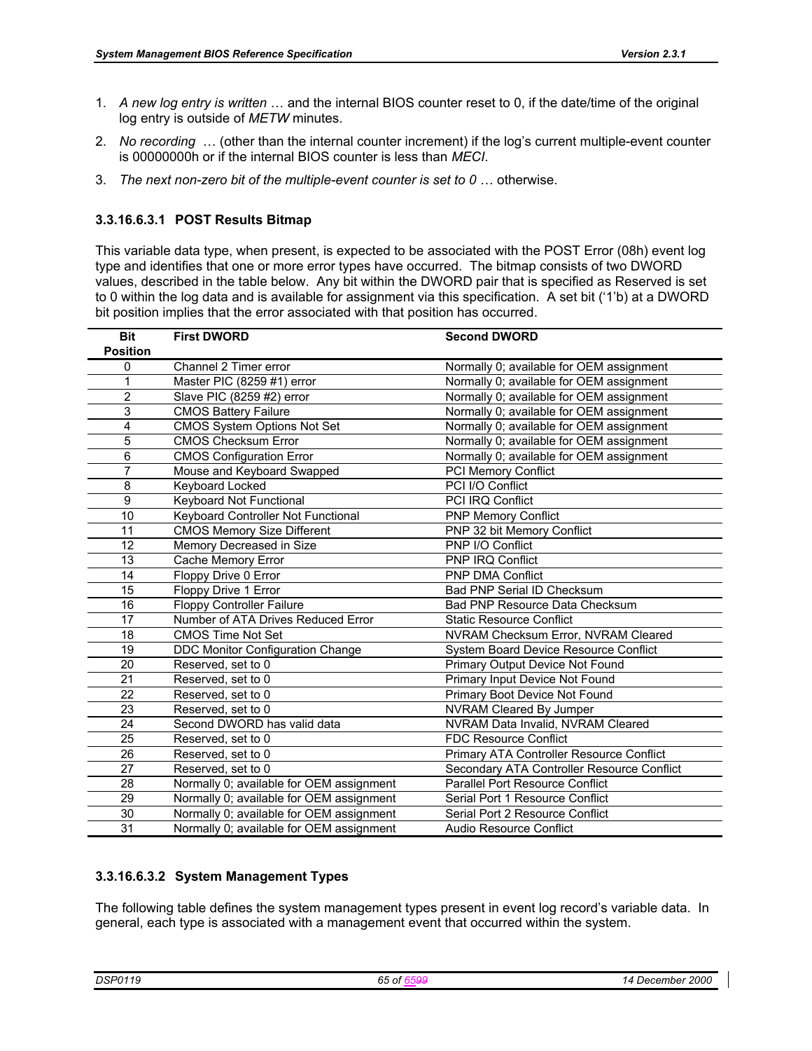1. *A new log entry is written* … and the internal BIOS counter reset to 0, if the date/time of the original log entry is outside of *METW* minutes.

2. *No recording* … (other than the internal counter increment) if the log's current multiple-event counter is 00000000h or if the internal BIOS counter is less than *MECI*.

3. *The next non-zero bit of the multiple-event counter is set to 0* … otherwise.

#### 3.3.16.6.3.1 POST Results Bitmap

This variable data type, when present, is expected to be associated with the POST Error (08h) event log type and identifies that one or more error types have occurred. The bitmap consists of two DWORD values, described in the table below. Any bit within the DWORD pair that is specified as Reserved is set to 0 within the log data and is available for assignment via this specification. A set bit ('1'b) at a DWORD bit position implies that the error associated with that position has occurred.

| Bit Position | First DWORD | Second DWORD |
|---|---|---|
| 0 | Channel 2 Timer error | Normally 0; available for OEM assignment |
| 1 | Master PIC (8259 #1) error | Normally 0; available for OEM assignment |
| 2 | Slave PIC (8259 #2) error | Normally 0; available for OEM assignment |
| 3 | CMOS Battery Failure | Normally 0; available for OEM assignment |
| 4 | CMOS System Options Not Set | Normally 0; available for OEM assignment |
| 5 | CMOS Checksum Error | Normally 0; available for OEM assignment |
| 6 | CMOS Configuration Error | Normally 0; available for OEM assignment |
| 7 | Mouse and Keyboard Swapped | PCI Memory Conflict |
| 8 | Keyboard Locked | PCI I/O Conflict |
| 9 | Keyboard Not Functional | PCI IRQ Conflict |
| 10 | Keyboard Controller Not Functional | PNP Memory Conflict |
| 11 | CMOS Memory Size Different | PNP 32 bit Memory Conflict |
| 12 | Memory Decreased in Size | PNP I/O Conflict |
| 13 | Cache Memory Error | PNP IRQ Conflict |
| 14 | Floppy Drive 0 Error | PNP DMA Conflict |
| 15 | Floppy Drive 1 Error | Bad PNP Serial ID Checksum |
| 16 | Floppy Controller Failure | Bad PNP Resource Data Checksum |
| 17 | Number of ATA Drives Reduced Error | Static Resource Conflict |
| 18 | CMOS Time Not Set | NVRAM Checksum Error, NVRAM Cleared |
| 19 | DDC Monitor Configuration Change | System Board Device Resource Conflict |
| 20 | Reserved, set to 0 | Primary Output Device Not Found |
| 21 | Reserved, set to 0 | Primary Input Device Not Found |
| 22 | Reserved, set to 0 | Primary Boot Device Not Found |
| 23 | Reserved, set to 0 | NVRAM Cleared By Jumper |
| 24 | Second DWORD has valid data | NVRAM Data Invalid, NVRAM Cleared |
| 25 | Reserved, set to 0 | FDC Resource Conflict |
| 26 | Reserved, set to 0 | Primary ATA Controller Resource Conflict |
| 27 | Reserved, set to 0 | Secondary ATA Controller Resource Conflict |
| 28 | Normally 0; available for OEM assignment | Parallel Port Resource Conflict |
| 29 | Normally 0; available for OEM assignment | Serial Port 1 Resource Conflict |
| 30 | Normally 0; available for OEM assignment | Serial Port 2 Resource Conflict |
| 31 | Normally 0; available for OEM assignment | Audio Resource Conflict |

#### 3.3.16.6.3.2 System Management Types

The following table defines the system management types present in event log record's variable data. In general, each type is associated with a management event that occurred within the system.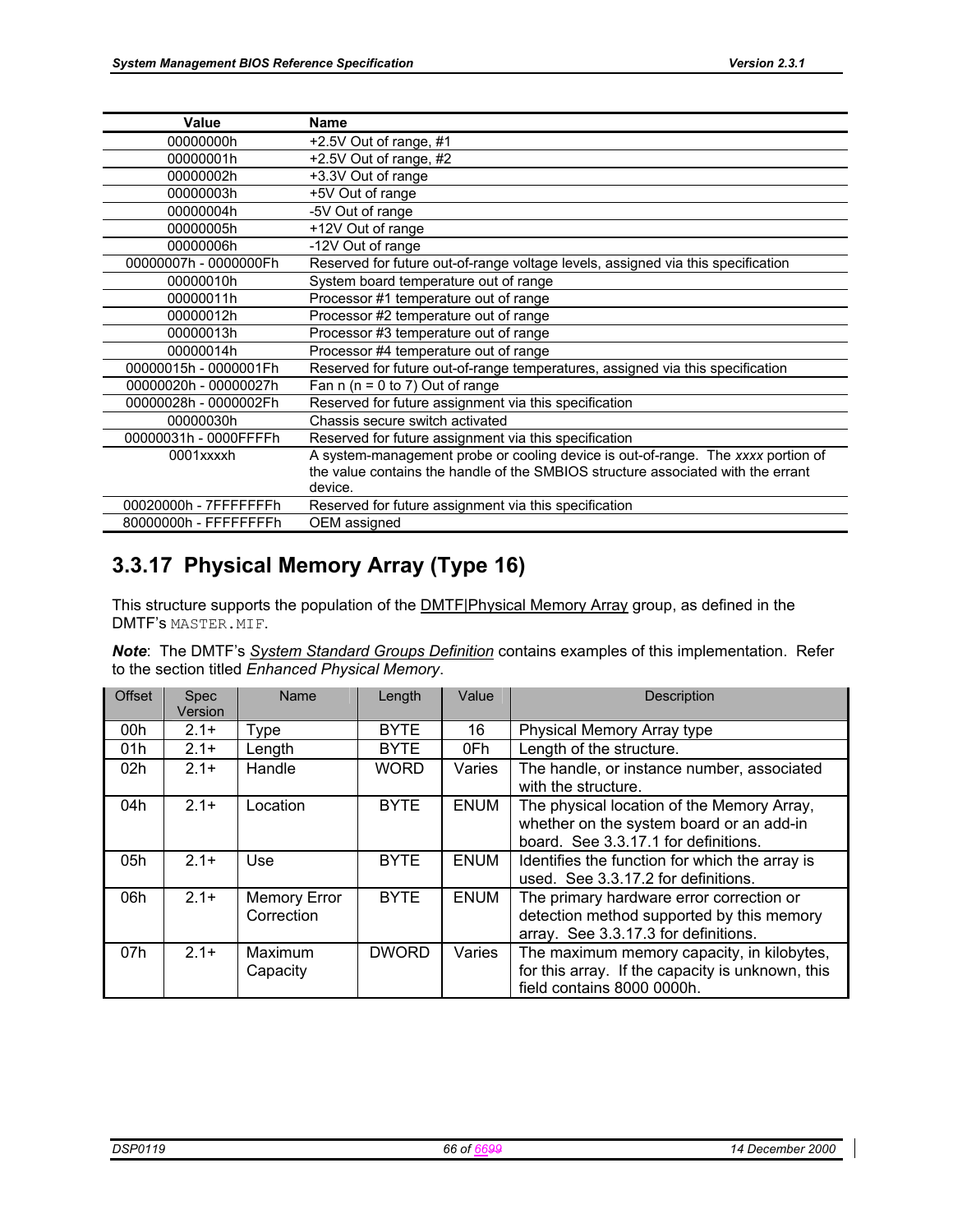| Value | Name |
|---|---|
| 00000000h | +2.5V Out of range, #1 |
| 00000001h | +2.5V Out of range, #2 |
| 00000002h | +3.3V Out of range |
| 00000003h | +5V Out of range |
| 00000004h | -5V Out of range |
| 00000005h | +12V Out of range |
| 00000006h | -12V Out of range |
| 00000007h - 0000000Fh | Reserved for future out-of-range voltage levels, assigned via this specification |
| 00000010h | System board temperature out of range |
| 00000011h | Processor #1 temperature out of range |
| 00000012h | Processor #2 temperature out of range |
| 00000013h | Processor #3 temperature out of range |
| 00000014h | Processor #4 temperature out of range |
| 00000015h - 0000001Fh | Reserved for future out-of-range temperatures, assigned via this specification |
| 00000020h - 00000027h | Fan n (n = 0 to 7) Out of range |
| 00000028h - 0000002Fh | Reserved for future assignment via this specification |
| 00000030h | Chassis secure switch activated |
| 00000031h - 0000FFFFh | Reserved for future assignment via this specification |
| 0001xxxxh | A system-management probe or cooling device is out-of-range. The *xxxx* portion of the value contains the handle of the SMBIOS structure associated with the errant device. |
| 00020000h - 7FFFFFFFh | Reserved for future assignment via this specification |
| 80000000h - FFFFFFFFh | OEM assigned |

## 3.3.17 Physical Memory Array (Type 16)

This structure supports the population of the DMTF|Physical Memory Array group, as defined in the DMTF's `MASTER.MIF`.

***Note***: The DMTF's *System Standard Groups Definition* contains examples of this implementation. Refer to the section titled *Enhanced Physical Memory*.

| Offset | Spec Version | Name | Length | Value | Description |
|---|---|---|---|---|---|
| 00h | 2.1+ | Type | BYTE | 16 | Physical Memory Array type |
| 01h | 2.1+ | Length | BYTE | 0Fh | Length of the structure. |
| 02h | 2.1+ | Handle | WORD | Varies | The handle, or instance number, associated with the structure. |
| 04h | 2.1+ | Location | BYTE | ENUM | The physical location of the Memory Array, whether on the system board or an add-in board. See 3.3.17.1 for definitions. |
| 05h | 2.1+ | Use | BYTE | ENUM | Identifies the function for which the array is used. See 3.3.17.2 for definitions. |
| 06h | 2.1+ | Memory Error Correction | BYTE | ENUM | The primary hardware error correction or detection method supported by this memory array. See 3.3.17.3 for definitions. |
| 07h | 2.1+ | Maximum Capacity | DWORD | Varies | The maximum memory capacity, in kilobytes, for this array. If the capacity is unknown, this field contains 8000 0000h. |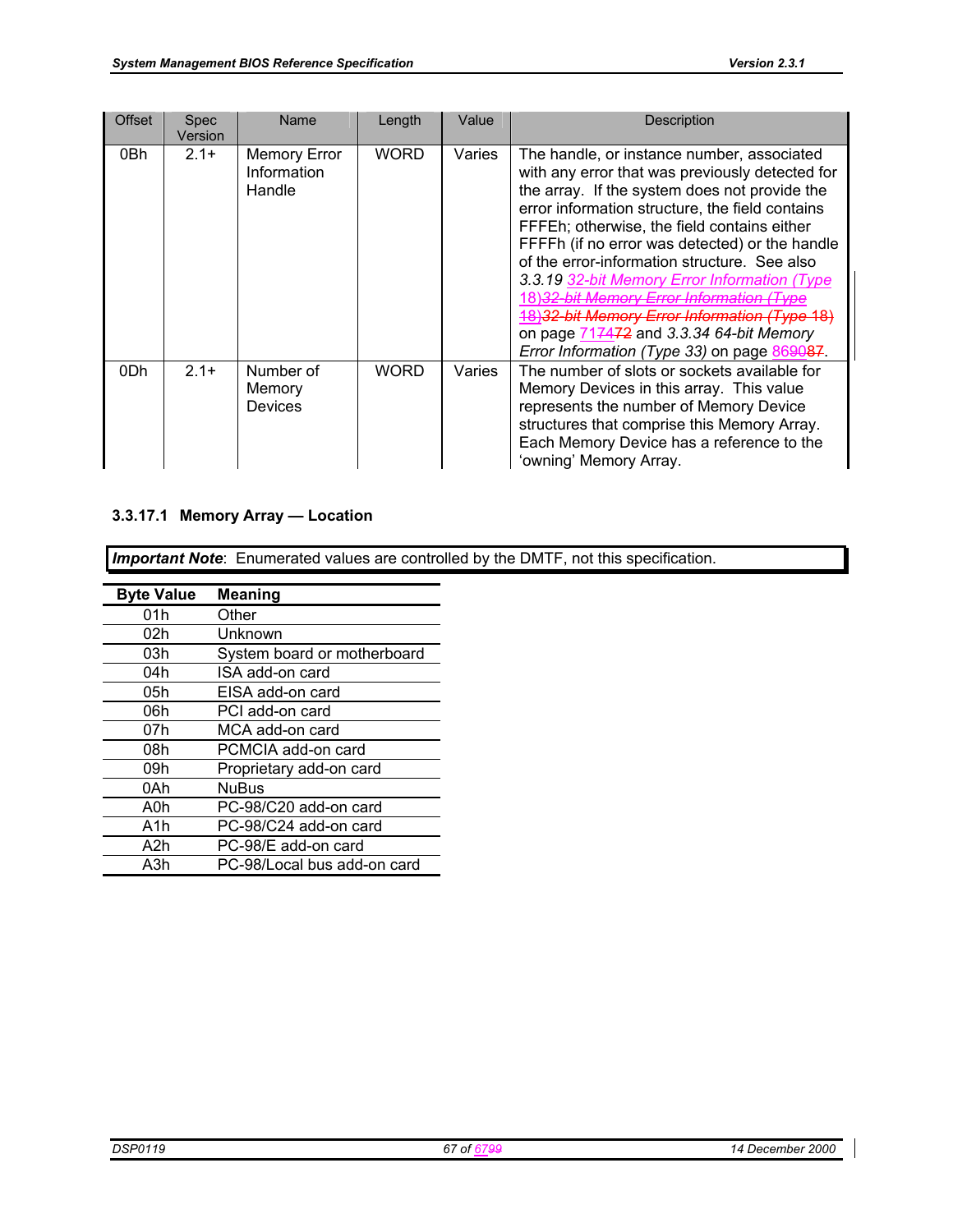| Offset | Spec Version | Name | Length | Value | Description |
|---|---|---|---|---|---|
| 0Bh | 2.1+ | Memory Error Information Handle | WORD | Varies | The handle, or instance number, associated with any error that was previously detected for the array. If the system does not provide the error information structure, the field contains FFFEh; otherwise, the field contains either FFFFh (if no error was detected) or the handle of the error-information structure. See also *3.3.19 32-bit Memory Error Information (Type 18)32-bit Memory Error Information (Type 18)32-bit Memory Error Information (Type 18)* on page 717472 and *3.3.34 64-bit Memory Error Information (Type 33)* on page 869087. |
| 0Dh | 2.1+ | Number of Memory Devices | WORD | Varies | The number of slots or sockets available for Memory Devices in this array. This value represents the number of Memory Device structures that comprise this Memory Array. Each Memory Device has a reference to the 'owning' Memory Array. |

### 3.3.17.1 Memory Array — Location

***Important Note***: Enumerated values are controlled by the DMTF, not this specification.

| Byte Value | Meaning |
|---|---|
| 01h | Other |
| 02h | Unknown |
| 03h | System board or motherboard |
| 04h | ISA add-on card |
| 05h | EISA add-on card |
| 06h | PCI add-on card |
| 07h | MCA add-on card |
| 08h | PCMCIA add-on card |
| 09h | Proprietary add-on card |
| 0Ah | NuBus |
| A0h | PC-98/C20 add-on card |
| A1h | PC-98/C24 add-on card |
| A2h | PC-98/E add-on card |
| A3h | PC-98/Local bus add-on card |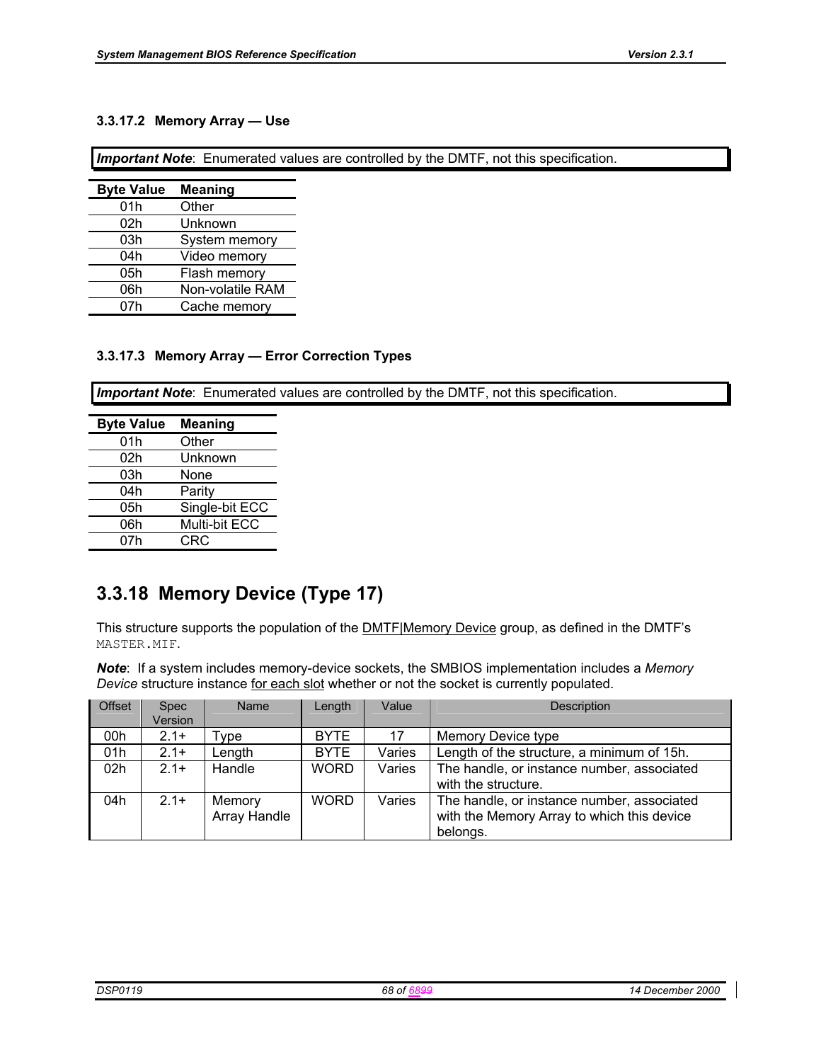#### 3.3.17.2 Memory Array — Use

*Important Note*: Enumerated values are controlled by the DMTF, not this specification.

| Byte Value | Meaning |
|---|---|
| 01h | Other |
| 02h | Unknown |
| 03h | System memory |
| 04h | Video memory |
| 05h | Flash memory |
| 06h | Non-volatile RAM |
| 07h | Cache memory |

#### 3.3.17.3 Memory Array — Error Correction Types

*Important Note*: Enumerated values are controlled by the DMTF, not this specification.

| Byte Value | Meaning |
|---|---|
| 01h | Other |
| 02h | Unknown |
| 03h | None |
| 04h | Parity |
| 05h | Single-bit ECC |
| 06h | Multi-bit ECC |
| 07h | CRC |

## 3.3.18 Memory Device (Type 17)

This structure supports the population of the DMTF|Memory Device group, as defined in the DMTF's `MASTER.MIF`.

***Note***: If a system includes memory-device sockets, the SMBIOS implementation includes a *Memory Device* structure instance for each slot whether or not the socket is currently populated.

| Offset | Spec Version | Name | Length | Value | Description |
|---|---|---|---|---|---|
| 00h | 2.1+ | Type | BYTE | 17 | Memory Device type |
| 01h | 2.1+ | Length | BYTE | Varies | Length of the structure, a minimum of 15h. |
| 02h | 2.1+ | Handle | WORD | Varies | The handle, or instance number, associated with the structure. |
| 04h | 2.1+ | Memory Array Handle | WORD | Varies | The handle, or instance number, associated with the Memory Array to which this device belongs. |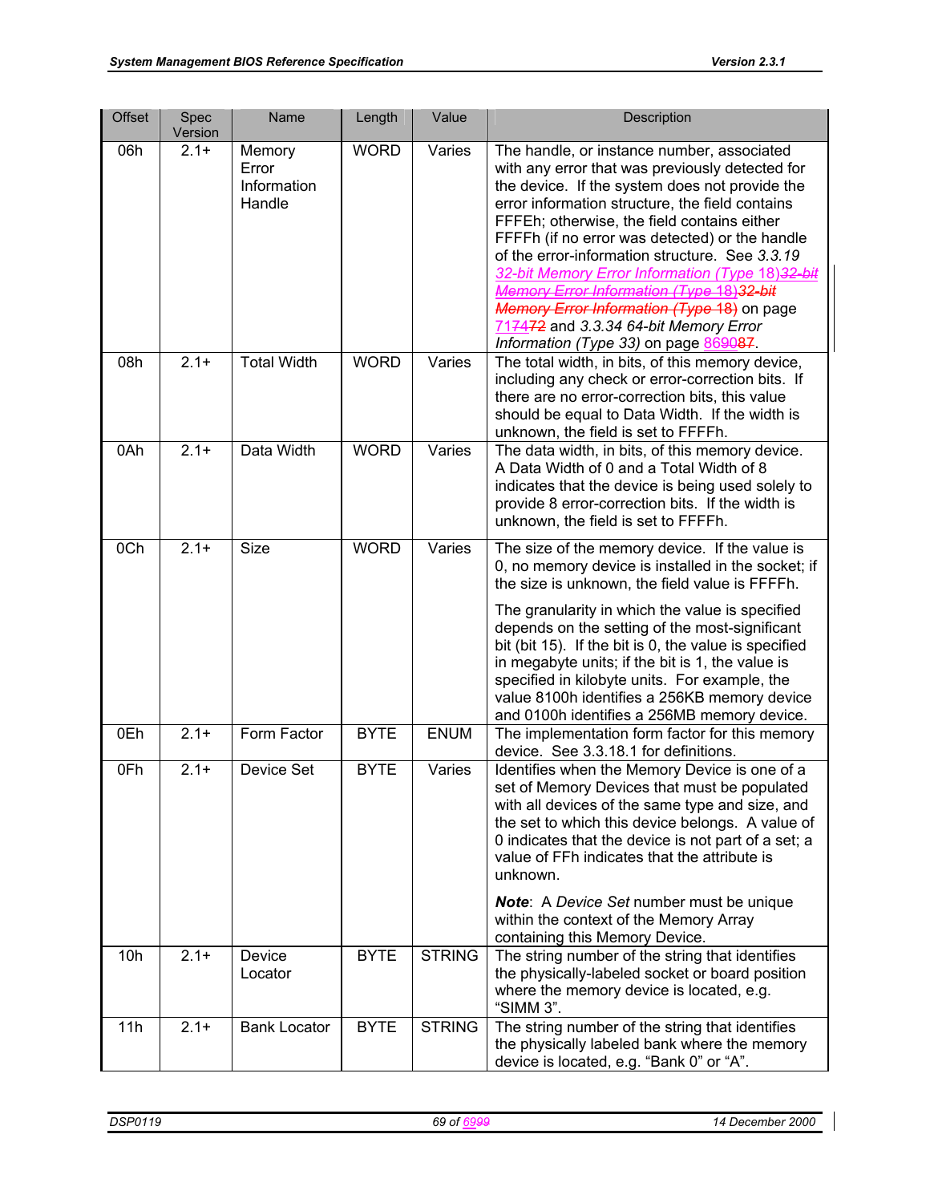| Offset | Spec Version | Name | Length | Value | Description |
|---|---|---|---|---|---|
| 06h | 2.1+ | Memory Error Information Handle | WORD | Varies | The handle, or instance number, associated with any error that was previously detected for the device. If the system does not provide the error information structure, the field contains FFFEh; otherwise, the field contains either FFFFh (if no error was detected) or the handle of the error-information structure. See *3.3.19 32-bit Memory Error Information (Type 18)32-bit Memory Error Information (Type 18)32-bit Memory Error Information (Type 18)* on page 717472 and *3.3.34 64-bit Memory Error Information (Type 33)* on page 869087. |
| 08h | 2.1+ | Total Width | WORD | Varies | The total width, in bits, of this memory device, including any check or error-correction bits. If there are no error-correction bits, this value should be equal to Data Width. If the width is unknown, the field is set to FFFFh. |
| 0Ah | 2.1+ | Data Width | WORD | Varies | The data width, in bits, of this memory device. A Data Width of 0 and a Total Width of 8 indicates that the device is being used solely to provide 8 error-correction bits. If the width is unknown, the field is set to FFFFh. |
| 0Ch | 2.1+ | Size | WORD | Varies | The size of the memory device. If the value is 0, no memory device is installed in the socket; if the size is unknown, the field value is FFFFh.<br><br>The granularity in which the value is specified depends on the setting of the most-significant bit (bit 15). If the bit is 0, the value is specified in megabyte units; if the bit is 1, the value is specified in kilobyte units. For example, the value 8100h identifies a 256KB memory device and 0100h identifies a 256MB memory device. |
| 0Eh | 2.1+ | Form Factor | BYTE | ENUM | The implementation form factor for this memory device. See 3.3.18.1 for definitions. |
| 0Fh | 2.1+ | Device Set | BYTE | Varies | Identifies when the Memory Device is one of a set of Memory Devices that must be populated with all devices of the same type and size, and the set to which this device belongs. A value of 0 indicates that the device is not part of a set; a value of FFh indicates that the attribute is unknown.<br><br>***Note***: A *Device Set* number must be unique within the context of the Memory Array containing this Memory Device. |
| 10h | 2.1+ | Device Locator | BYTE | STRING | The string number of the string that identifies the physically-labeled socket or board position where the memory device is located, e.g. "SIMM 3". |
| 11h | 2.1+ | Bank Locator | BYTE | STRING | The string number of the string that identifies the physically labeled bank where the memory device is located, e.g. "Bank 0" or "A". |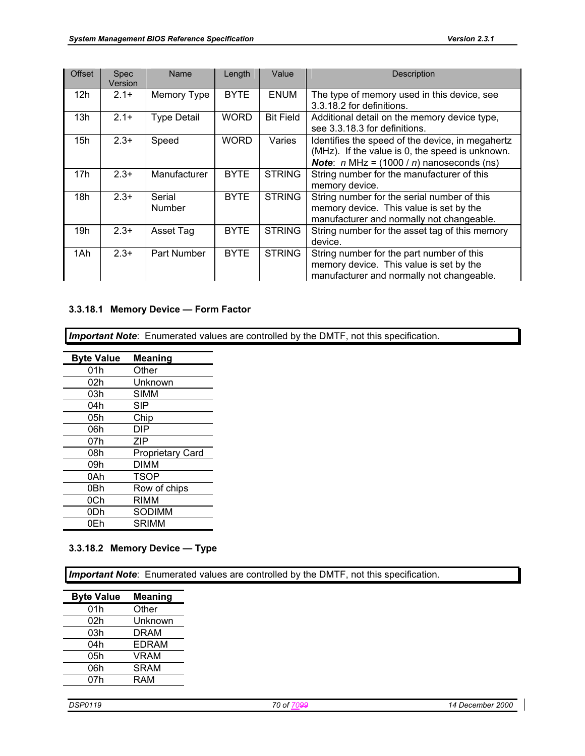| Offset | Spec Version | Name | Length | Value | Description |
|---|---|---|---|---|---|
| 12h | 2.1+ | Memory Type | BYTE | ENUM | The type of memory used in this device, see 3.3.18.2 for definitions. |
| 13h | 2.1+ | Type Detail | WORD | Bit Field | Additional detail on the memory device type, see 3.3.18.3 for definitions. |
| 15h | 2.3+ | Speed | WORD | Varies | Identifies the speed of the device, in megahertz (MHz). If the value is 0, the speed is unknown. ***Note***: *n* MHz = (1000 / *n*) nanoseconds (ns) |
| 17h | 2.3+ | Manufacturer | BYTE | STRING | String number for the manufacturer of this memory device. |
| 18h | 2.3+ | Serial Number | BYTE | STRING | String number for the serial number of this memory device. This value is set by the manufacturer and normally not changeable. |
| 19h | 2.3+ | Asset Tag | BYTE | STRING | String number for the asset tag of this memory device. |
| 1Ah | 2.3+ | Part Number | BYTE | STRING | String number for the part number of this memory device. This value is set by the manufacturer and normally not changeable. |

### 3.3.18.1 Memory Device — Form Factor

***Important Note***: Enumerated values are controlled by the DMTF, not this specification.

| Byte Value | Meaning |
|---|---|
| 01h | Other |
| 02h | Unknown |
| 03h | SIMM |
| 04h | SIP |
| 05h | Chip |
| 06h | DIP |
| 07h | ZIP |
| 08h | Proprietary Card |
| 09h | DIMM |
| 0Ah | TSOP |
| 0Bh | Row of chips |
| 0Ch | RIMM |
| 0Dh | SODIMM |
| 0Eh | SRIMM |

### 3.3.18.2 Memory Device — Type

***Important Note***: Enumerated values are controlled by the DMTF, not this specification.

| Byte Value | Meaning |
|---|---|
| 01h | Other |
| 02h | Unknown |
| 03h | DRAM |
| 04h | EDRAM |
| 05h | VRAM |
| 06h | SRAM |
| 07h | RAM |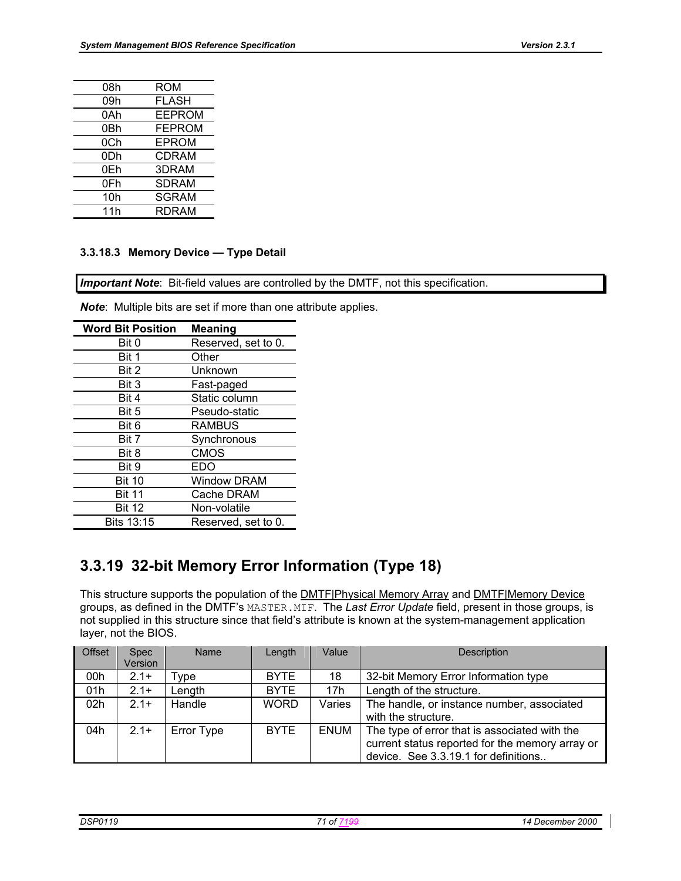| | |
|---|---|
| 08h | ROM |
| 09h | FLASH |
| 0Ah | EEPROM |
| 0Bh | FEPROM |
| 0Ch | EPROM |
| 0Dh | CDRAM |
| 0Eh | 3DRAM |
| 0Fh | SDRAM |
| 10h | SGRAM |
| 11h | RDRAM |

#### 3.3.18.3 Memory Device — Type Detail

***Important Note***: Bit-field values are controlled by the DMTF, not this specification.

***Note***: Multiple bits are set if more than one attribute applies.

| Word Bit Position | Meaning |
|---|---|
| Bit 0 | Reserved, set to 0. |
| Bit 1 | Other |
| Bit 2 | Unknown |
| Bit 3 | Fast-paged |
| Bit 4 | Static column |
| Bit 5 | Pseudo-static |
| Bit 6 | RAMBUS |
| Bit 7 | Synchronous |
| Bit 8 | CMOS |
| Bit 9 | EDO |
| Bit 10 | Window DRAM |
| Bit 11 | Cache DRAM |
| Bit 12 | Non-volatile |
| Bits 13:15 | Reserved, set to 0. |

## 3.3.19 32-bit Memory Error Information (Type 18)

This structure supports the population of the DMTF|Physical Memory Array and DMTF|Memory Device groups, as defined in the DMTF's `MASTER.MIF`. The *Last Error Update* field, present in those groups, is not supplied in this structure since that field's attribute is known at the system-management application layer, not the BIOS.

| Offset | Spec Version | Name | Length | Value | Description |
|---|---|---|---|---|---|
| 00h | 2.1+ | Type | BYTE | 18 | 32-bit Memory Error Information type |
| 01h | 2.1+ | Length | BYTE | 17h | Length of the structure. |
| 02h | 2.1+ | Handle | WORD | Varies | The handle, or instance number, associated with the structure. |
| 04h | 2.1+ | Error Type | BYTE | ENUM | The type of error that is associated with the current status reported for the memory array or device. See 3.3.19.1 for definitions.. |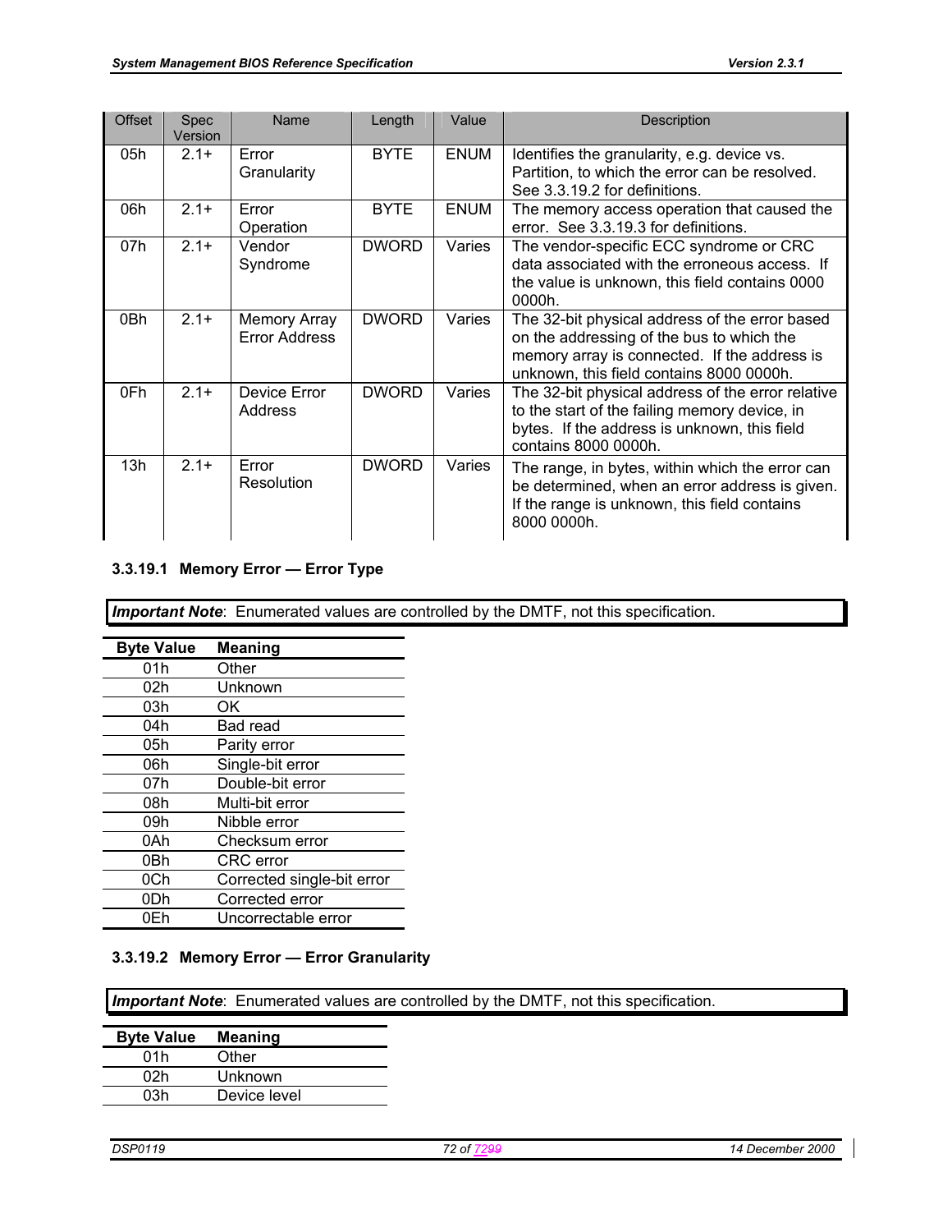| Offset | Spec Version | Name | Length | Value | Description |
|---|---|---|---|---|---|
| 05h | 2.1+ | Error Granularity | BYTE | ENUM | Identifies the granularity, e.g. device vs. Partition, to which the error can be resolved. See 3.3.19.2 for definitions. |
| 06h | 2.1+ | Error Operation | BYTE | ENUM | The memory access operation that caused the error. See 3.3.19.3 for definitions. |
| 07h | 2.1+ | Vendor Syndrome | DWORD | Varies | The vendor-specific ECC syndrome or CRC data associated with the erroneous access. If the value is unknown, this field contains 0000 0000h. |
| 0Bh | 2.1+ | Memory Array Error Address | DWORD | Varies | The 32-bit physical address of the error based on the addressing of the bus to which the memory array is connected. If the address is unknown, this field contains 8000 0000h. |
| 0Fh | 2.1+ | Device Error Address | DWORD | Varies | The 32-bit physical address of the error relative to the start of the failing memory device, in bytes. If the address is unknown, this field contains 8000 0000h. |
| 13h | 2.1+ | Error Resolution | DWORD | Varies | The range, in bytes, within which the error can be determined, when an error address is given. If the range is unknown, this field contains 8000 0000h. |

### 3.3.19.1 Memory Error — Error Type

***Important Note***: Enumerated values are controlled by the DMTF, not this specification.

| Byte Value | Meaning |
|---|---|
| 01h | Other |
| 02h | Unknown |
| 03h | OK |
| 04h | Bad read |
| 05h | Parity error |
| 06h | Single-bit error |
| 07h | Double-bit error |
| 08h | Multi-bit error |
| 09h | Nibble error |
| 0Ah | Checksum error |
| 0Bh | CRC error |
| 0Ch | Corrected single-bit error |
| 0Dh | Corrected error |
| 0Eh | Uncorrectable error |

### 3.3.19.2 Memory Error — Error Granularity

***Important Note***: Enumerated values are controlled by the DMTF, not this specification.

| Byte Value | Meaning |
|---|---|
| 01h | Other |
| 02h | Unknown |
| 03h | Device level |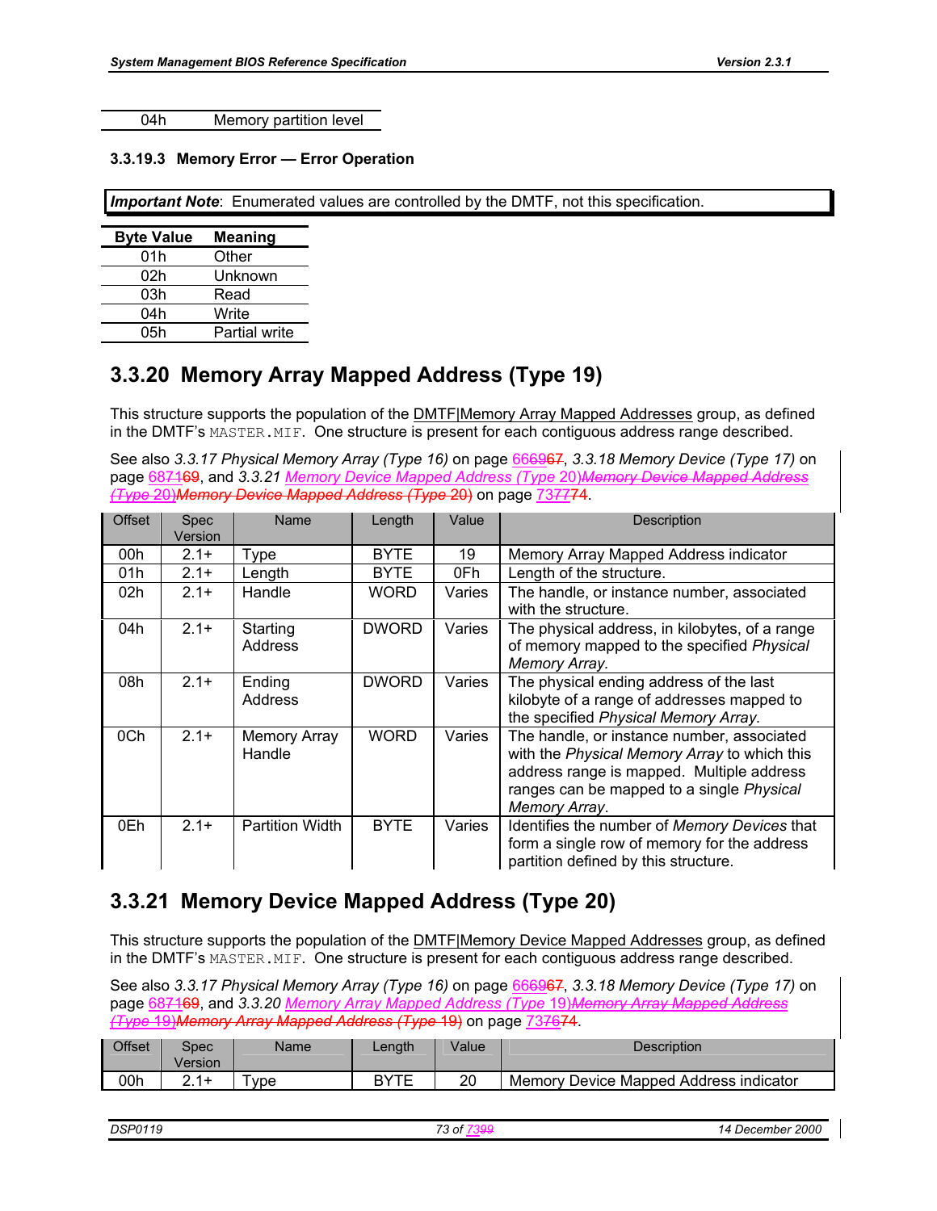| 04h | Memory partition level |
|---|---|

#### 3.3.19.3 Memory Error — Error Operation

***Important Note***: Enumerated values are controlled by the DMTF, not this specification.

| Byte Value | Meaning |
|---|---|
| 01h | Other |
| 02h | Unknown |
| 03h | Read |
| 04h | Write |
| 05h | Partial write |

## 3.3.20 Memory Array Mapped Address (Type 19)

This structure supports the population of the DMTF|Memory Array Mapped Addresses group, as defined in the DMTF's `MASTER.MIF`. One structure is present for each contiguous address range described.

See also *3.3.17 Physical Memory Array (Type 16)* on page 666967, *3.3.18 Memory Device (Type 17)* on page 687169, and *3.3.21* *Memory Device Mapped Address (Type 20)~~Memory Device Mapped Address (Type 20)~~~~Memory Device Mapped Address (Type 20)~~* on page 737774.

| Offset | Spec Version | Name | Length | Value | Description |
|---|---|---|---|---|---|
| 00h | 2.1+ | Type | BYTE | 19 | Memory Array Mapped Address indicator |
| 01h | 2.1+ | Length | BYTE | 0Fh | Length of the structure. |
| 02h | 2.1+ | Handle | WORD | Varies | The handle, or instance number, associated with the structure. |
| 04h | 2.1+ | Starting Address | DWORD | Varies | The physical address, in kilobytes, of a range of memory mapped to the specified *Physical Memory Array*. |
| 08h | 2.1+ | Ending Address | DWORD | Varies | The physical ending address of the last kilobyte of a range of addresses mapped to the specified *Physical Memory Array*. |
| 0Ch | 2.1+ | Memory Array Handle | WORD | Varies | The handle, or instance number, associated with the *Physical Memory Array* to which this address range is mapped. Multiple address ranges can be mapped to a single *Physical Memory Array*. |
| 0Eh | 2.1+ | Partition Width | BYTE | Varies | Identifies the number of *Memory Devices* that form a single row of memory for the address partition defined by this structure. |

## 3.3.21 Memory Device Mapped Address (Type 20)

This structure supports the population of the DMTF|Memory Device Mapped Addresses group, as defined in the DMTF's `MASTER.MIF`. One structure is present for each contiguous address range described.

See also *3.3.17 Physical Memory Array (Type 16)* on page 666967, *3.3.18 Memory Device (Type 17)* on page 687169, and *3.3.20* *Memory Array Mapped Address (Type 19)~~Memory Array Mapped Address (Type 19)~~~~Memory Array Mapped Address (Type 19)~~* on page 737674.

| Offset | Spec Version | Name | Length | Value | Description |
|---|---|---|---|---|---|
| 00h | 2.1+ | Type | BYTE | 20 | Memory Device Mapped Address indicator |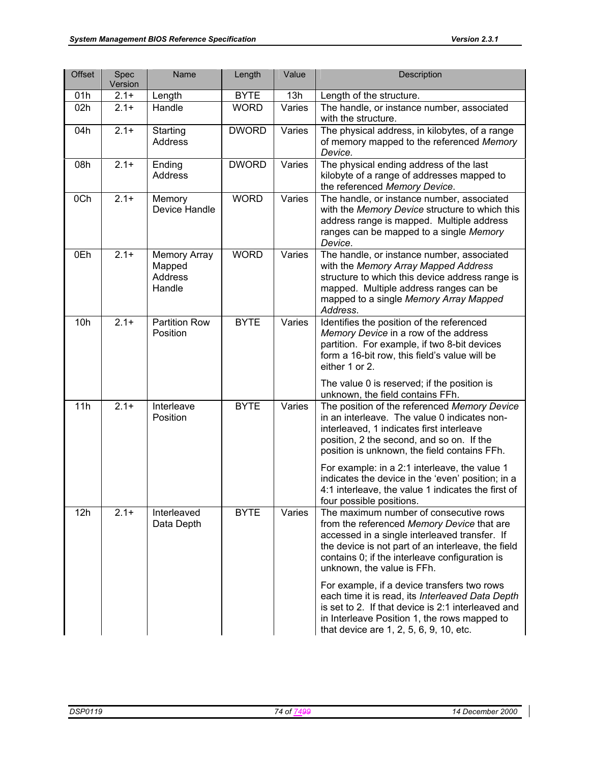| Offset | Spec Version | Name | Length | Value | Description |
|---|---|---|---|---|---|
| 01h | 2.1+ | Length | BYTE | 13h | Length of the structure. |
| 02h | 2.1+ | Handle | WORD | Varies | The handle, or instance number, associated with the structure. |
| 04h | 2.1+ | Starting Address | DWORD | Varies | The physical address, in kilobytes, of a range of memory mapped to the referenced *Memory Device.* |
| 08h | 2.1+ | Ending Address | DWORD | Varies | The physical ending address of the last kilobyte of a range of addresses mapped to the referenced *Memory Device*. |
| 0Ch | 2.1+ | Memory Device Handle | WORD | Varies | The handle, or instance number, associated with the *Memory Device* structure to which this address range is mapped. Multiple address ranges can be mapped to a single *Memory Device*. |
| 0Eh | 2.1+ | Memory Array Mapped Address Handle | WORD | Varies | The handle, or instance number, associated with the *Memory Array Mapped Address* structure to which this device address range is mapped. Multiple address ranges can be mapped to a single *Memory Array Mapped Address*. |
| 10h | 2.1+ | Partition Row Position | BYTE | Varies | Identifies the position of the referenced *Memory Device* in a row of the address partition. For example, if two 8-bit devices form a 16-bit row, this field's value will be either 1 or 2.<br><br>The value 0 is reserved; if the position is unknown, the field contains FFh. |
| 11h | 2.1+ | Interleave Position | BYTE | Varies | The position of the referenced *Memory Device* in an interleave. The value 0 indicates non-interleaved, 1 indicates first interleave position, 2 the second, and so on. If the position is unknown, the field contains FFh.<br><br>For example: in a 2:1 interleave, the value 1 indicates the device in the 'even' position; in a 4:1 interleave, the value 1 indicates the first of four possible positions. |
| 12h | 2.1+ | Interleaved Data Depth | BYTE | Varies | The maximum number of consecutive rows from the referenced *Memory Device* that are accessed in a single interleaved transfer. If the device is not part of an interleave, the field contains 0; if the interleave configuration is unknown, the value is FFh.<br><br>For example, if a device transfers two rows each time it is read, its *Interleaved Data Depth* is set to 2. If that device is 2:1 interleaved and in Interleave Position 1, the rows mapped to that device are 1, 2, 5, 6, 9, 10, etc. |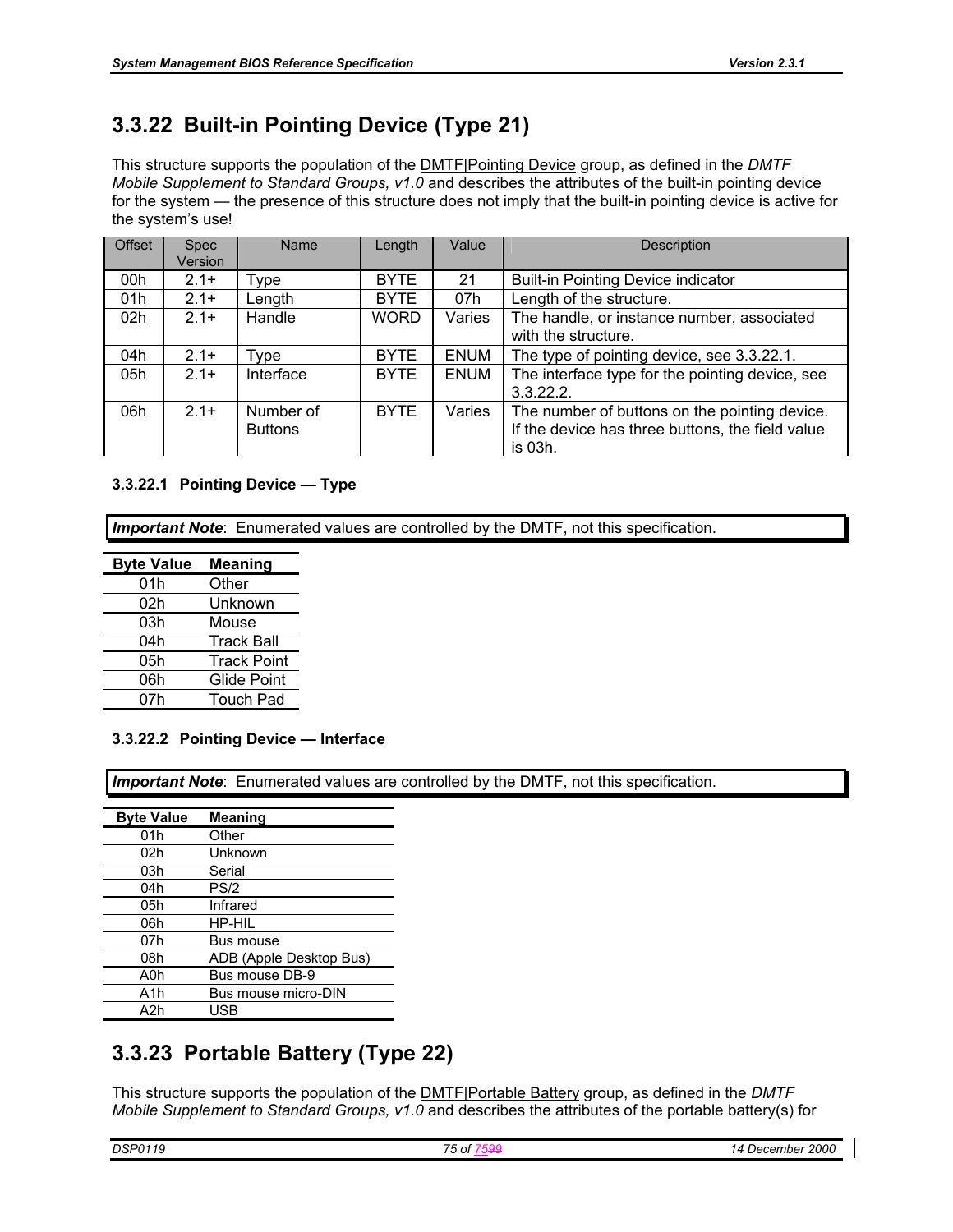## 3.3.22 Built-in Pointing Device (Type 21)

This structure supports the population of the DMTF|Pointing Device group, as defined in the *DMTF Mobile Supplement to Standard Groups, v1.0* and describes the attributes of the built-in pointing device for the system — the presence of this structure does not imply that the built-in pointing device is active for the system's use!

| Offset | Spec Version | Name | Length | Value | Description |
|---|---|---|---|---|---|
| 00h | 2.1+ | Type | BYTE | 21 | Built-in Pointing Device indicator |
| 01h | 2.1+ | Length | BYTE | 07h | Length of the structure. |
| 02h | 2.1+ | Handle | WORD | Varies | The handle, or instance number, associated with the structure. |
| 04h | 2.1+ | Type | BYTE | ENUM | The type of pointing device, see 3.3.22.1. |
| 05h | 2.1+ | Interface | BYTE | ENUM | The interface type for the pointing device, see 3.3.22.2. |
| 06h | 2.1+ | Number of Buttons | BYTE | Varies | The number of buttons on the pointing device. If the device has three buttons, the field value is 03h. |

#### 3.3.22.1 Pointing Device — Type

***Important Note***: Enumerated values are controlled by the DMTF, not this specification.

| Byte Value | Meaning |
|---|---|
| 01h | Other |
| 02h | Unknown |
| 03h | Mouse |
| 04h | Track Ball |
| 05h | Track Point |
| 06h | Glide Point |
| 07h | Touch Pad |

#### 3.3.22.2 Pointing Device — Interface

***Important Note***: Enumerated values are controlled by the DMTF, not this specification.

| Byte Value | Meaning |
|---|---|
| 01h | Other |
| 02h | Unknown |
| 03h | Serial |
| 04h | PS/2 |
| 05h | Infrared |
| 06h | HP-HIL |
| 07h | Bus mouse |
| 08h | ADB (Apple Desktop Bus) |
| A0h | Bus mouse DB-9 |
| A1h | Bus mouse micro-DIN |
| A2h | USB |

## 3.3.23 Portable Battery (Type 22)

This structure supports the population of the DMTF|Portable Battery group, as defined in the *DMTF Mobile Supplement to Standard Groups, v1.0* and describes the attributes of the portable battery(s) for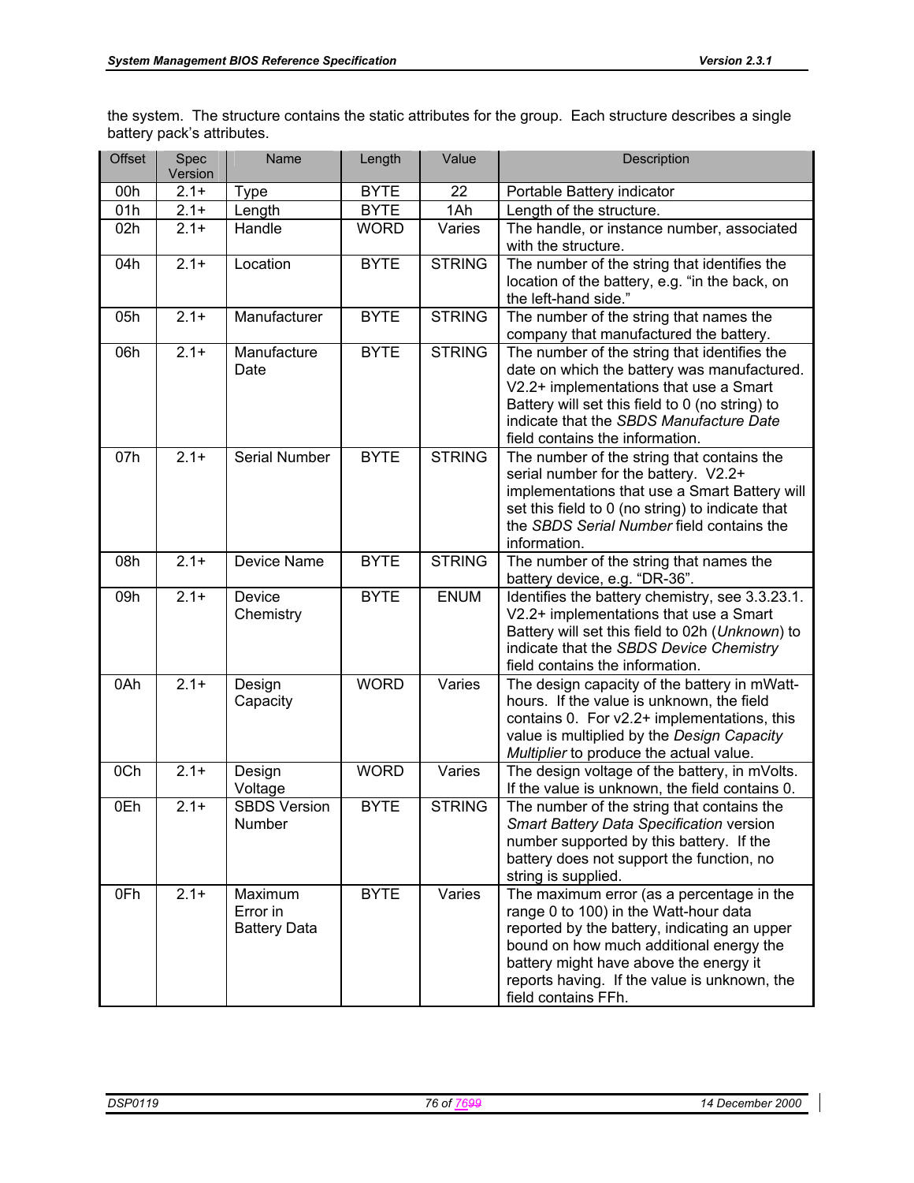the system. The structure contains the static attributes for the group. Each structure describes a single battery pack's attributes.

| Offset | Spec Version | Name | Length | Value | Description |
|---|---|---|---|---|---|
| 00h | 2.1+ | Type | BYTE | 22 | Portable Battery indicator |
| 01h | 2.1+ | Length | BYTE | 1Ah | Length of the structure. |
| 02h | 2.1+ | Handle | WORD | Varies | The handle, or instance number, associated with the structure. |
| 04h | 2.1+ | Location | BYTE | STRING | The number of the string that identifies the location of the battery, e.g. "in the back, on the left-hand side." |
| 05h | 2.1+ | Manufacturer | BYTE | STRING | The number of the string that names the company that manufactured the battery. |
| 06h | 2.1+ | Manufacture Date | BYTE | STRING | The number of the string that identifies the date on which the battery was manufactured. V2.2+ implementations that use a Smart Battery will set this field to 0 (no string) to indicate that the *SBDS Manufacture Date* field contains the information. |
| 07h | 2.1+ | Serial Number | BYTE | STRING | The number of the string that contains the serial number for the battery. V2.2+ implementations that use a Smart Battery will set this field to 0 (no string) to indicate that the *SBDS Serial Number* field contains the information. |
| 08h | 2.1+ | Device Name | BYTE | STRING | The number of the string that names the battery device, e.g. "DR-36". |
| 09h | 2.1+ | Device Chemistry | BYTE | ENUM | Identifies the battery chemistry, see 3.3.23.1. V2.2+ implementations that use a Smart Battery will set this field to 02h (*Unknown*) to indicate that the *SBDS Device Chemistry* field contains the information. |
| 0Ah | 2.1+ | Design Capacity | WORD | Varies | The design capacity of the battery in mWatt-hours. If the value is unknown, the field contains 0. For v2.2+ implementations, this value is multiplied by the *Design Capacity Multiplier* to produce the actual value. |
| 0Ch | 2.1+ | Design Voltage | WORD | Varies | The design voltage of the battery, in mVolts. If the value is unknown, the field contains 0. |
| 0Eh | 2.1+ | SBDS Version Number | BYTE | STRING | The number of the string that contains the *Smart Battery Data Specification* version number supported by this battery. If the battery does not support the function, no string is supplied. |
| 0Fh | 2.1+ | Maximum Error in Battery Data | BYTE | Varies | The maximum error (as a percentage in the range 0 to 100) in the Watt-hour data reported by the battery, indicating an upper bound on how much additional energy the battery might have above the energy it reports having. If the value is unknown, the field contains FFh. |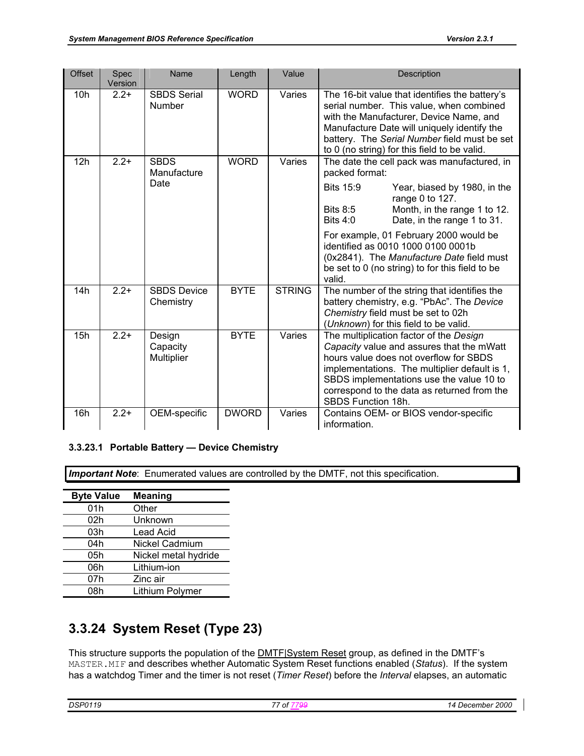| Offset | Spec Version | Name | Length | Value | Description |
|---|---|---|---|---|---|
| 10h | 2.2+ | SBDS Serial Number | WORD | Varies | The 16-bit value that identifies the battery's serial number. This value, when combined with the Manufacturer, Device Name, and Manufacture Date will uniquely identify the battery. The *Serial Number* field must be set to 0 (no string) for this field to be valid. |
| 12h | 2.2+ | SBDS Manufacture Date | WORD | Varies | The date the cell pack was manufactured, in packed format:<br>Bits 15:9 Year, biased by 1980, in the range 0 to 127.<br>Bits 8:5 Month, in the range 1 to 12.<br>Bits 4:0 Date, in the range 1 to 31.<br>For example, 01 February 2000 would be identified as 0010 1000 0100 0001b (0x2841). The *Manufacture Date* field must be set to 0 (no string) to for this field to be valid. |
| 14h | 2.2+ | SBDS Device Chemistry | BYTE | STRING | The number of the string that identifies the battery chemistry, e.g. "PbAc". The *Device Chemistry* field must be set to 02h (*Unknown*) for this field to be valid. |
| 15h | 2.2+ | Design Capacity Multiplier | BYTE | Varies | The multiplication factor of the *Design Capacity* value and assures that the mWatt hours value does not overflow for SBDS implementations. The multiplier default is 1, SBDS implementations use the value 10 to correspond to the data as returned from the SBDS Function 18h. |
| 16h | 2.2+ | OEM-specific | DWORD | Varies | Contains OEM- or BIOS vendor-specific information. |

#### 3.3.23.1 Portable Battery — Device Chemistry

***Important Note***: Enumerated values are controlled by the DMTF, not this specification.

| Byte Value | Meaning |
|---|---|
| 01h | Other |
| 02h | Unknown |
| 03h | Lead Acid |
| 04h | Nickel Cadmium |
| 05h | Nickel metal hydride |
| 06h | Lithium-ion |
| 07h | Zinc air |
| 08h | Lithium Polymer |

## 3.3.24 System Reset (Type 23)

This structure supports the population of the DMTF|System Reset group, as defined in the DMTF's `MASTER.MIF` and describes whether Automatic System Reset functions enabled (*Status*). If the system has a watchdog Timer and the timer is not reset (*Timer Reset*) before the *Interval* elapses, an automatic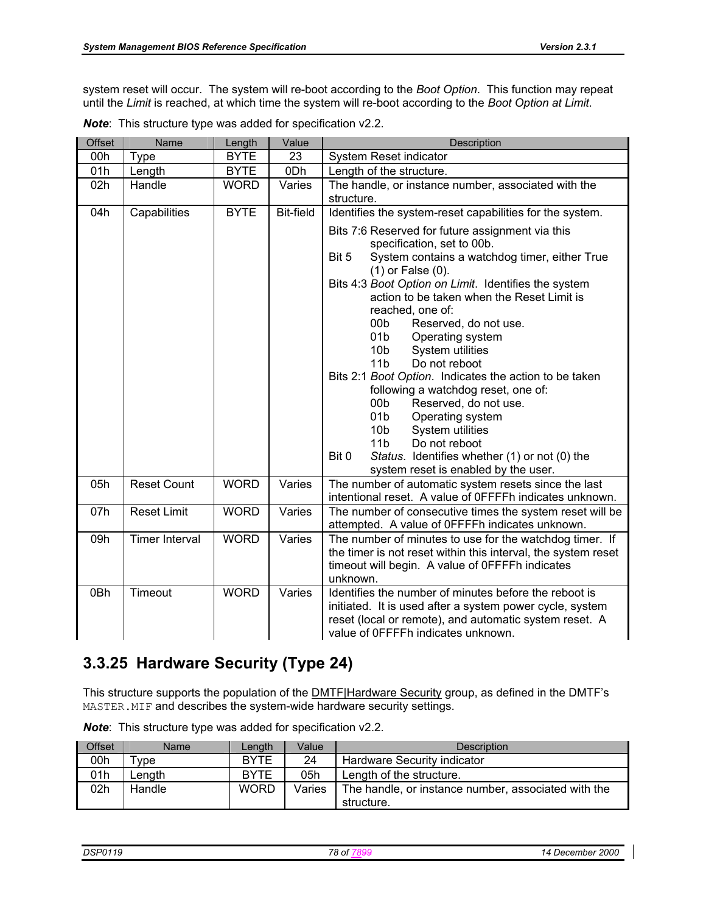system reset will occur. The system will re-boot according to the *Boot Option*. This function may repeat until the *Limit* is reached, at which time the system will re-boot according to the *Boot Option at Limit*.

***Note***: This structure type was added for specification v2.2.

| Offset | Name | Length | Value | Description |
|---|---|---|---|---|
| 00h | Type | BYTE | 23 | System Reset indicator |
| 01h | Length | BYTE | 0Dh | Length of the structure. |
| 02h | Handle | WORD | Varies | The handle, or instance number, associated with the structure. |
| 04h | Capabilities | BYTE | Bit-field | Identifies the system-reset capabilities for the system.<br><br>Bits 7:6 Reserved for future assignment via this specification, set to 00b.<br>Bit 5 System contains a watchdog timer, either True (1) or False (0).<br>Bits 4:3 *Boot Option on Limit*. Identifies the system action to be taken when the Reset Limit is reached, one of:<br>00b Reserved, do not use.<br>01b Operating system<br>10b System utilities<br>11b Do not reboot<br>Bits 2:1 *Boot Option*. Indicates the action to be taken following a watchdog reset, one of:<br>00b Reserved, do not use.<br>01b Operating system<br>10b System utilities<br>11b Do not reboot<br>Bit 0 *Status*. Identifies whether (1) or not (0) the system reset is enabled by the user. |
| 05h | Reset Count | WORD | Varies | The number of automatic system resets since the last intentional reset. A value of 0FFFFh indicates unknown. |
| 07h | Reset Limit | WORD | Varies | The number of consecutive times the system reset will be attempted. A value of 0FFFFh indicates unknown. |
| 09h | Timer Interval | WORD | Varies | The number of minutes to use for the watchdog timer. If the timer is not reset within this interval, the system reset timeout will begin. A value of 0FFFFh indicates unknown. |
| 0Bh | Timeout | WORD | Varies | Identifies the number of minutes before the reboot is initiated. It is used after a system power cycle, system reset (local or remote), and automatic system reset. A value of 0FFFFh indicates unknown. |

## 3.3.25 Hardware Security (Type 24)

This structure supports the population of the DMTF|Hardware Security group, as defined in the DMTF's `MASTER.MIF` and describes the system-wide hardware security settings.

***Note***: This structure type was added for specification v2.2.

| Offset | Name | Length | Value | Description |
|---|---|---|---|---|
| 00h | Type | BYTE | 24 | Hardware Security indicator |
| 01h | Length | BYTE | 05h | Length of the structure. |
| 02h | Handle | WORD | Varies | The handle, or instance number, associated with the structure. |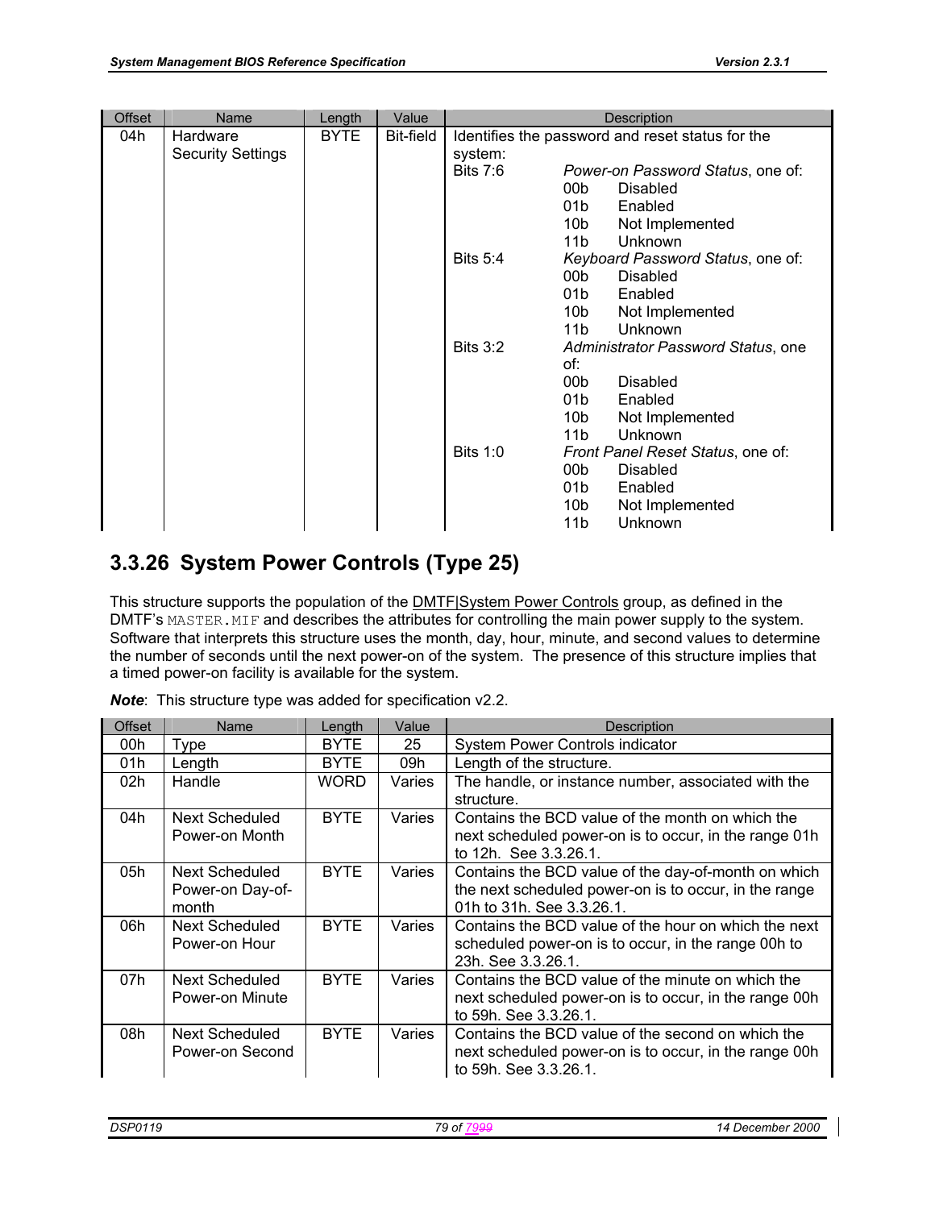| Offset | Name | Length | Value | Description |
|---|---|---|---|---|
| 04h | Hardware Security Settings | BYTE | Bit-field | Identifies the password and reset status for the system:<br>Bits 7:6 *Power-on Password Status*, one of:<br>00b Disabled<br>01b Enabled<br>10b Not Implemented<br>11b Unknown<br>Bits 5:4 *Keyboard Password Status*, one of:<br>00b Disabled<br>01b Enabled<br>10b Not Implemented<br>11b Unknown<br>Bits 3:2 *Administrator Password Status*, one of:<br>00b Disabled<br>01b Enabled<br>10b Not Implemented<br>11b Unknown<br>Bits 1:0 *Front Panel Reset Status*, one of:<br>00b Disabled<br>01b Enabled<br>10b Not Implemented<br>11b Unknown |

## 3.3.26 System Power Controls (Type 25)

This structure supports the population of the DMTF|System Power Controls group, as defined in the DMTF's `MASTER.MIF` and describes the attributes for controlling the main power supply to the system. Software that interprets this structure uses the month, day, hour, minute, and second values to determine the number of seconds until the next power-on of the system. The presence of this structure implies that a timed power-on facility is available for the system.

***Note***: This structure type was added for specification v2.2.

| Offset | Name | Length | Value | Description |
|---|---|---|---|---|
| 00h | Type | BYTE | 25 | System Power Controls indicator |
| 01h | Length | BYTE | 09h | Length of the structure. |
| 02h | Handle | WORD | Varies | The handle, or instance number, associated with the structure. |
| 04h | Next Scheduled Power-on Month | BYTE | Varies | Contains the BCD value of the month on which the next scheduled power-on is to occur, in the range 01h to 12h. See 3.3.26.1. |
| 05h | Next Scheduled Power-on Day-of-month | BYTE | Varies | Contains the BCD value of the day-of-month on which the next scheduled power-on is to occur, in the range 01h to 31h. See 3.3.26.1. |
| 06h | Next Scheduled Power-on Hour | BYTE | Varies | Contains the BCD value of the hour on which the next scheduled power-on is to occur, in the range 00h to 23h. See 3.3.26.1. |
| 07h | Next Scheduled Power-on Minute | BYTE | Varies | Contains the BCD value of the minute on which the next scheduled power-on is to occur, in the range 00h to 59h. See 3.3.26.1. |
| 08h | Next Scheduled Power-on Second | BYTE | Varies | Contains the BCD value of the second on which the next scheduled power-on is to occur, in the range 00h to 59h. See 3.3.26.1. |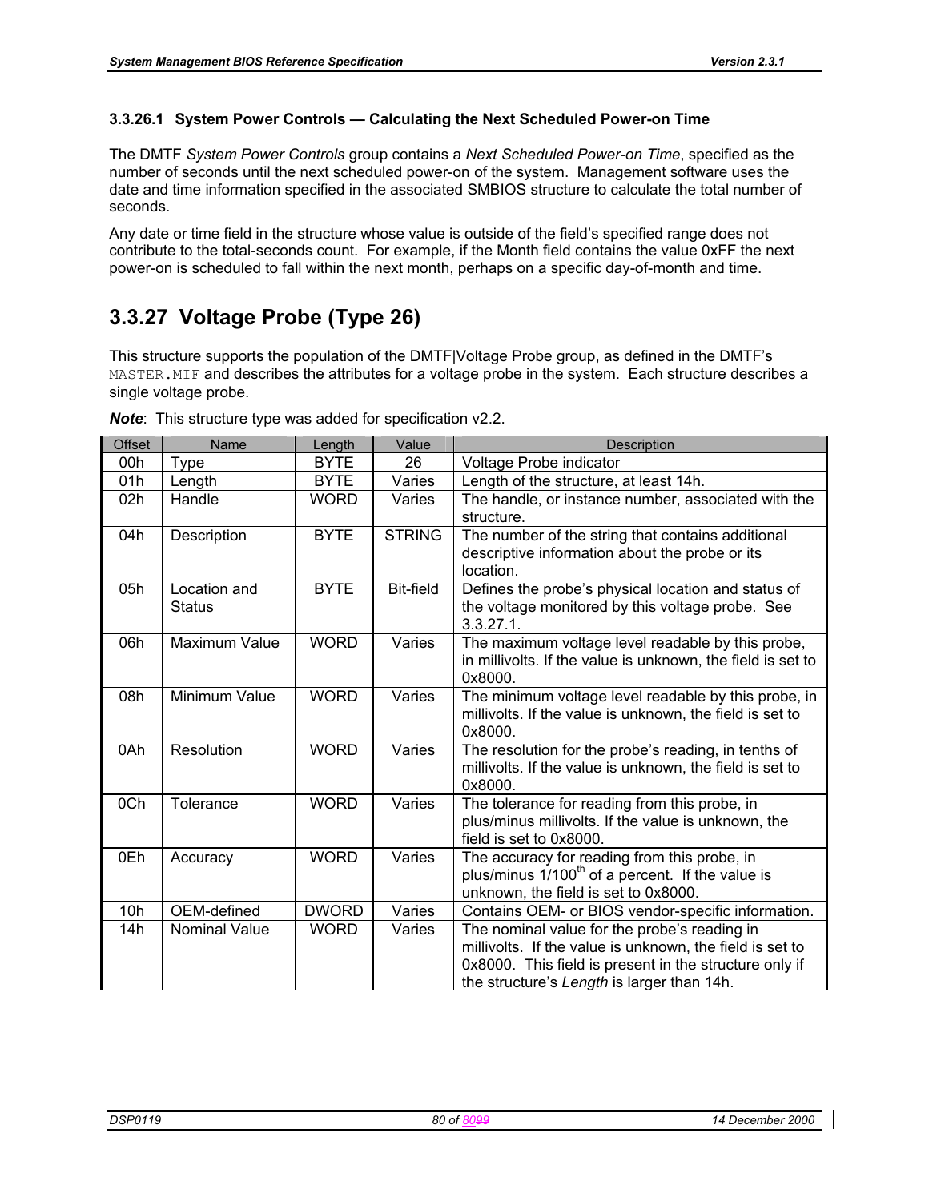### 3.3.26.1 System Power Controls — Calculating the Next Scheduled Power-on Time

The DMTF *System Power Controls* group contains a *Next Scheduled Power-on Time*, specified as the number of seconds until the next scheduled power-on of the system. Management software uses the date and time information specified in the associated SMBIOS structure to calculate the total number of seconds.

Any date or time field in the structure whose value is outside of the field's specified range does not contribute to the total-seconds count. For example, if the Month field contains the value 0xFF the next power-on is scheduled to fall within the next month, perhaps on a specific day-of-month and time.

## 3.3.27 Voltage Probe (Type 26)

This structure supports the population of the DMTF|Voltage Probe group, as defined in the DMTF's `MASTER.MIF` and describes the attributes for a voltage probe in the system. Each structure describes a single voltage probe.

***Note***: This structure type was added for specification v2.2.

| Offset | Name | Length | Value | Description |
|---|---|---|---|---|
| 00h | Type | BYTE | 26 | Voltage Probe indicator |
| 01h | Length | BYTE | Varies | Length of the structure, at least 14h. |
| 02h | Handle | WORD | Varies | The handle, or instance number, associated with the structure. |
| 04h | Description | BYTE | STRING | The number of the string that contains additional descriptive information about the probe or its location. |
| 05h | Location and Status | BYTE | Bit-field | Defines the probe's physical location and status of the voltage monitored by this voltage probe. See 3.3.27.1. |
| 06h | Maximum Value | WORD | Varies | The maximum voltage level readable by this probe, in millivolts. If the value is unknown, the field is set to 0x8000. |
| 08h | Minimum Value | WORD | Varies | The minimum voltage level readable by this probe, in millivolts. If the value is unknown, the field is set to 0x8000. |
| 0Ah | Resolution | WORD | Varies | The resolution for the probe's reading, in tenths of millivolts. If the value is unknown, the field is set to 0x8000. |
| 0Ch | Tolerance | WORD | Varies | The tolerance for reading from this probe, in plus/minus millivolts. If the value is unknown, the field is set to 0x8000. |
| 0Eh | Accuracy | WORD | Varies | The accuracy for reading from this probe, in plus/minus 1/100th of a percent. If the value is unknown, the field is set to 0x8000. |
| 10h | OEM-defined | DWORD | Varies | Contains OEM- or BIOS vendor-specific information. |
| 14h | Nominal Value | WORD | Varies | The nominal value for the probe's reading in millivolts. If the value is unknown, the field is set to 0x8000. This field is present in the structure only if the structure's *Length* is larger than 14h. |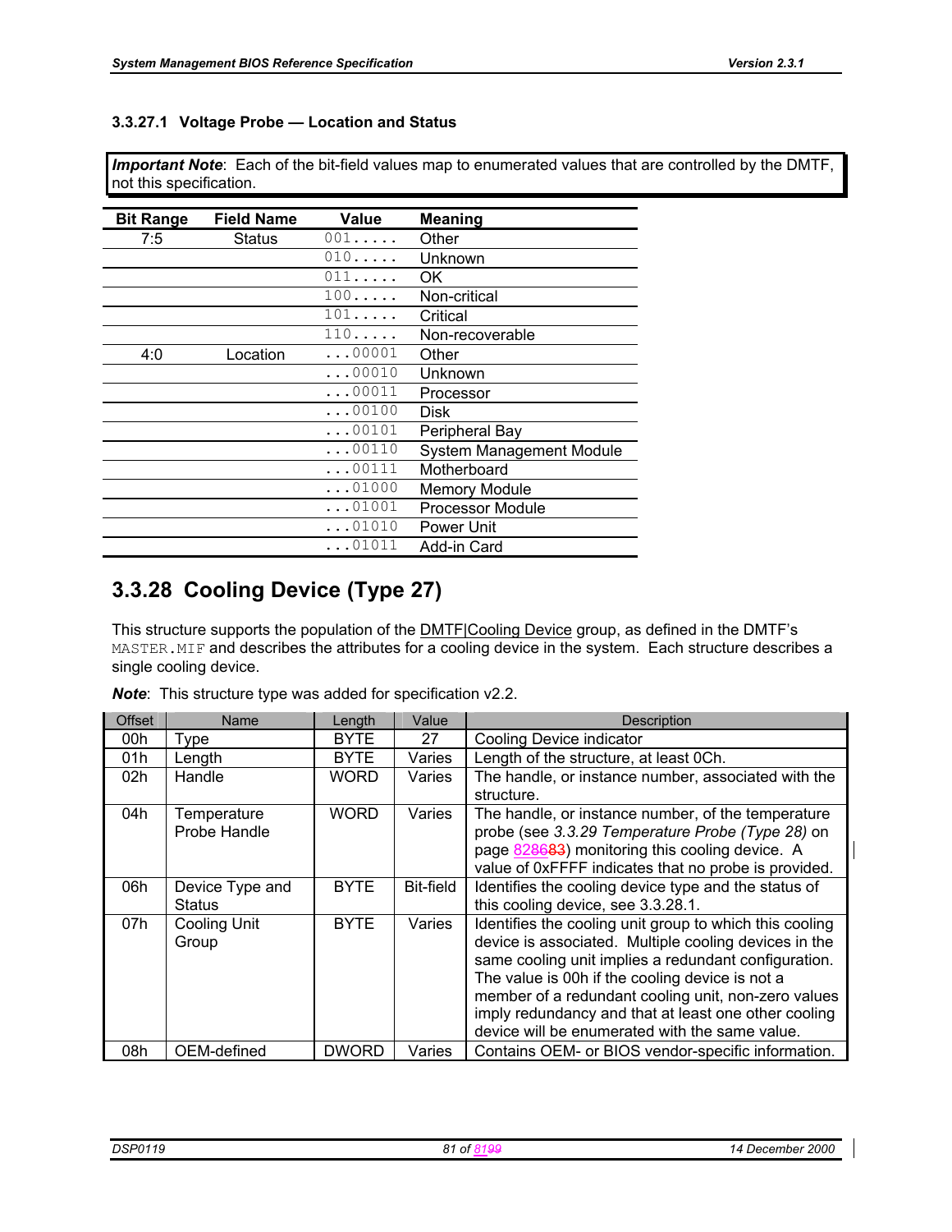#### 3.3.27.1 Voltage Probe — Location and Status

> ***Important Note***: Each of the bit-field values map to enumerated values that are controlled by the DMTF, not this specification.

| Bit Range | Field Name | Value | Meaning |
|---|---|---|---|
| 7:5 | Status | 001..... | Other |
| | | 010..... | Unknown |
| | | 011..... | OK |
| | | 100..... | Non-critical |
| | | 101..... | Critical |
| | | 110..... | Non-recoverable |
| 4:0 | Location | ...00001 | Other |
| | | ...00010 | Unknown |
| | | ...00011 | Processor |
| | | ...00100 | Disk |
| | | ...00101 | Peripheral Bay |
| | | ...00110 | System Management Module |
| | | ...00111 | Motherboard |
| | | ...01000 | Memory Module |
| | | ...01001 | Processor Module |
| | | ...01010 | Power Unit |
| | | ...01011 | Add-in Card |

## 3.3.28 Cooling Device (Type 27)

This structure supports the population of the DMTF|Cooling Device group, as defined in the DMTF's `MASTER.MIF` and describes the attributes for a cooling device in the system. Each structure describes a single cooling device.

***Note***: This structure type was added for specification v2.2.

| Offset | Name | Length | Value | Description |
|---|---|---|---|---|
| 00h | Type | BYTE | 27 | Cooling Device indicator |
| 01h | Length | BYTE | Varies | Length of the structure, at least 0Ch. |
| 02h | Handle | WORD | Varies | The handle, or instance number, associated with the structure. |
| 04h | Temperature Probe Handle | WORD | Varies | The handle, or instance number, of the temperature probe (see *3.3.29 Temperature Probe (Type 28)* on page 828683) monitoring this cooling device. A value of 0xFFFF indicates that no probe is provided. |
| 06h | Device Type and Status | BYTE | Bit-field | Identifies the cooling device type and the status of this cooling device, see 3.3.28.1. |
| 07h | Cooling Unit Group | BYTE | Varies | Identifies the cooling unit group to which this cooling device is associated. Multiple cooling devices in the same cooling unit implies a redundant configuration. The value is 00h if the cooling device is not a member of a redundant cooling unit, non-zero values imply redundancy and that at least one other cooling device will be enumerated with the same value. |
| 08h | OEM-defined | DWORD | Varies | Contains OEM- or BIOS vendor-specific information. |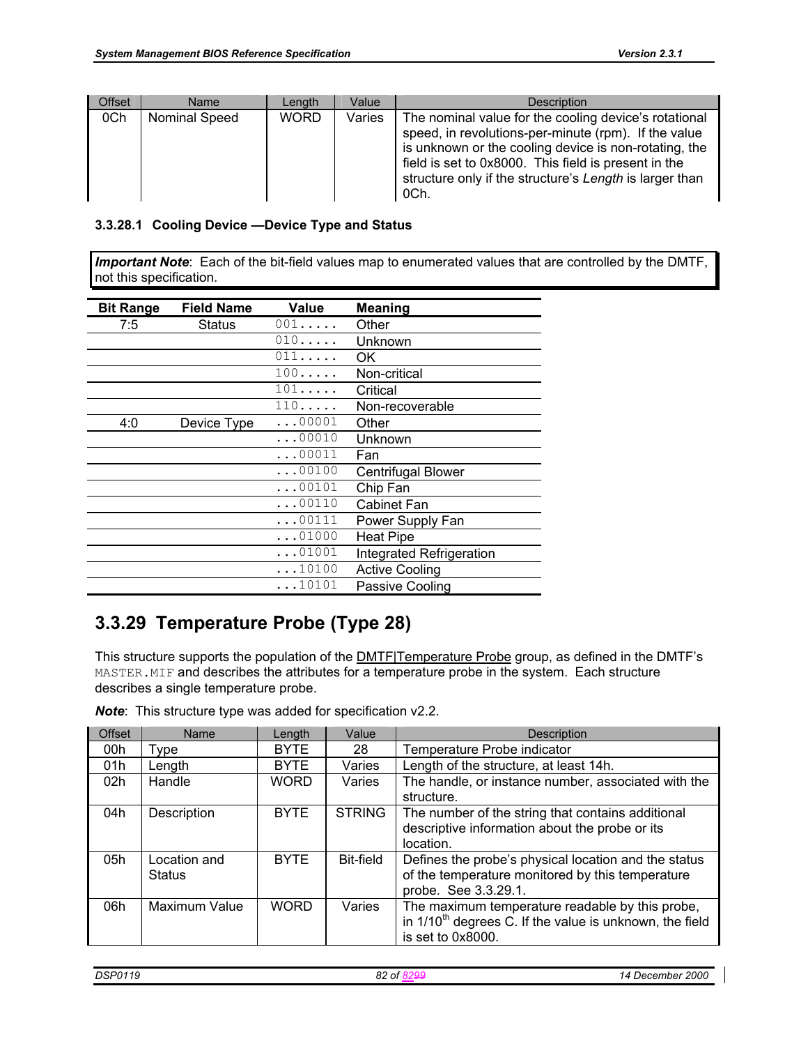| Offset | Name | Length | Value | Description |
|---|---|---|---|---|
| 0Ch | Nominal Speed | WORD | Varies | The nominal value for the cooling device's rotational speed, in revolutions-per-minute (rpm). If the value is unknown or the cooling device is non-rotating, the field is set to 0x8000. This field is present in the structure only if the structure's *Length* is larger than 0Ch. |

#### 3.3.28.1 Cooling Device —Device Type and Status

***Important Note***: Each of the bit-field values map to enumerated values that are controlled by the DMTF, not this specification.

| Bit Range | Field Name | Value | Meaning |
|---|---|---|---|
| 7:5 | Status | 001..... | Other |
| | | 010..... | Unknown |
| | | 011..... | OK |
| | | 100..... | Non-critical |
| | | 101..... | Critical |
| | | 110..... | Non-recoverable |
| 4:0 | Device Type | ...00001 | Other |
| | | ...00010 | Unknown |
| | | ...00011 | Fan |
| | | ...00100 | Centrifugal Blower |
| | | ...00101 | Chip Fan |
| | | ...00110 | Cabinet Fan |
| | | ...00111 | Power Supply Fan |
| | | ...01000 | Heat Pipe |
| | | ...01001 | Integrated Refrigeration |
| | | ...10100 | Active Cooling |
| | | ...10101 | Passive Cooling |

## 3.3.29 Temperature Probe (Type 28)

This structure supports the population of the DMTF|Temperature Probe group, as defined in the DMTF's `MASTER.MIF` and describes the attributes for a temperature probe in the system. Each structure describes a single temperature probe.

***Note***: This structure type was added for specification v2.2.

| Offset | Name | Length | Value | Description |
|---|---|---|---|---|
| 00h | Type | BYTE | 28 | Temperature Probe indicator |
| 01h | Length | BYTE | Varies | Length of the structure, at least 14h. |
| 02h | Handle | WORD | Varies | The handle, or instance number, associated with the structure. |
| 04h | Description | BYTE | STRING | The number of the string that contains additional descriptive information about the probe or its location. |
| 05h | Location and Status | BYTE | Bit-field | Defines the probe's physical location and the status of the temperature monitored by this temperature probe. See 3.3.29.1. |
| 06h | Maximum Value | WORD | Varies | The maximum temperature readable by this probe, in 1/10th degrees C. If the value is unknown, the field is set to 0x8000. |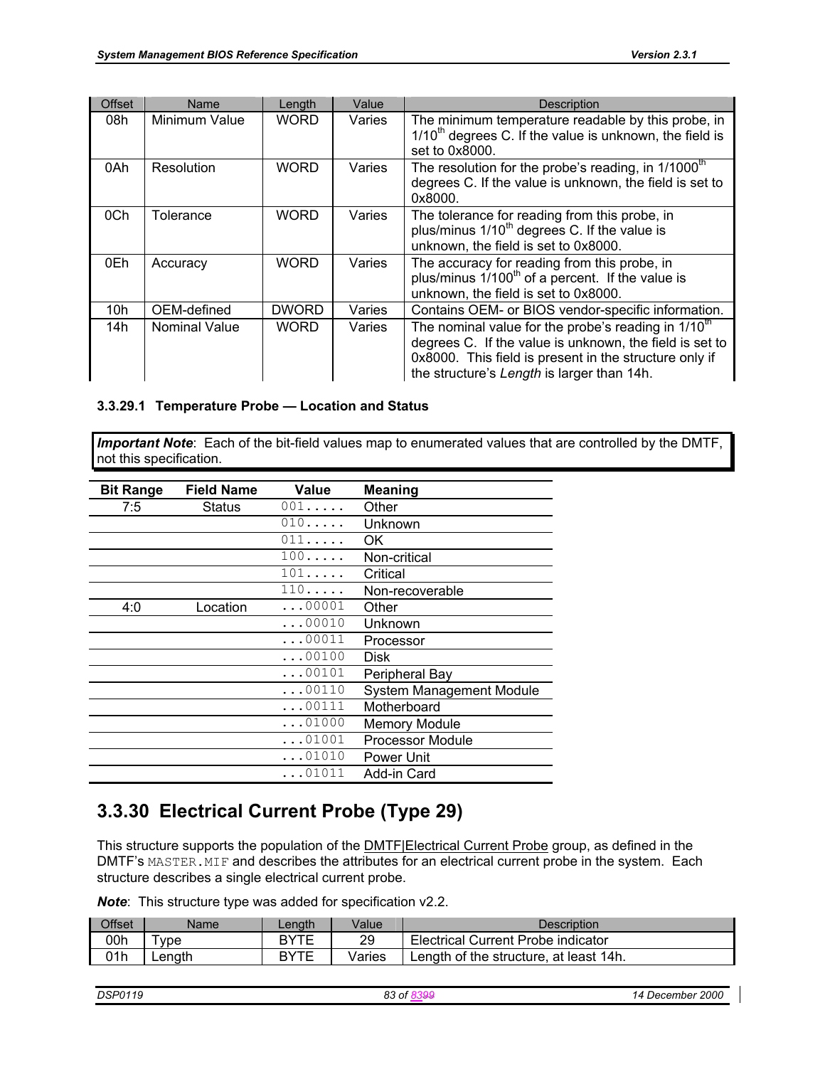| Offset | Name | Length | Value | Description |
|---|---|---|---|---|
| 08h | Minimum Value | WORD | Varies | The minimum temperature readable by this probe, in 1/10th degrees C. If the value is unknown, the field is set to 0x8000. |
| 0Ah | Resolution | WORD | Varies | The resolution for the probe's reading, in 1/1000th degrees C. If the value is unknown, the field is set to 0x8000. |
| 0Ch | Tolerance | WORD | Varies | The tolerance for reading from this probe, in plus/minus 1/10th degrees C. If the value is unknown, the field is set to 0x8000. |
| 0Eh | Accuracy | WORD | Varies | The accuracy for reading from this probe, in plus/minus 1/100th of a percent. If the value is unknown, the field is set to 0x8000. |
| 10h | OEM-defined | DWORD | Varies | Contains OEM- or BIOS vendor-specific information. |
| 14h | Nominal Value | WORD | Varies | The nominal value for the probe's reading in 1/10th degrees C. If the value is unknown, the field is set to 0x8000. This field is present in the structure only if the structure's *Length* is larger than 14h. |

#### 3.3.29.1 Temperature Probe — Location and Status

***Important Note***: Each of the bit-field values map to enumerated values that are controlled by the DMTF, not this specification.

| Bit Range | Field Name | Value | Meaning |
|---|---|---|---|
| 7:5 | Status | 001..... | Other |
| | | 010..... | Unknown |
| | | 011..... | OK |
| | | 100..... | Non-critical |
| | | 101..... | Critical |
| | | 110..... | Non-recoverable |
| 4:0 | Location | ...00001 | Other |
| | | ...00010 | Unknown |
| | | ...00011 | Processor |
| | | ...00100 | Disk |
| | | ...00101 | Peripheral Bay |
| | | ...00110 | System Management Module |
| | | ...00111 | Motherboard |
| | | ...01000 | Memory Module |
| | | ...01001 | Processor Module |
| | | ...01010 | Power Unit |
| | | ...01011 | Add-in Card |

## 3.3.30 Electrical Current Probe (Type 29)

This structure supports the population of the DMTF|Electrical Current Probe group, as defined in the DMTF's `MASTER.MIF` and describes the attributes for an electrical current probe in the system. Each structure describes a single electrical current probe.

***Note***: This structure type was added for specification v2.2.

| Offset | Name | Length | Value | Description |
|---|---|---|---|---|
| 00h | Type | BYTE | 29 | Electrical Current Probe indicator |
| 01h | Length | BYTE | Varies | Length of the structure, at least 14h. |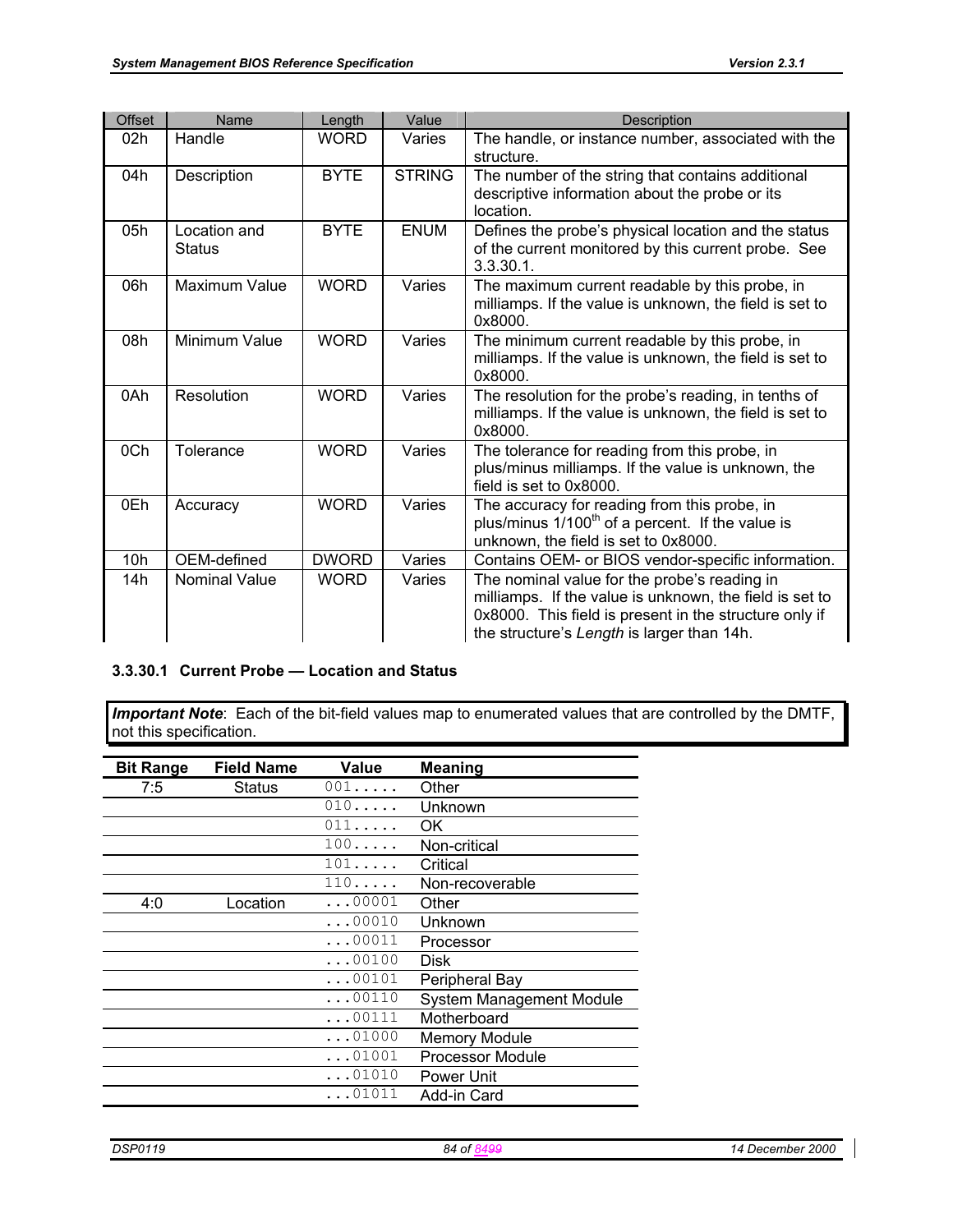| Offset | Name | Length | Value | Description |
|---|---|---|---|---|
| 02h | Handle | WORD | Varies | The handle, or instance number, associated with the structure. |
| 04h | Description | BYTE | STRING | The number of the string that contains additional descriptive information about the probe or its location. |
| 05h | Location and Status | BYTE | ENUM | Defines the probe's physical location and the status of the current monitored by this current probe. See 3.3.30.1. |
| 06h | Maximum Value | WORD | Varies | The maximum current readable by this probe, in milliamps. If the value is unknown, the field is set to 0x8000. |
| 08h | Minimum Value | WORD | Varies | The minimum current readable by this probe, in milliamps. If the value is unknown, the field is set to 0x8000. |
| 0Ah | Resolution | WORD | Varies | The resolution for the probe's reading, in tenths of milliamps. If the value is unknown, the field is set to 0x8000. |
| 0Ch | Tolerance | WORD | Varies | The tolerance for reading from this probe, in plus/minus milliamps. If the value is unknown, the field is set to 0x8000. |
| 0Eh | Accuracy | WORD | Varies | The accuracy for reading from this probe, in plus/minus 1/100th of a percent. If the value is unknown, the field is set to 0x8000. |
| 10h | OEM-defined | DWORD | Varies | Contains OEM- or BIOS vendor-specific information. |
| 14h | Nominal Value | WORD | Varies | The nominal value for the probe's reading in milliamps. If the value is unknown, the field is set to 0x8000. This field is present in the structure only if the structure's *Length* is larger than 14h. |

#### 3.3.30.1 Current Probe — Location and Status

***Important Note***: Each of the bit-field values map to enumerated values that are controlled by the DMTF, not this specification.

| Bit Range | Field Name | Value | Meaning |
|---|---|---|---|
| 7:5 | Status | 001..... | Other |
| | | 010..... | Unknown |
| | | 011..... | OK |
| | | 100..... | Non-critical |
| | | 101..... | Critical |
| | | 110..... | Non-recoverable |
| 4:0 | Location | ...00001 | Other |
| | | ...00010 | Unknown |
| | | ...00011 | Processor |
| | | ...00100 | Disk |
| | | ...00101 | Peripheral Bay |
| | | ...00110 | System Management Module |
| | | ...00111 | Motherboard |
| | | ...01000 | Memory Module |
| | | ...01001 | Processor Module |
| | | ...01010 | Power Unit |
| | | ...01011 | Add-in Card |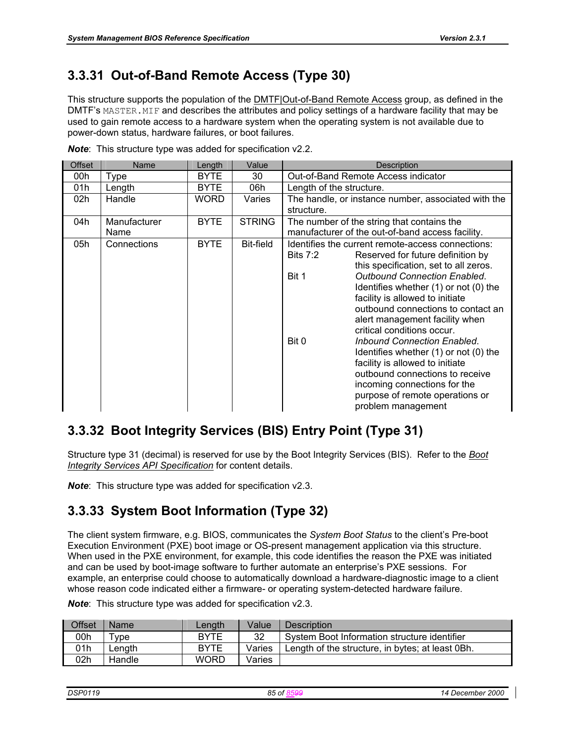## 3.3.31 Out-of-Band Remote Access (Type 30)

This structure supports the population of the DMTF|Out-of-Band Remote Access group, as defined in the DMTF's `MASTER.MIF` and describes the attributes and policy settings of a hardware facility that may be used to gain remote access to a hardware system when the operating system is not available due to power-down status, hardware failures, or boot failures.

***Note***: This structure type was added for specification v2.2.

| Offset | Name | Length | Value | Description |
|---|---|---|---|---|
| 00h | Type | BYTE | 30 | Out-of-Band Remote Access indicator |
| 01h | Length | BYTE | 06h | Length of the structure. |
| 02h | Handle | WORD | Varies | The handle, or instance number, associated with the structure. |
| 04h | Manufacturer Name | BYTE | STRING | The number of the string that contains the manufacturer of the out-of-band access facility. |
| 05h | Connections | BYTE | Bit-field | Identifies the current remote-access connections:<br>Bits 7:2 Reserved for future definition by this specification, set to all zeros.<br>Bit 1 *Outbound Connection Enabled*. Identifies whether (1) or not (0) the facility is allowed to initiate outbound connections to contact an alert management facility when critical conditions occur.<br>Bit 0 *Inbound Connection Enabled*. Identifies whether (1) or not (0) the facility is allowed to initiate outbound connections to receive incoming connections for the purpose of remote operations or problem management |

## 3.3.32 Boot Integrity Services (BIS) Entry Point (Type 31)

Structure type 31 (decimal) is reserved for use by the Boot Integrity Services (BIS). Refer to the *Boot Integrity Services API Specification* for content details.

***Note***: This structure type was added for specification v2.3.

## 3.3.33 System Boot Information (Type 32)

The client system firmware, e.g. BIOS, communicates the *System Boot Status* to the client's Pre-boot Execution Environment (PXE) boot image or OS-present management application via this structure. When used in the PXE environment, for example, this code identifies the reason the PXE was initiated and can be used by boot-image software to further automate an enterprise's PXE sessions. For example, an enterprise could choose to automatically download a hardware-diagnostic image to a client whose reason code indicated either a firmware- or operating system-detected hardware failure.

***Note***: This structure type was added for specification v2.3.

| Offset | Name | Length | Value | Description |
|---|---|---|---|---|
| 00h | Type | BYTE | 32 | System Boot Information structure identifier |
| 01h | Length | BYTE | Varies | Length of the structure, in bytes; at least 0Bh. |
| 02h | Handle | WORD | Varies | |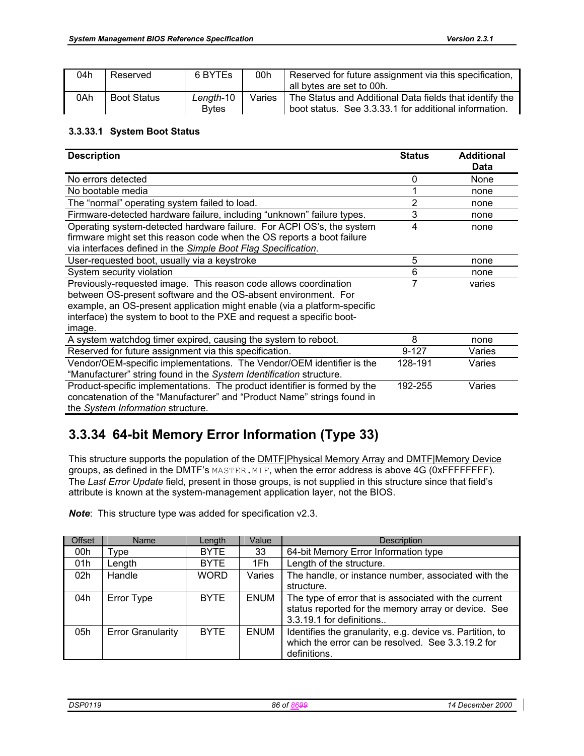| 04h | Reserved | 6 BYTEs | 00h | Reserved for future assignment via this specification, all bytes are set to 00h. |
|---|---|---|---|---|
| 0Ah | Boot Status | *Length*-10 Bytes | Varies | The Status and Additional Data fields that identify the boot status. See 3.3.33.1 for additional information. |

#### 3.3.33.1 System Boot Status

| Description | Status | Additional Data |
|---|---|---|
| No errors detected | 0 | None |
| No bootable media | 1 | none |
| The "normal" operating system failed to load. | 2 | none |
| Firmware-detected hardware failure, including "unknown" failure types. | 3 | none |
| Operating system-detected hardware failure. For ACPI OS's, the system firmware might set this reason code when the OS reports a boot failure via interfaces defined in the *Simple Boot Flag Specification*. | 4 | none |
| User-requested boot, usually via a keystroke | 5 | none |
| System security violation | 6 | none |
| Previously-requested image. This reason code allows coordination between OS-present software and the OS-absent environment. For example, an OS-present application might enable (via a platform-specific interface) the system to boot to the PXE and request a specific boot-image. | 7 | varies |
| A system watchdog timer expired, causing the system to reboot. | 8 | none |
| Reserved for future assignment via this specification. | 9-127 | Varies |
| Vendor/OEM-specific implementations. The Vendor/OEM identifier is the "Manufacturer" string found in the *System Identification* structure. | 128-191 | Varies |
| Product-specific implementations. The product identifier is formed by the concatenation of the "Manufacturer" and "Product Name" strings found in the *System Information* structure. | 192-255 | Varies |

## 3.3.34 64-bit Memory Error Information (Type 33)

This structure supports the population of the DMTF|Physical Memory Array and DMTF|Memory Device groups, as defined in the DMTF's MASTER.MIF, when the error address is above 4G (0xFFFFFFFF). The *Last Error Update* field, present in those groups, is not supplied in this structure since that field's attribute is known at the system-management application layer, not the BIOS.

***Note***: This structure type was added for specification v2.3.

| Offset | Name | Length | Value | Description |
|---|---|---|---|---|
| 00h | Type | BYTE | 33 | 64-bit Memory Error Information type |
| 01h | Length | BYTE | 1Fh | Length of the structure. |
| 02h | Handle | WORD | Varies | The handle, or instance number, associated with the structure. |
| 04h | Error Type | BYTE | ENUM | The type of error that is associated with the current status reported for the memory array or device. See 3.3.19.1 for definitions.. |
| 05h | Error Granularity | BYTE | ENUM | Identifies the granularity, e.g. device vs. Partition, to which the error can be resolved. See 3.3.19.2 for definitions. |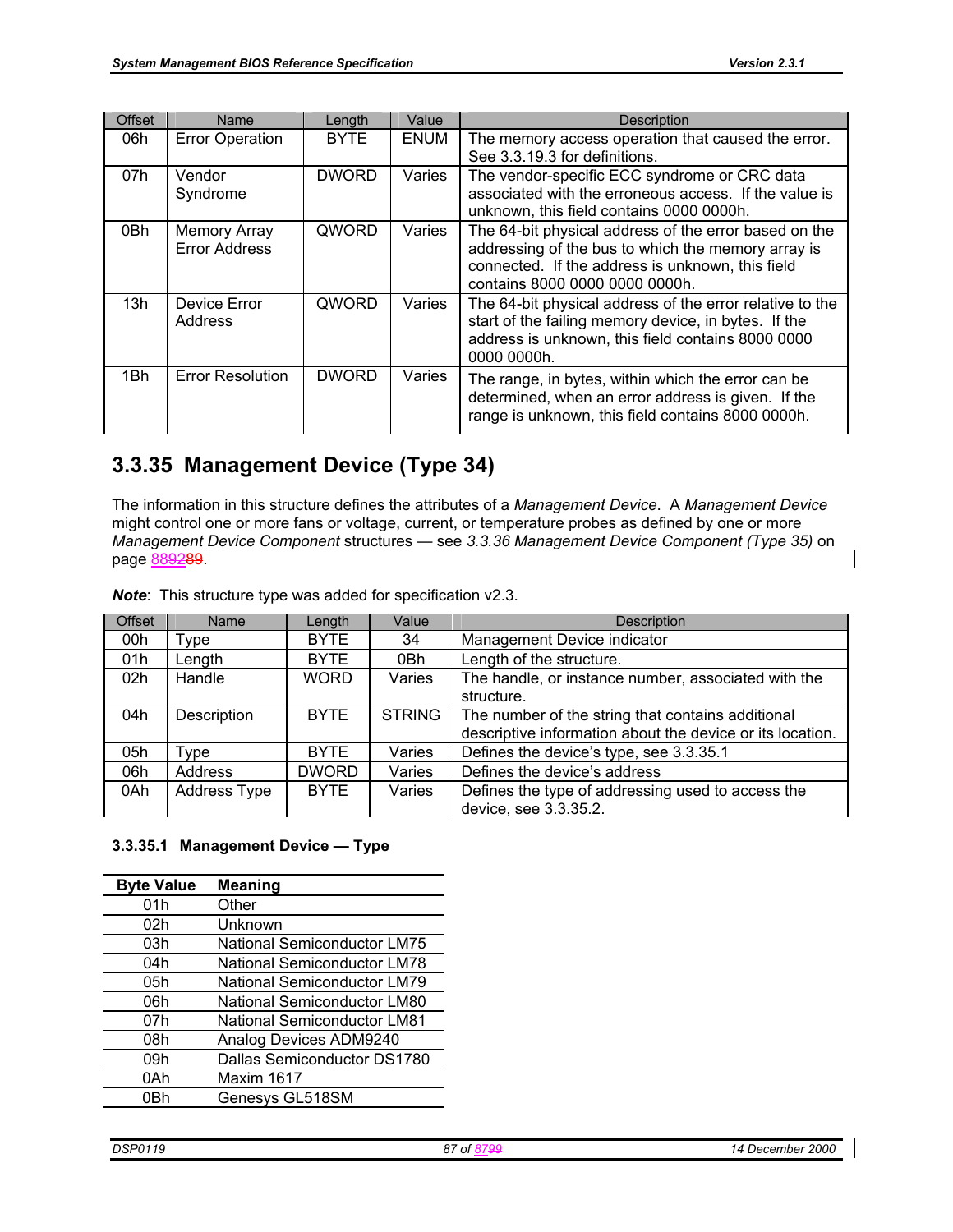| Offset | Name | Length | Value | Description |
|---|---|---|---|---|
| 06h | Error Operation | BYTE | ENUM | The memory access operation that caused the error. See 3.3.19.3 for definitions. |
| 07h | Vendor Syndrome | DWORD | Varies | The vendor-specific ECC syndrome or CRC data associated with the erroneous access. If the value is unknown, this field contains 0000 0000h. |
| 0Bh | Memory Array Error Address | QWORD | Varies | The 64-bit physical address of the error based on the addressing of the bus to which the memory array is connected. If the address is unknown, this field contains 8000 0000 0000 0000h. |
| 13h | Device Error Address | QWORD | Varies | The 64-bit physical address of the error relative to the start of the failing memory device, in bytes. If the address is unknown, this field contains 8000 0000 0000 0000h. |
| 1Bh | Error Resolution | DWORD | Varies | The range, in bytes, within which the error can be determined, when an error address is given. If the range is unknown, this field contains 8000 0000h. |

## 3.3.35 Management Device (Type 34)

The information in this structure defines the attributes of a *Management Device*. A *Management Device* might control one or more fans or voltage, current, or temperature probes as defined by one or more *Management Device Component* structures — see *3.3.36 Management Device Component (Type 35)* on page 88.

***Note***: This structure type was added for specification v2.3.

| Offset | Name | Length | Value | Description |
|---|---|---|---|---|
| 00h | Type | BYTE | 34 | Management Device indicator |
| 01h | Length | BYTE | 0Bh | Length of the structure. |
| 02h | Handle | WORD | Varies | The handle, or instance number, associated with the structure. |
| 04h | Description | BYTE | STRING | The number of the string that contains additional descriptive information about the device or its location. |
| 05h | Type | BYTE | Varies | Defines the device's type, see 3.3.35.1 |
| 06h | Address | DWORD | Varies | Defines the device's address |
| 0Ah | Address Type | BYTE | Varies | Defines the type of addressing used to access the device, see 3.3.35.2. |

### 3.3.35.1 Management Device — Type

| Byte Value | Meaning |
|---|---|
| 01h | Other |
| 02h | Unknown |
| 03h | National Semiconductor LM75 |
| 04h | National Semiconductor LM78 |
| 05h | National Semiconductor LM79 |
| 06h | National Semiconductor LM80 |
| 07h | National Semiconductor LM81 |
| 08h | Analog Devices ADM9240 |
| 09h | Dallas Semiconductor DS1780 |
| 0Ah | Maxim 1617 |
| 0Bh | Genesys GL518SM |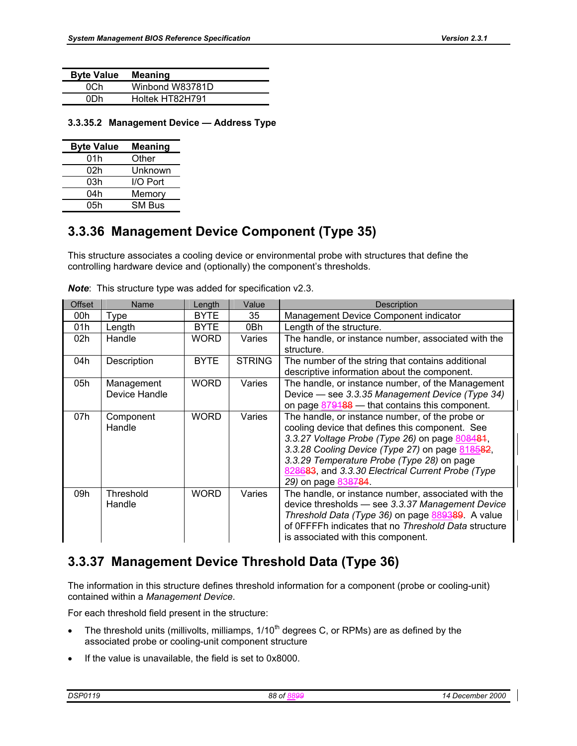| Byte Value | Meaning |
|---|---|
| 0Ch | Winbond W83781D |
| 0Dh | Holtek HT82H791 |

#### 3.3.35.2 Management Device — Address Type

| Byte Value | Meaning |
|---|---|
| 01h | Other |
| 02h | Unknown |
| 03h | I/O Port |
| 04h | Memory |
| 05h | SM Bus |

## 3.3.36 Management Device Component (Type 35)

This structure associates a cooling device or environmental probe with structures that define the controlling hardware device and (optionally) the component's thresholds.

***Note***: This structure type was added for specification v2.3.

| Offset | Name | Length | Value | Description |
|---|---|---|---|---|
| 00h | Type | BYTE | 35 | Management Device Component indicator |
| 01h | Length | BYTE | 0Bh | Length of the structure. |
| 02h | Handle | WORD | Varies | The handle, or instance number, associated with the structure. |
| 04h | Description | BYTE | STRING | The number of the string that contains additional descriptive information about the component. |
| 05h | Management Device Handle | WORD | Varies | The handle, or instance number, of the Management Device — see *3.3.35 Management Device (Type 34)* on page 879188 — that contains this component. |
| 07h | Component Handle | WORD | Varies | The handle, or instance number, of the probe or cooling device that defines this component. See *3.3.27 Voltage Probe (Type 26)* on page 808481, *3.3.28 Cooling Device (Type 27)* on page 818582, *3.3.29 Temperature Probe (Type 28)* on page 828683, and *3.3.30 Electrical Current Probe (Type 29)* on page 838784. |
| 09h | Threshold Handle | WORD | Varies | The handle, or instance number, associated with the device thresholds — see *3.3.37 Management Device Threshold Data (Type 36)* on page 889389. A value of 0FFFFh indicates that no *Threshold Data* structure is associated with this component. |

## 3.3.37 Management Device Threshold Data (Type 36)

The information in this structure defines threshold information for a component (probe or cooling-unit) contained within a *Management Device*.

For each threshold field present in the structure:

- The threshold units (millivolts, milliamps, 1/10$^{th}$ degrees C, or RPMs) are as defined by the associated probe or cooling-unit component structure
- If the value is unavailable, the field is set to 0x8000.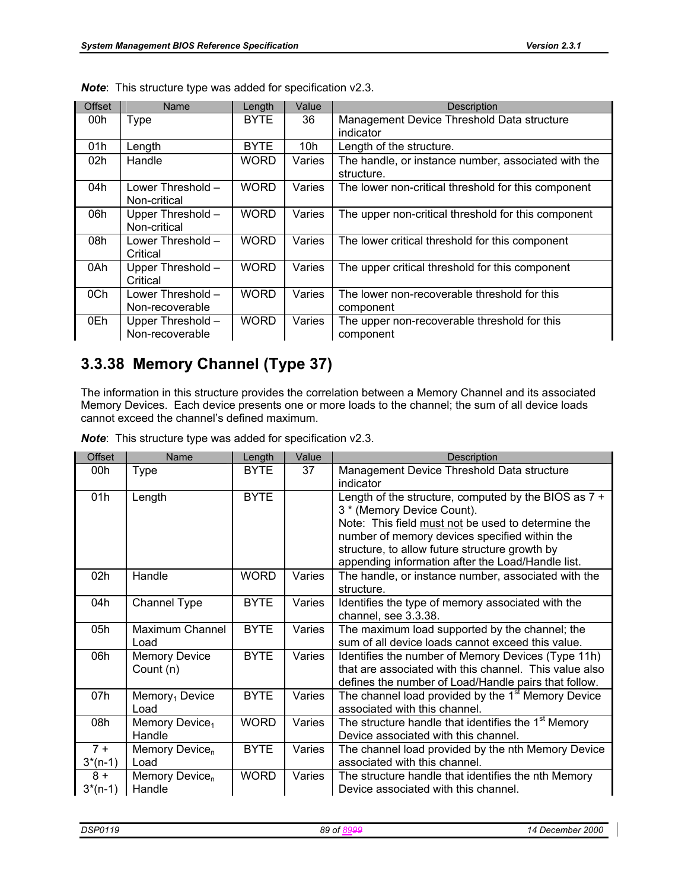***Note***: This structure type was added for specification v2.3.

| Offset | Name | Length | Value | Description |
|---|---|---|---|---|
| 00h | Type | BYTE | 36 | Management Device Threshold Data structure indicator |
| 01h | Length | BYTE | 10h | Length of the structure. |
| 02h | Handle | WORD | Varies | The handle, or instance number, associated with the structure. |
| 04h | Lower Threshold – Non-critical | WORD | Varies | The lower non-critical threshold for this component |
| 06h | Upper Threshold – Non-critical | WORD | Varies | The upper non-critical threshold for this component |
| 08h | Lower Threshold – Critical | WORD | Varies | The lower critical threshold for this component |
| 0Ah | Upper Threshold – Critical | WORD | Varies | The upper critical threshold for this component |
| 0Ch | Lower Threshold – Non-recoverable | WORD | Varies | The lower non-recoverable threshold for this component |
| 0Eh | Upper Threshold – Non-recoverable | WORD | Varies | The upper non-recoverable threshold for this component |

## 3.3.38 Memory Channel (Type 37)

The information in this structure provides the correlation between a Memory Channel and its associated Memory Devices. Each device presents one or more loads to the channel; the sum of all device loads cannot exceed the channel's defined maximum.

***Note***: This structure type was added for specification v2.3.

| Offset | Name | Length | Value | Description |
|---|---|---|---|---|
| 00h | Type | BYTE | 37 | Management Device Threshold Data structure indicator |
| 01h | Length | BYTE | | Length of the structure, computed by the BIOS as 7 + 3 * (Memory Device Count). Note: This field must not be used to determine the number of memory devices specified within the structure, to allow future structure growth by appending information after the Load/Handle list. |
| 02h | Handle | WORD | Varies | The handle, or instance number, associated with the structure. |
| 04h | Channel Type | BYTE | Varies | Identifies the type of memory associated with the channel, see 3.3.38. |
| 05h | Maximum Channel Load | BYTE | Varies | The maximum load supported by the channel; the sum of all device loads cannot exceed this value. |
| 06h | Memory Device Count (n) | BYTE | Varies | Identifies the number of Memory Devices (Type 11h) that are associated with this channel. This value also defines the number of Load/Handle pairs that follow. |
| 07h | $Memory_1$ Device Load | BYTE | Varies | The channel load provided by the 1st Memory Device associated with this channel. |
| 08h | Memory $Device_1$ Handle | WORD | Varies | The structure handle that identifies the 1st Memory Device associated with this channel. |
| 7 + 3*(n-1) | Memory $Device_n$ Load | BYTE | Varies | The channel load provided by the nth Memory Device associated with this channel. |
| 8 + 3*(n-1) | Memory $Device_n$ Handle | WORD | Varies | The structure handle that identifies the nth Memory Device associated with this channel. |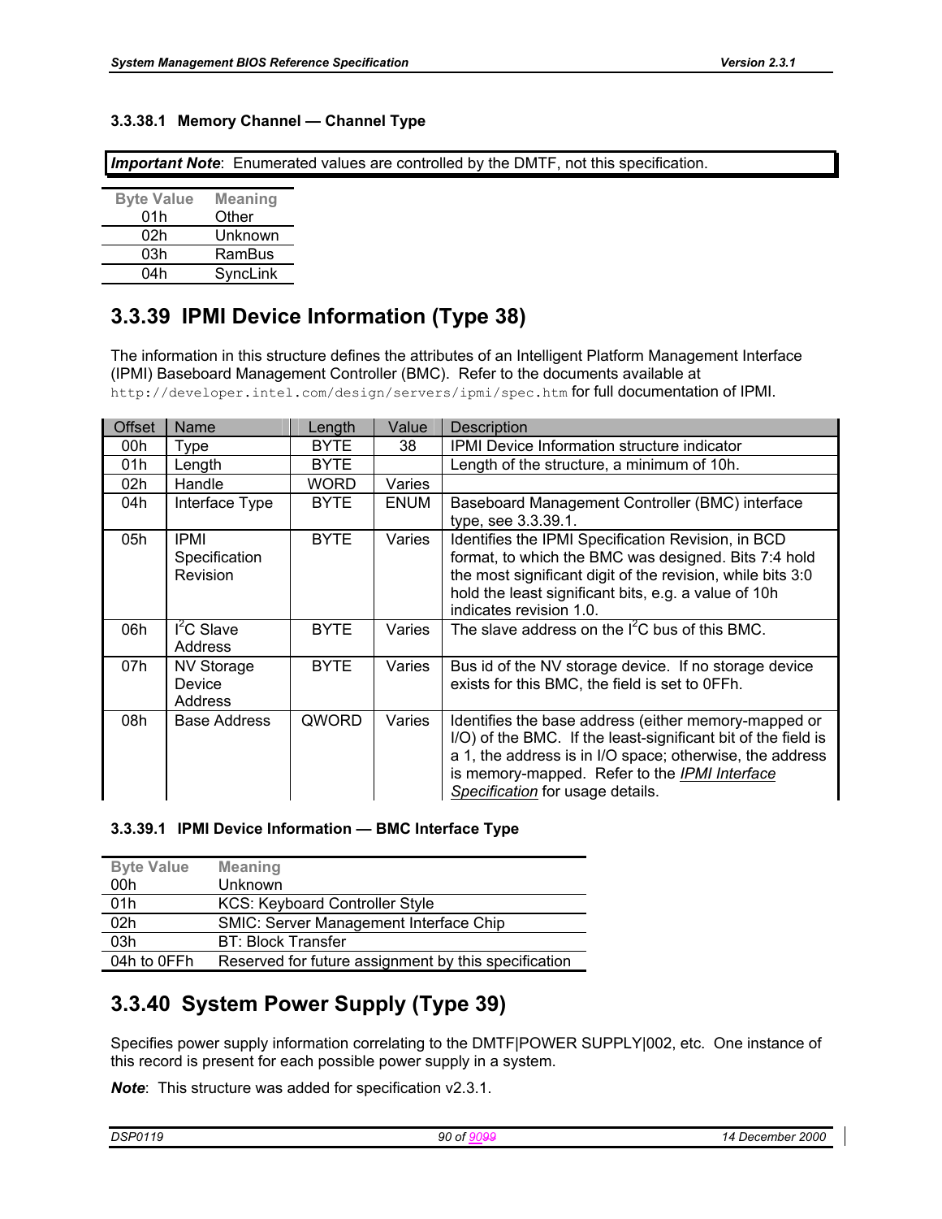#### 3.3.38.1 Memory Channel — Channel Type

***Important Note***: Enumerated values are controlled by the DMTF, not this specification.

| Byte Value | Meaning |
|---|---|
| 01h | Other |
| 02h | Unknown |
| 03h | RamBus |
| 04h | SyncLink |

### 3.3.39 IPMI Device Information (Type 38)

The information in this structure defines the attributes of an Intelligent Platform Management Interface (IPMI) Baseboard Management Controller (BMC). Refer to the documents available at `http://developer.intel.com/design/servers/ipmi/spec.htm` for full documentation of IPMI.

| Offset | Name | Length | Value | Description |
|---|---|---|---|---|
| 00h | Type | BYTE | 38 | IPMI Device Information structure indicator |
| 01h | Length | BYTE | | Length of the structure, a minimum of 10h. |
| 02h | Handle | WORD | Varies | |
| 04h | Interface Type | BYTE | ENUM | Baseboard Management Controller (BMC) interface type, see 3.3.39.1. |
| 05h | IPMI Specification Revision | BYTE | Varies | Identifies the IPMI Specification Revision, in BCD format, to which the BMC was designed. Bits 7:4 hold the most significant digit of the revision, while bits 3:0 hold the least significant bits, e.g. a value of 10h indicates revision 1.0. |
| 06h | $I^2C$ Slave Address | BYTE | Varies | The slave address on the $I^2C$ bus of this BMC. |
| 07h | NV Storage Device Address | BYTE | Varies | Bus id of the NV storage device. If no storage device exists for this BMC, the field is set to 0FFh. |
| 08h | Base Address | QWORD | Varies | Identifies the base address (either memory-mapped or I/O) of the BMC. If the least-significant bit of the field is a 1, the address is in I/O space; otherwise, the address is memory-mapped. Refer to the *IPMI Interface Specification* for usage details. |

#### 3.3.39.1 IPMI Device Information — BMC Interface Type

| Byte Value | Meaning |
|---|---|
| 00h | Unknown |
| 01h | KCS: Keyboard Controller Style |
| 02h | SMIC: Server Management Interface Chip |
| 03h | BT: Block Transfer |
| 04h to 0FFh | Reserved for future assignment by this specification |

### 3.3.40 System Power Supply (Type 39)

Specifies power supply information correlating to the DMTF|POWER SUPPLY|002, etc. One instance of this record is present for each possible power supply in a system.

***Note***: This structure was added for specification v2.3.1.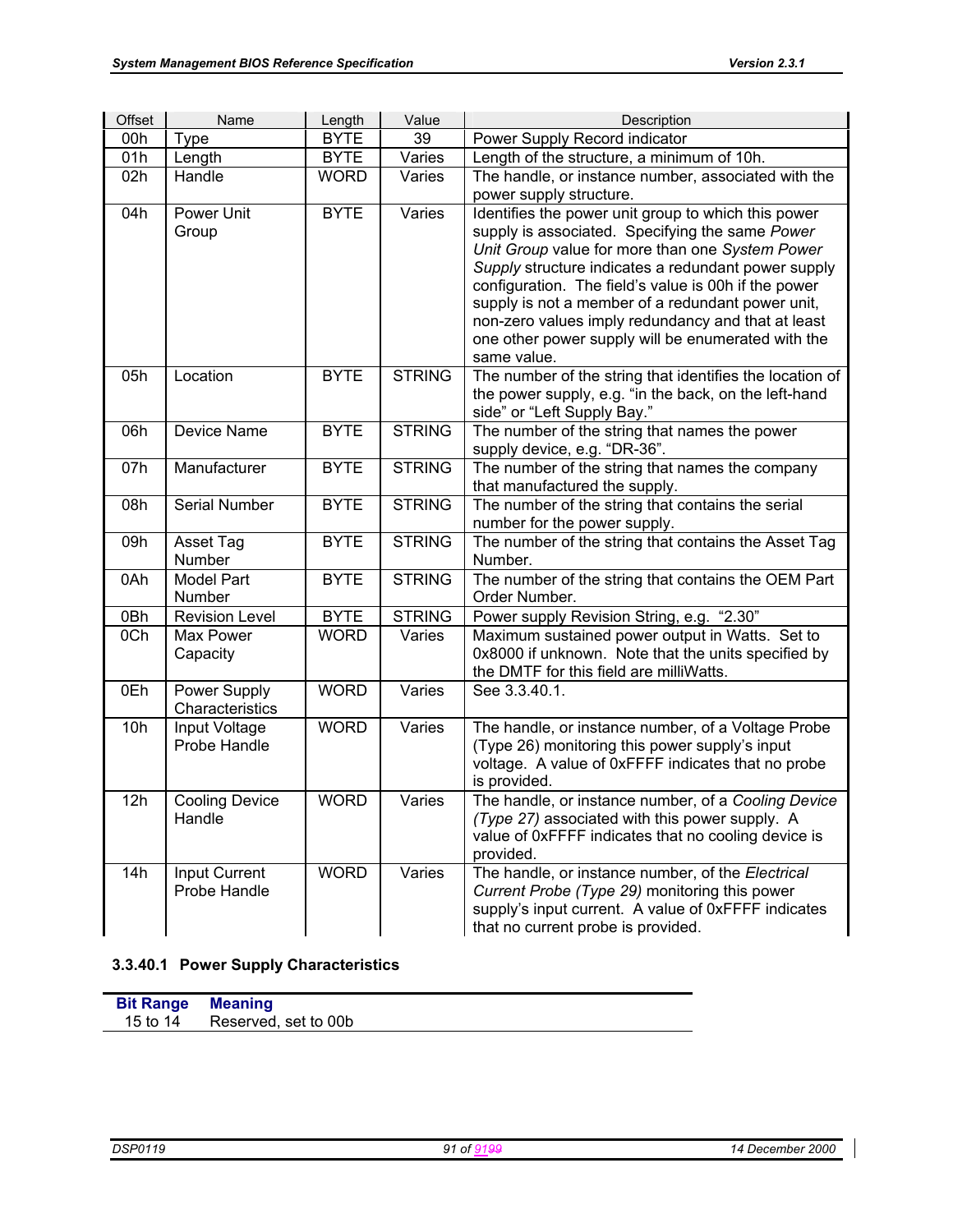| Offset | Name | Length | Value | Description |
|---|---|---|---|---|
| 00h | Type | BYTE | 39 | Power Supply Record indicator |
| 01h | Length | BYTE | Varies | Length of the structure, a minimum of 10h. |
| 02h | Handle | WORD | Varies | The handle, or instance number, associated with the power supply structure. |
| 04h | Power Unit Group | BYTE | Varies | Identifies the power unit group to which this power supply is associated. Specifying the same *Power Unit Group* value for more than one *System Power Supply* structure indicates a redundant power supply configuration. The field's value is 00h if the power supply is not a member of a redundant power unit, non-zero values imply redundancy and that at least one other power supply will be enumerated with the same value. |
| 05h | Location | BYTE | STRING | The number of the string that identifies the location of the power supply, e.g. "in the back, on the left-hand side" or "Left Supply Bay." |
| 06h | Device Name | BYTE | STRING | The number of the string that names the power supply device, e.g. "DR-36". |
| 07h | Manufacturer | BYTE | STRING | The number of the string that names the company that manufactured the supply. |
| 08h | Serial Number | BYTE | STRING | The number of the string that contains the serial number for the power supply. |
| 09h | Asset Tag Number | BYTE | STRING | The number of the string that contains the Asset Tag Number. |
| 0Ah | Model Part Number | BYTE | STRING | The number of the string that contains the OEM Part Order Number. |
| 0Bh | Revision Level | BYTE | STRING | Power supply Revision String, e.g. "2.30" |
| 0Ch | Max Power Capacity | WORD | Varies | Maximum sustained power output in Watts. Set to 0x8000 if unknown. Note that the units specified by the DMTF for this field are milliWatts. |
| 0Eh | Power Supply Characteristics | WORD | Varies | See 3.3.40.1. |
| 10h | Input Voltage Probe Handle | WORD | Varies | The handle, or instance number, of a Voltage Probe (Type 26) monitoring this power supply's input voltage. A value of 0xFFFF indicates that no probe is provided. |
| 12h | Cooling Device Handle | WORD | Varies | The handle, or instance number, of a *Cooling Device (Type 27)* associated with this power supply. A value of 0xFFFF indicates that no cooling device is provided. |
| 14h | Input Current Probe Handle | WORD | Varies | The handle, or instance number, of the *Electrical Current Probe (Type 29)* monitoring this power supply's input current. A value of 0xFFFF indicates that no current probe is provided. |

#### 3.3.40.1 Power Supply Characteristics

| Bit Range | Meaning |
|---|---|
| 15 to 14 | Reserved, set to 00b |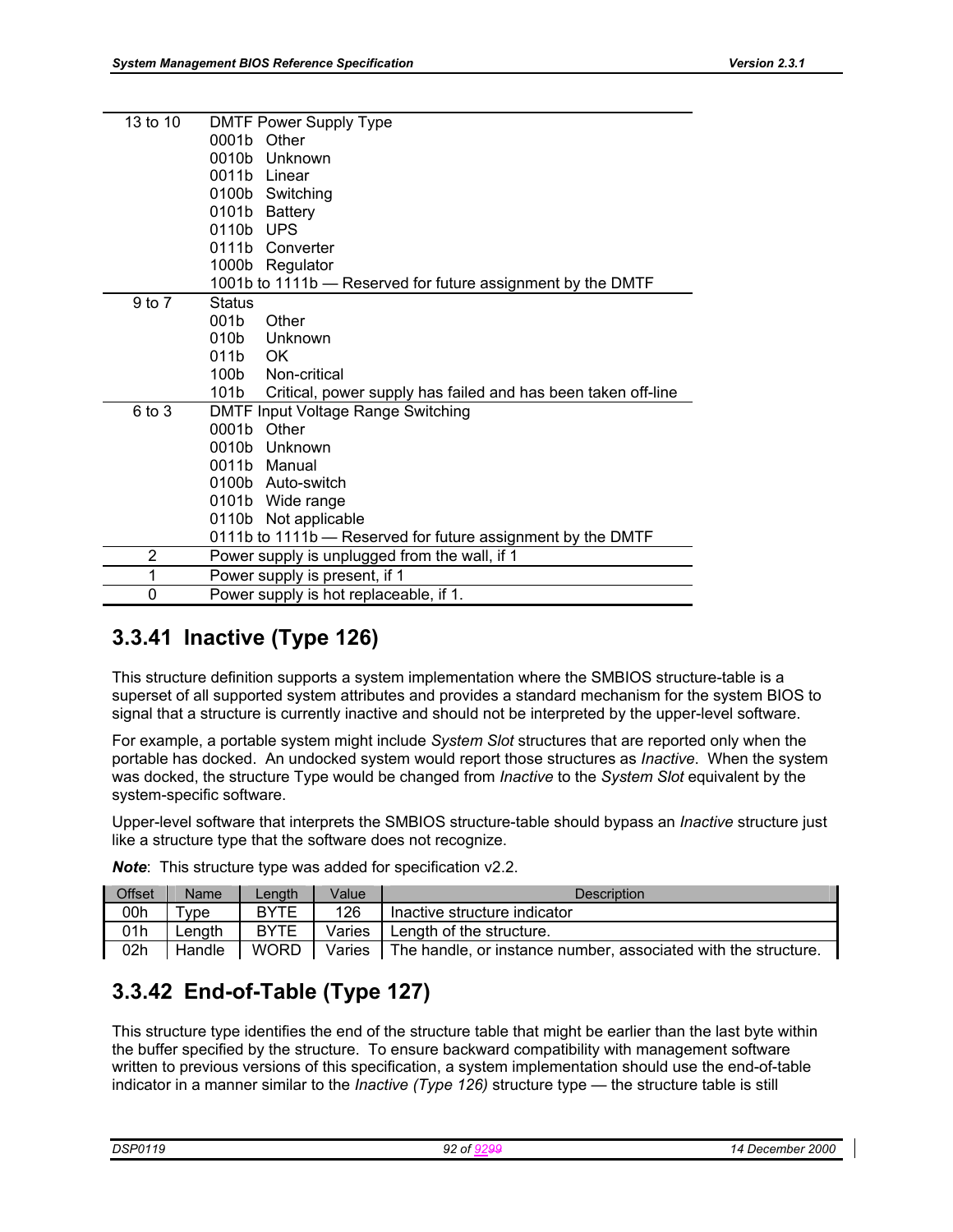| Bit Range | Description |
|---|---|
| 13 to 10 | DMTF Power Supply Type<br>0001b Other<br>0010b Unknown<br>0011b Linear<br>0100b Switching<br>0101b Battery<br>0110b UPS<br>0111b Converter<br>1000b Regulator<br>1001b to 1111b — Reserved for future assignment by the DMTF |
| 9 to 7 | Status<br>001b Other<br>010b Unknown<br>011b OK<br>100b Non-critical<br>101b Critical, power supply has failed and has been taken off-line |
| 6 to 3 | DMTF Input Voltage Range Switching<br>0001b Other<br>0010b Unknown<br>0011b Manual<br>0100b Auto-switch<br>0101b Wide range<br>0110b Not applicable<br>0111b to 1111b — Reserved for future assignment by the DMTF |
| 2 | Power supply is unplugged from the wall, if 1 |
| 1 | Power supply is present, if 1 |
| 0 | Power supply is hot replaceable, if 1. |

### 3.3.41 Inactive (Type 126)

This structure definition supports a system implementation where the SMBIOS structure-table is a superset of all supported system attributes and provides a standard mechanism for the system BIOS to signal that a structure is currently inactive and should not be interpreted by the upper-level software.

For example, a portable system might include *System Slot* structures that are reported only when the portable has docked. An undocked system would report those structures as *Inactive*. When the system was docked, the structure Type would be changed from *Inactive* to the *System Slot* equivalent by the system-specific software.

Upper-level software that interprets the SMBIOS structure-table should bypass an *Inactive* structure just like a structure type that the software does not recognize.

***Note***: This structure type was added for specification v2.2.

| Offset | Name | Length | Value | Description |
|---|---|---|---|---|
| 00h | Type | BYTE | 126 | Inactive structure indicator |
| 01h | Length | BYTE | Varies | Length of the structure. |
| 02h | Handle | WORD | Varies | The handle, or instance number, associated with the structure. |

### 3.3.42 End-of-Table (Type 127)

This structure type identifies the end of the structure table that might be earlier than the last byte within the buffer specified by the structure. To ensure backward compatibility with management software written to previous versions of this specification, a system implementation should use the end-of-table indicator in a manner similar to the *Inactive (Type 126)* structure type — the structure table is still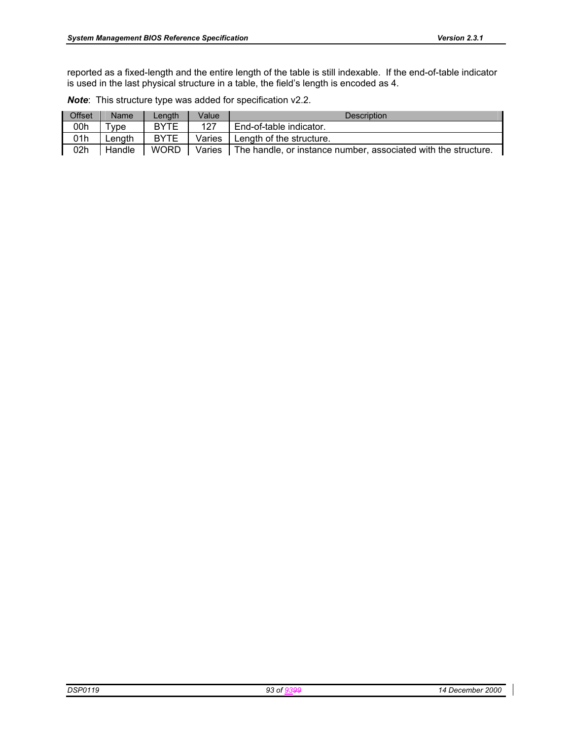reported as a fixed-length and the entire length of the table is still indexable. If the end-of-table indicator is used in the last physical structure in a table, the field's length is encoded as 4.

***Note***: This structure type was added for specification v2.2.

| Offset | Name | Length | Value | Description |
|---|---|---|---|---|
| 00h | Type | BYTE | 127 | End-of-table indicator. |
| 01h | Length | BYTE | Varies | Length of the structure. |
| 02h | Handle | WORD | Varies | The handle, or instance number, associated with the structure. |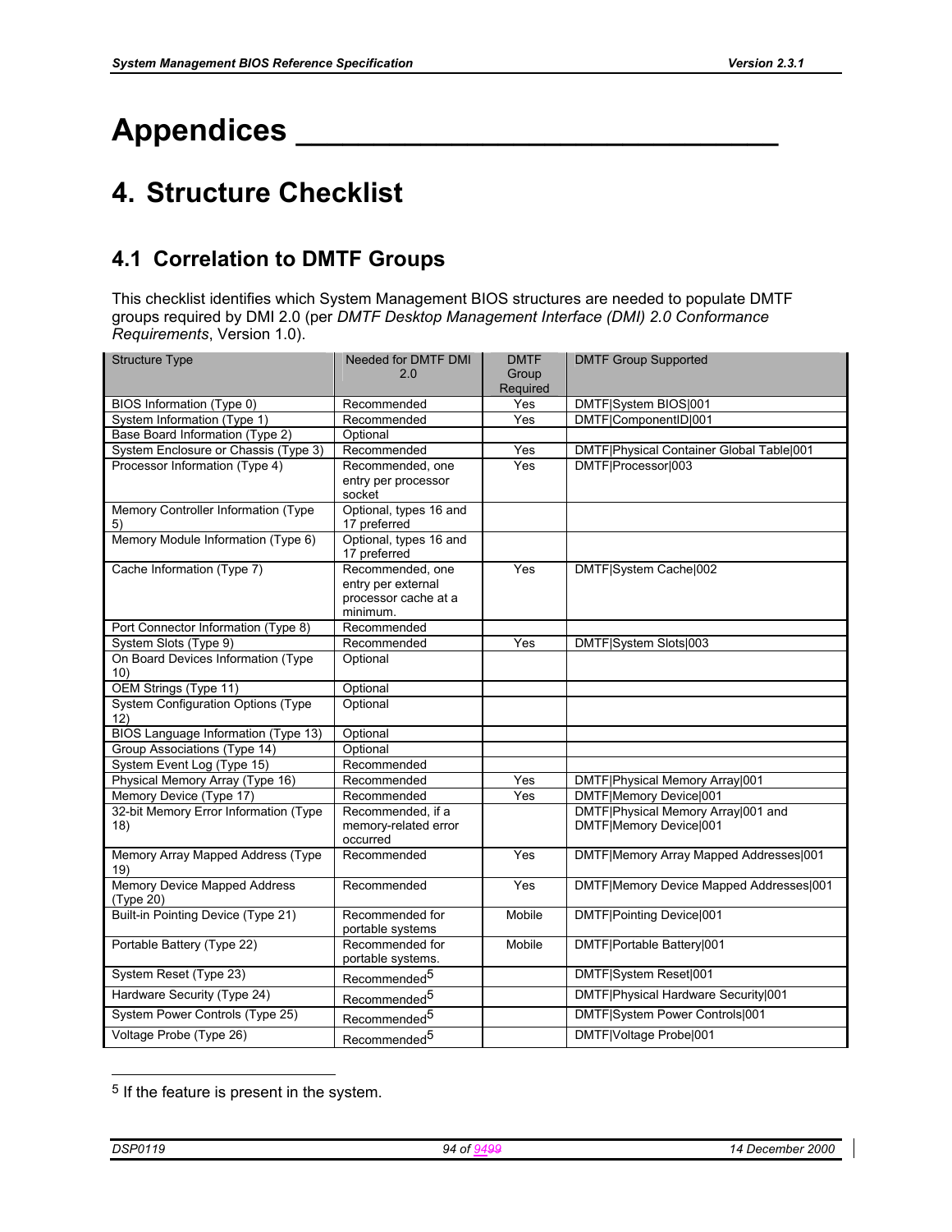# Appendices

# 4. Structure Checklist

## 4.1 Correlation to DMTF Groups

This checklist identifies which System Management BIOS structures are needed to populate DMTF groups required by DMI 2.0 (per *DMTF Desktop Management Interface (DMI) 2.0 Conformance Requirements*, Version 1.0).

| Structure Type | Needed for DMTF DMI 2.0 | DMTF Group Required | DMTF Group Supported |
|---|---|---|---|
| BIOS Information (Type 0) | Recommended | Yes | DMTF\|System BIOS\|001 |
| System Information (Type 1) | Recommended | Yes | DMTF\|ComponentID\|001 |
| Base Board Information (Type 2) | Optional | | |
| System Enclosure or Chassis (Type 3) | Recommended | Yes | DMTF\|Physical Container Global Table\|001 |
| Processor Information (Type 4) | Recommended, one entry per processor socket | Yes | DMTF\|Processor\|003 |
| Memory Controller Information (Type 5) | Optional, types 16 and 17 preferred | | |
| Memory Module Information (Type 6) | Optional, types 16 and 17 preferred | | |
| Cache Information (Type 7) | Recommended, one entry per external processor cache at a minimum. | Yes | DMTF\|System Cache\|002 |
| Port Connector Information (Type 8) | Recommended | | |
| System Slots (Type 9) | Recommended | Yes | DMTF\|System Slots\|003 |
| On Board Devices Information (Type 10) | Optional | | |
| OEM Strings (Type 11) | Optional | | |
| System Configuration Options (Type 12) | Optional | | |
| BIOS Language Information (Type 13) | Optional | | |
| Group Associations (Type 14) | Optional | | |
| System Event Log (Type 15) | Recommended | | |
| Physical Memory Array (Type 16) | Recommended | Yes | DMTF\|Physical Memory Array\|001 |
| Memory Device (Type 17) | Recommended | Yes | DMTF\|Memory Device\|001 |
| 32-bit Memory Error Information (Type 18) | Recommended, if a memory-related error occurred | | DMTF\|Physical Memory Array\|001 and DMTF\|Memory Device\|001 |
| Memory Array Mapped Address (Type 19) | Recommended | Yes | DMTF\|Memory Array Mapped Addresses\|001 |
| Memory Device Mapped Address (Type 20) | Recommended | Yes | DMTF\|Memory Device Mapped Addresses\|001 |
| Built-in Pointing Device (Type 21) | Recommended for portable systems | Mobile | DMTF\|Pointing Device\|001 |
| Portable Battery (Type 22) | Recommended for portable systems. | Mobile | DMTF\|Portable Battery\|001 |
| System Reset (Type 23) | Recommended[5] | | DMTF\|System Reset\|001 |
| Hardware Security (Type 24) | Recommended[5] | | DMTF\|Physical Hardware Security\|001 |
| System Power Controls (Type 25) | Recommended[5] | | DMTF\|System Power Controls\|001 |
| Voltage Probe (Type 26) | Recommended[5] | | DMTF\|Voltage Probe\|001 |

[5] If the feature is present in the system.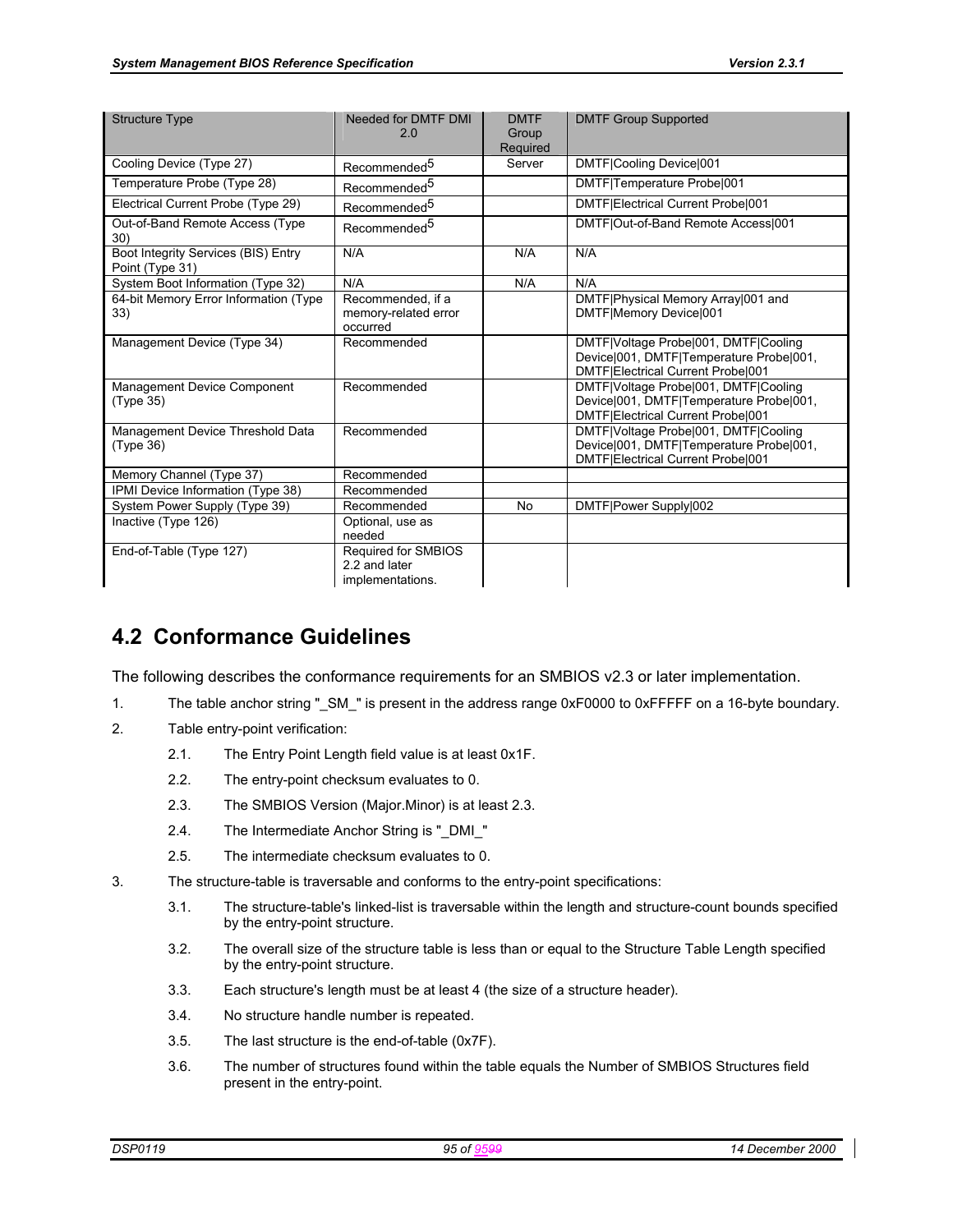| Structure Type | Needed for DMTF DMI 2.0 | DMTF Group Required | DMTF Group Supported |
|---|---|---|---|
| Cooling Device (Type 27) | Recommended[5] | Server | DMTF\|Cooling Device\|001 |
| Temperature Probe (Type 28) | Recommended[5] | | DMTF\|Temperature Probe\|001 |
| Electrical Current Probe (Type 29) | Recommended[5] | | DMTF\|Electrical Current Probe\|001 |
| Out-of-Band Remote Access (Type 30) | Recommended[5] | | DMTF\|Out-of-Band Remote Access\|001 |
| Boot Integrity Services (BIS) Entry Point (Type 31) | N/A | N/A | N/A |
| System Boot Information (Type 32) | N/A | N/A | N/A |
| 64-bit Memory Error Information (Type 33) | Recommended, if a memory-related error occurred | | DMTF\|Physical Memory Array\|001 and DMTF\|Memory Device\|001 |
| Management Device (Type 34) | Recommended | | DMTF\|Voltage Probe\|001, DMTF\|Cooling Device\|001, DMTF\|Temperature Probe\|001, DMTF\|Electrical Current Probe\|001 |
| Management Device Component (Type 35) | Recommended | | DMTF\|Voltage Probe\|001, DMTF\|Cooling Device\|001, DMTF\|Temperature Probe\|001, DMTF\|Electrical Current Probe\|001 |
| Management Device Threshold Data (Type 36) | Recommended | | DMTF\|Voltage Probe\|001, DMTF\|Cooling Device\|001, DMTF\|Temperature Probe\|001, DMTF\|Electrical Current Probe\|001 |
| Memory Channel (Type 37) | Recommended | | |
| IPMI Device Information (Type 38) | Recommended | | |
| System Power Supply (Type 39) | Recommended | No | DMTF\|Power Supply\|002 |
| Inactive (Type 126) | Optional, use as needed | | |
| End-of-Table (Type 127) | Required for SMBIOS 2.2 and later implementations. | | |

## 4.2 Conformance Guidelines

The following describes the conformance requirements for an SMBIOS v2.3 or later implementation.

1. The table anchor string "_SM_" is present in the address range 0xF0000 to 0xFFFFF on a 16-byte boundary.
2. Table entry-point verification:
    - 2.1. The Entry Point Length field value is at least 0x1F.
    - 2.2. The entry-point checksum evaluates to 0.
    - 2.3. The SMBIOS Version (Major.Minor) is at least 2.3.
    - 2.4. The Intermediate Anchor String is "_DMI_"
    - 2.5. The intermediate checksum evaluates to 0.
3. The structure-table is traversable and conforms to the entry-point specifications:
    - 3.1. The structure-table's linked-list is traversable within the length and structure-count bounds specified by the entry-point structure.
    - 3.2. The overall size of the structure table is less than or equal to the Structure Table Length specified by the entry-point structure.
    - 3.3. Each structure's length must be at least 4 (the size of a structure header).
    - 3.4. No structure handle number is repeated.
    - 3.5. The last structure is the end-of-table (0x7F).
    - 3.6. The number of structures found within the table equals the Number of SMBIOS Structures field present in the entry-point.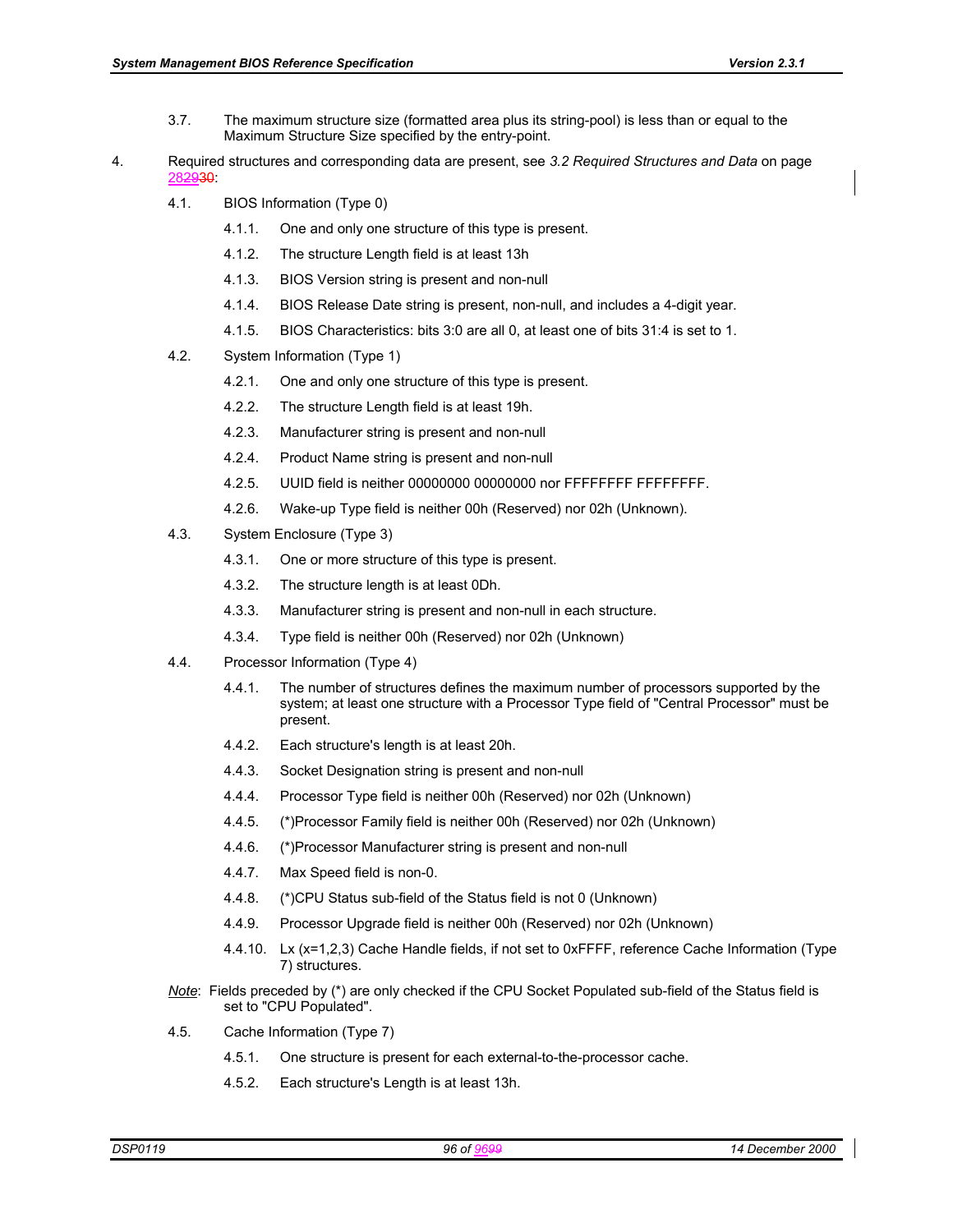3.7. The maximum structure size (formatted area plus its string-pool) is less than or equal to the Maximum Structure Size specified by the entry-point.

4. Required structures and corresponding data are present, see *3.2 Required Structures and Data* on page 28:

4.1. BIOS Information (Type 0)

4.1.1. One and only one structure of this type is present.

4.1.2. The structure Length field is at least 13h

4.1.3. BIOS Version string is present and non-null

4.1.4. BIOS Release Date string is present, non-null, and includes a 4-digit year.

4.1.5. BIOS Characteristics: bits 3:0 are all 0, at least one of bits 31:4 is set to 1.

4.2. System Information (Type 1)

4.2.1. One and only one structure of this type is present.

4.2.2. The structure Length field is at least 19h.

4.2.3. Manufacturer string is present and non-null

4.2.4. Product Name string is present and non-null

4.2.5. UUID field is neither 00000000 00000000 nor FFFFFFFF FFFFFFFF.

4.2.6. Wake-up Type field is neither 00h (Reserved) nor 02h (Unknown).

4.3. System Enclosure (Type 3)

4.3.1. One or more structure of this type is present.

4.3.2. The structure length is at least 0Dh.

4.3.3. Manufacturer string is present and non-null in each structure.

4.3.4. Type field is neither 00h (Reserved) nor 02h (Unknown)

4.4. Processor Information (Type 4)

4.4.1. The number of structures defines the maximum number of processors supported by the system; at least one structure with a Processor Type field of "Central Processor" must be present.

4.4.2. Each structure's length is at least 20h.

4.4.3. Socket Designation string is present and non-null

4.4.4. Processor Type field is neither 00h (Reserved) nor 02h (Unknown)

4.4.5. (*)Processor Family field is neither 00h (Reserved) nor 02h (Unknown)

4.4.6. (*)Processor Manufacturer string is present and non-null

4.4.7. Max Speed field is non-0.

4.4.8. (*)CPU Status sub-field of the Status field is not 0 (Unknown)

4.4.9. Processor Upgrade field is neither 00h (Reserved) nor 02h (Unknown)

4.4.10. Lx (x=1,2,3) Cache Handle fields, if not set to 0xFFFF, reference Cache Information (Type 7) structures.

*Note*: Fields preceded by (*) are only checked if the CPU Socket Populated sub-field of the Status field is set to "CPU Populated".

4.5. Cache Information (Type 7)

4.5.1. One structure is present for each external-to-the-processor cache.

4.5.2. Each structure's Length is at least 13h.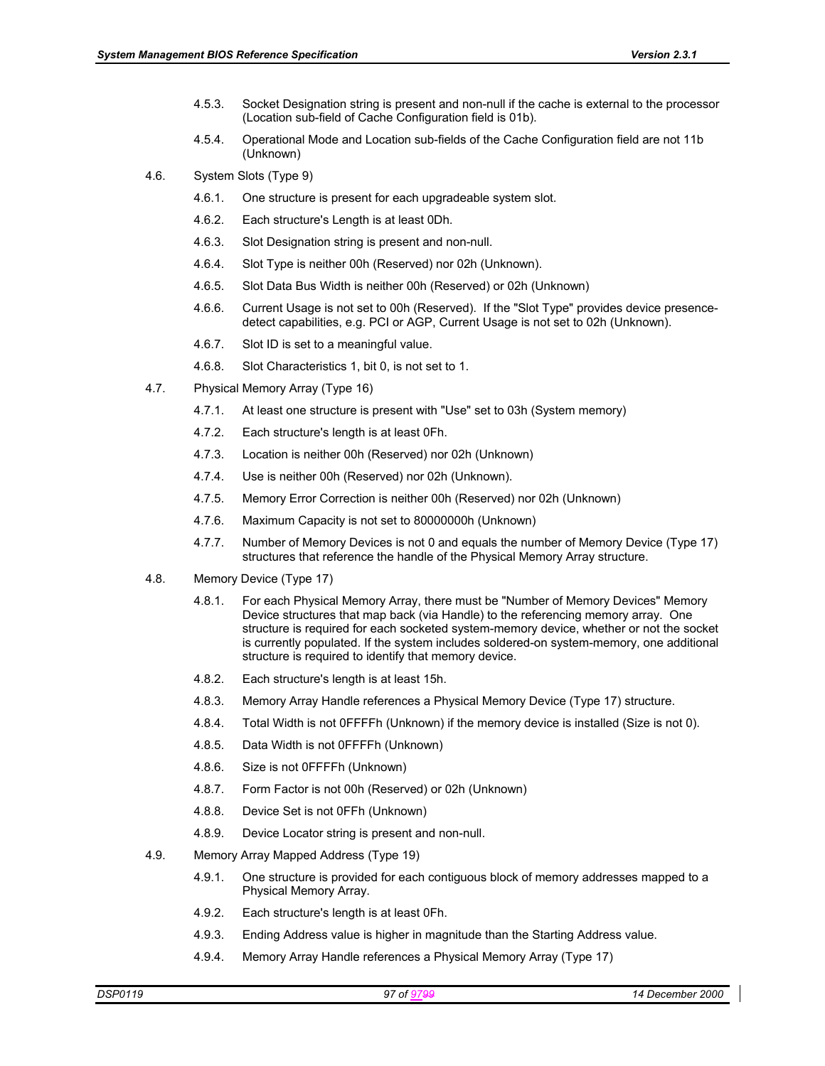4.5.3. Socket Designation string is present and non-null if the cache is external to the processor (Location sub-field of Cache Configuration field is 01b).

4.5.4. Operational Mode and Location sub-fields of the Cache Configuration field are not 11b (Unknown)

4.6. System Slots (Type 9)

4.6.1. One structure is present for each upgradeable system slot.

4.6.2. Each structure's Length is at least 0Dh.

4.6.3. Slot Designation string is present and non-null.

4.6.4. Slot Type is neither 00h (Reserved) nor 02h (Unknown).

4.6.5. Slot Data Bus Width is neither 00h (Reserved) or 02h (Unknown)

4.6.6. Current Usage is not set to 00h (Reserved). If the "Slot Type" provides device presence-detect capabilities, e.g. PCI or AGP, Current Usage is not set to 02h (Unknown).

4.6.7. Slot ID is set to a meaningful value.

4.6.8. Slot Characteristics 1, bit 0, is not set to 1.

4.7. Physical Memory Array (Type 16)

4.7.1. At least one structure is present with "Use" set to 03h (System memory)

4.7.2. Each structure's length is at least 0Fh.

4.7.3. Location is neither 00h (Reserved) nor 02h (Unknown)

4.7.4. Use is neither 00h (Reserved) nor 02h (Unknown).

4.7.5. Memory Error Correction is neither 00h (Reserved) nor 02h (Unknown)

4.7.6. Maximum Capacity is not set to 80000000h (Unknown)

4.7.7. Number of Memory Devices is not 0 and equals the number of Memory Device (Type 17) structures that reference the handle of the Physical Memory Array structure.

4.8. Memory Device (Type 17)

4.8.1. For each Physical Memory Array, there must be "Number of Memory Devices" Memory Device structures that map back (via Handle) to the referencing memory array. One structure is required for each socketed system-memory device, whether or not the socket is currently populated. If the system includes soldered-on system-memory, one additional structure is required to identify that memory device.

4.8.2. Each structure's length is at least 15h.

4.8.3. Memory Array Handle references a Physical Memory Device (Type 17) structure.

4.8.4. Total Width is not 0FFFFh (Unknown) if the memory device is installed (Size is not 0).

4.8.5. Data Width is not 0FFFFh (Unknown)

4.8.6. Size is not 0FFFFh (Unknown)

4.8.7. Form Factor is not 00h (Reserved) or 02h (Unknown)

4.8.8. Device Set is not 0FFh (Unknown)

4.8.9. Device Locator string is present and non-null.

4.9. Memory Array Mapped Address (Type 19)

4.9.1. One structure is provided for each contiguous block of memory addresses mapped to a Physical Memory Array.

4.9.2. Each structure's length is at least 0Fh.

4.9.3. Ending Address value is higher in magnitude than the Starting Address value.

4.9.4. Memory Array Handle references a Physical Memory Array (Type 17)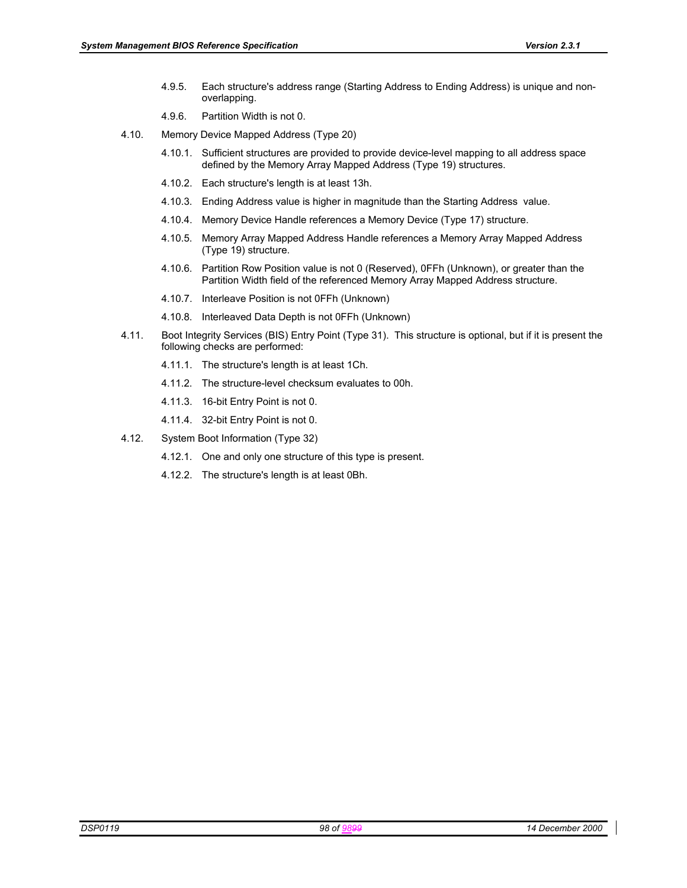4.9.5. Each structure's address range (Starting Address to Ending Address) is unique and non-overlapping.

4.9.6. Partition Width is not 0.

4.10. Memory Device Mapped Address (Type 20)

4.10.1. Sufficient structures are provided to provide device-level mapping to all address space defined by the Memory Array Mapped Address (Type 19) structures.

4.10.2. Each structure's length is at least 13h.

4.10.3. Ending Address value is higher in magnitude than the Starting Address value.

4.10.4. Memory Device Handle references a Memory Device (Type 17) structure.

4.10.5. Memory Array Mapped Address Handle references a Memory Array Mapped Address (Type 19) structure.

4.10.6. Partition Row Position value is not 0 (Reserved), 0FFh (Unknown), or greater than the Partition Width field of the referenced Memory Array Mapped Address structure.

4.10.7. Interleave Position is not 0FFh (Unknown)

4.10.8. Interleaved Data Depth is not 0FFh (Unknown)

4.11. Boot Integrity Services (BIS) Entry Point (Type 31). This structure is optional, but if it is present the following checks are performed:

4.11.1. The structure's length is at least 1Ch.

4.11.2. The structure-level checksum evaluates to 00h.

4.11.3. 16-bit Entry Point is not 0.

4.11.4. 32-bit Entry Point is not 0.

4.12. System Boot Information (Type 32)

4.12.1. One and only one structure of this type is present.

4.12.2. The structure's length is at least 0Bh.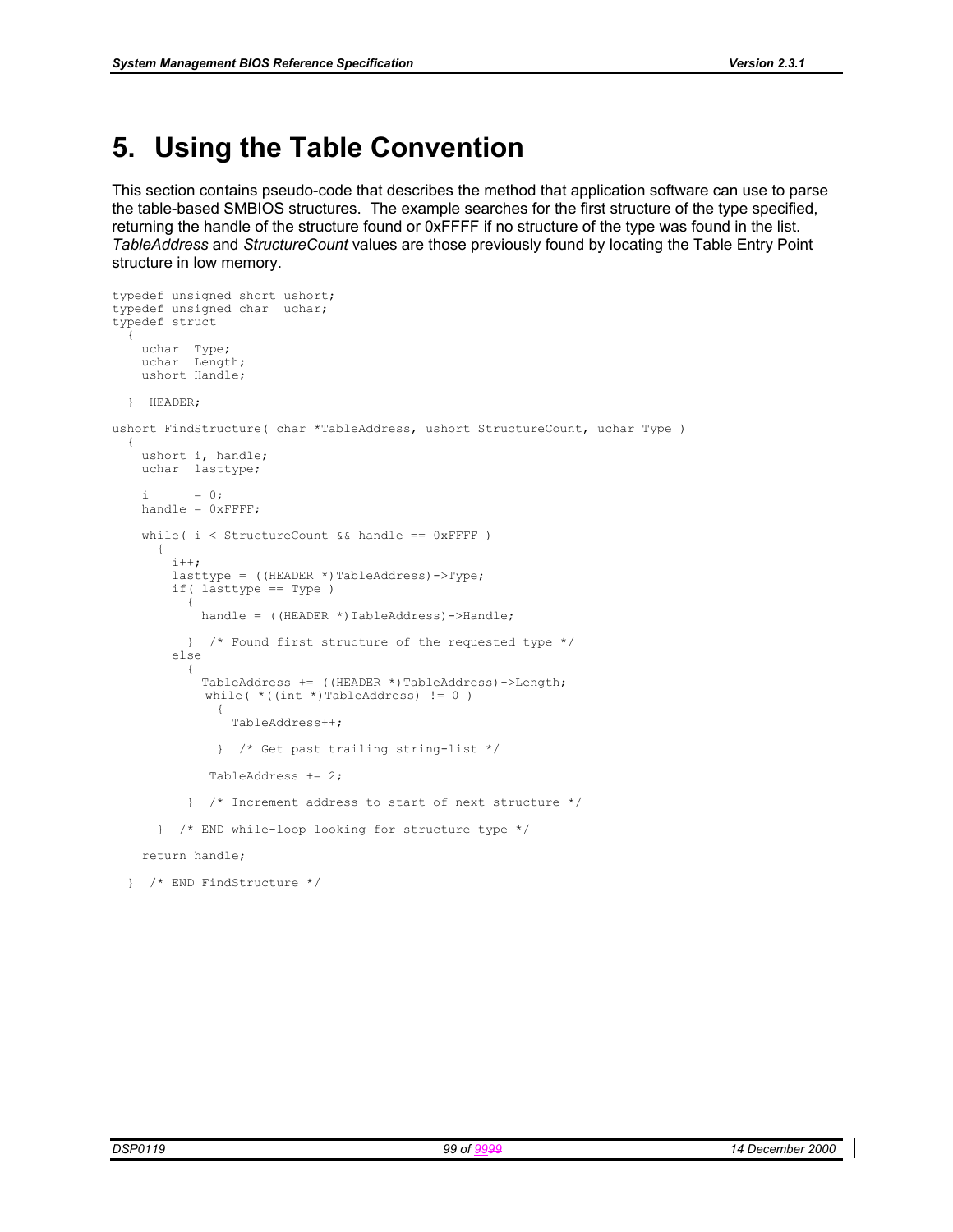# 5. Using the Table Convention

This section contains pseudo-code that describes the method that application software can use to parse the table-based SMBIOS structures. The example searches for the first structure of the type specified, returning the handle of the structure found or 0xFFFF if no structure of the type was found in the list. *TableAddress* and *StructureCount* values are those previously found by locating the Table Entry Point structure in low memory.

```
typedef unsigned short ushort;
typedef unsigned char  uchar;
typedef struct
  {
    uchar  Type;
    uchar  Length;
    ushort Handle;

  }  HEADER;

ushort FindStructure( char *TableAddress, ushort StructureCount, uchar Type )
  {
    ushort i, handle;
    uchar  lasttype;

    i      = 0;
    handle = 0xFFFF;

    while( i < StructureCount && handle == 0xFFFF )
      {
        i++;
        lasttype = ((HEADER *)TableAddress)->Type;
        if( lasttype == Type )
          {
            handle = ((HEADER *)TableAddress)->Handle;

          }  /* Found first structure of the requested type */
        else
          {
            TableAddress += ((HEADER *)TableAddress)->Length;
             while( *((int *)TableAddress) != 0 )
              {
                TableAddress++;

              }  /* Get past trailing string-list */

             TableAddress += 2;

          }  /* Increment address to start of next structure */

      }  /* END while-loop looking for structure type */

    return handle;

  }  /* END FindStructure */
```